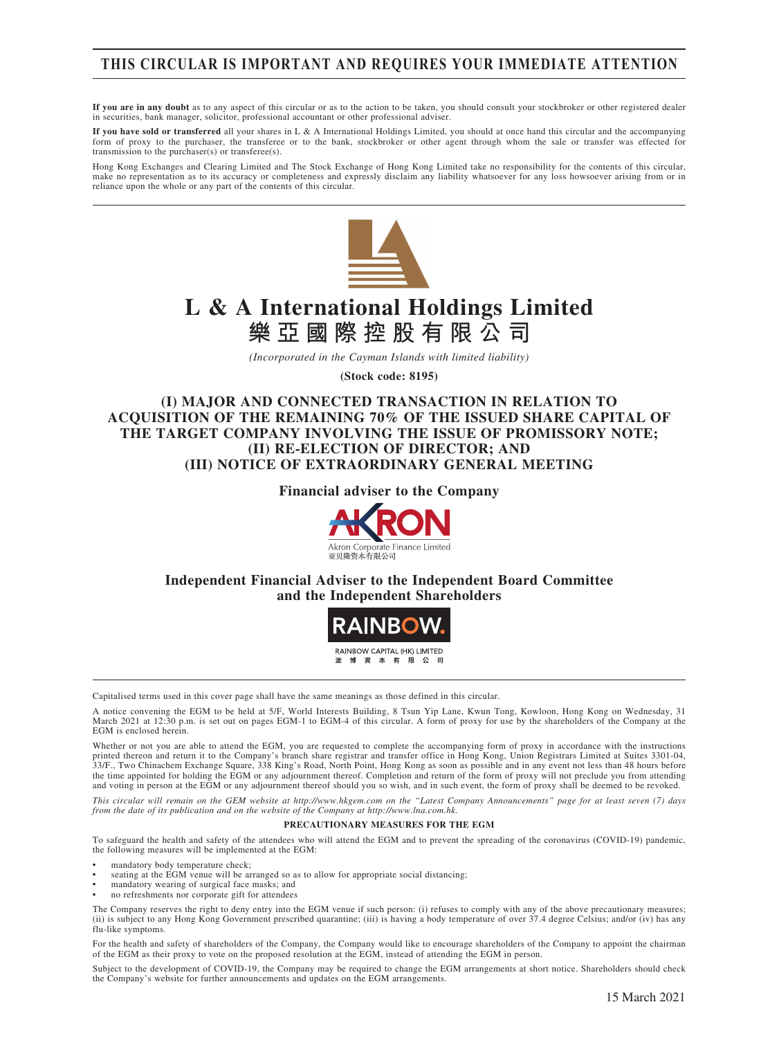# THIS CIRCULAR IS IMPORTANT AND REQUIRES YOUR IMMEDIATE ATTENTION

**If you are in any doubt** as to any aspect of this circular or as to the action to be taken, you should consult your stockbroker or other registered dealer in securities, bank manager, solicitor, professional accountant or other professional adviser.

**If you have sold or transferred** all your shares in L & A International Holdings Limited, you should at once hand this circular and the accompanying form of proxy to the purchaser, the transferee or to the bank, stockbroker or other agent through whom the sale or transfer was effected for transmission to the purchaser(s) or transferee(s).

Hong Kong Exchanges and Clearing Limited and The Stock Exchange of Hong Kong Limited take no responsibility for the contents of this circular, make no representation as to its accuracy or completeness and expressly disclaim any liability whatsoever for any loss howsoever arising from or in reliance upon the whole or any part of the contents of this circular.

# L & A International Holdings Limited
# 樂亞國際控股有限公司

*(Incorporated in the Cayman Islands with limited liability)*

**(Stock code: 8195)**

## (I) MAJOR AND CONNECTED TRANSACTION IN RELATION TO ACQUISITION OF THE REMAINING 70% OF THE ISSUED SHARE CAPITAL OF THE TARGET COMPANY INVOLVING THE ISSUE OF PROMISSORY NOTE; (II) RE-ELECTION OF DIRECTOR; AND (III) NOTICE OF EXTRAORDINARY GENERAL MEETING

**Financial adviser to the Company**

Akron Corporate Finance Limited
亚贝隆资本有限公司

**Independent Financial Adviser to the Independent Board Committee and the Independent Shareholders**

RAINBOW CAPITAL (HK) LIMITED
浤博資本有限公司

Capitalised terms used in this cover page shall have the same meanings as those defined in this circular.

A notice convening the EGM to be held at 5/F, World Interests Building, 8 Tsun Yip Lane, Kwun Tong, Kowloon, Hong Kong on Wednesday, 31 March 2021 at 12:30 p.m. is set out on pages EGM-1 to EGM-4 of this circular. A form of proxy for use by the shareholders of the Company at the EGM is enclosed herein.

Whether or not you are able to attend the EGM, you are requested to complete the accompanying form of proxy in accordance with the instructions printed thereon and return it to the Company's branch share registrar and transfer office in Hong Kong, Union Registrars Limited at Suites 3301-04, 33/F., Two Chinachem Exchange Square, 338 King's Road, North Point, Hong Kong as soon as possible and in any event not less than 48 hours before the time appointed for holding the EGM or any adjournment thereof. Completion and return of the form of proxy will not preclude you from attending and voting in person at the EGM or any adjournment thereof should you so wish, and in such event, the form of proxy shall be deemed to be revoked.

*This circular will remain on the GEM website at http://www.hkgem.com on the "Latest Company Announcements" page for at least seven (7) days from the date of its publication and on the website of the Company at http://www.lna.com.hk.*

**PRECAUTIONARY MEASURES FOR THE EGM**

To safeguard the health and safety of the attendees who will attend the EGM and to prevent the spreading of the coronavirus (COVID-19) pandemic, the following measures will be implemented at the EGM:

- mandatory body temperature check;
- seating at the EGM venue will be arranged so as to allow for appropriate social distancing;
- mandatory wearing of surgical face masks; and
- no refreshments nor corporate gift for attendees

The Company reserves the right to deny entry into the EGM venue if such person: (i) refuses to comply with any of the above precautionary measures; (ii) is subject to any Hong Kong Government prescribed quarantine; (iii) is having a body temperature of over 37.4 degree Celsius; and/or (iv) has any flu-like symptoms.

For the health and safety of shareholders of the Company, the Company would like to encourage shareholders of the Company to appoint the chairman of the EGM as their proxy to vote on the proposed resolution at the EGM, instead of attending the EGM in person.

Subject to the development of COVID-19, the Company may be required to change the EGM arrangements at short notice. Shareholders should check the Company's website for further announcements and updates on the EGM arrangements.

15 March 2021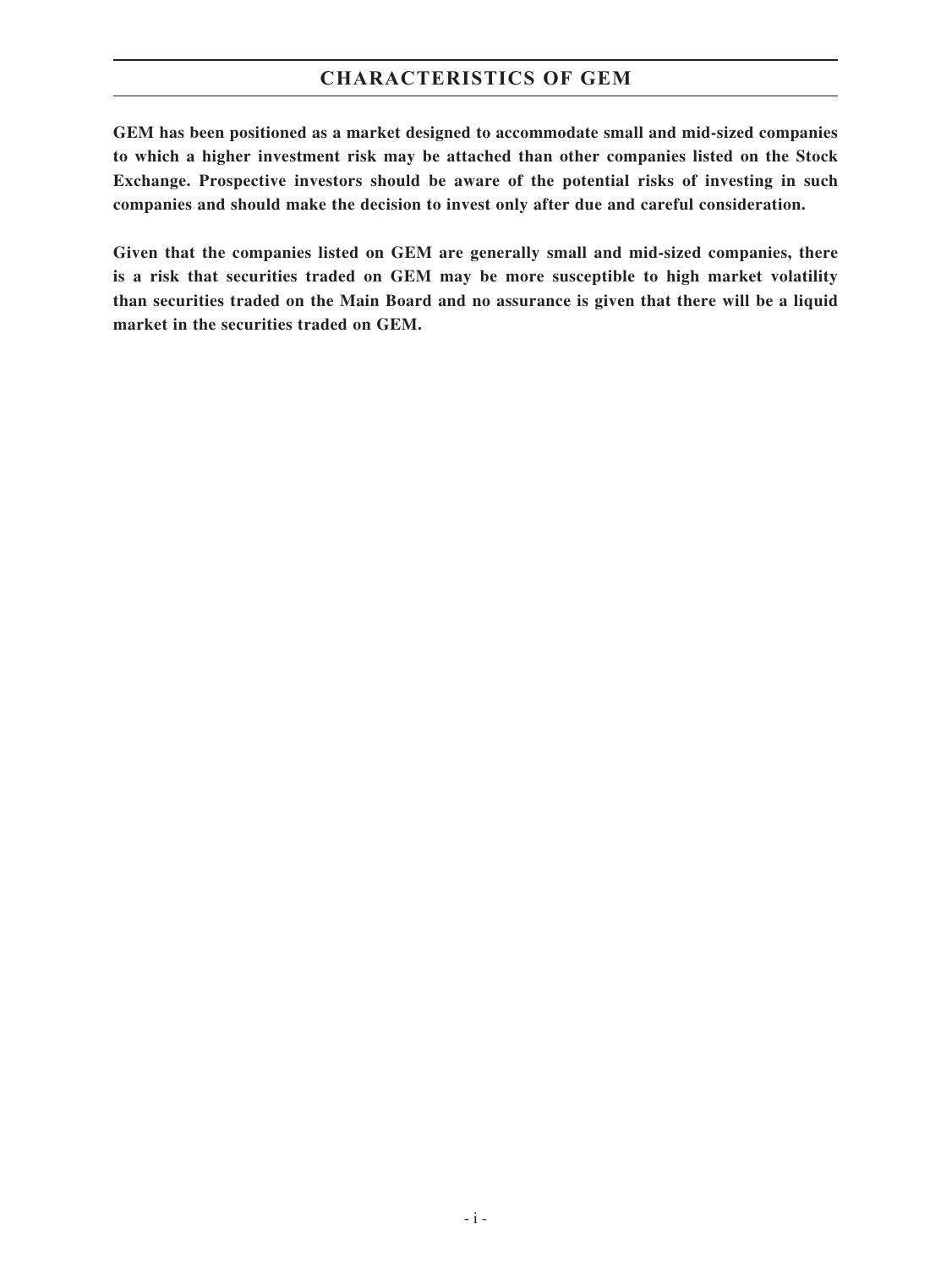# CHARACTERISTICS OF GEM

**GEM has been positioned as a market designed to accommodate small and mid-sized companies to which a higher investment risk may be attached than other companies listed on the Stock Exchange. Prospective investors should be aware of the potential risks of investing in such companies and should make the decision to invest only after due and careful consideration.**

**Given that the companies listed on GEM are generally small and mid-sized companies, there is a risk that securities traded on GEM may be more susceptible to high market volatility than securities traded on the Main Board and no assurance is given that there will be a liquid market in the securities traded on GEM.**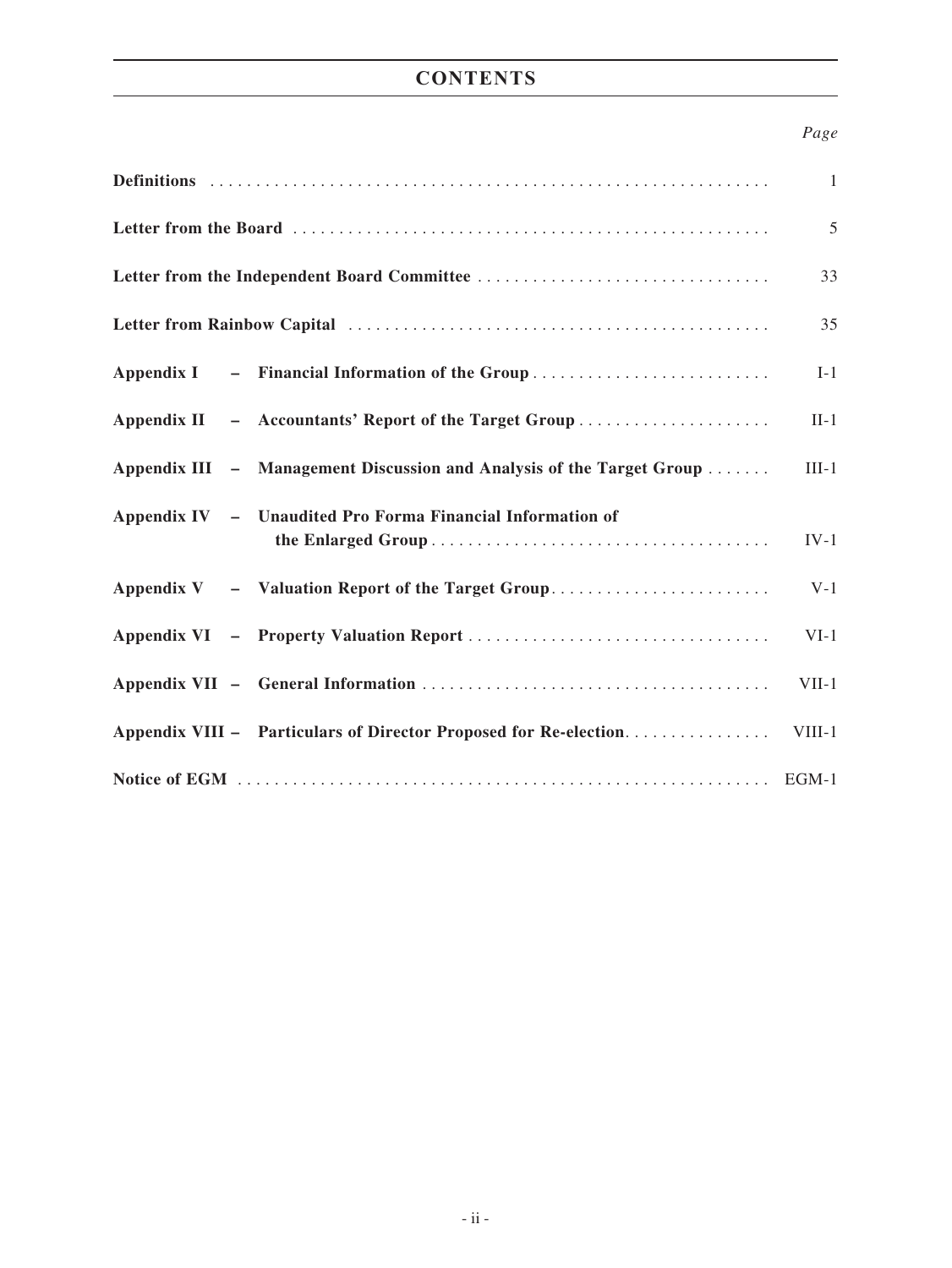# CONTENTS

| | Page |
|---|---|
| **Definitions** | 1 |
| **Letter from the Board** | 5 |
| **Letter from the Independent Board Committee** | 33 |
| **Letter from Rainbow Capital** | 35 |
| **Appendix I – Financial Information of the Group** | I-1 |
| **Appendix II – Accountants' Report of the Target Group** | II-1 |
| **Appendix III – Management Discussion and Analysis of the Target Group** | III-1 |
| **Appendix IV – Unaudited Pro Forma Financial Information of the Enlarged Group** | IV-1 |
| **Appendix V – Valuation Report of the Target Group** | V-1 |
| **Appendix VI – Property Valuation Report** | VI-1 |
| **Appendix VII – General Information** | VII-1 |
| **Appendix VIII – Particulars of Director Proposed for Re-election** | VIII-1 |
| **Notice of EGM** | EGM-1 |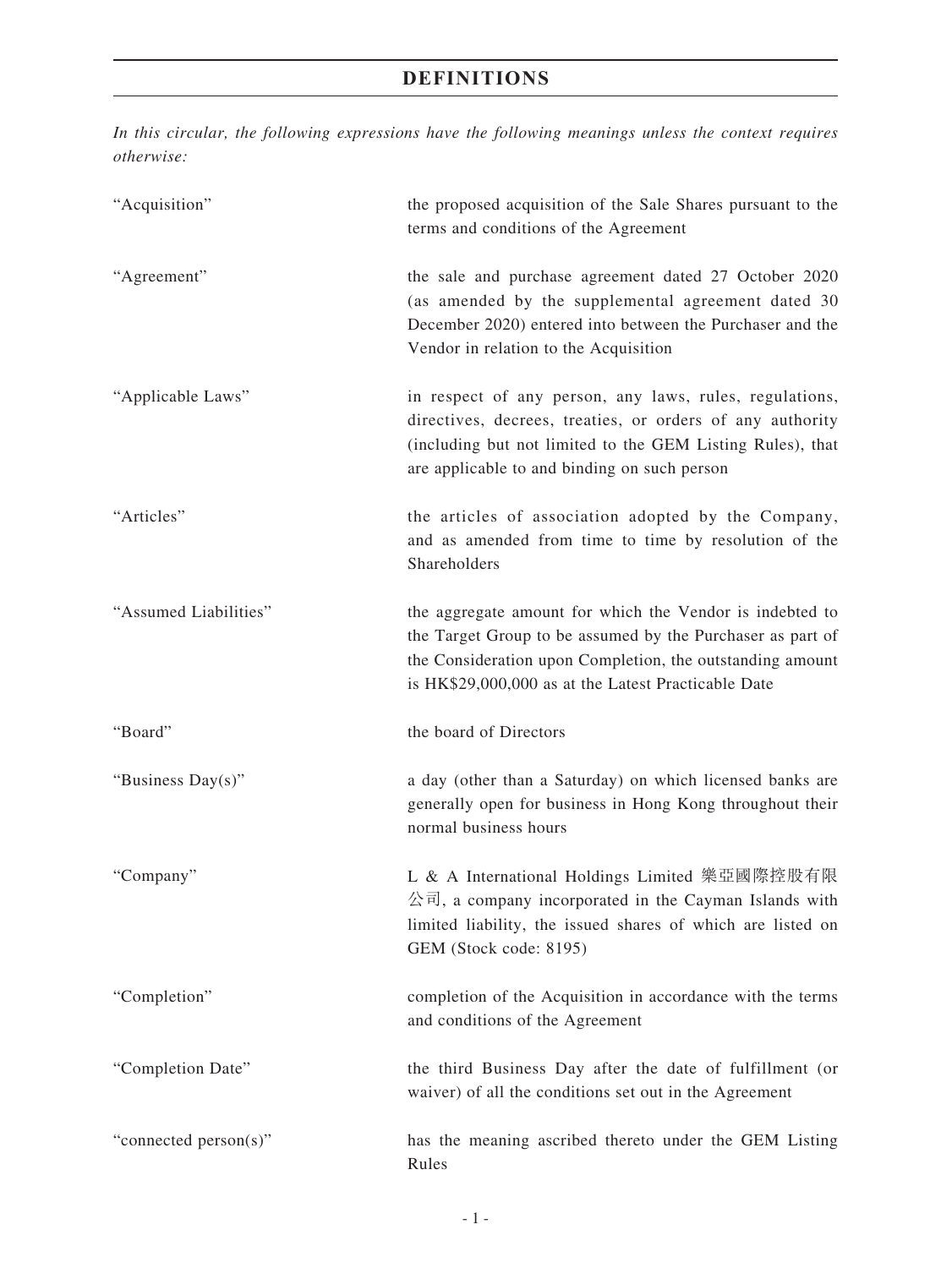# DEFINITIONS

*In this circular, the following expressions have the following meanings unless the context requires otherwise:*

| | |
|---|---|
| "Acquisition" | the proposed acquisition of the Sale Shares pursuant to the terms and conditions of the Agreement |
| "Agreement" | the sale and purchase agreement dated 27 October 2020 (as amended by the supplemental agreement dated 30 December 2020) entered into between the Purchaser and the Vendor in relation to the Acquisition |
| "Applicable Laws" | in respect of any person, any laws, rules, regulations, directives, decrees, treaties, or orders of any authority (including but not limited to the GEM Listing Rules), that are applicable to and binding on such person |
| "Articles" | the articles of association adopted by the Company, and as amended from time to time by resolution of the Shareholders |
| "Assumed Liabilities" | the aggregate amount for which the Vendor is indebted to the Target Group to be assumed by the Purchaser as part of the Consideration upon Completion, the outstanding amount is HK$29,000,000 as at the Latest Practicable Date |
| "Board" | the board of Directors |
| "Business Day(s)" | a day (other than a Saturday) on which licensed banks are generally open for business in Hong Kong throughout their normal business hours |
| "Company" | L & A International Holdings Limited 樂亞國際控股有限公司, a company incorporated in the Cayman Islands with limited liability, the issued shares of which are listed on GEM (Stock code: 8195) |
| "Completion" | completion of the Acquisition in accordance with the terms and conditions of the Agreement |
| "Completion Date" | the third Business Day after the date of fulfillment (or waiver) of all the conditions set out in the Agreement |
| "connected person(s)" | has the meaning ascribed thereto under the GEM Listing Rules |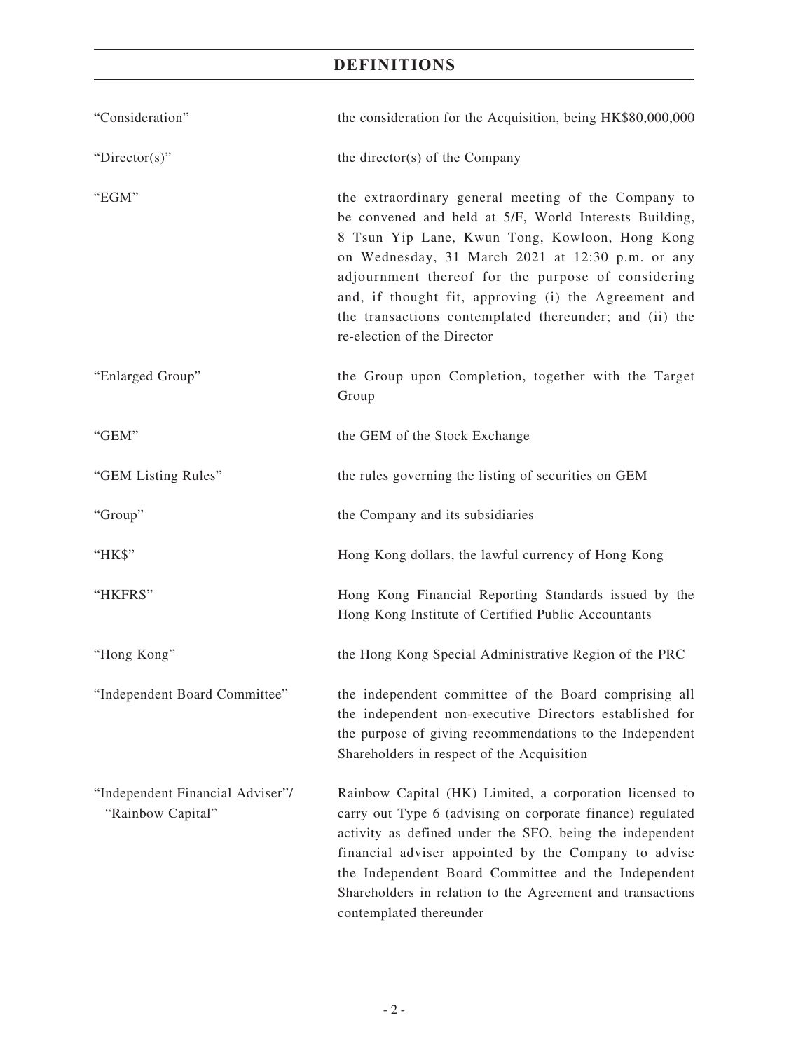## DEFINITIONS

| | |
|---|---|
| "Consideration" | the consideration for the Acquisition, being HK$80,000,000 |
| "Director(s)" | the director(s) of the Company |
| "EGM" | the extraordinary general meeting of the Company to be convened and held at 5/F, World Interests Building, 8 Tsun Yip Lane, Kwun Tong, Kowloon, Hong Kong on Wednesday, 31 March 2021 at 12:30 p.m. or any adjournment thereof for the purpose of considering and, if thought fit, approving (i) the Agreement and the transactions contemplated thereunder; and (ii) the re-election of the Director |
| "Enlarged Group" | the Group upon Completion, together with the Target Group |
| "GEM" | the GEM of the Stock Exchange |
| "GEM Listing Rules" | the rules governing the listing of securities on GEM |
| "Group" | the Company and its subsidiaries |
| "HK$" | Hong Kong dollars, the lawful currency of Hong Kong |
| "HKFRS" | Hong Kong Financial Reporting Standards issued by the Hong Kong Institute of Certified Public Accountants |
| "Hong Kong" | the Hong Kong Special Administrative Region of the PRC |
| "Independent Board Committee" | the independent committee of the Board comprising all the independent non-executive Directors established for the purpose of giving recommendations to the Independent Shareholders in respect of the Acquisition |
| "Independent Financial Adviser"/ "Rainbow Capital" | Rainbow Capital (HK) Limited, a corporation licensed to carry out Type 6 (advising on corporate finance) regulated activity as defined under the SFO, being the independent financial adviser appointed by the Company to advise the Independent Board Committee and the Independent Shareholders in relation to the Agreement and transactions contemplated thereunder |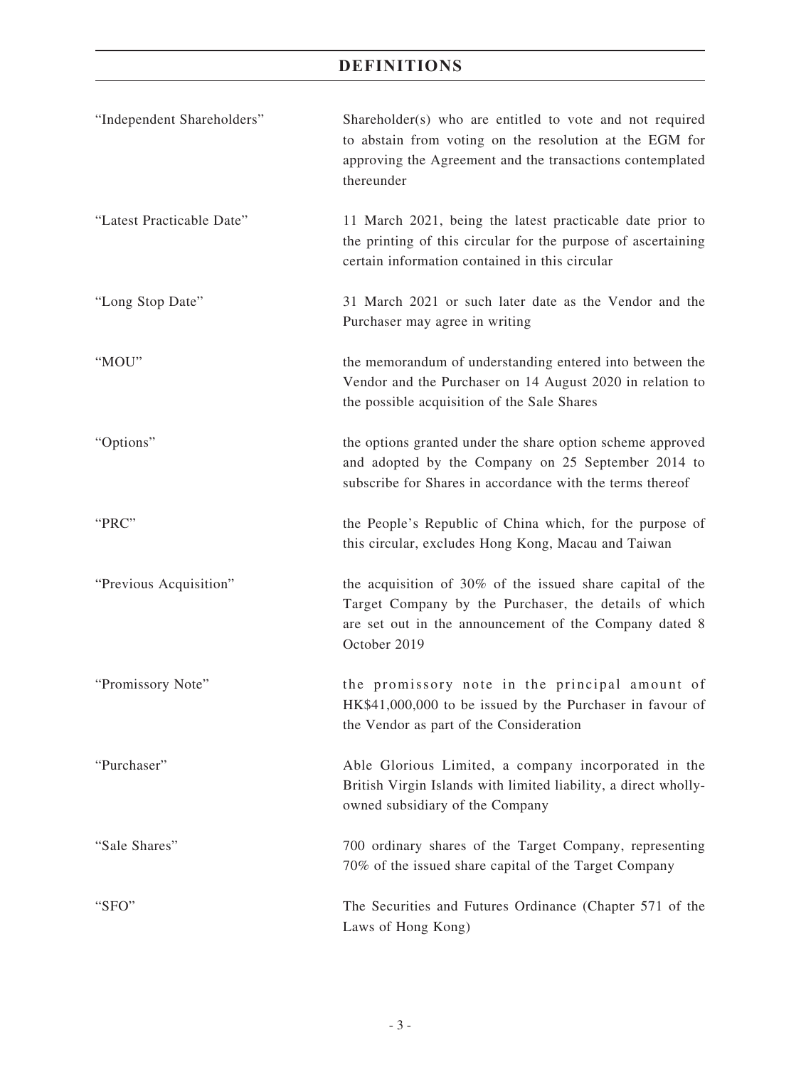## DEFINITIONS

| | |
|---|---|
| "Independent Shareholders" | Shareholder(s) who are entitled to vote and not required to abstain from voting on the resolution at the EGM for approving the Agreement and the transactions contemplated thereunder |
| "Latest Practicable Date" | 11 March 2021, being the latest practicable date prior to the printing of this circular for the purpose of ascertaining certain information contained in this circular |
| "Long Stop Date" | 31 March 2021 or such later date as the Vendor and the Purchaser may agree in writing |
| "MOU" | the memorandum of understanding entered into between the Vendor and the Purchaser on 14 August 2020 in relation to the possible acquisition of the Sale Shares |
| "Options" | the options granted under the share option scheme approved and adopted by the Company on 25 September 2014 to subscribe for Shares in accordance with the terms thereof |
| "PRC" | the People's Republic of China which, for the purpose of this circular, excludes Hong Kong, Macau and Taiwan |
| "Previous Acquisition" | the acquisition of 30% of the issued share capital of the Target Company by the Purchaser, the details of which are set out in the announcement of the Company dated 8 October 2019 |
| "Promissory Note" | the promissory note in the principal amount of HK$41,000,000 to be issued by the Purchaser in favour of the Vendor as part of the Consideration |
| "Purchaser" | Able Glorious Limited, a company incorporated in the British Virgin Islands with limited liability, a direct wholly-owned subsidiary of the Company |
| "Sale Shares" | 700 ordinary shares of the Target Company, representing 70% of the issued share capital of the Target Company |
| "SFO" | The Securities and Futures Ordinance (Chapter 571 of the Laws of Hong Kong) |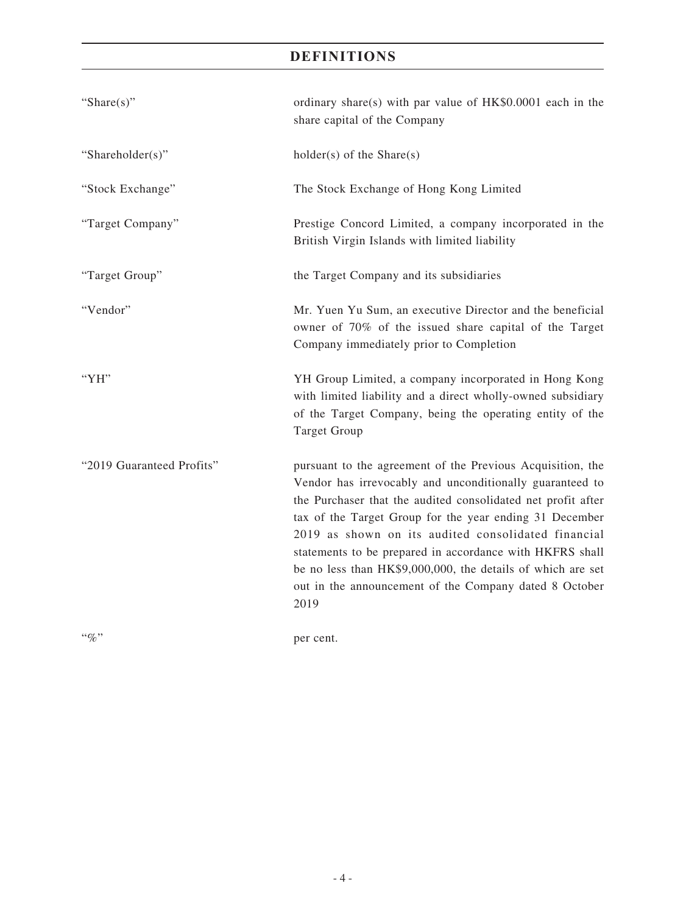## DEFINITIONS

| | |
|---|---|
| "Share(s)" | ordinary share(s) with par value of HK$0.0001 each in the share capital of the Company |
| "Shareholder(s)" | holder(s) of the Share(s) |
| "Stock Exchange" | The Stock Exchange of Hong Kong Limited |
| "Target Company" | Prestige Concord Limited, a company incorporated in the British Virgin Islands with limited liability |
| "Target Group" | the Target Company and its subsidiaries |
| "Vendor" | Mr. Yuen Yu Sum, an executive Director and the beneficial owner of 70% of the issued share capital of the Target Company immediately prior to Completion |
| "YH" | YH Group Limited, a company incorporated in Hong Kong with limited liability and a direct wholly-owned subsidiary of the Target Company, being the operating entity of the Target Group |
| "2019 Guaranteed Profits" | pursuant to the agreement of the Previous Acquisition, the Vendor has irrevocably and unconditionally guaranteed to the Purchaser that the audited consolidated net profit after tax of the Target Group for the year ending 31 December 2019 as shown on its audited consolidated financial statements to be prepared in accordance with HKFRS shall be no less than HK$9,000,000, the details of which are set out in the announcement of the Company dated 8 October 2019 |
| "%" | per cent. |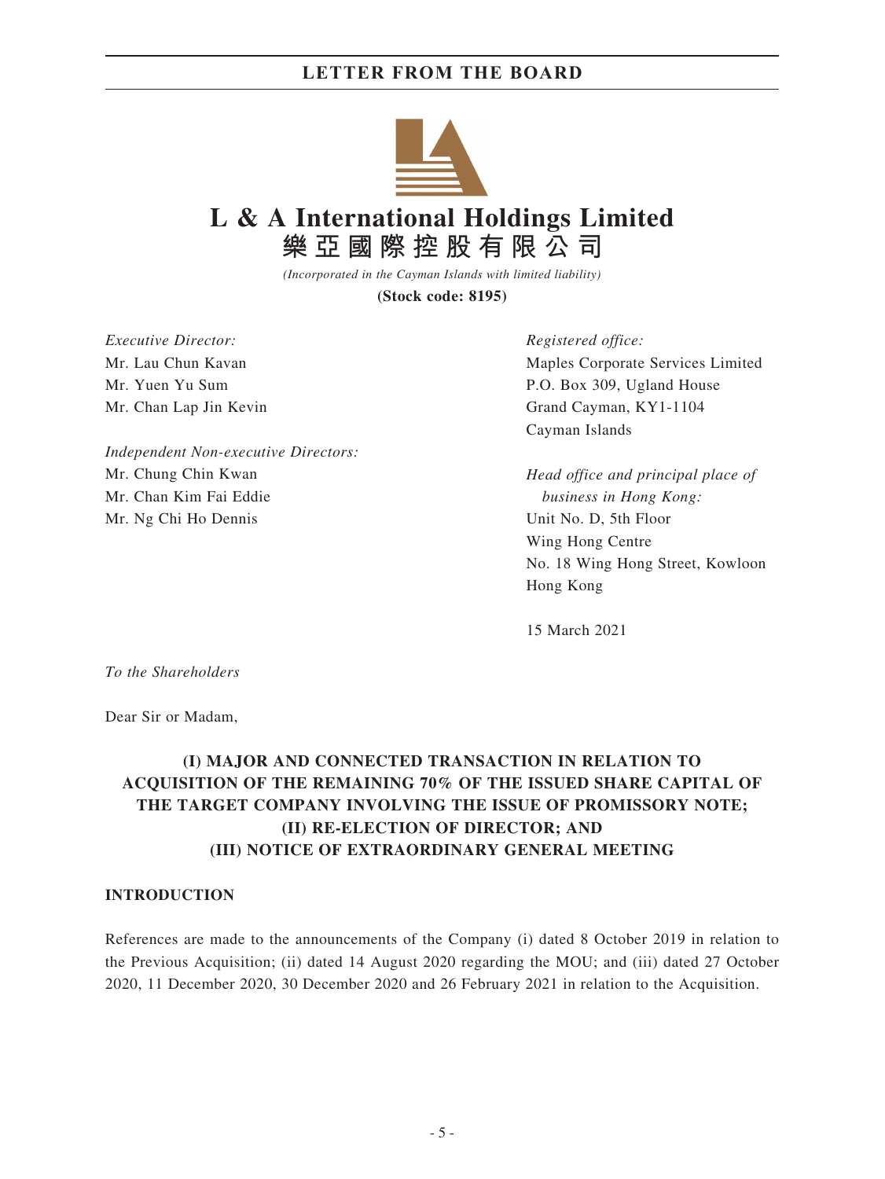# LETTER FROM THE BOARD

# L & A International Holdings Limited
# 樂亞國際控股有限公司

*(Incorporated in the Cayman Islands with limited liability)*

**(Stock code: 8195)**

*Executive Director:*
Mr. Lau Chun Kavan
Mr. Yuen Yu Sum
Mr. Chan Lap Jin Kevin

*Independent Non-executive Directors:*
Mr. Chung Chin Kwan
Mr. Chan Kim Fai Eddie
Mr. Ng Chi Ho Dennis

*Registered office:*
Maples Corporate Services Limited
P.O. Box 309, Ugland House
Grand Cayman, KY1-1104
Cayman Islands

*Head office and principal place of business in Hong Kong:*
Unit No. D, 5th Floor
Wing Hong Centre
No. 18 Wing Hong Street, Kowloon
Hong Kong

15 March 2021

*To the Shareholders*

Dear Sir or Madam,

## (I) MAJOR AND CONNECTED TRANSACTION IN RELATION TO ACQUISITION OF THE REMAINING 70% OF THE ISSUED SHARE CAPITAL OF THE TARGET COMPANY INVOLVING THE ISSUE OF PROMISSORY NOTE; (II) RE-ELECTION OF DIRECTOR; AND (III) NOTICE OF EXTRAORDINARY GENERAL MEETING

### INTRODUCTION

References are made to the announcements of the Company (i) dated 8 October 2019 in relation to the Previous Acquisition; (ii) dated 14 August 2020 regarding the MOU; and (iii) dated 27 October 2020, 11 December 2020, 30 December 2020 and 26 February 2021 in relation to the Acquisition.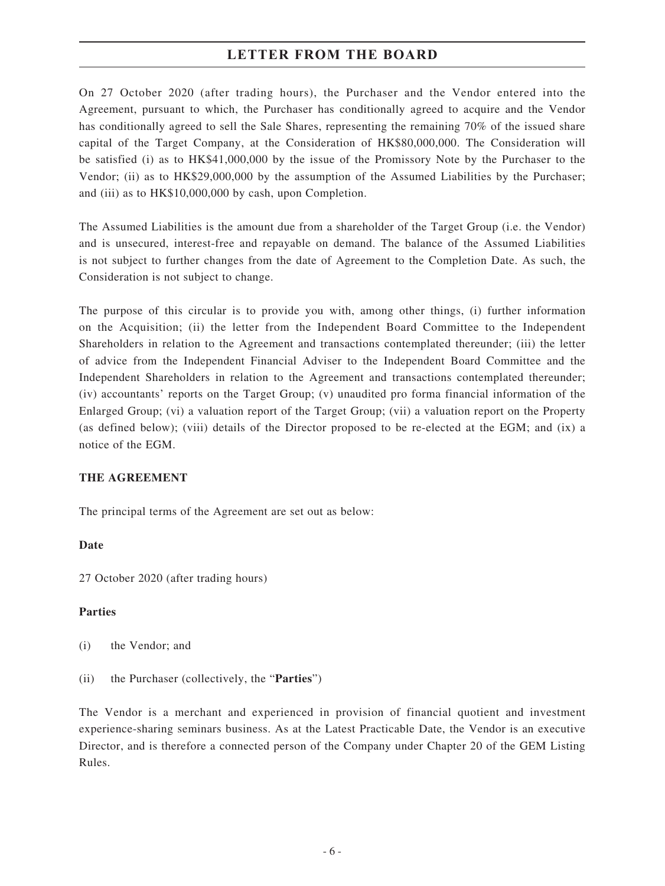On 27 October 2020 (after trading hours), the Purchaser and the Vendor entered into the Agreement, pursuant to which, the Purchaser has conditionally agreed to acquire and the Vendor has conditionally agreed to sell the Sale Shares, representing the remaining 70% of the issued share capital of the Target Company, at the Consideration of HK$80,000,000. The Consideration will be satisfied (i) as to HK$41,000,000 by the issue of the Promissory Note by the Purchaser to the Vendor; (ii) as to HK$29,000,000 by the assumption of the Assumed Liabilities by the Purchaser; and (iii) as to HK$10,000,000 by cash, upon Completion.

The Assumed Liabilities is the amount due from a shareholder of the Target Group (i.e. the Vendor) and is unsecured, interest-free and repayable on demand. The balance of the Assumed Liabilities is not subject to further changes from the date of Agreement to the Completion Date. As such, the Consideration is not subject to change.

The purpose of this circular is to provide you with, among other things, (i) further information on the Acquisition; (ii) the letter from the Independent Board Committee to the Independent Shareholders in relation to the Agreement and transactions contemplated thereunder; (iii) the letter of advice from the Independent Financial Adviser to the Independent Board Committee and the Independent Shareholders in relation to the Agreement and transactions contemplated thereunder; (iv) accountants' reports on the Target Group; (v) unaudited pro forma financial information of the Enlarged Group; (vi) a valuation report of the Target Group; (vii) a valuation report on the Property (as defined below); (viii) details of the Director proposed to be re-elected at the EGM; and (ix) a notice of the EGM.

## THE AGREEMENT

The principal terms of the Agreement are set out as below:

### Date

27 October 2020 (after trading hours)

### Parties

(i) the Vendor; and

(ii) the Purchaser (collectively, the "**Parties**")

The Vendor is a merchant and experienced in provision of financial quotient and investment experience-sharing seminars business. As at the Latest Practicable Date, the Vendor is an executive Director, and is therefore a connected person of the Company under Chapter 20 of the GEM Listing Rules.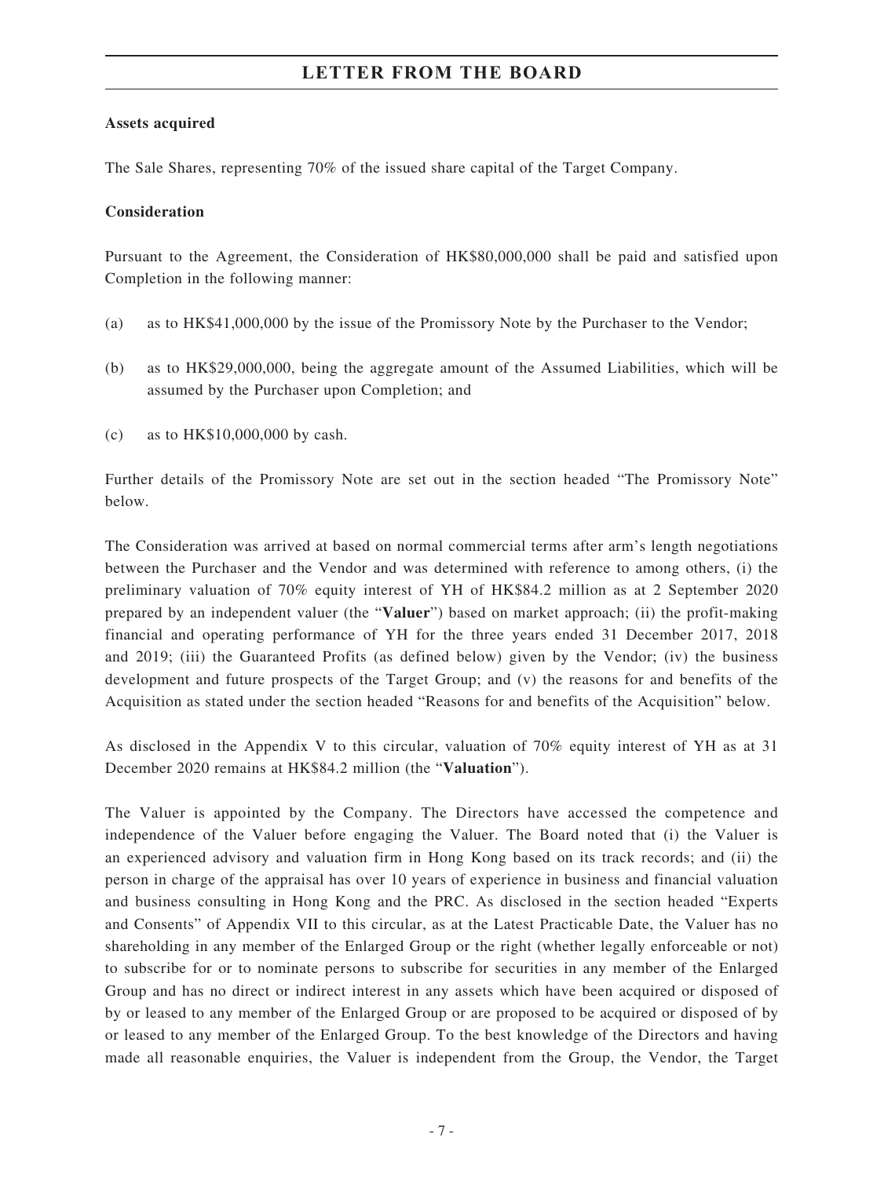**Assets acquired**

The Sale Shares, representing 70% of the issued share capital of the Target Company.

**Consideration**

Pursuant to the Agreement, the Consideration of HK$80,000,000 shall be paid and satisfied upon Completion in the following manner:

(a) as to HK$41,000,000 by the issue of the Promissory Note by the Purchaser to the Vendor;

(b) as to HK$29,000,000, being the aggregate amount of the Assumed Liabilities, which will be assumed by the Purchaser upon Completion; and

(c) as to HK$10,000,000 by cash.

Further details of the Promissory Note are set out in the section headed "The Promissory Note" below.

The Consideration was arrived at based on normal commercial terms after arm's length negotiations between the Purchaser and the Vendor and was determined with reference to among others, (i) the preliminary valuation of 70% equity interest of YH of HK$84.2 million as at 2 September 2020 prepared by an independent valuer (the "**Valuer**") based on market approach; (ii) the profit-making financial and operating performance of YH for the three years ended 31 December 2017, 2018 and 2019; (iii) the Guaranteed Profits (as defined below) given by the Vendor; (iv) the business development and future prospects of the Target Group; and (v) the reasons for and benefits of the Acquisition as stated under the section headed "Reasons for and benefits of the Acquisition" below.

As disclosed in the Appendix V to this circular, valuation of 70% equity interest of YH as at 31 December 2020 remains at HK$84.2 million (the "**Valuation**").

The Valuer is appointed by the Company. The Directors have accessed the competence and independence of the Valuer before engaging the Valuer. The Board noted that (i) the Valuer is an experienced advisory and valuation firm in Hong Kong based on its track records; and (ii) the person in charge of the appraisal has over 10 years of experience in business and financial valuation and business consulting in Hong Kong and the PRC. As disclosed in the section headed "Experts and Consents" of Appendix VII to this circular, as at the Latest Practicable Date, the Valuer has no shareholding in any member of the Enlarged Group or the right (whether legally enforceable or not) to subscribe for or to nominate persons to subscribe for securities in any member of the Enlarged Group and has no direct or indirect interest in any assets which have been acquired or disposed of by or leased to any member of the Enlarged Group or are proposed to be acquired or disposed of by or leased to any member of the Enlarged Group. To the best knowledge of the Directors and having made all reasonable enquiries, the Valuer is independent from the Group, the Vendor, the Target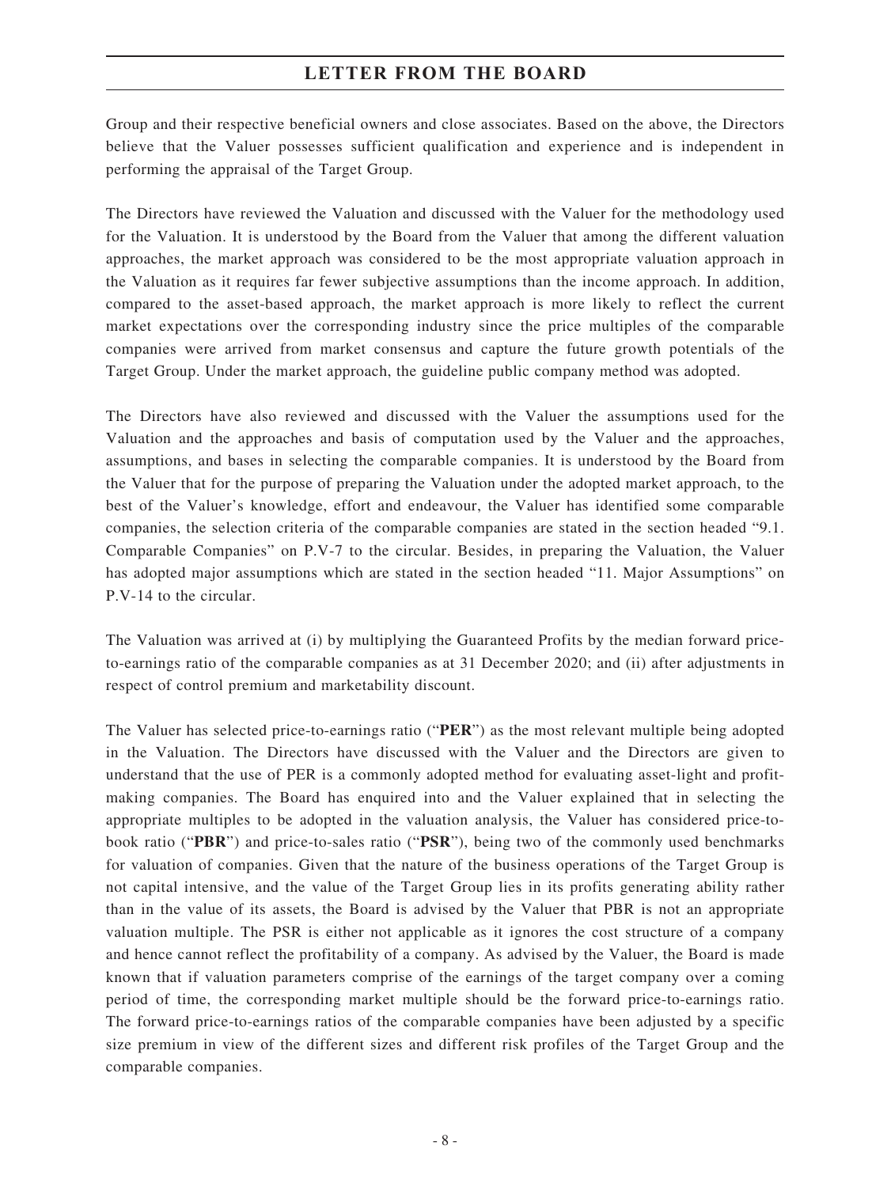Group and their respective beneficial owners and close associates. Based on the above, the Directors believe that the Valuer possesses sufficient qualification and experience and is independent in performing the appraisal of the Target Group.

The Directors have reviewed the Valuation and discussed with the Valuer for the methodology used for the Valuation. It is understood by the Board from the Valuer that among the different valuation approaches, the market approach was considered to be the most appropriate valuation approach in the Valuation as it requires far fewer subjective assumptions than the income approach. In addition, compared to the asset-based approach, the market approach is more likely to reflect the current market expectations over the corresponding industry since the price multiples of the comparable companies were arrived from market consensus and capture the future growth potentials of the Target Group. Under the market approach, the guideline public company method was adopted.

The Directors have also reviewed and discussed with the Valuer the assumptions used for the Valuation and the approaches and basis of computation used by the Valuer and the approaches, assumptions, and bases in selecting the comparable companies. It is understood by the Board from the Valuer that for the purpose of preparing the Valuation under the adopted market approach, to the best of the Valuer's knowledge, effort and endeavour, the Valuer has identified some comparable companies, the selection criteria of the comparable companies are stated in the section headed "9.1. Comparable Companies" on P.V-7 to the circular. Besides, in preparing the Valuation, the Valuer has adopted major assumptions which are stated in the section headed "11. Major Assumptions" on P.V-14 to the circular.

The Valuation was arrived at (i) by multiplying the Guaranteed Profits by the median forward price-to-earnings ratio of the comparable companies as at 31 December 2020; and (ii) after adjustments in respect of control premium and marketability discount.

The Valuer has selected price-to-earnings ratio ("**PER**") as the most relevant multiple being adopted in the Valuation. The Directors have discussed with the Valuer and the Directors are given to understand that the use of PER is a commonly adopted method for evaluating asset-light and profit-making companies. The Board has enquired into and the Valuer explained that in selecting the appropriate multiples to be adopted in the valuation analysis, the Valuer has considered price-to-book ratio ("**PBR**") and price-to-sales ratio ("**PSR**"), being two of the commonly used benchmarks for valuation of companies. Given that the nature of the business operations of the Target Group is not capital intensive, and the value of the Target Group lies in its profits generating ability rather than in the value of its assets, the Board is advised by the Valuer that PBR is not an appropriate valuation multiple. The PSR is either not applicable as it ignores the cost structure of a company and hence cannot reflect the profitability of a company. As advised by the Valuer, the Board is made known that if valuation parameters comprise of the earnings of the target company over a coming period of time, the corresponding market multiple should be the forward price-to-earnings ratio. The forward price-to-earnings ratios of the comparable companies have been adjusted by a specific size premium in view of the different sizes and different risk profiles of the Target Group and the comparable companies.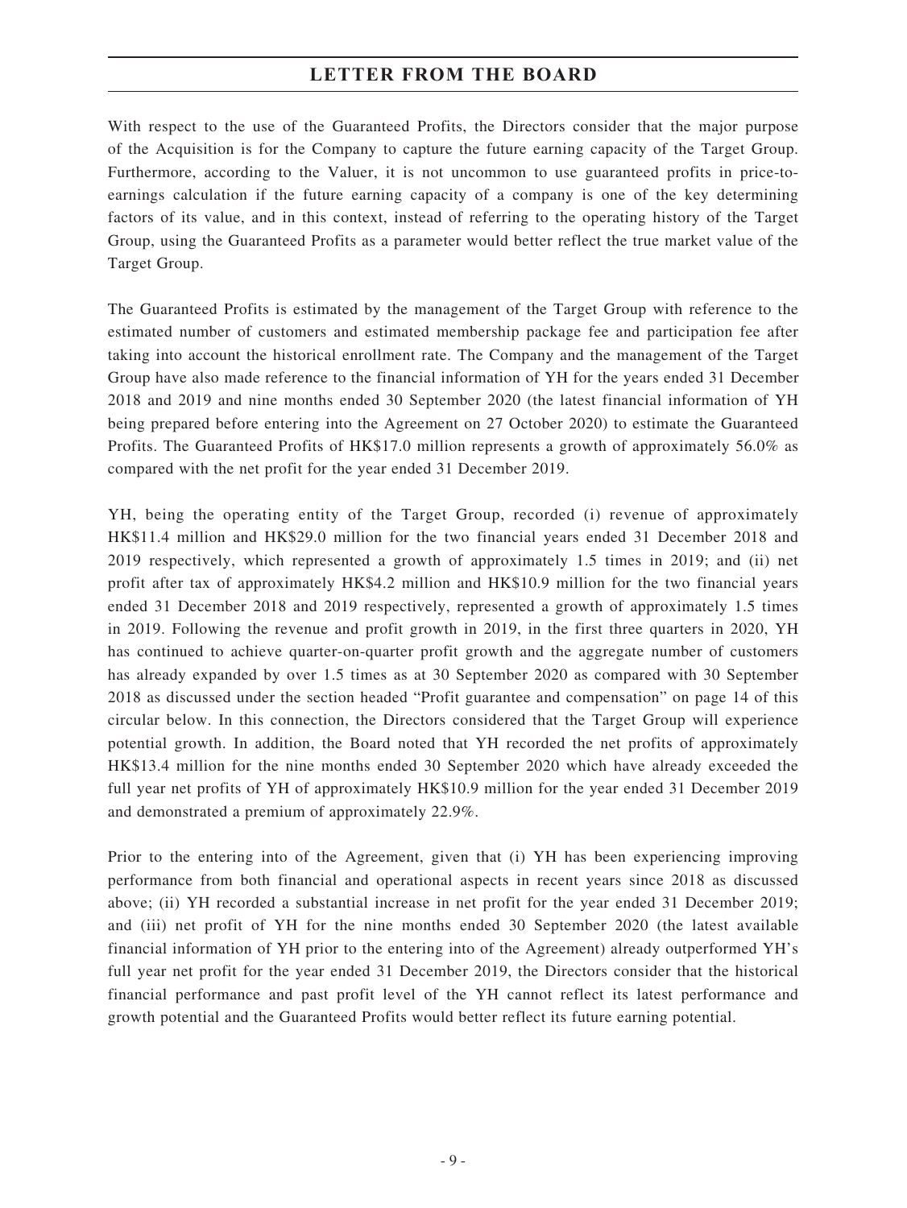With respect to the use of the Guaranteed Profits, the Directors consider that the major purpose of the Acquisition is for the Company to capture the future earning capacity of the Target Group. Furthermore, according to the Valuer, it is not uncommon to use guaranteed profits in price-to-earnings calculation if the future earning capacity of a company is one of the key determining factors of its value, and in this context, instead of referring to the operating history of the Target Group, using the Guaranteed Profits as a parameter would better reflect the true market value of the Target Group.

The Guaranteed Profits is estimated by the management of the Target Group with reference to the estimated number of customers and estimated membership package fee and participation fee after taking into account the historical enrollment rate. The Company and the management of the Target Group have also made reference to the financial information of YH for the years ended 31 December 2018 and 2019 and nine months ended 30 September 2020 (the latest financial information of YH being prepared before entering into the Agreement on 27 October 2020) to estimate the Guaranteed Profits. The Guaranteed Profits of HK$17.0 million represents a growth of approximately 56.0% as compared with the net profit for the year ended 31 December 2019.

YH, being the operating entity of the Target Group, recorded (i) revenue of approximately HK$11.4 million and HK$29.0 million for the two financial years ended 31 December 2018 and 2019 respectively, which represented a growth of approximately 1.5 times in 2019; and (ii) net profit after tax of approximately HK$4.2 million and HK$10.9 million for the two financial years ended 31 December 2018 and 2019 respectively, represented a growth of approximately 1.5 times in 2019. Following the revenue and profit growth in 2019, in the first three quarters in 2020, YH has continued to achieve quarter-on-quarter profit growth and the aggregate number of customers has already expanded by over 1.5 times as at 30 September 2020 as compared with 30 September 2018 as discussed under the section headed "Profit guarantee and compensation" on page 14 of this circular below. In this connection, the Directors considered that the Target Group will experience potential growth. In addition, the Board noted that YH recorded the net profits of approximately HK$13.4 million for the nine months ended 30 September 2020 which have already exceeded the full year net profits of YH of approximately HK$10.9 million for the year ended 31 December 2019 and demonstrated a premium of approximately 22.9%.

Prior to the entering into of the Agreement, given that (i) YH has been experiencing improving performance from both financial and operational aspects in recent years since 2018 as discussed above; (ii) YH recorded a substantial increase in net profit for the year ended 31 December 2019; and (iii) net profit of YH for the nine months ended 30 September 2020 (the latest available financial information of YH prior to the entering into of the Agreement) already outperformed YH's full year net profit for the year ended 31 December 2019, the Directors consider that the historical financial performance and past profit level of the YH cannot reflect its latest performance and growth potential and the Guaranteed Profits would better reflect its future earning potential.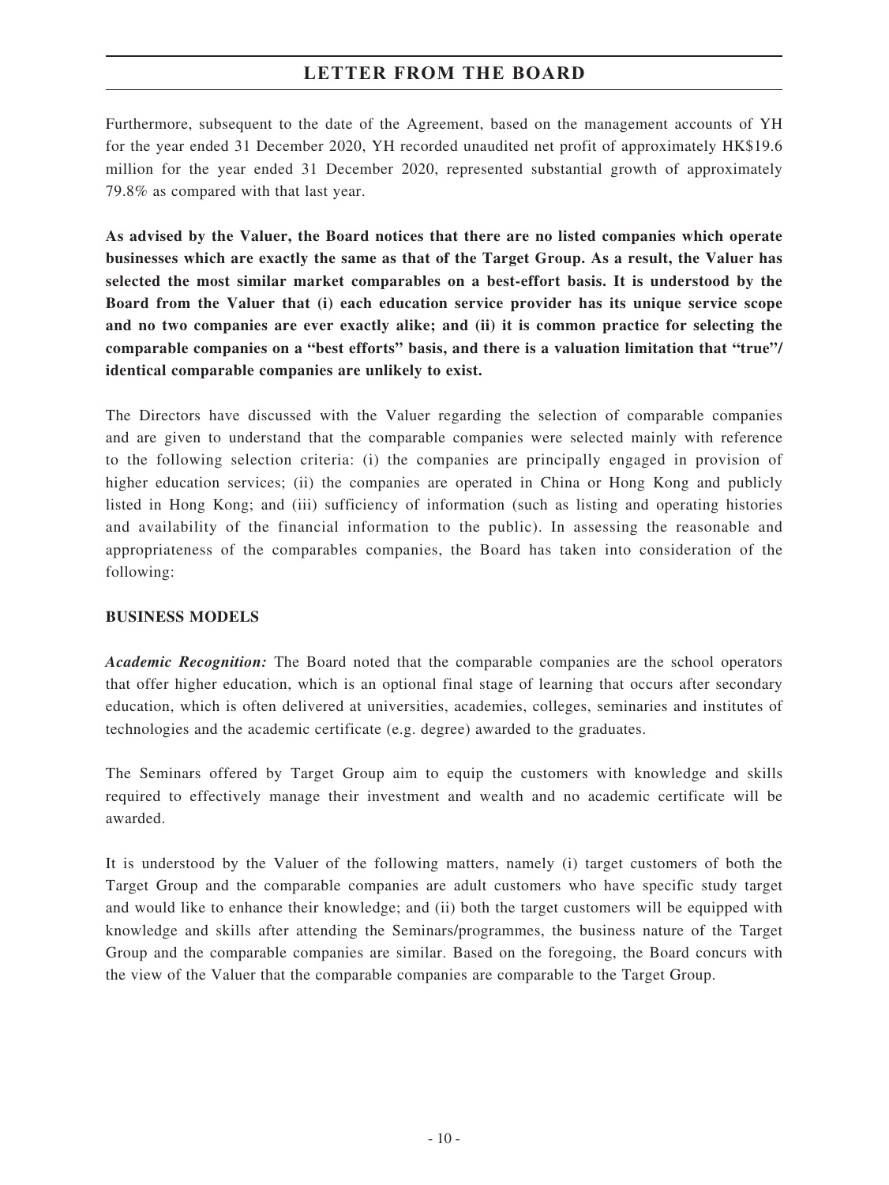Furthermore, subsequent to the date of the Agreement, based on the management accounts of YH for the year ended 31 December 2020, YH recorded unaudited net profit of approximately HK$19.6 million for the year ended 31 December 2020, represented substantial growth of approximately 79.8% as compared with that last year.

**As advised by the Valuer, the Board notices that there are no listed companies which operate businesses which are exactly the same as that of the Target Group. As a result, the Valuer has selected the most similar market comparables on a best-effort basis. It is understood by the Board from the Valuer that (i) each education service provider has its unique service scope and no two companies are ever exactly alike; and (ii) it is common practice for selecting the comparable companies on a "best efforts" basis, and there is a valuation limitation that "true"/ identical comparable companies are unlikely to exist.**

The Directors have discussed with the Valuer regarding the selection of comparable companies and are given to understand that the comparable companies were selected mainly with reference to the following selection criteria: (i) the companies are principally engaged in provision of higher education services; (ii) the companies are operated in China or Hong Kong and publicly listed in Hong Kong; and (iii) sufficiency of information (such as listing and operating histories and availability of the financial information to the public). In assessing the reasonable and appropriateness of the comparables companies, the Board has taken into consideration of the following:

**BUSINESS MODELS**

***Academic Recognition:*** The Board noted that the comparable companies are the school operators that offer higher education, which is an optional final stage of learning that occurs after secondary education, which is often delivered at universities, academies, colleges, seminaries and institutes of technologies and the academic certificate (e.g. degree) awarded to the graduates.

The Seminars offered by Target Group aim to equip the customers with knowledge and skills required to effectively manage their investment and wealth and no academic certificate will be awarded.

It is understood by the Valuer of the following matters, namely (i) target customers of both the Target Group and the comparable companies are adult customers who have specific study target and would like to enhance their knowledge; and (ii) both the target customers will be equipped with knowledge and skills after attending the Seminars/programmes, the business nature of the Target Group and the comparable companies are similar. Based on the foregoing, the Board concurs with the view of the Valuer that the comparable companies are comparable to the Target Group.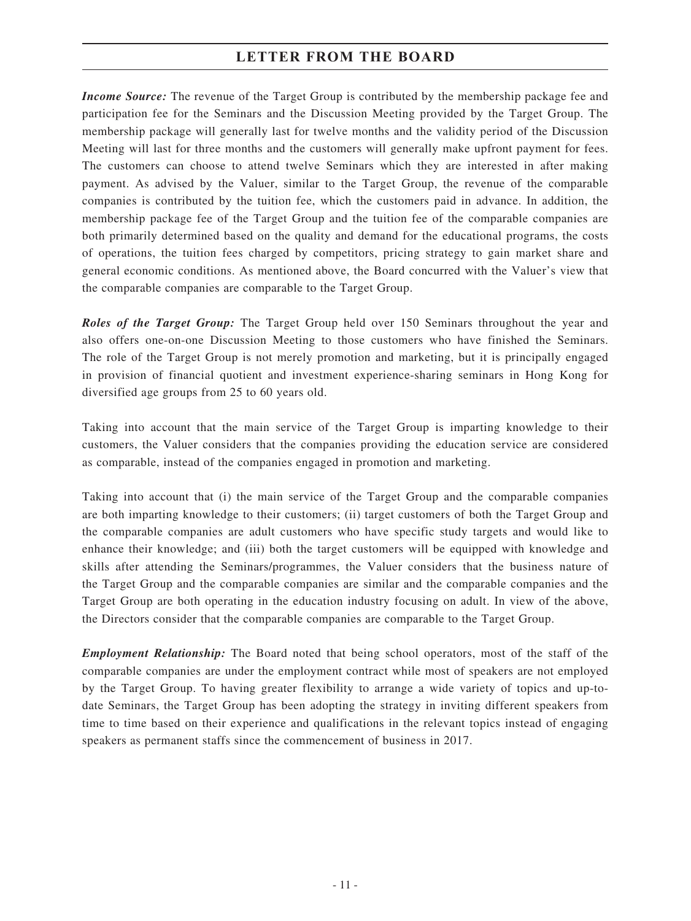***Income Source:*** The revenue of the Target Group is contributed by the membership package fee and participation fee for the Seminars and the Discussion Meeting provided by the Target Group. The membership package will generally last for twelve months and the validity period of the Discussion Meeting will last for three months and the customers will generally make upfront payment for fees. The customers can choose to attend twelve Seminars which they are interested in after making payment. As advised by the Valuer, similar to the Target Group, the revenue of the comparable companies is contributed by the tuition fee, which the customers paid in advance. In addition, the membership package fee of the Target Group and the tuition fee of the comparable companies are both primarily determined based on the quality and demand for the educational programs, the costs of operations, the tuition fees charged by competitors, pricing strategy to gain market share and general economic conditions. As mentioned above, the Board concurred with the Valuer's view that the comparable companies are comparable to the Target Group.

***Roles of the Target Group:*** The Target Group held over 150 Seminars throughout the year and also offers one-on-one Discussion Meeting to those customers who have finished the Seminars. The role of the Target Group is not merely promotion and marketing, but it is principally engaged in provision of financial quotient and investment experience-sharing seminars in Hong Kong for diversified age groups from 25 to 60 years old.

Taking into account that the main service of the Target Group is imparting knowledge to their customers, the Valuer considers that the companies providing the education service are considered as comparable, instead of the companies engaged in promotion and marketing.

Taking into account that (i) the main service of the Target Group and the comparable companies are both imparting knowledge to their customers; (ii) target customers of both the Target Group and the comparable companies are adult customers who have specific study targets and would like to enhance their knowledge; and (iii) both the target customers will be equipped with knowledge and skills after attending the Seminars/programmes, the Valuer considers that the business nature of the Target Group and the comparable companies are similar and the comparable companies and the Target Group are both operating in the education industry focusing on adult. In view of the above, the Directors consider that the comparable companies are comparable to the Target Group.

***Employment Relationship:*** The Board noted that being school operators, most of the staff of the comparable companies are under the employment contract while most of speakers are not employed by the Target Group. To having greater flexibility to arrange a wide variety of topics and up-to-date Seminars, the Target Group has been adopting the strategy in inviting different speakers from time to time based on their experience and qualifications in the relevant topics instead of engaging speakers as permanent staffs since the commencement of business in 2017.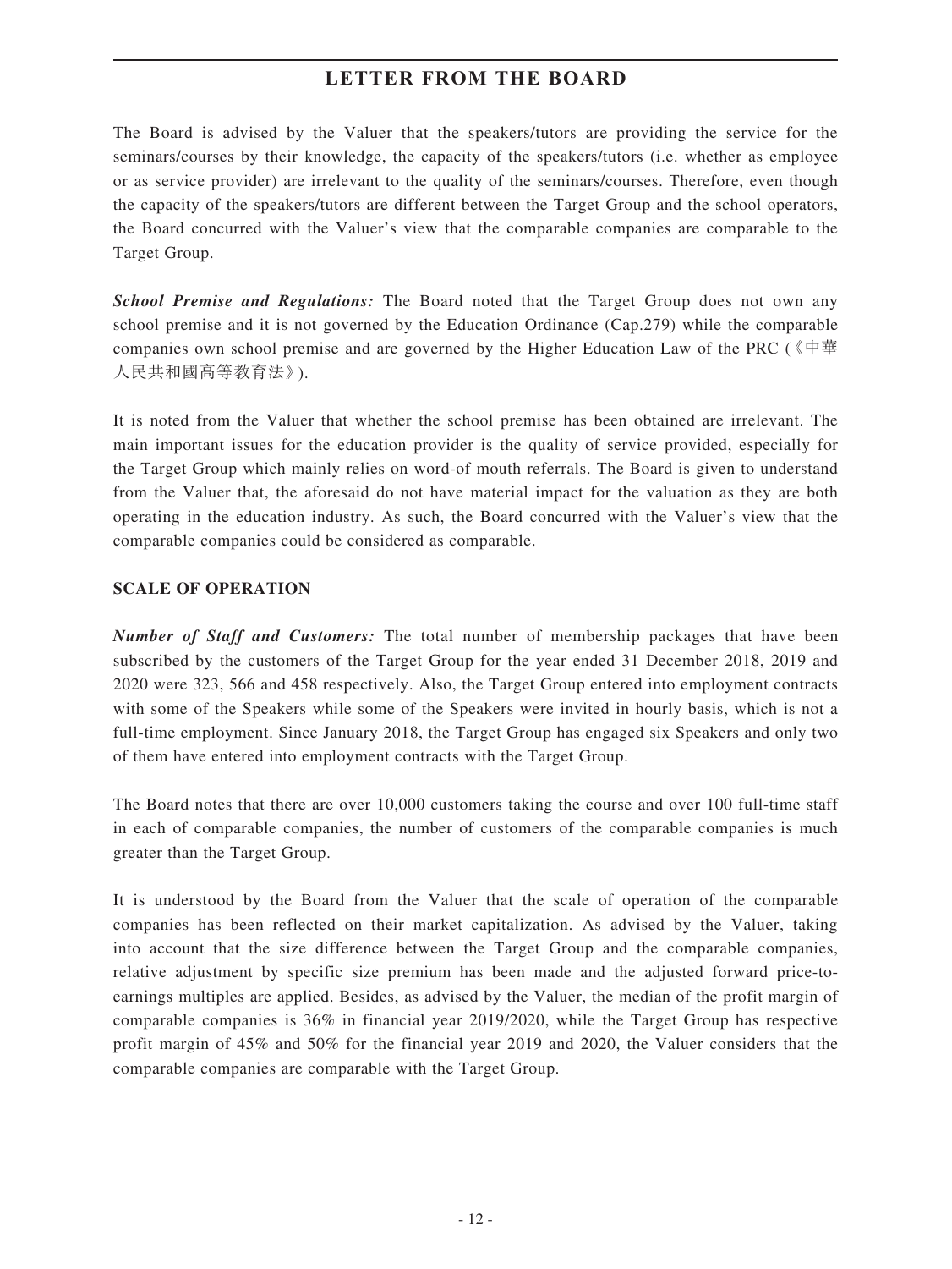The Board is advised by the Valuer that the speakers/tutors are providing the service for the seminars/courses by their knowledge, the capacity of the speakers/tutors (i.e. whether as employee or as service provider) are irrelevant to the quality of the seminars/courses. Therefore, even though the capacity of the speakers/tutors are different between the Target Group and the school operators, the Board concurred with the Valuer's view that the comparable companies are comparable to the Target Group.

***School Premise and Regulations:*** The Board noted that the Target Group does not own any school premise and it is not governed by the Education Ordinance (Cap.279) while the comparable companies own school premise and are governed by the Higher Education Law of the PRC (《中華人民共和國高等教育法》).

It is noted from the Valuer that whether the school premise has been obtained are irrelevant. The main important issues for the education provider is the quality of service provided, especially for the Target Group which mainly relies on word-of mouth referrals. The Board is given to understand from the Valuer that, the aforesaid do not have material impact for the valuation as they are both operating in the education industry. As such, the Board concurred with the Valuer's view that the comparable companies could be considered as comparable.

**SCALE OF OPERATION**

***Number of Staff and Customers:*** The total number of membership packages that have been subscribed by the customers of the Target Group for the year ended 31 December 2018, 2019 and 2020 were 323, 566 and 458 respectively. Also, the Target Group entered into employment contracts with some of the Speakers while some of the Speakers were invited in hourly basis, which is not a full-time employment. Since January 2018, the Target Group has engaged six Speakers and only two of them have entered into employment contracts with the Target Group.

The Board notes that there are over 10,000 customers taking the course and over 100 full-time staff in each of comparable companies, the number of customers of the comparable companies is much greater than the Target Group.

It is understood by the Board from the Valuer that the scale of operation of the comparable companies has been reflected on their market capitalization. As advised by the Valuer, taking into account that the size difference between the Target Group and the comparable companies, relative adjustment by specific size premium has been made and the adjusted forward price-to-earnings multiples are applied. Besides, as advised by the Valuer, the median of the profit margin of comparable companies is 36% in financial year 2019/2020, while the Target Group has respective profit margin of 45% and 50% for the financial year 2019 and 2020, the Valuer considers that the comparable companies are comparable with the Target Group.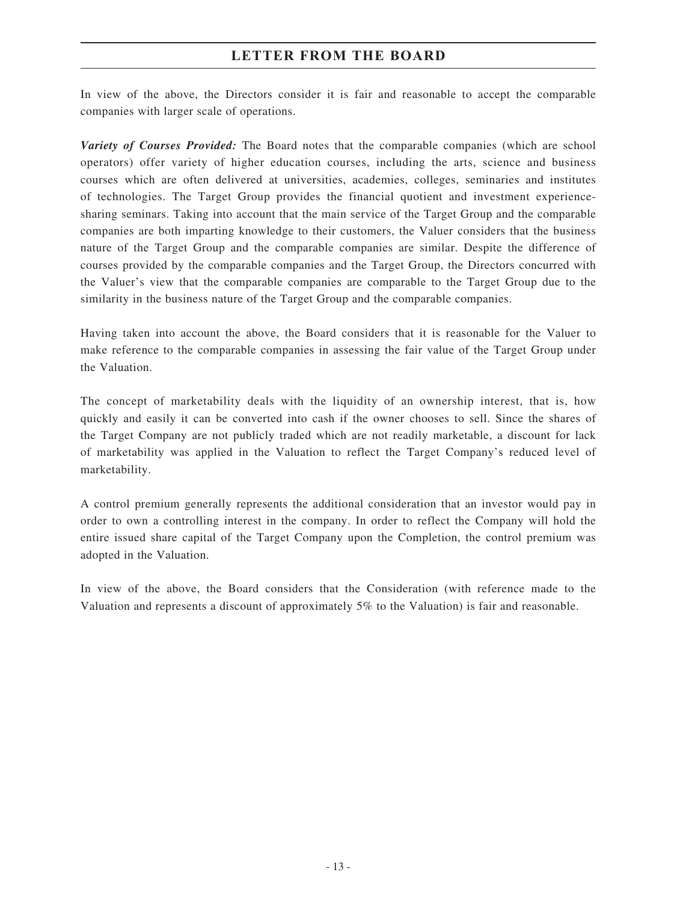In view of the above, the Directors consider it is fair and reasonable to accept the comparable companies with larger scale of operations.

***Variety of Courses Provided:*** The Board notes that the comparable companies (which are school operators) offer variety of higher education courses, including the arts, science and business courses which are often delivered at universities, academies, colleges, seminaries and institutes of technologies. The Target Group provides the financial quotient and investment experience-sharing seminars. Taking into account that the main service of the Target Group and the comparable companies are both imparting knowledge to their customers, the Valuer considers that the business nature of the Target Group and the comparable companies are similar. Despite the difference of courses provided by the comparable companies and the Target Group, the Directors concurred with the Valuer's view that the comparable companies are comparable to the Target Group due to the similarity in the business nature of the Target Group and the comparable companies.

Having taken into account the above, the Board considers that it is reasonable for the Valuer to make reference to the comparable companies in assessing the fair value of the Target Group under the Valuation.

The concept of marketability deals with the liquidity of an ownership interest, that is, how quickly and easily it can be converted into cash if the owner chooses to sell. Since the shares of the Target Company are not publicly traded which are not readily marketable, a discount for lack of marketability was applied in the Valuation to reflect the Target Company's reduced level of marketability.

A control premium generally represents the additional consideration that an investor would pay in order to own a controlling interest in the company. In order to reflect the Company will hold the entire issued share capital of the Target Company upon the Completion, the control premium was adopted in the Valuation.

In view of the above, the Board considers that the Consideration (with reference made to the Valuation and represents a discount of approximately 5% to the Valuation) is fair and reasonable.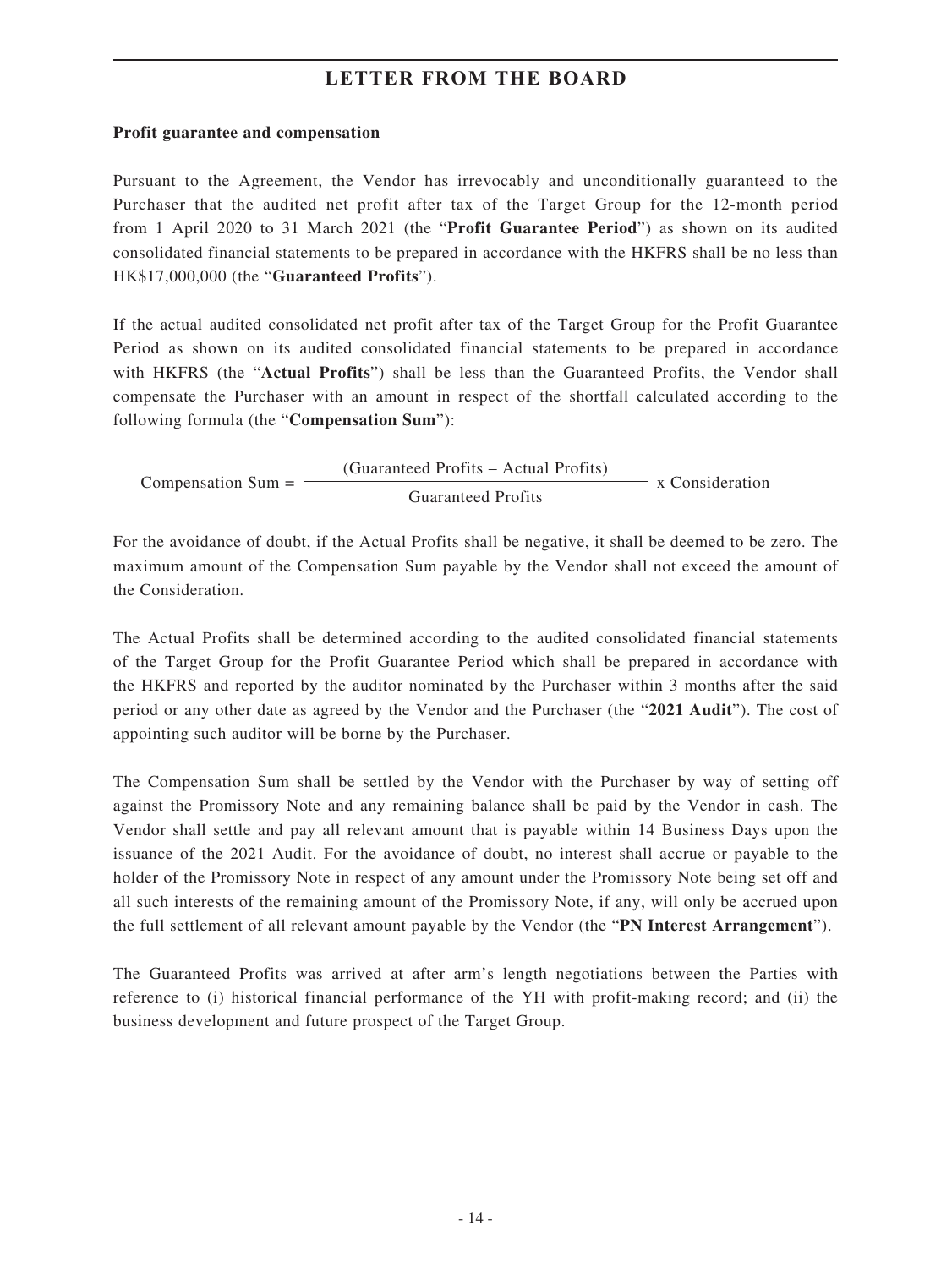**Profit guarantee and compensation**

Pursuant to the Agreement, the Vendor has irrevocably and unconditionally guaranteed to the Purchaser that the audited net profit after tax of the Target Group for the 12-month period from 1 April 2020 to 31 March 2021 (the "**Profit Guarantee Period**") as shown on its audited consolidated financial statements to be prepared in accordance with the HKFRS shall be no less than HK$17,000,000 (the "**Guaranteed Profits**").

If the actual audited consolidated net profit after tax of the Target Group for the Profit Guarantee Period as shown on its audited consolidated financial statements to be prepared in accordance with HKFRS (the "**Actual Profits**") shall be less than the Guaranteed Profits, the Vendor shall compensate the Purchaser with an amount in respect of the shortfall calculated according to the following formula (the "**Compensation Sum**"):

$$\text{Compensation Sum} = \frac{(\text{Guaranteed Profits} - \text{Actual Profits})}{\text{Guaranteed Profits}} \times \text{Consideration}$$

For the avoidance of doubt, if the Actual Profits shall be negative, it shall be deemed to be zero. The maximum amount of the Compensation Sum payable by the Vendor shall not exceed the amount of the Consideration.

The Actual Profits shall be determined according to the audited consolidated financial statements of the Target Group for the Profit Guarantee Period which shall be prepared in accordance with the HKFRS and reported by the auditor nominated by the Purchaser within 3 months after the said period or any other date as agreed by the Vendor and the Purchaser (the "**2021 Audit**"). The cost of appointing such auditor will be borne by the Purchaser.

The Compensation Sum shall be settled by the Vendor with the Purchaser by way of setting off against the Promissory Note and any remaining balance shall be paid by the Vendor in cash. The Vendor shall settle and pay all relevant amount that is payable within 14 Business Days upon the issuance of the 2021 Audit. For the avoidance of doubt, no interest shall accrue or payable to the holder of the Promissory Note in respect of any amount under the Promissory Note being set off and all such interests of the remaining amount of the Promissory Note, if any, will only be accrued upon the full settlement of all relevant amount payable by the Vendor (the "**PN Interest Arrangement**").

The Guaranteed Profits was arrived at after arm's length negotiations between the Parties with reference to (i) historical financial performance of the YH with profit-making record; and (ii) the business development and future prospect of the Target Group.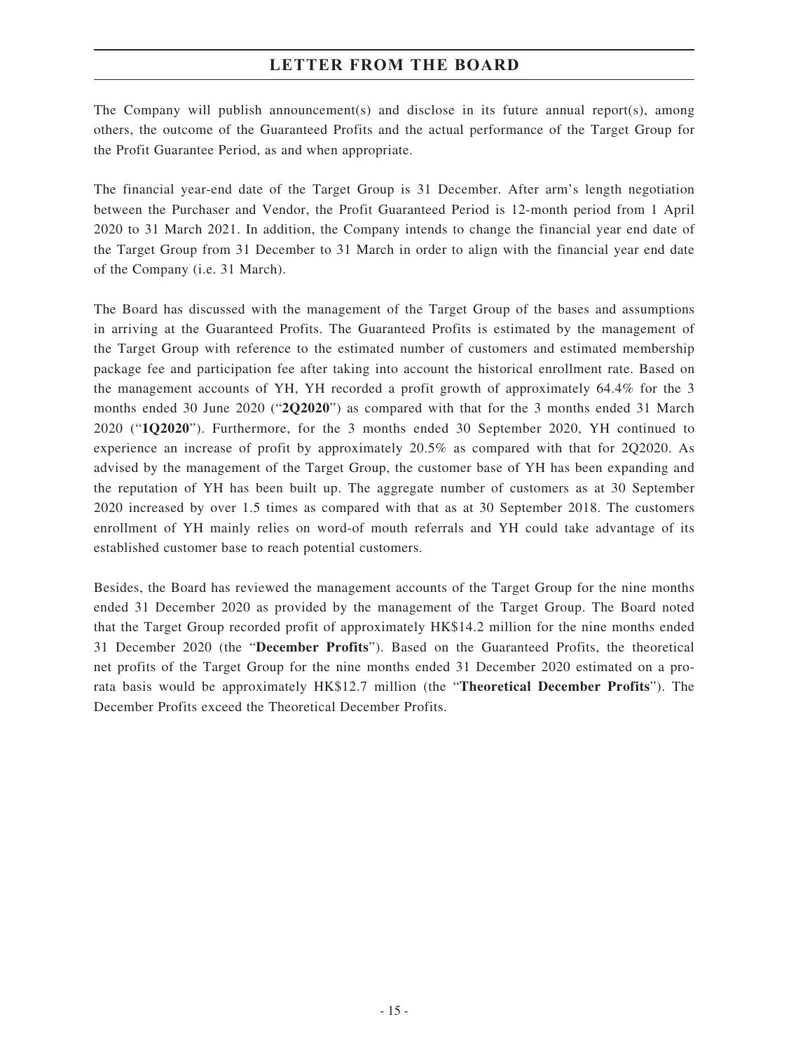The Company will publish announcement(s) and disclose in its future annual report(s), among others, the outcome of the Guaranteed Profits and the actual performance of the Target Group for the Profit Guarantee Period, as and when appropriate.

The financial year-end date of the Target Group is 31 December. After arm's length negotiation between the Purchaser and Vendor, the Profit Guaranteed Period is 12-month period from 1 April 2020 to 31 March 2021. In addition, the Company intends to change the financial year end date of the Target Group from 31 December to 31 March in order to align with the financial year end date of the Company (i.e. 31 March).

The Board has discussed with the management of the Target Group of the bases and assumptions in arriving at the Guaranteed Profits. The Guaranteed Profits is estimated by the management of the Target Group with reference to the estimated number of customers and estimated membership package fee and participation fee after taking into account the historical enrollment rate. Based on the management accounts of YH, YH recorded a profit growth of approximately 64.4% for the 3 months ended 30 June 2020 ("**2Q2020**") as compared with that for the 3 months ended 31 March 2020 ("**1Q2020**"). Furthermore, for the 3 months ended 30 September 2020, YH continued to experience an increase of profit by approximately 20.5% as compared with that for 2Q2020. As advised by the management of the Target Group, the customer base of YH has been expanding and the reputation of YH has been built up. The aggregate number of customers as at 30 September 2020 increased by over 1.5 times as compared with that as at 30 September 2018. The customers enrollment of YH mainly relies on word-of mouth referrals and YH could take advantage of its established customer base to reach potential customers.

Besides, the Board has reviewed the management accounts of the Target Group for the nine months ended 31 December 2020 as provided by the management of the Target Group. The Board noted that the Target Group recorded profit of approximately HK$14.2 million for the nine months ended 31 December 2020 (the "**December Profits**"). Based on the Guaranteed Profits, the theoretical net profits of the Target Group for the nine months ended 31 December 2020 estimated on a pro-rata basis would be approximately HK$12.7 million (the "**Theoretical December Profits**"). The December Profits exceed the Theoretical December Profits.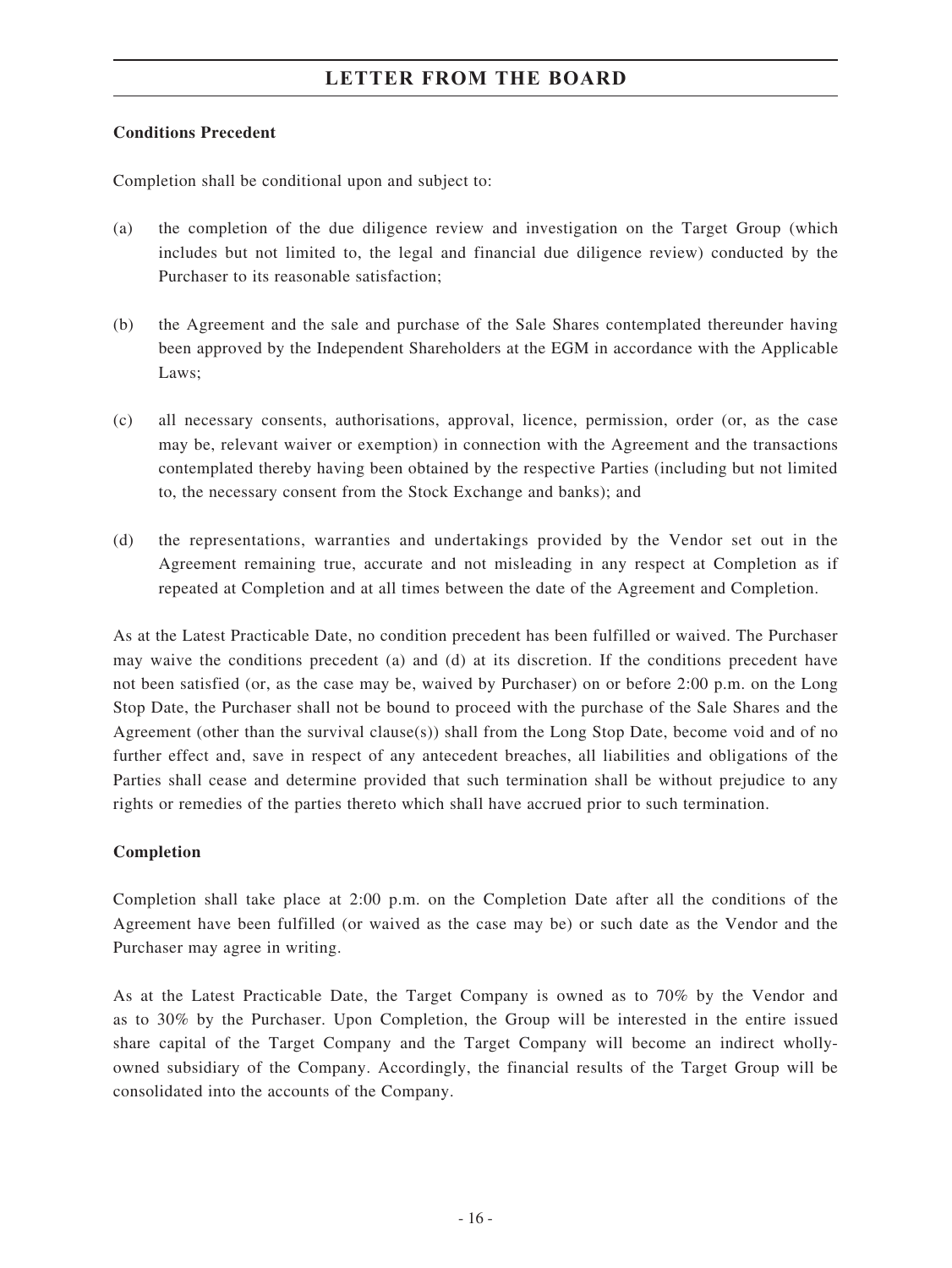**Conditions Precedent**

Completion shall be conditional upon and subject to:

(a) the completion of the due diligence review and investigation on the Target Group (which includes but not limited to, the legal and financial due diligence review) conducted by the Purchaser to its reasonable satisfaction;

(b) the Agreement and the sale and purchase of the Sale Shares contemplated thereunder having been approved by the Independent Shareholders at the EGM in accordance with the Applicable Laws;

(c) all necessary consents, authorisations, approval, licence, permission, order (or, as the case may be, relevant waiver or exemption) in connection with the Agreement and the transactions contemplated thereby having been obtained by the respective Parties (including but not limited to, the necessary consent from the Stock Exchange and banks); and

(d) the representations, warranties and undertakings provided by the Vendor set out in the Agreement remaining true, accurate and not misleading in any respect at Completion as if repeated at Completion and at all times between the date of the Agreement and Completion.

As at the Latest Practicable Date, no condition precedent has been fulfilled or waived. The Purchaser may waive the conditions precedent (a) and (d) at its discretion. If the conditions precedent have not been satisfied (or, as the case may be, waived by Purchaser) on or before 2:00 p.m. on the Long Stop Date, the Purchaser shall not be bound to proceed with the purchase of the Sale Shares and the Agreement (other than the survival clause(s)) shall from the Long Stop Date, become void and of no further effect and, save in respect of any antecedent breaches, all liabilities and obligations of the Parties shall cease and determine provided that such termination shall be without prejudice to any rights or remedies of the parties thereto which shall have accrued prior to such termination.

**Completion**

Completion shall take place at 2:00 p.m. on the Completion Date after all the conditions of the Agreement have been fulfilled (or waived as the case may be) or such date as the Vendor and the Purchaser may agree in writing.

As at the Latest Practicable Date, the Target Company is owned as to 70% by the Vendor and as to 30% by the Purchaser. Upon Completion, the Group will be interested in the entire issued share capital of the Target Company and the Target Company will become an indirect wholly-owned subsidiary of the Company. Accordingly, the financial results of the Target Group will be consolidated into the accounts of the Company.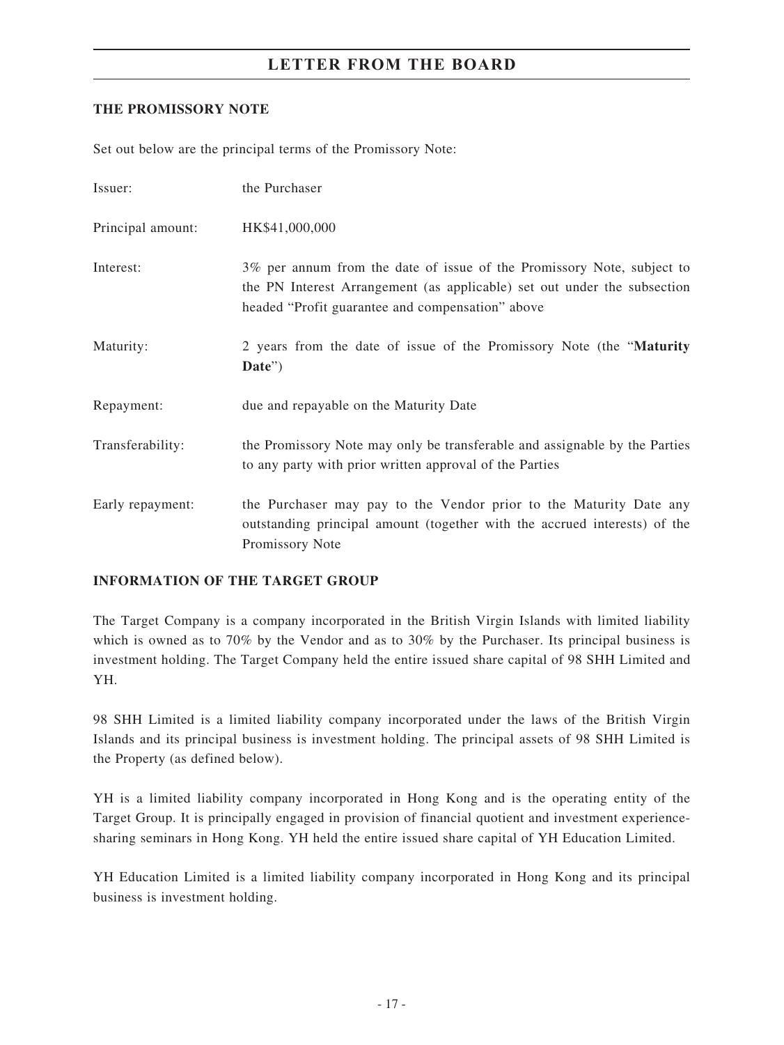## THE PROMISSORY NOTE

Set out below are the principal terms of the Promissory Note:

| | |
|---|---|
| Issuer: | the Purchaser |
| Principal amount: | HK$41,000,000 |
| Interest: | 3% per annum from the date of issue of the Promissory Note, subject to the PN Interest Arrangement (as applicable) set out under the subsection headed “Profit guarantee and compensation” above |
| Maturity: | 2 years from the date of issue of the Promissory Note (the “**Maturity Date**”) |
| Repayment: | due and repayable on the Maturity Date |
| Transferability: | the Promissory Note may only be transferable and assignable by the Parties to any party with prior written approval of the Parties |
| Early repayment: | the Purchaser may pay to the Vendor prior to the Maturity Date any outstanding principal amount (together with the accrued interests) of the Promissory Note |

## INFORMATION OF THE TARGET GROUP

The Target Company is a company incorporated in the British Virgin Islands with limited liability which is owned as to 70% by the Vendor and as to 30% by the Purchaser. Its principal business is investment holding. The Target Company held the entire issued share capital of 98 SHH Limited and YH.

98 SHH Limited is a limited liability company incorporated under the laws of the British Virgin Islands and its principal business is investment holding. The principal assets of 98 SHH Limited is the Property (as defined below).

YH is a limited liability company incorporated in Hong Kong and is the operating entity of the Target Group. It is principally engaged in provision of financial quotient and investment experience-sharing seminars in Hong Kong. YH held the entire issued share capital of YH Education Limited.

YH Education Limited is a limited liability company incorporated in Hong Kong and its principal business is investment holding.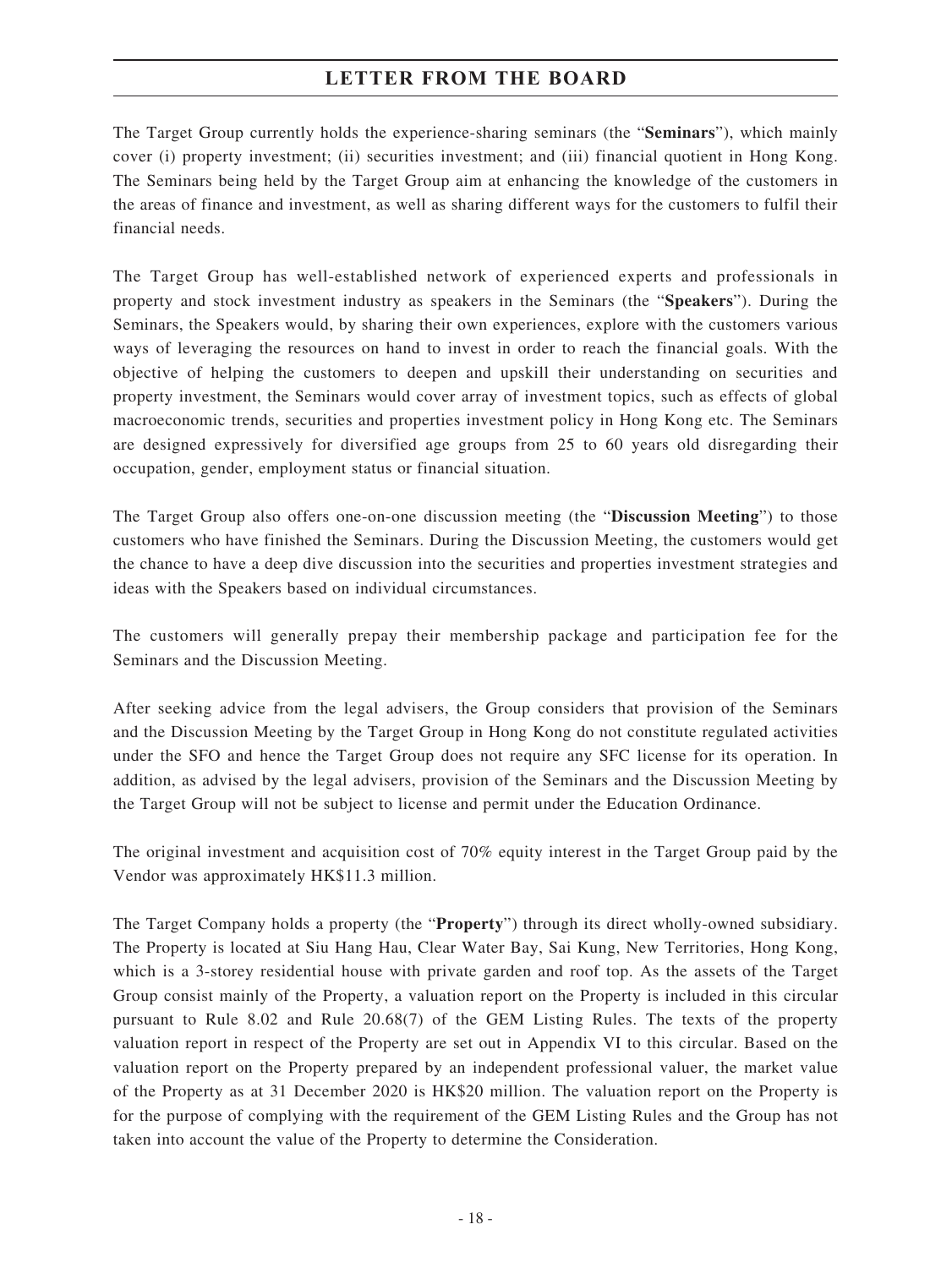The Target Group currently holds the experience-sharing seminars (the "**Seminars**"), which mainly cover (i) property investment; (ii) securities investment; and (iii) financial quotient in Hong Kong. The Seminars being held by the Target Group aim at enhancing the knowledge of the customers in the areas of finance and investment, as well as sharing different ways for the customers to fulfil their financial needs.

The Target Group has well-established network of experienced experts and professionals in property and stock investment industry as speakers in the Seminars (the "**Speakers**"). During the Seminars, the Speakers would, by sharing their own experiences, explore with the customers various ways of leveraging the resources on hand to invest in order to reach the financial goals. With the objective of helping the customers to deepen and upskill their understanding on securities and property investment, the Seminars would cover array of investment topics, such as effects of global macroeconomic trends, securities and properties investment policy in Hong Kong etc. The Seminars are designed expressively for diversified age groups from 25 to 60 years old disregarding their occupation, gender, employment status or financial situation.

The Target Group also offers one-on-one discussion meeting (the "**Discussion Meeting**") to those customers who have finished the Seminars. During the Discussion Meeting, the customers would get the chance to have a deep dive discussion into the securities and properties investment strategies and ideas with the Speakers based on individual circumstances.

The customers will generally prepay their membership package and participation fee for the Seminars and the Discussion Meeting.

After seeking advice from the legal advisers, the Group considers that provision of the Seminars and the Discussion Meeting by the Target Group in Hong Kong do not constitute regulated activities under the SFO and hence the Target Group does not require any SFC license for its operation. In addition, as advised by the legal advisers, provision of the Seminars and the Discussion Meeting by the Target Group will not be subject to license and permit under the Education Ordinance.

The original investment and acquisition cost of 70% equity interest in the Target Group paid by the Vendor was approximately HK$11.3 million.

The Target Company holds a property (the "**Property**") through its direct wholly-owned subsidiary. The Property is located at Siu Hang Hau, Clear Water Bay, Sai Kung, New Territories, Hong Kong, which is a 3-storey residential house with private garden and roof top. As the assets of the Target Group consist mainly of the Property, a valuation report on the Property is included in this circular pursuant to Rule 8.02 and Rule 20.68(7) of the GEM Listing Rules. The texts of the property valuation report in respect of the Property are set out in Appendix VI to this circular. Based on the valuation report on the Property prepared by an independent professional valuer, the market value of the Property as at 31 December 2020 is HK$20 million. The valuation report on the Property is for the purpose of complying with the requirement of the GEM Listing Rules and the Group has not taken into account the value of the Property to determine the Consideration.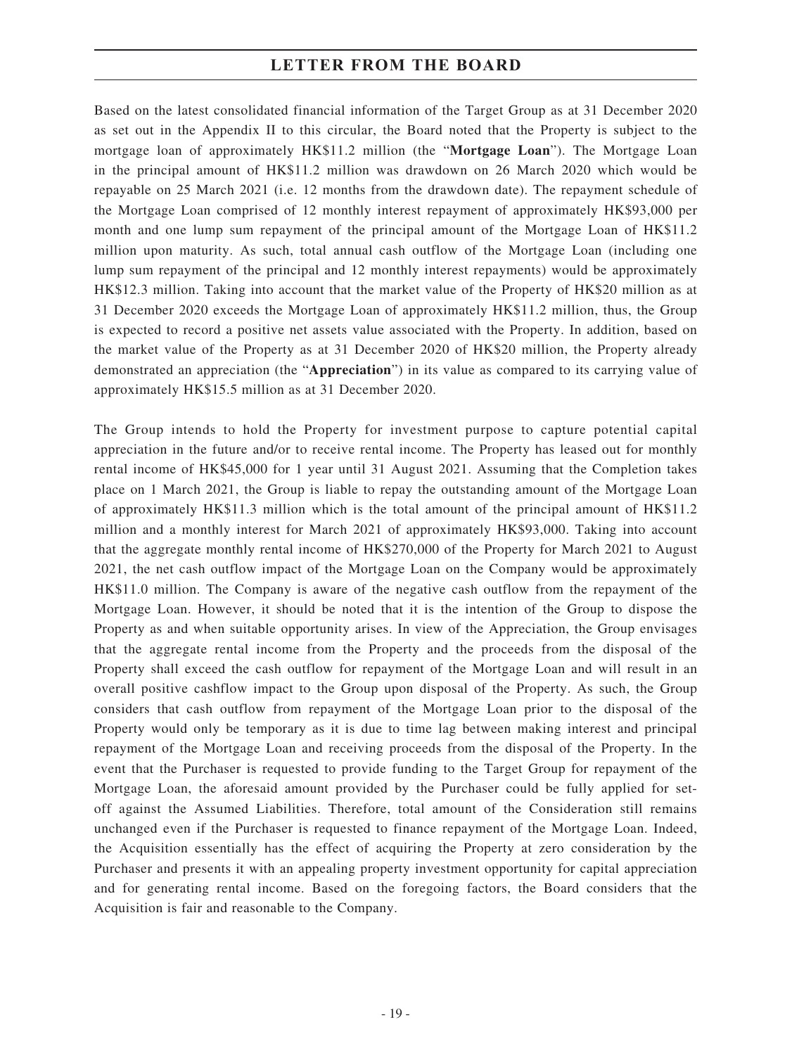Based on the latest consolidated financial information of the Target Group as at 31 December 2020 as set out in the Appendix II to this circular, the Board noted that the Property is subject to the mortgage loan of approximately HK$11.2 million (the "**Mortgage Loan**"). The Mortgage Loan in the principal amount of HK$11.2 million was drawdown on 26 March 2020 which would be repayable on 25 March 2021 (i.e. 12 months from the drawdown date). The repayment schedule of the Mortgage Loan comprised of 12 monthly interest repayment of approximately HK$93,000 per month and one lump sum repayment of the principal amount of the Mortgage Loan of HK$11.2 million upon maturity. As such, total annual cash outflow of the Mortgage Loan (including one lump sum repayment of the principal and 12 monthly interest repayments) would be approximately HK$12.3 million. Taking into account that the market value of the Property of HK$20 million as at 31 December 2020 exceeds the Mortgage Loan of approximately HK$11.2 million, thus, the Group is expected to record a positive net assets value associated with the Property. In addition, based on the market value of the Property as at 31 December 2020 of HK$20 million, the Property already demonstrated an appreciation (the "**Appreciation**") in its value as compared to its carrying value of approximately HK$15.5 million as at 31 December 2020.

The Group intends to hold the Property for investment purpose to capture potential capital appreciation in the future and/or to receive rental income. The Property has leased out for monthly rental income of HK$45,000 for 1 year until 31 August 2021. Assuming that the Completion takes place on 1 March 2021, the Group is liable to repay the outstanding amount of the Mortgage Loan of approximately HK$11.3 million which is the total amount of the principal amount of HK$11.2 million and a monthly interest for March 2021 of approximately HK$93,000. Taking into account that the aggregate monthly rental income of HK$270,000 of the Property for March 2021 to August 2021, the net cash outflow impact of the Mortgage Loan on the Company would be approximately HK$11.0 million. The Company is aware of the negative cash outflow from the repayment of the Mortgage Loan. However, it should be noted that it is the intention of the Group to dispose the Property as and when suitable opportunity arises. In view of the Appreciation, the Group envisages that the aggregate rental income from the Property and the proceeds from the disposal of the Property shall exceed the cash outflow for repayment of the Mortgage Loan and will result in an overall positive cashflow impact to the Group upon disposal of the Property. As such, the Group considers that cash outflow from repayment of the Mortgage Loan prior to the disposal of the Property would only be temporary as it is due to time lag between making interest and principal repayment of the Mortgage Loan and receiving proceeds from the disposal of the Property. In the event that the Purchaser is requested to provide funding to the Target Group for repayment of the Mortgage Loan, the aforesaid amount provided by the Purchaser could be fully applied for set-off against the Assumed Liabilities. Therefore, total amount of the Consideration still remains unchanged even if the Purchaser is requested to finance repayment of the Mortgage Loan. Indeed, the Acquisition essentially has the effect of acquiring the Property at zero consideration by the Purchaser and presents it with an appealing property investment opportunity for capital appreciation and for generating rental income. Based on the foregoing factors, the Board considers that the Acquisition is fair and reasonable to the Company.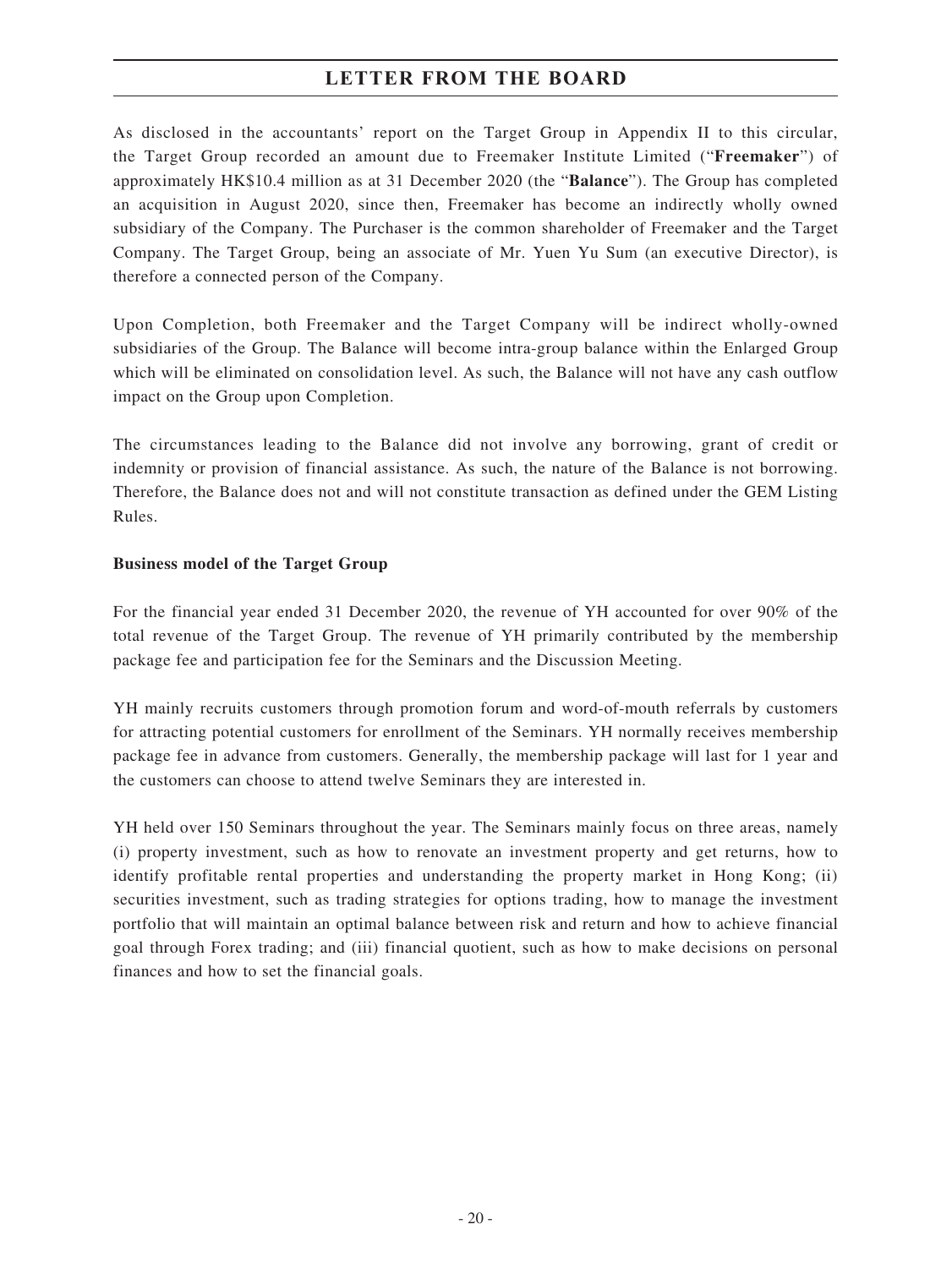As disclosed in the accountants' report on the Target Group in Appendix II to this circular, the Target Group recorded an amount due to Freemaker Institute Limited ("**Freemaker**") of approximately HK$10.4 million as at 31 December 2020 (the "**Balance**"). The Group has completed an acquisition in August 2020, since then, Freemaker has become an indirectly wholly owned subsidiary of the Company. The Purchaser is the common shareholder of Freemaker and the Target Company. The Target Group, being an associate of Mr. Yuen Yu Sum (an executive Director), is therefore a connected person of the Company.

Upon Completion, both Freemaker and the Target Company will be indirect wholly-owned subsidiaries of the Group. The Balance will become intra-group balance within the Enlarged Group which will be eliminated on consolidation level. As such, the Balance will not have any cash outflow impact on the Group upon Completion.

The circumstances leading to the Balance did not involve any borrowing, grant of credit or indemnity or provision of financial assistance. As such, the nature of the Balance is not borrowing. Therefore, the Balance does not and will not constitute transaction as defined under the GEM Listing Rules.

**Business model of the Target Group**

For the financial year ended 31 December 2020, the revenue of YH accounted for over 90% of the total revenue of the Target Group. The revenue of YH primarily contributed by the membership package fee and participation fee for the Seminars and the Discussion Meeting.

YH mainly recruits customers through promotion forum and word-of-mouth referrals by customers for attracting potential customers for enrollment of the Seminars. YH normally receives membership package fee in advance from customers. Generally, the membership package will last for 1 year and the customers can choose to attend twelve Seminars they are interested in.

YH held over 150 Seminars throughout the year. The Seminars mainly focus on three areas, namely (i) property investment, such as how to renovate an investment property and get returns, how to identify profitable rental properties and understanding the property market in Hong Kong; (ii) securities investment, such as trading strategies for options trading, how to manage the investment portfolio that will maintain an optimal balance between risk and return and how to achieve financial goal through Forex trading; and (iii) financial quotient, such as how to make decisions on personal finances and how to set the financial goals.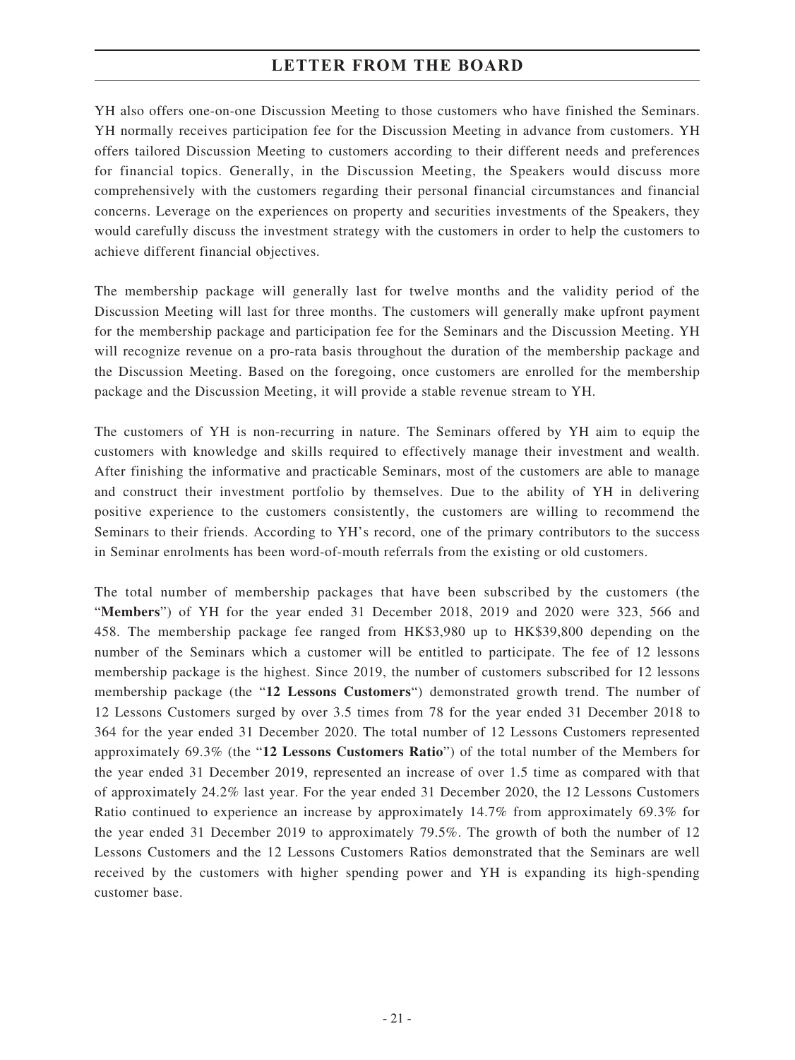YH also offers one-on-one Discussion Meeting to those customers who have finished the Seminars. YH normally receives participation fee for the Discussion Meeting in advance from customers. YH offers tailored Discussion Meeting to customers according to their different needs and preferences for financial topics. Generally, in the Discussion Meeting, the Speakers would discuss more comprehensively with the customers regarding their personal financial circumstances and financial concerns. Leverage on the experiences on property and securities investments of the Speakers, they would carefully discuss the investment strategy with the customers in order to help the customers to achieve different financial objectives.

The membership package will generally last for twelve months and the validity period of the Discussion Meeting will last for three months. The customers will generally make upfront payment for the membership package and participation fee for the Seminars and the Discussion Meeting. YH will recognize revenue on a pro-rata basis throughout the duration of the membership package and the Discussion Meeting. Based on the foregoing, once customers are enrolled for the membership package and the Discussion Meeting, it will provide a stable revenue stream to YH.

The customers of YH is non-recurring in nature. The Seminars offered by YH aim to equip the customers with knowledge and skills required to effectively manage their investment and wealth. After finishing the informative and practicable Seminars, most of the customers are able to manage and construct their investment portfolio by themselves. Due to the ability of YH in delivering positive experience to the customers consistently, the customers are willing to recommend the Seminars to their friends. According to YH's record, one of the primary contributors to the success in Seminar enrolments has been word-of-mouth referrals from the existing or old customers.

The total number of membership packages that have been subscribed by the customers (the "**Members**") of YH for the year ended 31 December 2018, 2019 and 2020 were 323, 566 and 458. The membership package fee ranged from HK$3,980 up to HK$39,800 depending on the number of the Seminars which a customer will be entitled to participate. The fee of 12 lessons membership package is the highest. Since 2019, the number of customers subscribed for 12 lessons membership package (the "**12 Lessons Customers**") demonstrated growth trend. The number of 12 Lessons Customers surged by over 3.5 times from 78 for the year ended 31 December 2018 to 364 for the year ended 31 December 2020. The total number of 12 Lessons Customers represented approximately 69.3% (the "**12 Lessons Customers Ratio**") of the total number of the Members for the year ended 31 December 2019, represented an increase of over 1.5 time as compared with that of approximately 24.2% last year. For the year ended 31 December 2020, the 12 Lessons Customers Ratio continued to experience an increase by approximately 14.7% from approximately 69.3% for the year ended 31 December 2019 to approximately 79.5%. The growth of both the number of 12 Lessons Customers and the 12 Lessons Customers Ratios demonstrated that the Seminars are well received by the customers with higher spending power and YH is expanding its high-spending customer base.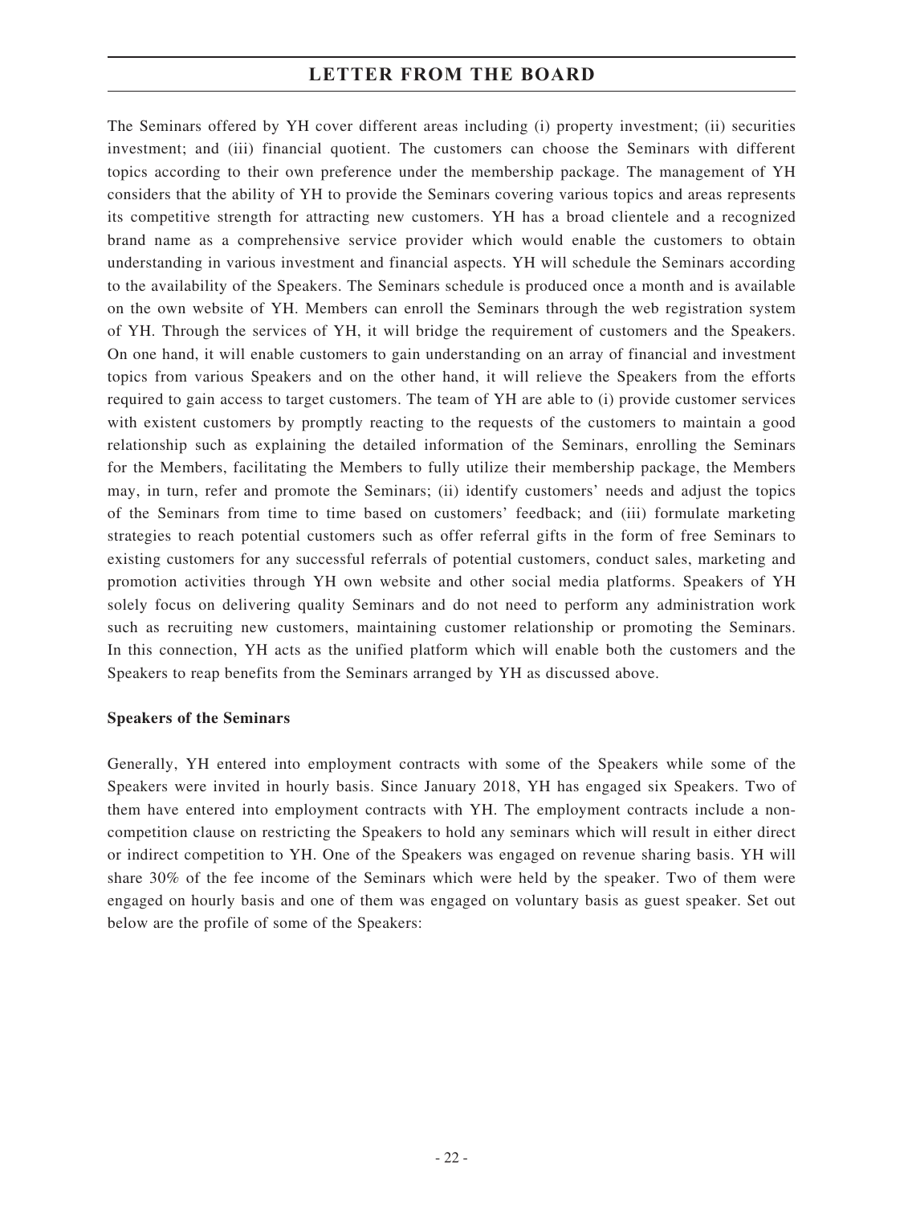The Seminars offered by YH cover different areas including (i) property investment; (ii) securities investment; and (iii) financial quotient. The customers can choose the Seminars with different topics according to their own preference under the membership package. The management of YH considers that the ability of YH to provide the Seminars covering various topics and areas represents its competitive strength for attracting new customers. YH has a broad clientele and a recognized brand name as a comprehensive service provider which would enable the customers to obtain understanding in various investment and financial aspects. YH will schedule the Seminars according to the availability of the Speakers. The Seminars schedule is produced once a month and is available on the own website of YH. Members can enroll the Seminars through the web registration system of YH. Through the services of YH, it will bridge the requirement of customers and the Speakers. On one hand, it will enable customers to gain understanding on an array of financial and investment topics from various Speakers and on the other hand, it will relieve the Speakers from the efforts required to gain access to target customers. The team of YH are able to (i) provide customer services with existent customers by promptly reacting to the requests of the customers to maintain a good relationship such as explaining the detailed information of the Seminars, enrolling the Seminars for the Members, facilitating the Members to fully utilize their membership package, the Members may, in turn, refer and promote the Seminars; (ii) identify customers' needs and adjust the topics of the Seminars from time to time based on customers' feedback; and (iii) formulate marketing strategies to reach potential customers such as offer referral gifts in the form of free Seminars to existing customers for any successful referrals of potential customers, conduct sales, marketing and promotion activities through YH own website and other social media platforms. Speakers of YH solely focus on delivering quality Seminars and do not need to perform any administration work such as recruiting new customers, maintaining customer relationship or promoting the Seminars. In this connection, YH acts as the unified platform which will enable both the customers and the Speakers to reap benefits from the Seminars arranged by YH as discussed above.

**Speakers of the Seminars**

Generally, YH entered into employment contracts with some of the Speakers while some of the Speakers were invited in hourly basis. Since January 2018, YH has engaged six Speakers. Two of them have entered into employment contracts with YH. The employment contracts include a non-competition clause on restricting the Speakers to hold any seminars which will result in either direct or indirect competition to YH. One of the Speakers was engaged on revenue sharing basis. YH will share 30% of the fee income of the Seminars which were held by the speaker. Two of them were engaged on hourly basis and one of them was engaged on voluntary basis as guest speaker. Set out below are the profile of some of the Speakers: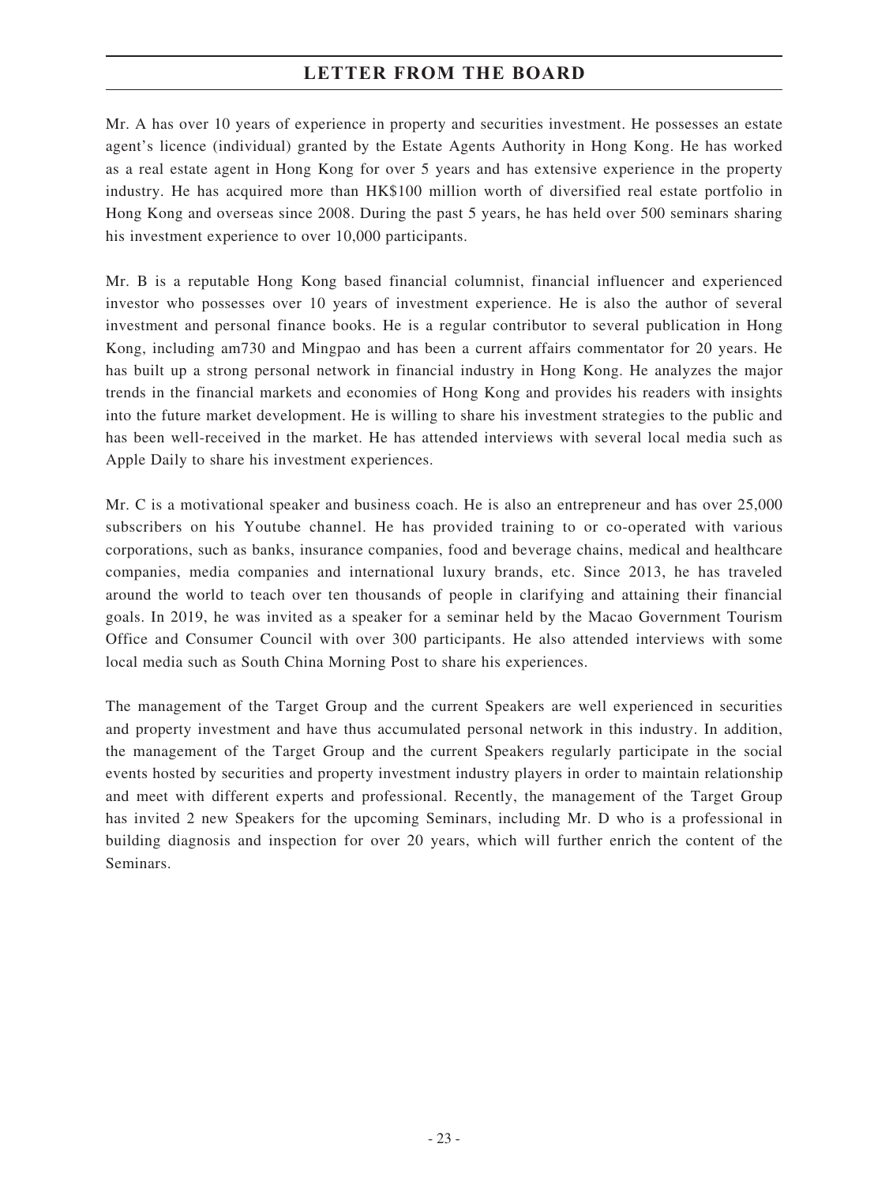Mr. A has over 10 years of experience in property and securities investment. He possesses an estate agent's licence (individual) granted by the Estate Agents Authority in Hong Kong. He has worked as a real estate agent in Hong Kong for over 5 years and has extensive experience in the property industry. He has acquired more than HK$100 million worth of diversified real estate portfolio in Hong Kong and overseas since 2008. During the past 5 years, he has held over 500 seminars sharing his investment experience to over 10,000 participants.

Mr. B is a reputable Hong Kong based financial columnist, financial influencer and experienced investor who possesses over 10 years of investment experience. He is also the author of several investment and personal finance books. He is a regular contributor to several publication in Hong Kong, including am730 and Mingpao and has been a current affairs commentator for 20 years. He has built up a strong personal network in financial industry in Hong Kong. He analyzes the major trends in the financial markets and economies of Hong Kong and provides his readers with insights into the future market development. He is willing to share his investment strategies to the public and has been well-received in the market. He has attended interviews with several local media such as Apple Daily to share his investment experiences.

Mr. C is a motivational speaker and business coach. He is also an entrepreneur and has over 25,000 subscribers on his Youtube channel. He has provided training to or co-operated with various corporations, such as banks, insurance companies, food and beverage chains, medical and healthcare companies, media companies and international luxury brands, etc. Since 2013, he has traveled around the world to teach over ten thousands of people in clarifying and attaining their financial goals. In 2019, he was invited as a speaker for a seminar held by the Macao Government Tourism Office and Consumer Council with over 300 participants. He also attended interviews with some local media such as South China Morning Post to share his experiences.

The management of the Target Group and the current Speakers are well experienced in securities and property investment and have thus accumulated personal network in this industry. In addition, the management of the Target Group and the current Speakers regularly participate in the social events hosted by securities and property investment industry players in order to maintain relationship and meet with different experts and professional. Recently, the management of the Target Group has invited 2 new Speakers for the upcoming Seminars, including Mr. D who is a professional in building diagnosis and inspection for over 20 years, which will further enrich the content of the Seminars.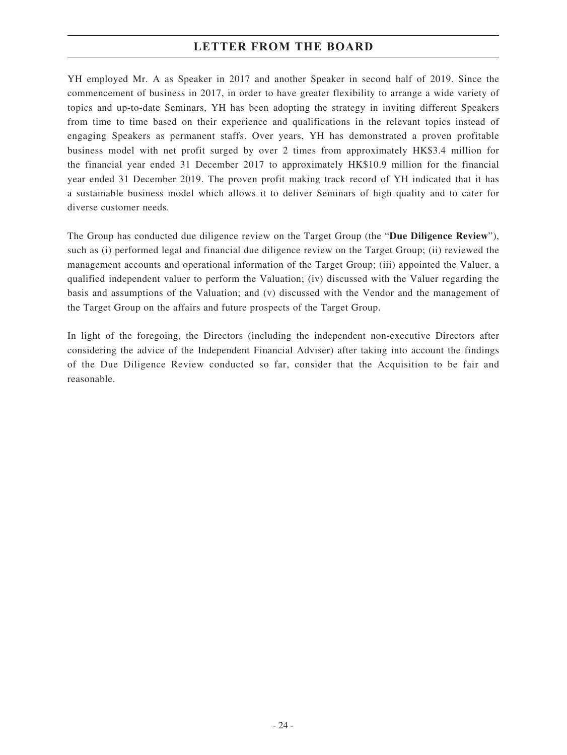YH employed Mr. A as Speaker in 2017 and another Speaker in second half of 2019. Since the commencement of business in 2017, in order to have greater flexibility to arrange a wide variety of topics and up-to-date Seminars, YH has been adopting the strategy in inviting different Speakers from time to time based on their experience and qualifications in the relevant topics instead of engaging Speakers as permanent staffs. Over years, YH has demonstrated a proven profitable business model with net profit surged by over 2 times from approximately HK$3.4 million for the financial year ended 31 December 2017 to approximately HK$10.9 million for the financial year ended 31 December 2019. The proven profit making track record of YH indicated that it has a sustainable business model which allows it to deliver Seminars of high quality and to cater for diverse customer needs.

The Group has conducted due diligence review on the Target Group (the "**Due Diligence Review**"), such as (i) performed legal and financial due diligence review on the Target Group; (ii) reviewed the management accounts and operational information of the Target Group; (iii) appointed the Valuer, a qualified independent valuer to perform the Valuation; (iv) discussed with the Valuer regarding the basis and assumptions of the Valuation; and (v) discussed with the Vendor and the management of the Target Group on the affairs and future prospects of the Target Group.

In light of the foregoing, the Directors (including the independent non-executive Directors after considering the advice of the Independent Financial Adviser) after taking into account the findings of the Due Diligence Review conducted so far, consider that the Acquisition to be fair and reasonable.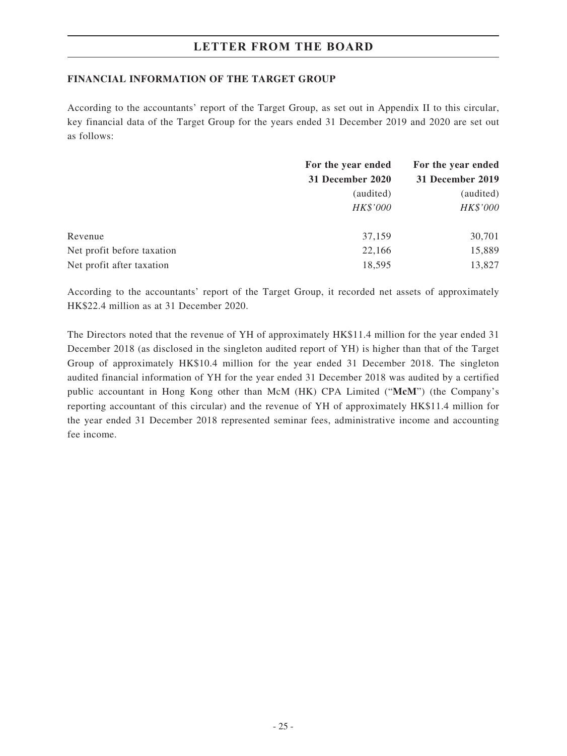## FINANCIAL INFORMATION OF THE TARGET GROUP

According to the accountants' report of the Target Group, as set out in Appendix II to this circular, key financial data of the Target Group for the years ended 31 December 2019 and 2020 are set out as follows:

| | For the year ended 31 December 2020 | For the year ended 31 December 2019 |
|---|---|---|
| | (audited) | (audited) |
| | *HK$'000* | *HK$'000* |
| Revenue | 37,159 | 30,701 |
| Net profit before taxation | 22,166 | 15,889 |
| Net profit after taxation | 18,595 | 13,827 |

According to the accountants' report of the Target Group, it recorded net assets of approximately HK$22.4 million as at 31 December 2020.

The Directors noted that the revenue of YH of approximately HK$11.4 million for the year ended 31 December 2018 (as disclosed in the singleton audited report of YH) is higher than that of the Target Group of approximately HK$10.4 million for the year ended 31 December 2018. The singleton audited financial information of YH for the year ended 31 December 2018 was audited by a certified public accountant in Hong Kong other than McM (HK) CPA Limited ("**McM**") (the Company's reporting accountant of this circular) and the revenue of YH of approximately HK$11.4 million for the year ended 31 December 2018 represented seminar fees, administrative income and accounting fee income.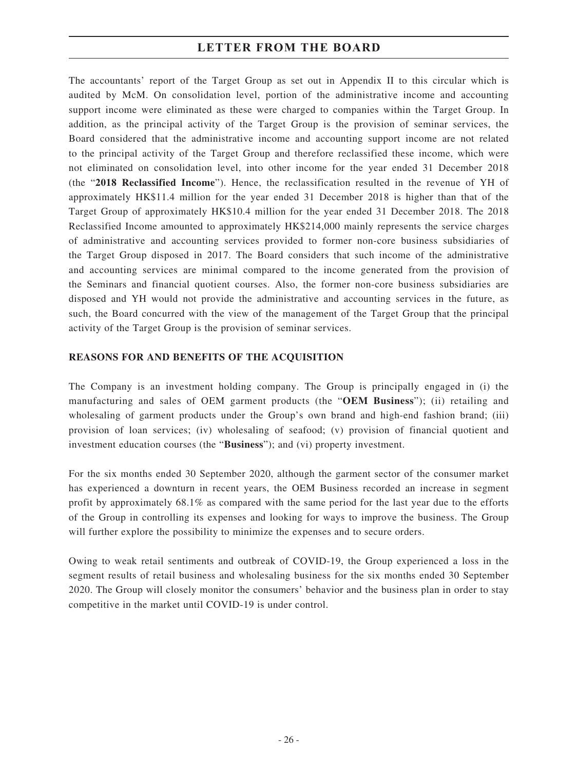The accountants' report of the Target Group as set out in Appendix II to this circular which is audited by McM. On consolidation level, portion of the administrative income and accounting support income were eliminated as these were charged to companies within the Target Group. In addition, as the principal activity of the Target Group is the provision of seminar services, the Board considered that the administrative income and accounting support income are not related to the principal activity of the Target Group and therefore reclassified these income, which were not eliminated on consolidation level, into other income for the year ended 31 December 2018 (the "**2018 Reclassified Income**"). Hence, the reclassification resulted in the revenue of YH of approximately HK$11.4 million for the year ended 31 December 2018 is higher than that of the Target Group of approximately HK$10.4 million for the year ended 31 December 2018. The 2018 Reclassified Income amounted to approximately HK$214,000 mainly represents the service charges of administrative and accounting services provided to former non-core business subsidiaries of the Target Group disposed in 2017. The Board considers that such income of the administrative and accounting services are minimal compared to the income generated from the provision of the Seminars and financial quotient courses. Also, the former non-core business subsidiaries are disposed and YH would not provide the administrative and accounting services in the future, as such, the Board concurred with the view of the management of the Target Group that the principal activity of the Target Group is the provision of seminar services.

## REASONS FOR AND BENEFITS OF THE ACQUISITION

The Company is an investment holding company. The Group is principally engaged in (i) the manufacturing and sales of OEM garment products (the "**OEM Business**"); (ii) retailing and wholesaling of garment products under the Group's own brand and high-end fashion brand; (iii) provision of loan services; (iv) wholesaling of seafood; (v) provision of financial quotient and investment education courses (the "**Business**"); and (vi) property investment.

For the six months ended 30 September 2020, although the garment sector of the consumer market has experienced a downturn in recent years, the OEM Business recorded an increase in segment profit by approximately 68.1% as compared with the same period for the last year due to the efforts of the Group in controlling its expenses and looking for ways to improve the business. The Group will further explore the possibility to minimize the expenses and to secure orders.

Owing to weak retail sentiments and outbreak of COVID-19, the Group experienced a loss in the segment results of retail business and wholesaling business for the six months ended 30 September 2020. The Group will closely monitor the consumers' behavior and the business plan in order to stay competitive in the market until COVID-19 is under control.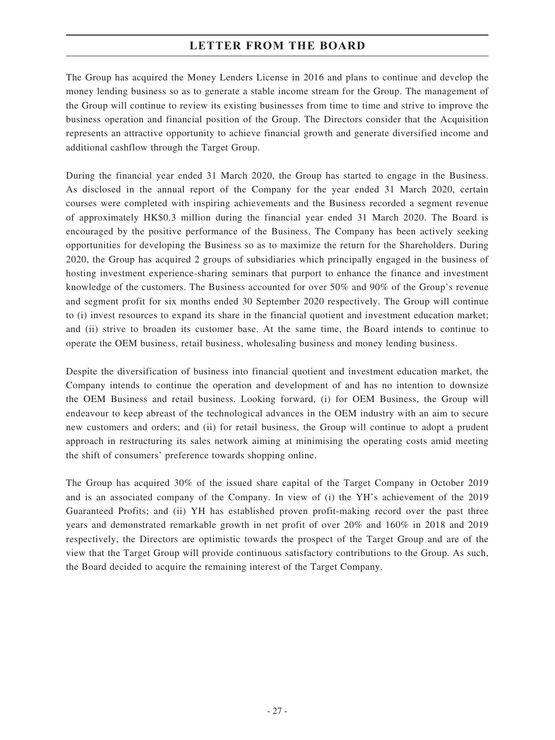The Group has acquired the Money Lenders License in 2016 and plans to continue and develop the money lending business so as to generate a stable income stream for the Group. The management of the Group will continue to review its existing businesses from time to time and strive to improve the business operation and financial position of the Group. The Directors consider that the Acquisition represents an attractive opportunity to achieve financial growth and generate diversified income and additional cashflow through the Target Group.

During the financial year ended 31 March 2020, the Group has started to engage in the Business. As disclosed in the annual report of the Company for the year ended 31 March 2020, certain courses were completed with inspiring achievements and the Business recorded a segment revenue of approximately HK$0.3 million during the financial year ended 31 March 2020. The Board is encouraged by the positive performance of the Business. The Company has been actively seeking opportunities for developing the Business so as to maximize the return for the Shareholders. During 2020, the Group has acquired 2 groups of subsidiaries which principally engaged in the business of hosting investment experience-sharing seminars that purport to enhance the finance and investment knowledge of the customers. The Business accounted for over 50% and 90% of the Group's revenue and segment profit for six months ended 30 September 2020 respectively. The Group will continue to (i) invest resources to expand its share in the financial quotient and investment education market; and (ii) strive to broaden its customer base. At the same time, the Board intends to continue to operate the OEM business, retail business, wholesaling business and money lending business.

Despite the diversification of business into financial quotient and investment education market, the Company intends to continue the operation and development of and has no intention to downsize the OEM Business and retail business. Looking forward, (i) for OEM Business, the Group will endeavour to keep abreast of the technological advances in the OEM industry with an aim to secure new customers and orders; and (ii) for retail business, the Group will continue to adopt a prudent approach in restructuring its sales network aiming at minimising the operating costs amid meeting the shift of consumers' preference towards shopping online.

The Group has acquired 30% of the issued share capital of the Target Company in October 2019 and is an associated company of the Company. In view of (i) the YH's achievement of the 2019 Guaranteed Profits; and (ii) YH has established proven profit-making record over the past three years and demonstrated remarkable growth in net profit of over 20% and 160% in 2018 and 2019 respectively, the Directors are optimistic towards the prospect of the Target Group and are of the view that the Target Group will provide continuous satisfactory contributions to the Group. As such, the Board decided to acquire the remaining interest of the Target Company.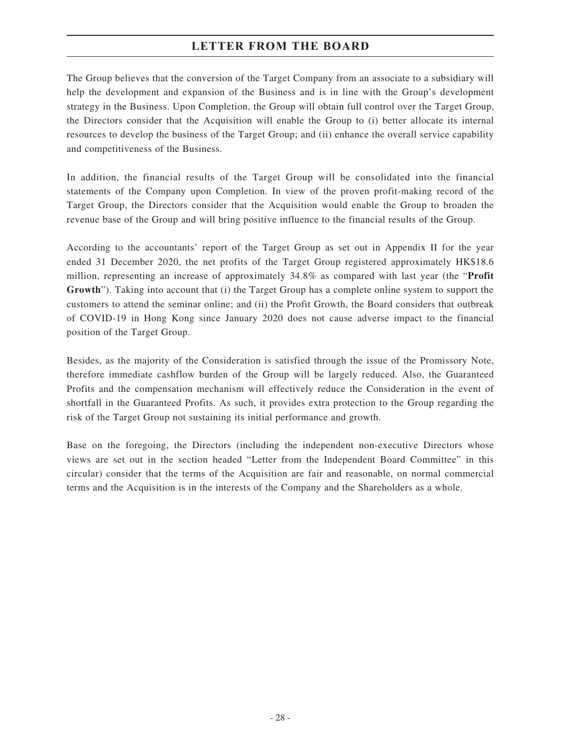The Group believes that the conversion of the Target Company from an associate to a subsidiary will help the development and expansion of the Business and is in line with the Group's development strategy in the Business. Upon Completion, the Group will obtain full control over the Target Group, the Directors consider that the Acquisition will enable the Group to (i) better allocate its internal resources to develop the business of the Target Group; and (ii) enhance the overall service capability and competitiveness of the Business.

In addition, the financial results of the Target Group will be consolidated into the financial statements of the Company upon Completion. In view of the proven profit-making record of the Target Group, the Directors consider that the Acquisition would enable the Group to broaden the revenue base of the Group and will bring positive influence to the financial results of the Group.

According to the accountants' report of the Target Group as set out in Appendix II for the year ended 31 December 2020, the net profits of the Target Group registered approximately HK$18.6 million, representing an increase of approximately 34.8% as compared with last year (the "**Profit Growth**"). Taking into account that (i) the Target Group has a complete online system to support the customers to attend the seminar online; and (ii) the Profit Growth, the Board considers that outbreak of COVID-19 in Hong Kong since January 2020 does not cause adverse impact to the financial position of the Target Group.

Besides, as the majority of the Consideration is satisfied through the issue of the Promissory Note, therefore immediate cashflow burden of the Group will be largely reduced. Also, the Guaranteed Profits and the compensation mechanism will effectively reduce the Consideration in the event of shortfall in the Guaranteed Profits. As such, it provides extra protection to the Group regarding the risk of the Target Group not sustaining its initial performance and growth.

Base on the foregoing, the Directors (including the independent non-executive Directors whose views are set out in the section headed "Letter from the Independent Board Committee" in this circular) consider that the terms of the Acquisition are fair and reasonable, on normal commercial terms and the Acquisition is in the interests of the Company and the Shareholders as a whole.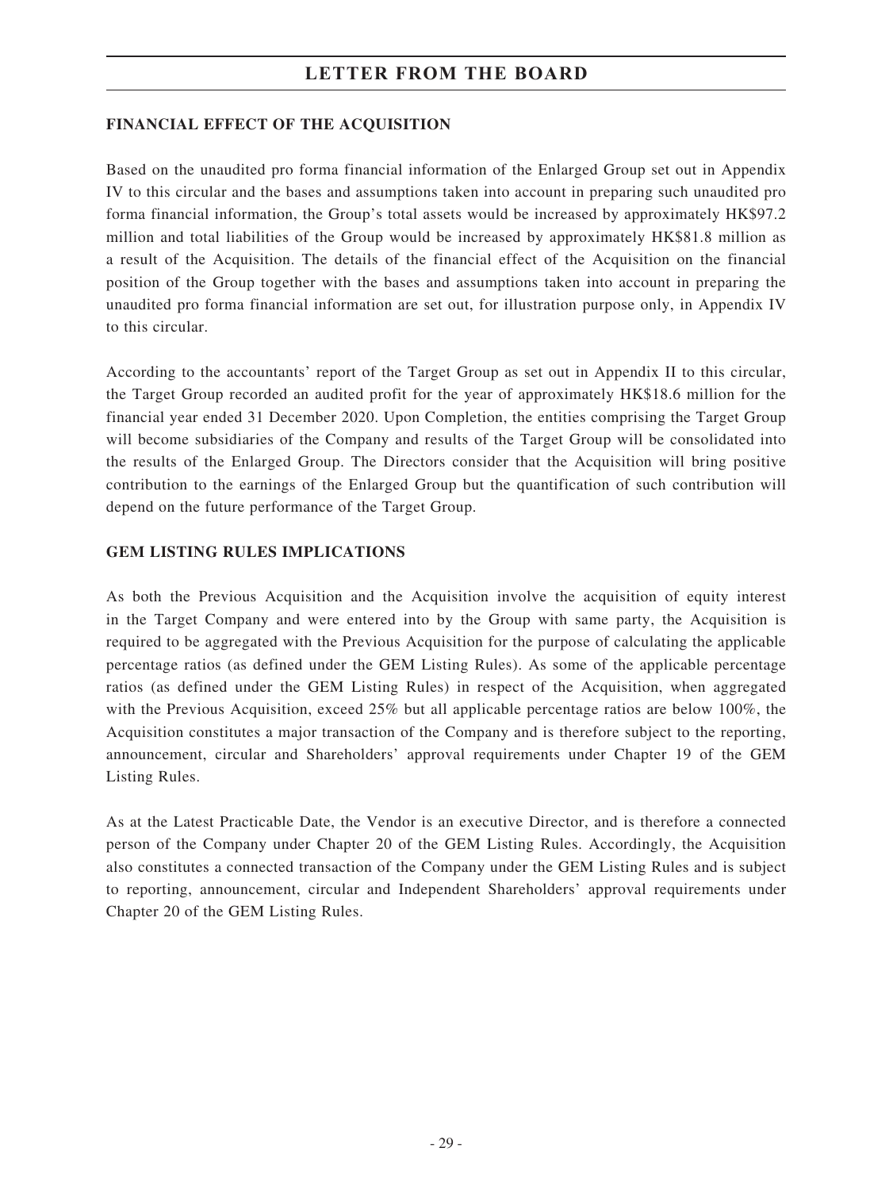## FINANCIAL EFFECT OF THE ACQUISITION

Based on the unaudited pro forma financial information of the Enlarged Group set out in Appendix IV to this circular and the bases and assumptions taken into account in preparing such unaudited pro forma financial information, the Group's total assets would be increased by approximately HK$97.2 million and total liabilities of the Group would be increased by approximately HK$81.8 million as a result of the Acquisition. The details of the financial effect of the Acquisition on the financial position of the Group together with the bases and assumptions taken into account in preparing the unaudited pro forma financial information are set out, for illustration purpose only, in Appendix IV to this circular.

According to the accountants' report of the Target Group as set out in Appendix II to this circular, the Target Group recorded an audited profit for the year of approximately HK$18.6 million for the financial year ended 31 December 2020. Upon Completion, the entities comprising the Target Group will become subsidiaries of the Company and results of the Target Group will be consolidated into the results of the Enlarged Group. The Directors consider that the Acquisition will bring positive contribution to the earnings of the Enlarged Group but the quantification of such contribution will depend on the future performance of the Target Group.

## GEM LISTING RULES IMPLICATIONS

As both the Previous Acquisition and the Acquisition involve the acquisition of equity interest in the Target Company and were entered into by the Group with same party, the Acquisition is required to be aggregated with the Previous Acquisition for the purpose of calculating the applicable percentage ratios (as defined under the GEM Listing Rules). As some of the applicable percentage ratios (as defined under the GEM Listing Rules) in respect of the Acquisition, when aggregated with the Previous Acquisition, exceed 25% but all applicable percentage ratios are below 100%, the Acquisition constitutes a major transaction of the Company and is therefore subject to the reporting, announcement, circular and Shareholders' approval requirements under Chapter 19 of the GEM Listing Rules.

As at the Latest Practicable Date, the Vendor is an executive Director, and is therefore a connected person of the Company under Chapter 20 of the GEM Listing Rules. Accordingly, the Acquisition also constitutes a connected transaction of the Company under the GEM Listing Rules and is subject to reporting, announcement, circular and Independent Shareholders' approval requirements under Chapter 20 of the GEM Listing Rules.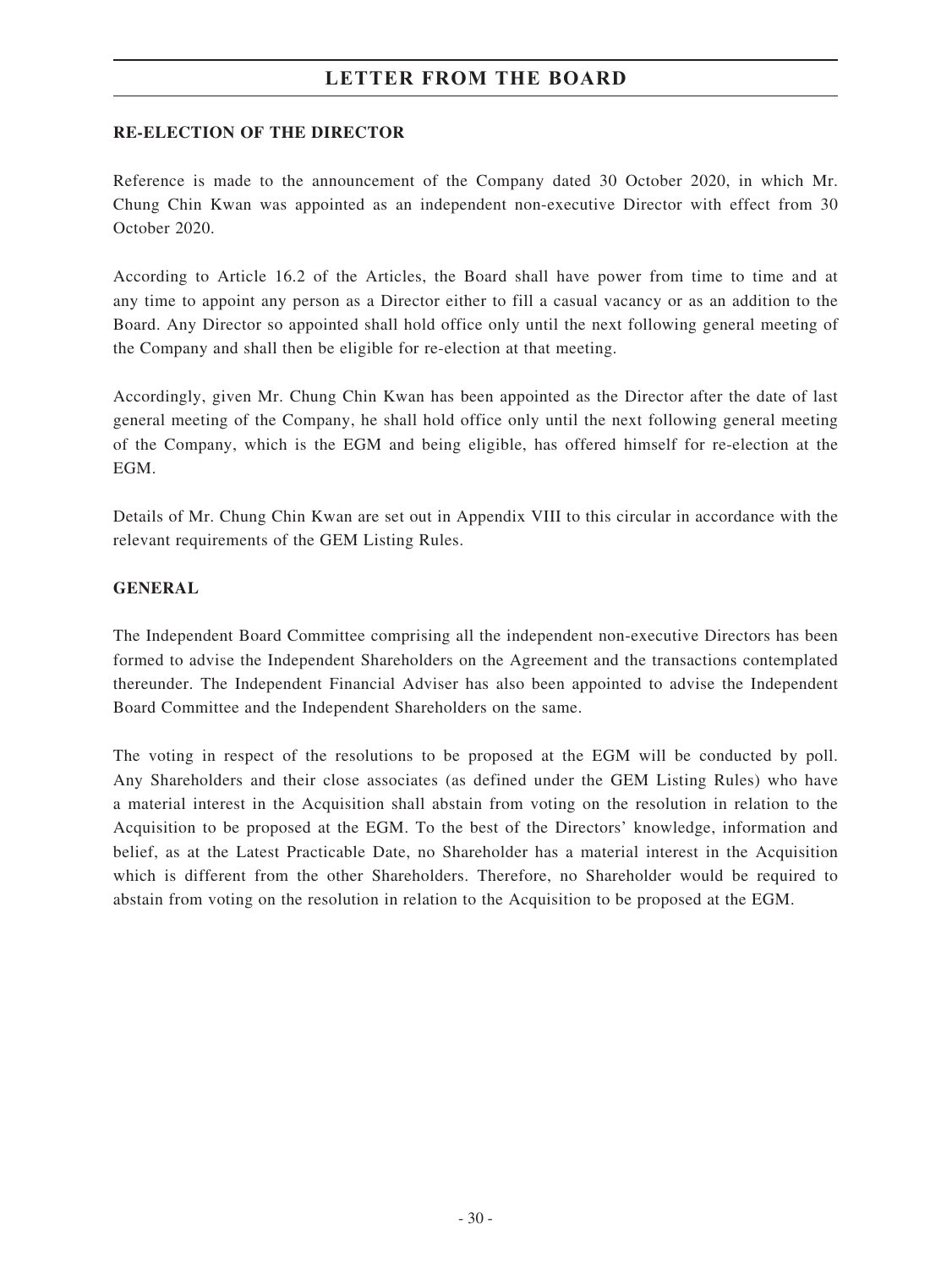## RE-ELECTION OF THE DIRECTOR

Reference is made to the announcement of the Company dated 30 October 2020, in which Mr. Chung Chin Kwan was appointed as an independent non-executive Director with effect from 30 October 2020.

According to Article 16.2 of the Articles, the Board shall have power from time to time and at any time to appoint any person as a Director either to fill a casual vacancy or as an addition to the Board. Any Director so appointed shall hold office only until the next following general meeting of the Company and shall then be eligible for re-election at that meeting.

Accordingly, given Mr. Chung Chin Kwan has been appointed as the Director after the date of last general meeting of the Company, he shall hold office only until the next following general meeting of the Company, which is the EGM and being eligible, has offered himself for re-election at the EGM.

Details of Mr. Chung Chin Kwan are set out in Appendix VIII to this circular in accordance with the relevant requirements of the GEM Listing Rules.

## GENERAL

The Independent Board Committee comprising all the independent non-executive Directors has been formed to advise the Independent Shareholders on the Agreement and the transactions contemplated thereunder. The Independent Financial Adviser has also been appointed to advise the Independent Board Committee and the Independent Shareholders on the same.

The voting in respect of the resolutions to be proposed at the EGM will be conducted by poll. Any Shareholders and their close associates (as defined under the GEM Listing Rules) who have a material interest in the Acquisition shall abstain from voting on the resolution in relation to the Acquisition to be proposed at the EGM. To the best of the Directors' knowledge, information and belief, as at the Latest Practicable Date, no Shareholder has a material interest in the Acquisition which is different from the other Shareholders. Therefore, no Shareholder would be required to abstain from voting on the resolution in relation to the Acquisition to be proposed at the EGM.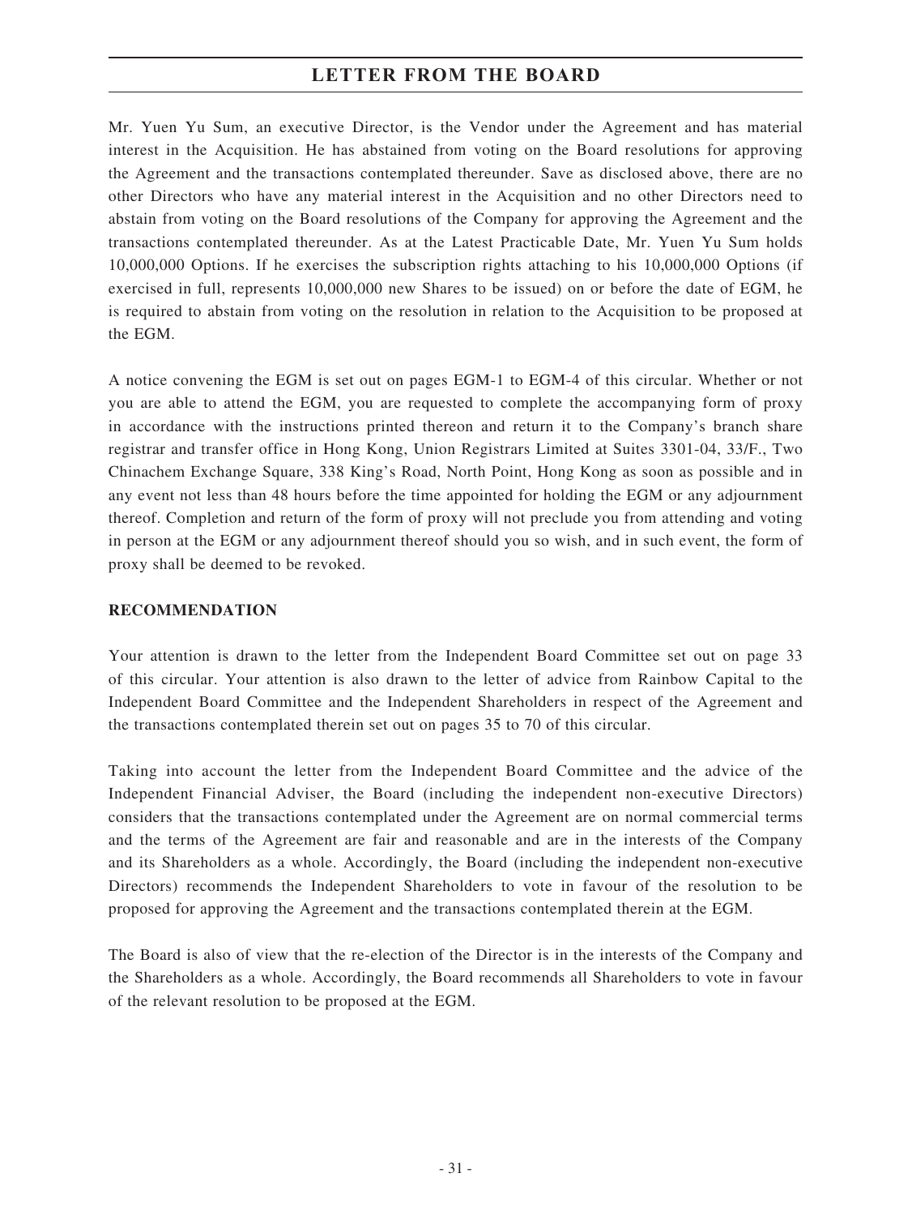Mr. Yuen Yu Sum, an executive Director, is the Vendor under the Agreement and has material interest in the Acquisition. He has abstained from voting on the Board resolutions for approving the Agreement and the transactions contemplated thereunder. Save as disclosed above, there are no other Directors who have any material interest in the Acquisition and no other Directors need to abstain from voting on the Board resolutions of the Company for approving the Agreement and the transactions contemplated thereunder. As at the Latest Practicable Date, Mr. Yuen Yu Sum holds 10,000,000 Options. If he exercises the subscription rights attaching to his 10,000,000 Options (if exercised in full, represents 10,000,000 new Shares to be issued) on or before the date of EGM, he is required to abstain from voting on the resolution in relation to the Acquisition to be proposed at the EGM.

A notice convening the EGM is set out on pages EGM-1 to EGM-4 of this circular. Whether or not you are able to attend the EGM, you are requested to complete the accompanying form of proxy in accordance with the instructions printed thereon and return it to the Company's branch share registrar and transfer office in Hong Kong, Union Registrars Limited at Suites 3301-04, 33/F., Two Chinachem Exchange Square, 338 King's Road, North Point, Hong Kong as soon as possible and in any event not less than 48 hours before the time appointed for holding the EGM or any adjournment thereof. Completion and return of the form of proxy will not preclude you from attending and voting in person at the EGM or any adjournment thereof should you so wish, and in such event, the form of proxy shall be deemed to be revoked.

## RECOMMENDATION

Your attention is drawn to the letter from the Independent Board Committee set out on page 33 of this circular. Your attention is also drawn to the letter of advice from Rainbow Capital to the Independent Board Committee and the Independent Shareholders in respect of the Agreement and the transactions contemplated therein set out on pages 35 to 70 of this circular.

Taking into account the letter from the Independent Board Committee and the advice of the Independent Financial Adviser, the Board (including the independent non-executive Directors) considers that the transactions contemplated under the Agreement are on normal commercial terms and the terms of the Agreement are fair and reasonable and are in the interests of the Company and its Shareholders as a whole. Accordingly, the Board (including the independent non-executive Directors) recommends the Independent Shareholders to vote in favour of the resolution to be proposed for approving the Agreement and the transactions contemplated therein at the EGM.

The Board is also of view that the re-election of the Director is in the interests of the Company and the Shareholders as a whole. Accordingly, the Board recommends all Shareholders to vote in favour of the relevant resolution to be proposed at the EGM.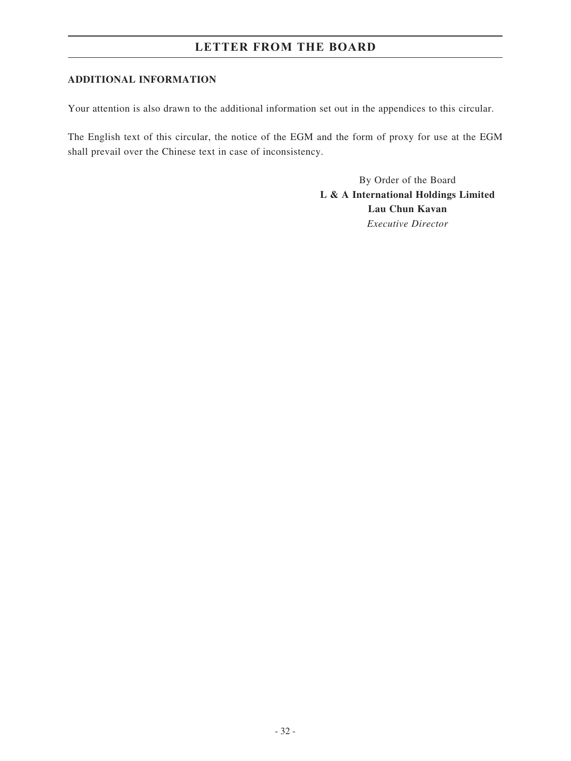## ADDITIONAL INFORMATION

Your attention is also drawn to the additional information set out in the appendices to this circular.

The English text of this circular, the notice of the EGM and the form of proxy for use at the EGM shall prevail over the Chinese text in case of inconsistency.

By Order of the Board
**L & A International Holdings Limited**
**Lau Chun Kavan**
*Executive Director*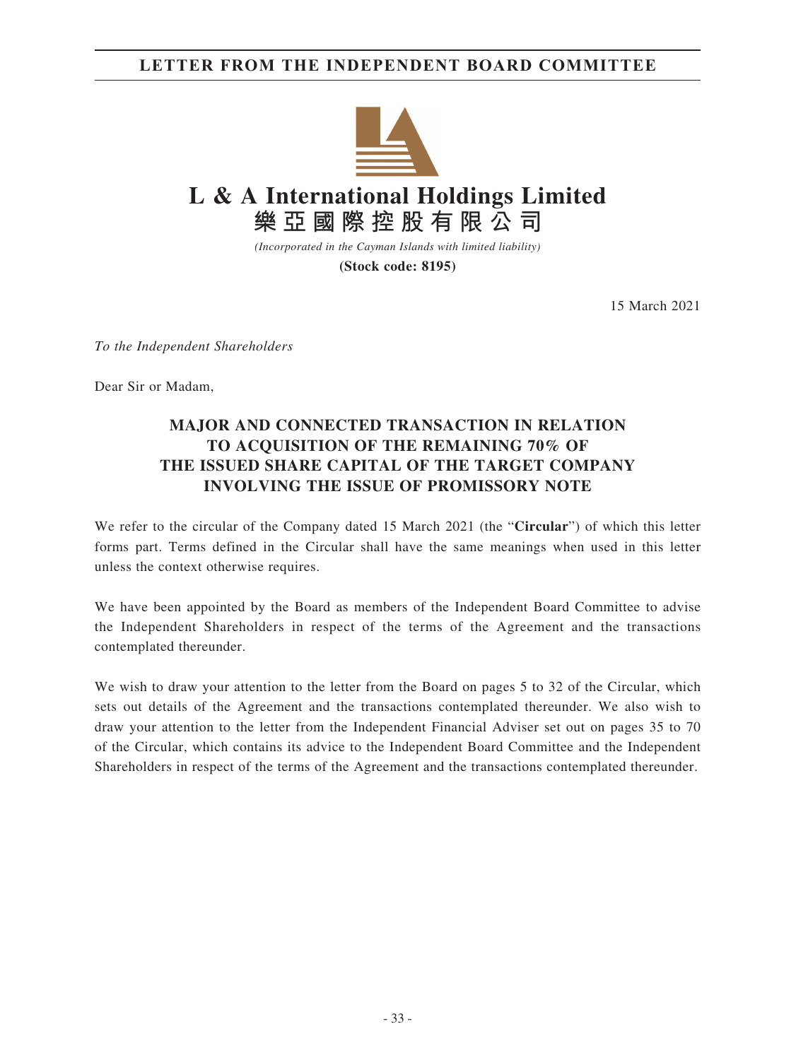# LETTER FROM THE INDEPENDENT BOARD COMMITTEE

**L & A International Holdings Limited**
**樂亞國際控股有限公司**

*(Incorporated in the Cayman Islands with limited liability)*

**(Stock code: 8195)**

15 March 2021

*To the Independent Shareholders*

Dear Sir or Madam,

## MAJOR AND CONNECTED TRANSACTION IN RELATION TO ACQUISITION OF THE REMAINING 70% OF THE ISSUED SHARE CAPITAL OF THE TARGET COMPANY INVOLVING THE ISSUE OF PROMISSORY NOTE

We refer to the circular of the Company dated 15 March 2021 (the "**Circular**") of which this letter forms part. Terms defined in the Circular shall have the same meanings when used in this letter unless the context otherwise requires.

We have been appointed by the Board as members of the Independent Board Committee to advise the Independent Shareholders in respect of the terms of the Agreement and the transactions contemplated thereunder.

We wish to draw your attention to the letter from the Board on pages 5 to 32 of the Circular, which sets out details of the Agreement and the transactions contemplated thereunder. We also wish to draw your attention to the letter from the Independent Financial Adviser set out on pages 35 to 70 of the Circular, which contains its advice to the Independent Board Committee and the Independent Shareholders in respect of the terms of the Agreement and the transactions contemplated thereunder.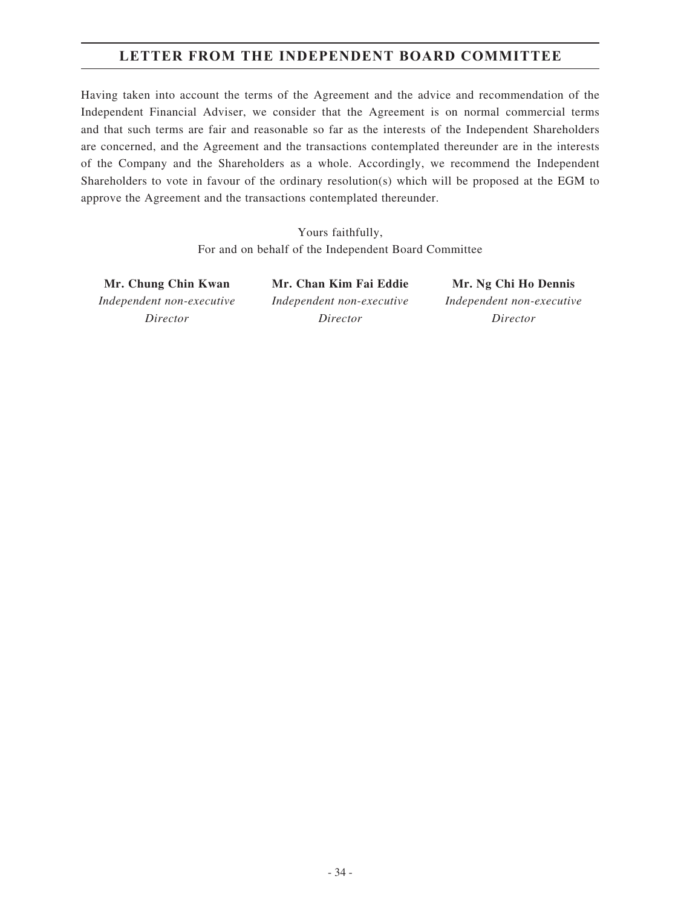## LETTER FROM THE INDEPENDENT BOARD COMMITTEE

Having taken into account the terms of the Agreement and the advice and recommendation of the Independent Financial Adviser, we consider that the Agreement is on normal commercial terms and that such terms are fair and reasonable so far as the interests of the Independent Shareholders are concerned, and the Agreement and the transactions contemplated thereunder are in the interests of the Company and the Shareholders as a whole. Accordingly, we recommend the Independent Shareholders to vote in favour of the ordinary resolution(s) which will be proposed at the EGM to approve the Agreement and the transactions contemplated thereunder.

Yours faithfully,
For and on behalf of the Independent Board Committee

| **Mr. Chung Chin Kwan** | **Mr. Chan Kim Fai Eddie** | **Mr. Ng Chi Ho Dennis** |
|---|---|---|
| *Independent non-executive Director* | *Independent non-executive Director* | *Independent non-executive Director* |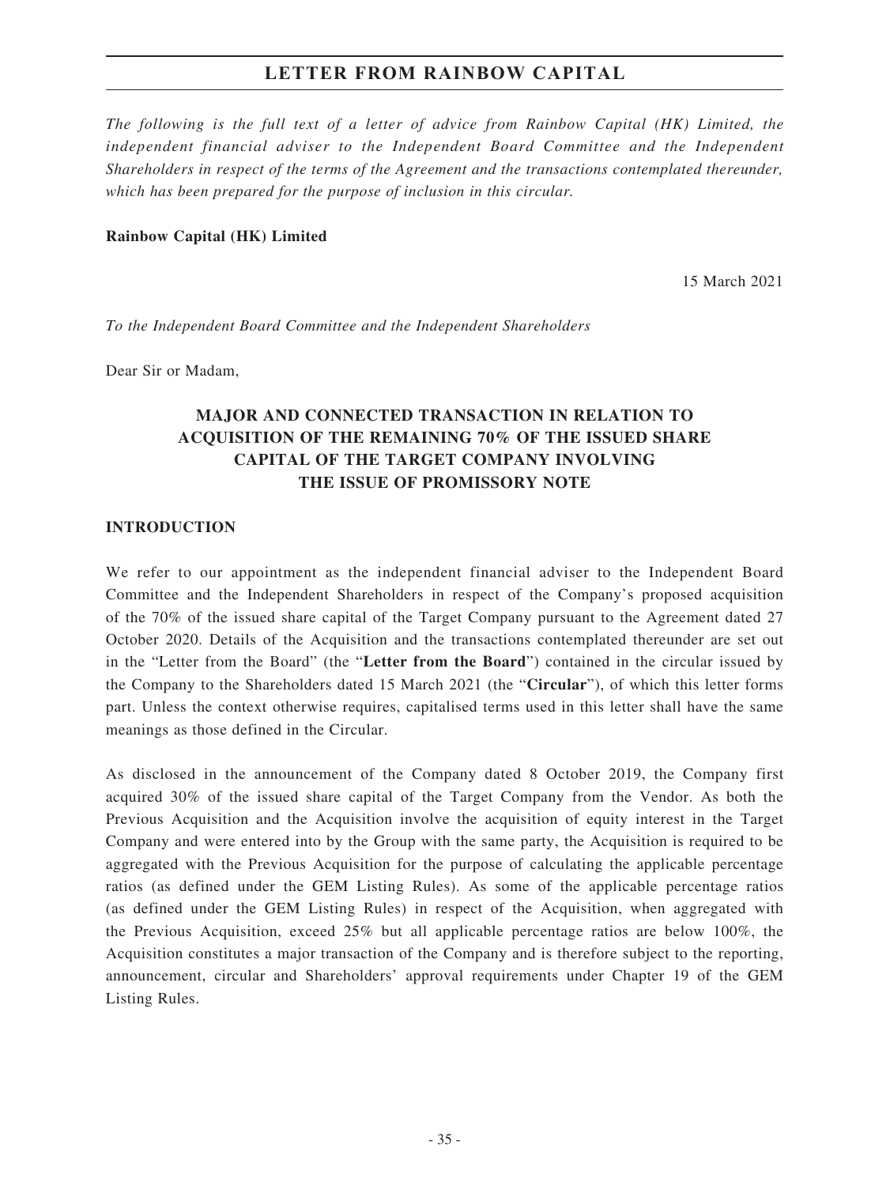# LETTER FROM RAINBOW CAPITAL

*The following is the full text of a letter of advice from Rainbow Capital (HK) Limited, the independent financial adviser to the Independent Board Committee and the Independent Shareholders in respect of the terms of the Agreement and the transactions contemplated thereunder, which has been prepared for the purpose of inclusion in this circular.*

**Rainbow Capital (HK) Limited**

15 March 2021

*To the Independent Board Committee and the Independent Shareholders*

Dear Sir or Madam,

## MAJOR AND CONNECTED TRANSACTION IN RELATION TO ACQUISITION OF THE REMAINING 70% OF THE ISSUED SHARE CAPITAL OF THE TARGET COMPANY INVOLVING THE ISSUE OF PROMISSORY NOTE

### INTRODUCTION

We refer to our appointment as the independent financial adviser to the Independent Board Committee and the Independent Shareholders in respect of the Company's proposed acquisition of the 70% of the issued share capital of the Target Company pursuant to the Agreement dated 27 October 2020. Details of the Acquisition and the transactions contemplated thereunder are set out in the "Letter from the Board" (the "**Letter from the Board**") contained in the circular issued by the Company to the Shareholders dated 15 March 2021 (the "**Circular**"), of which this letter forms part. Unless the context otherwise requires, capitalised terms used in this letter shall have the same meanings as those defined in the Circular.

As disclosed in the announcement of the Company dated 8 October 2019, the Company first acquired 30% of the issued share capital of the Target Company from the Vendor. As both the Previous Acquisition and the Acquisition involve the acquisition of equity interest in the Target Company and were entered into by the Group with the same party, the Acquisition is required to be aggregated with the Previous Acquisition for the purpose of calculating the applicable percentage ratios (as defined under the GEM Listing Rules). As some of the applicable percentage ratios (as defined under the GEM Listing Rules) in respect of the Acquisition, when aggregated with the Previous Acquisition, exceed 25% but all applicable percentage ratios are below 100%, the Acquisition constitutes a major transaction of the Company and is therefore subject to the reporting, announcement, circular and Shareholders' approval requirements under Chapter 19 of the GEM Listing Rules.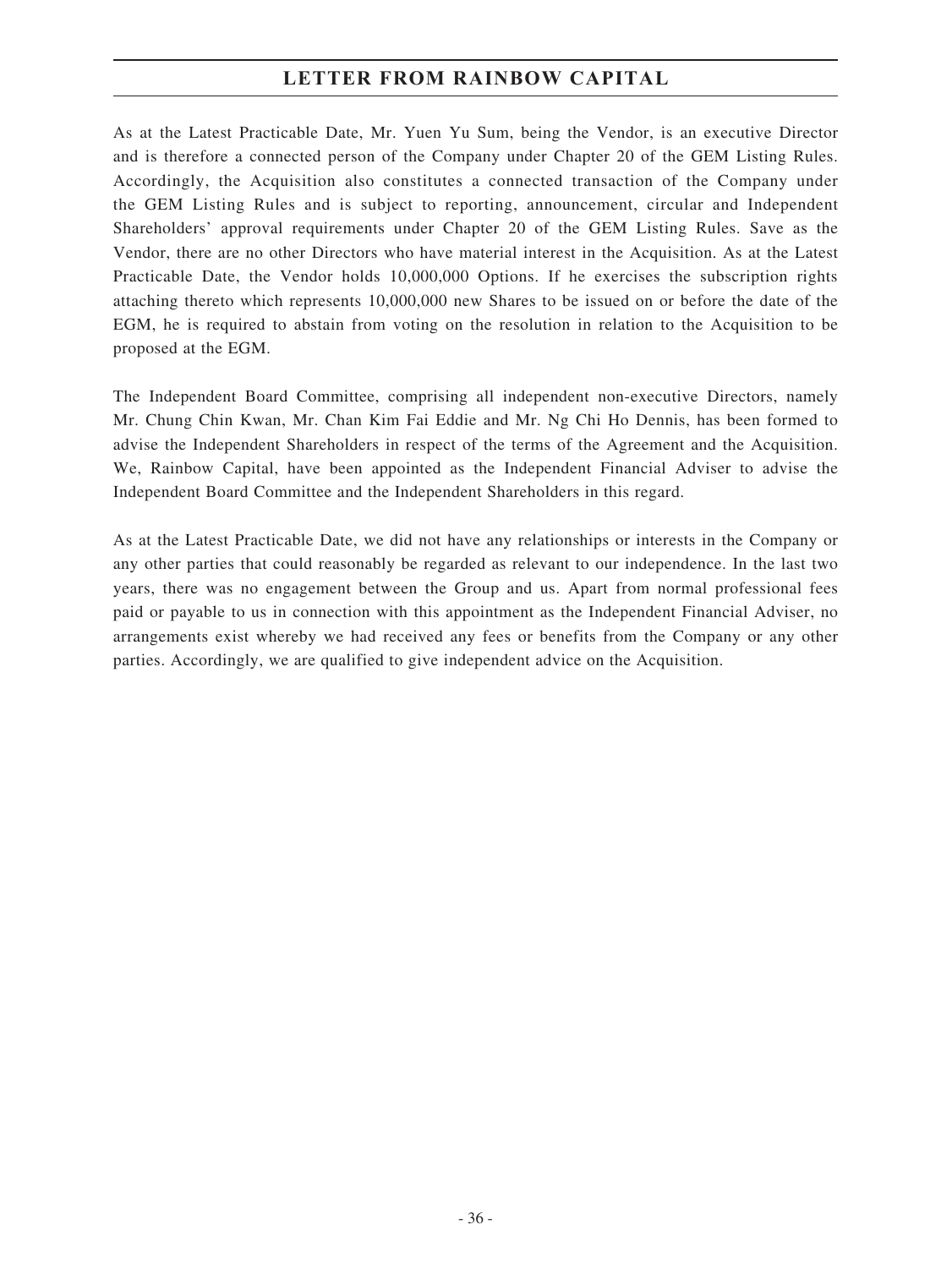As at the Latest Practicable Date, Mr. Yuen Yu Sum, being the Vendor, is an executive Director and is therefore a connected person of the Company under Chapter 20 of the GEM Listing Rules. Accordingly, the Acquisition also constitutes a connected transaction of the Company under the GEM Listing Rules and is subject to reporting, announcement, circular and Independent Shareholders' approval requirements under Chapter 20 of the GEM Listing Rules. Save as the Vendor, there are no other Directors who have material interest in the Acquisition. As at the Latest Practicable Date, the Vendor holds 10,000,000 Options. If he exercises the subscription rights attaching thereto which represents 10,000,000 new Shares to be issued on or before the date of the EGM, he is required to abstain from voting on the resolution in relation to the Acquisition to be proposed at the EGM.

The Independent Board Committee, comprising all independent non-executive Directors, namely Mr. Chung Chin Kwan, Mr. Chan Kim Fai Eddie and Mr. Ng Chi Ho Dennis, has been formed to advise the Independent Shareholders in respect of the terms of the Agreement and the Acquisition. We, Rainbow Capital, have been appointed as the Independent Financial Adviser to advise the Independent Board Committee and the Independent Shareholders in this regard.

As at the Latest Practicable Date, we did not have any relationships or interests in the Company or any other parties that could reasonably be regarded as relevant to our independence. In the last two years, there was no engagement between the Group and us. Apart from normal professional fees paid or payable to us in connection with this appointment as the Independent Financial Adviser, no arrangements exist whereby we had received any fees or benefits from the Company or any other parties. Accordingly, we are qualified to give independent advice on the Acquisition.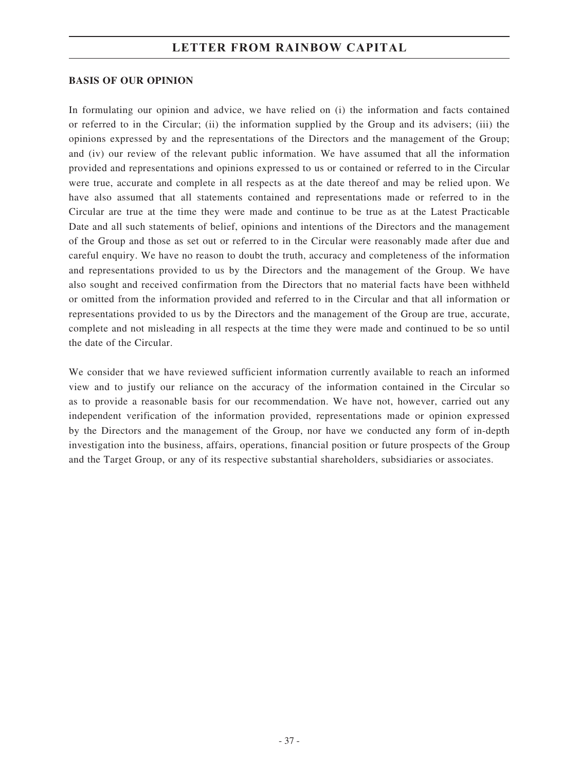## BASIS OF OUR OPINION

In formulating our opinion and advice, we have relied on (i) the information and facts contained or referred to in the Circular; (ii) the information supplied by the Group and its advisers; (iii) the opinions expressed by and the representations of the Directors and the management of the Group; and (iv) our review of the relevant public information. We have assumed that all the information provided and representations and opinions expressed to us or contained or referred to in the Circular were true, accurate and complete in all respects as at the date thereof and may be relied upon. We have also assumed that all statements contained and representations made or referred to in the Circular are true at the time they were made and continue to be true as at the Latest Practicable Date and all such statements of belief, opinions and intentions of the Directors and the management of the Group and those as set out or referred to in the Circular were reasonably made after due and careful enquiry. We have no reason to doubt the truth, accuracy and completeness of the information and representations provided to us by the Directors and the management of the Group. We have also sought and received confirmation from the Directors that no material facts have been withheld or omitted from the information provided and referred to in the Circular and that all information or representations provided to us by the Directors and the management of the Group are true, accurate, complete and not misleading in all respects at the time they were made and continued to be so until the date of the Circular.

We consider that we have reviewed sufficient information currently available to reach an informed view and to justify our reliance on the accuracy of the information contained in the Circular so as to provide a reasonable basis for our recommendation. We have not, however, carried out any independent verification of the information provided, representations made or opinion expressed by the Directors and the management of the Group, nor have we conducted any form of in-depth investigation into the business, affairs, operations, financial position or future prospects of the Group and the Target Group, or any of its respective substantial shareholders, subsidiaries or associates.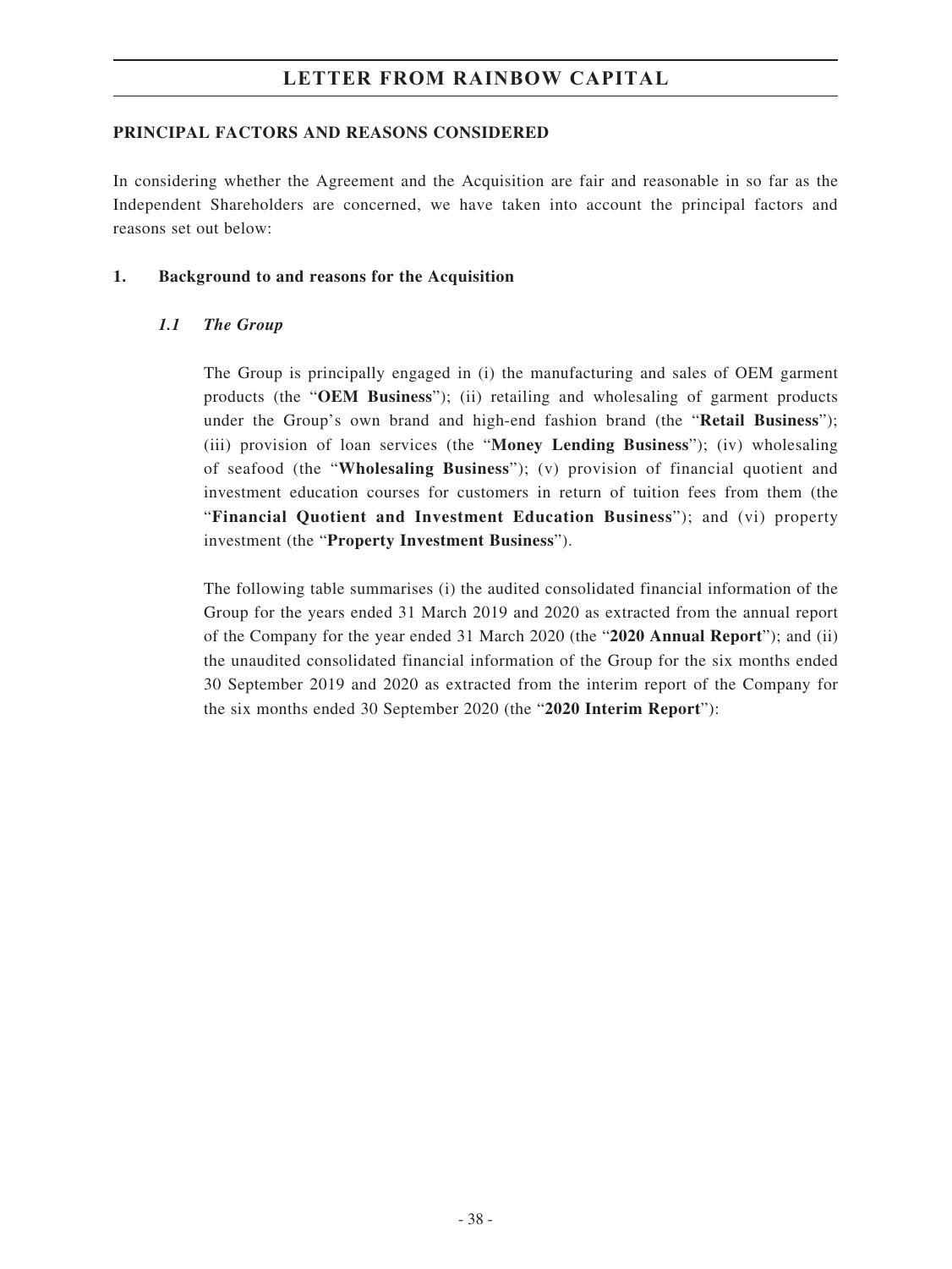## PRINCIPAL FACTORS AND REASONS CONSIDERED

In considering whether the Agreement and the Acquisition are fair and reasonable in so far as the Independent Shareholders are concerned, we have taken into account the principal factors and reasons set out below:

### 1. Background to and reasons for the Acquisition

#### *1.1 The Group*

The Group is principally engaged in (i) the manufacturing and sales of OEM garment products (the "**OEM Business**"); (ii) retailing and wholesaling of garment products under the Group's own brand and high-end fashion brand (the "**Retail Business**"); (iii) provision of loan services (the "**Money Lending Business**"); (iv) wholesaling of seafood (the "**Wholesaling Business**"); (v) provision of financial quotient and investment education courses for customers in return of tuition fees from them (the "**Financial Quotient and Investment Education Business**"); and (vi) property investment (the "**Property Investment Business**").

The following table summarises (i) the audited consolidated financial information of the Group for the years ended 31 March 2019 and 2020 as extracted from the annual report of the Company for the year ended 31 March 2020 (the "**2020 Annual Report**"); and (ii) the unaudited consolidated financial information of the Group for the six months ended 30 September 2019 and 2020 as extracted from the interim report of the Company for the six months ended 30 September 2020 (the "**2020 Interim Report**"):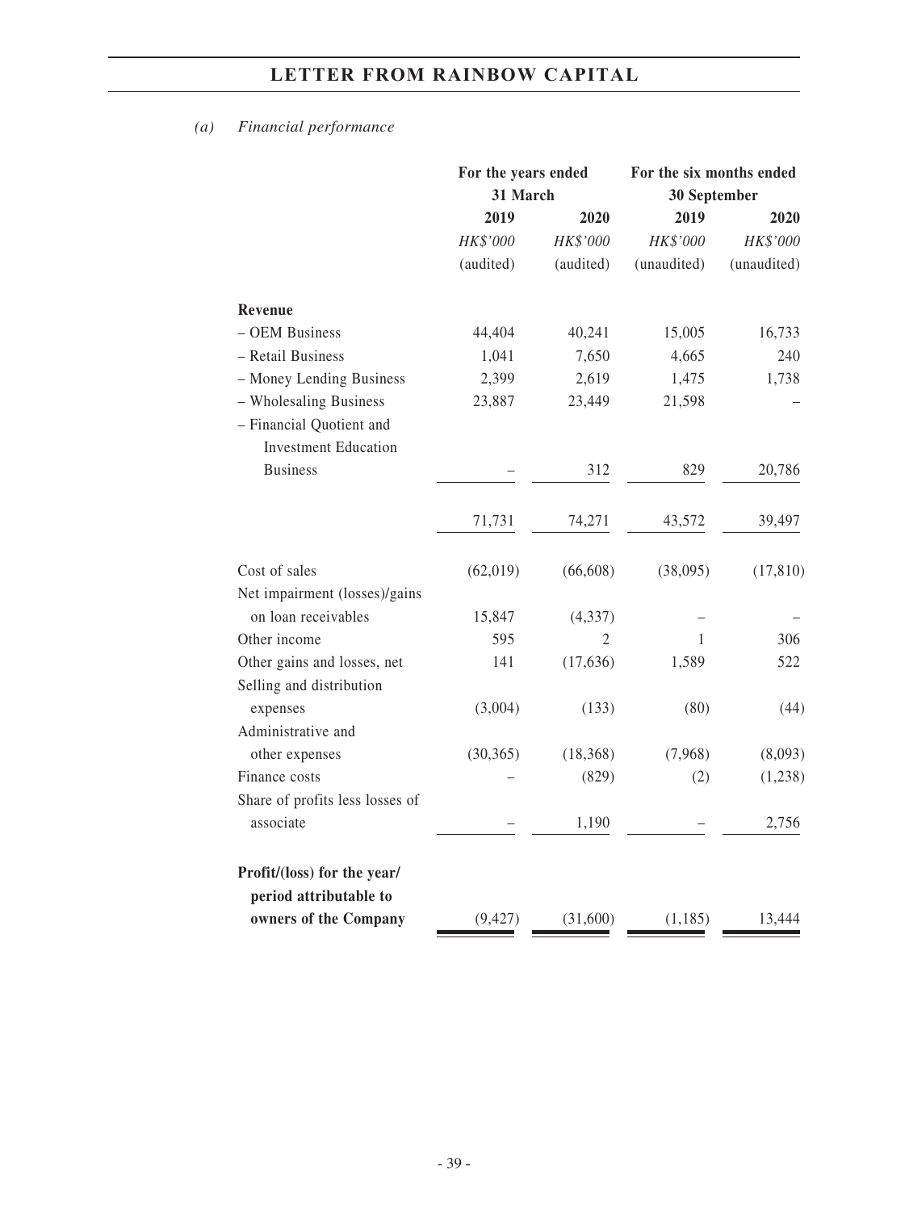*(a) Financial performance*

| | For the years ended 31 March | | For the six months ended 30 September | |
|---|---|---|---|---|
| | 2019 | 2020 | 2019 | 2020 |
| | *HK$'000* | *HK$'000* | *HK$'000* | *HK$'000* |
| | (audited) | (audited) | (unaudited) | (unaudited) |
| **Revenue** | | | | |
| – OEM Business | 44,404 | 40,241 | 15,005 | 16,733 |
| – Retail Business | 1,041 | 7,650 | 4,665 | 240 |
| – Money Lending Business | 2,399 | 2,619 | 1,475 | 1,738 |
| – Wholesaling Business | 23,887 | 23,449 | 21,598 | – |
| – Financial Quotient and Investment Education Business | – | 312 | 829 | 20,786 |
| | 71,731 | 74,271 | 43,572 | 39,497 |
| Cost of sales | (62,019) | (66,608) | (38,095) | (17,810) |
| Net impairment (losses)/gains on loan receivables | 15,847 | (4,337) | – | – |
| Other income | 595 | 2 | 1 | 306 |
| Other gains and losses, net | 141 | (17,636) | 1,589 | 522 |
| Selling and distribution expenses | (3,004) | (133) | (80) | (44) |
| Administrative and other expenses | (30,365) | (18,368) | (7,968) | (8,093) |
| Finance costs | – | (829) | (2) | (1,238) |
| Share of profits less losses of associate | – | 1,190 | – | 2,756 |
| **Profit/(loss) for the year/ period attributable to owners of the Company** | (9,427) | (31,600) | (1,185) | 13,444 |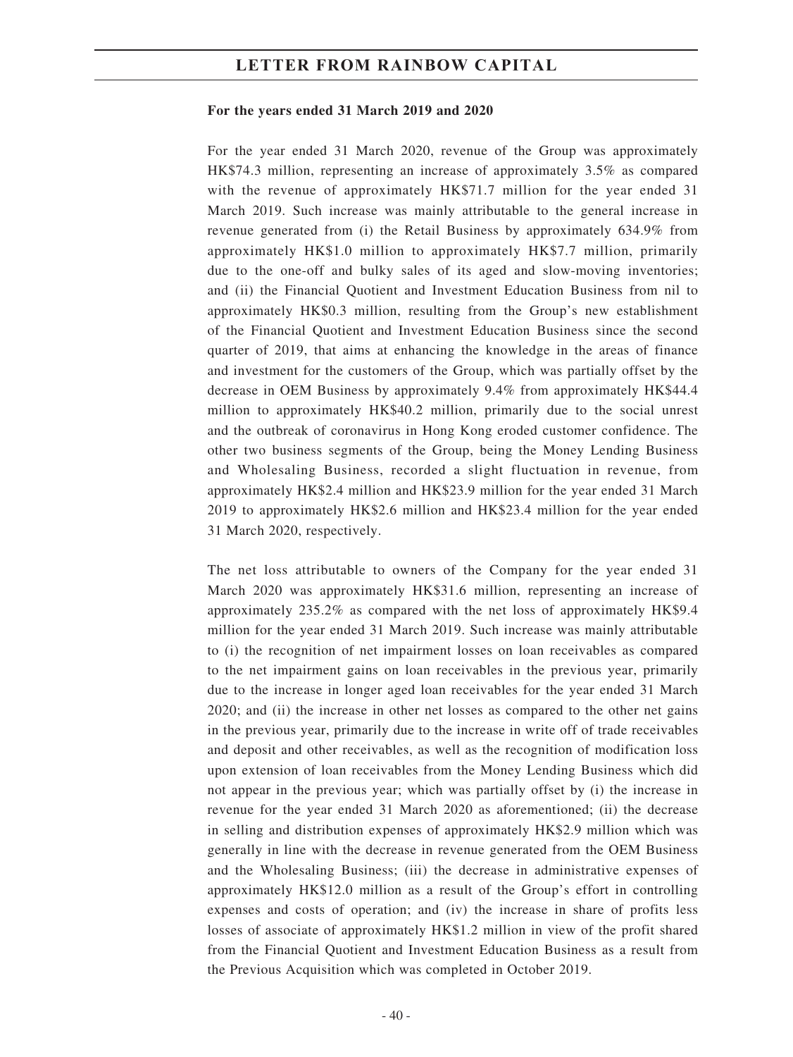**For the years ended 31 March 2019 and 2020**

For the year ended 31 March 2020, revenue of the Group was approximately HK$74.3 million, representing an increase of approximately 3.5% as compared with the revenue of approximately HK$71.7 million for the year ended 31 March 2019. Such increase was mainly attributable to the general increase in revenue generated from (i) the Retail Business by approximately 634.9% from approximately HK$1.0 million to approximately HK$7.7 million, primarily due to the one-off and bulky sales of its aged and slow-moving inventories; and (ii) the Financial Quotient and Investment Education Business from nil to approximately HK$0.3 million, resulting from the Group's new establishment of the Financial Quotient and Investment Education Business since the second quarter of 2019, that aims at enhancing the knowledge in the areas of finance and investment for the customers of the Group, which was partially offset by the decrease in OEM Business by approximately 9.4% from approximately HK$44.4 million to approximately HK$40.2 million, primarily due to the social unrest and the outbreak of coronavirus in Hong Kong eroded customer confidence. The other two business segments of the Group, being the Money Lending Business and Wholesaling Business, recorded a slight fluctuation in revenue, from approximately HK$2.4 million and HK$23.9 million for the year ended 31 March 2019 to approximately HK$2.6 million and HK$23.4 million for the year ended 31 March 2020, respectively.

The net loss attributable to owners of the Company for the year ended 31 March 2020 was approximately HK$31.6 million, representing an increase of approximately 235.2% as compared with the net loss of approximately HK$9.4 million for the year ended 31 March 2019. Such increase was mainly attributable to (i) the recognition of net impairment losses on loan receivables as compared to the net impairment gains on loan receivables in the previous year, primarily due to the increase in longer aged loan receivables for the year ended 31 March 2020; and (ii) the increase in other net losses as compared to the other net gains in the previous year, primarily due to the increase in write off of trade receivables and deposit and other receivables, as well as the recognition of modification loss upon extension of loan receivables from the Money Lending Business which did not appear in the previous year; which was partially offset by (i) the increase in revenue for the year ended 31 March 2020 as aforementioned; (ii) the decrease in selling and distribution expenses of approximately HK$2.9 million which was generally in line with the decrease in revenue generated from the OEM Business and the Wholesaling Business; (iii) the decrease in administrative expenses of approximately HK$12.0 million as a result of the Group's effort in controlling expenses and costs of operation; and (iv) the increase in share of profits less losses of associate of approximately HK$1.2 million in view of the profit shared from the Financial Quotient and Investment Education Business as a result from the Previous Acquisition which was completed in October 2019.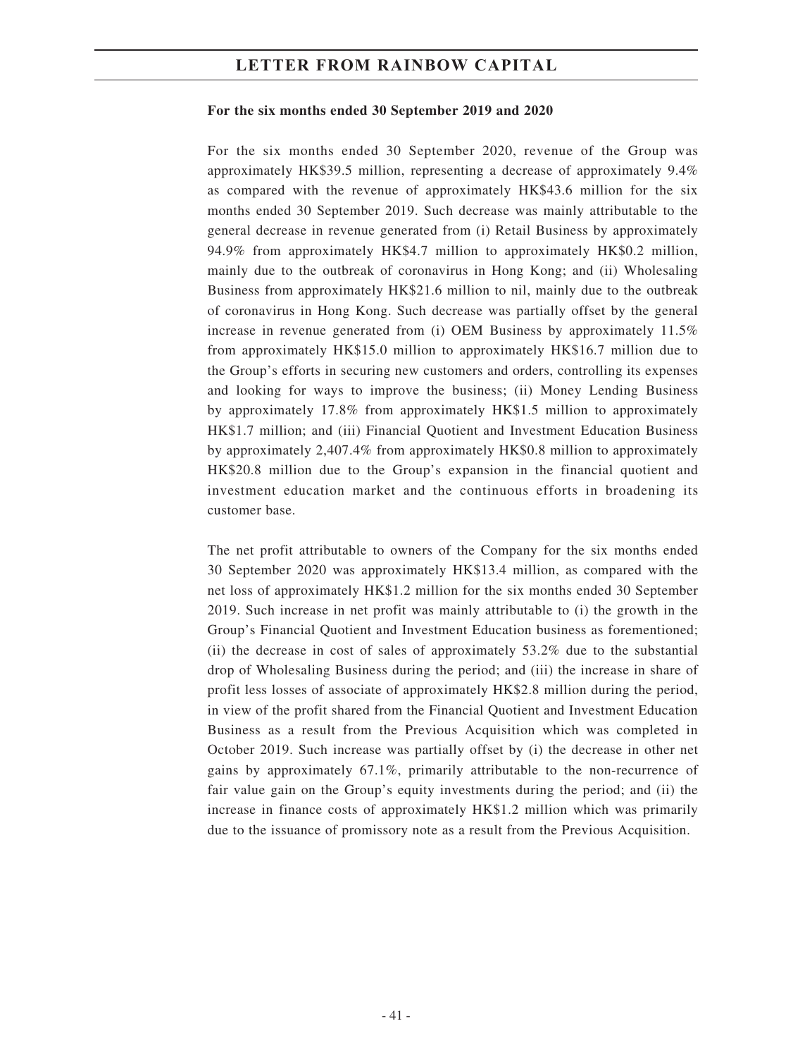**For the six months ended 30 September 2019 and 2020**

For the six months ended 30 September 2020, revenue of the Group was approximately HK$39.5 million, representing a decrease of approximately 9.4% as compared with the revenue of approximately HK$43.6 million for the six months ended 30 September 2019. Such decrease was mainly attributable to the general decrease in revenue generated from (i) Retail Business by approximately 94.9% from approximately HK$4.7 million to approximately HK$0.2 million, mainly due to the outbreak of coronavirus in Hong Kong; and (ii) Wholesaling Business from approximately HK$21.6 million to nil, mainly due to the outbreak of coronavirus in Hong Kong. Such decrease was partially offset by the general increase in revenue generated from (i) OEM Business by approximately 11.5% from approximately HK$15.0 million to approximately HK$16.7 million due to the Group's efforts in securing new customers and orders, controlling its expenses and looking for ways to improve the business; (ii) Money Lending Business by approximately 17.8% from approximately HK$1.5 million to approximately HK$1.7 million; and (iii) Financial Quotient and Investment Education Business by approximately 2,407.4% from approximately HK$0.8 million to approximately HK$20.8 million due to the Group's expansion in the financial quotient and investment education market and the continuous efforts in broadening its customer base.

The net profit attributable to owners of the Company for the six months ended 30 September 2020 was approximately HK$13.4 million, as compared with the net loss of approximately HK$1.2 million for the six months ended 30 September 2019. Such increase in net profit was mainly attributable to (i) the growth in the Group's Financial Quotient and Investment Education business as forementioned; (ii) the decrease in cost of sales of approximately 53.2% due to the substantial drop of Wholesaling Business during the period; and (iii) the increase in share of profit less losses of associate of approximately HK$2.8 million during the period, in view of the profit shared from the Financial Quotient and Investment Education Business as a result from the Previous Acquisition which was completed in October 2019. Such increase was partially offset by (i) the decrease in other net gains by approximately 67.1%, primarily attributable to the non-recurrence of fair value gain on the Group's equity investments during the period; and (ii) the increase in finance costs of approximately HK$1.2 million which was primarily due to the issuance of promissory note as a result from the Previous Acquisition.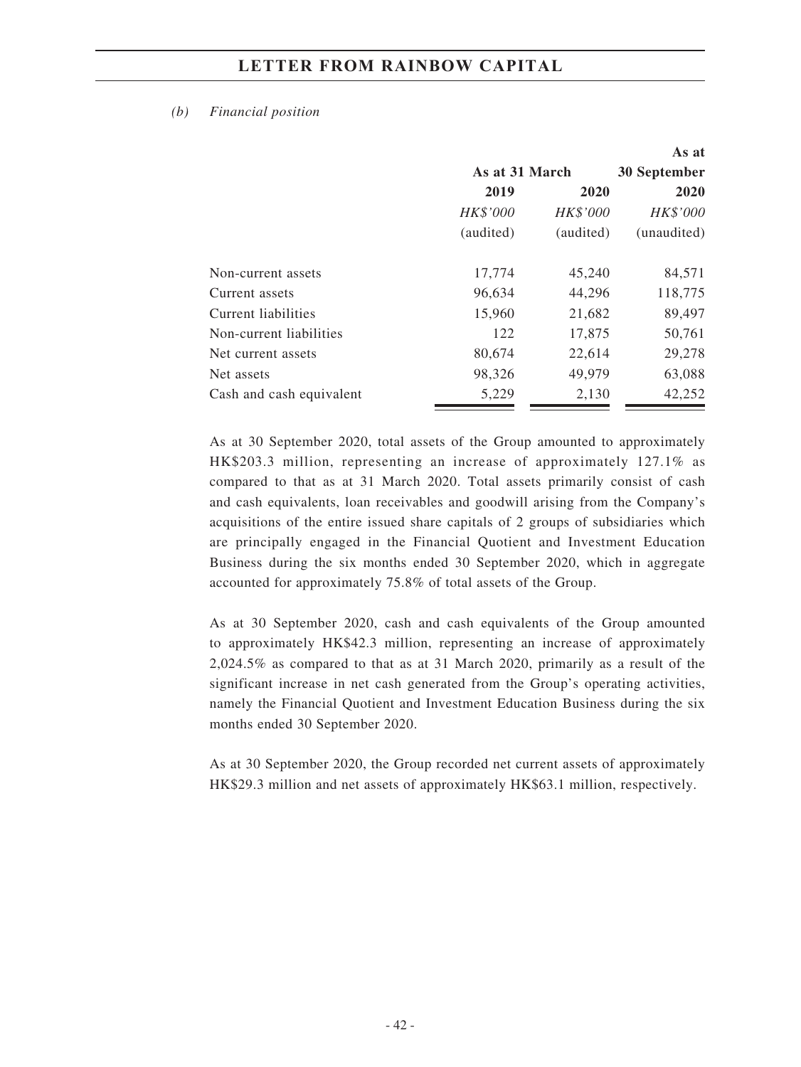*(b) Financial position*

| | As at 31 March | | As at 30 September |
|---|---|---|---|
| | 2019 | 2020 | 2020 |
| | *HK$'000* | *HK$'000* | *HK$'000* |
| | (audited) | (audited) | (unaudited) |
| Non-current assets | 17,774 | 45,240 | 84,571 |
| Current assets | 96,634 | 44,296 | 118,775 |
| Current liabilities | 15,960 | 21,682 | 89,497 |
| Non-current liabilities | 122 | 17,875 | 50,761 |
| Net current assets | 80,674 | 22,614 | 29,278 |
| Net assets | 98,326 | 49,979 | 63,088 |
| Cash and cash equivalent | 5,229 | 2,130 | 42,252 |

As at 30 September 2020, total assets of the Group amounted to approximately HK$203.3 million, representing an increase of approximately 127.1% as compared to that as at 31 March 2020. Total assets primarily consist of cash and cash equivalents, loan receivables and goodwill arising from the Company's acquisitions of the entire issued share capitals of 2 groups of subsidiaries which are principally engaged in the Financial Quotient and Investment Education Business during the six months ended 30 September 2020, which in aggregate accounted for approximately 75.8% of total assets of the Group.

As at 30 September 2020, cash and cash equivalents of the Group amounted to approximately HK$42.3 million, representing an increase of approximately 2,024.5% as compared to that as at 31 March 2020, primarily as a result of the significant increase in net cash generated from the Group's operating activities, namely the Financial Quotient and Investment Education Business during the six months ended 30 September 2020.

As at 30 September 2020, the Group recorded net current assets of approximately HK$29.3 million and net assets of approximately HK$63.1 million, respectively.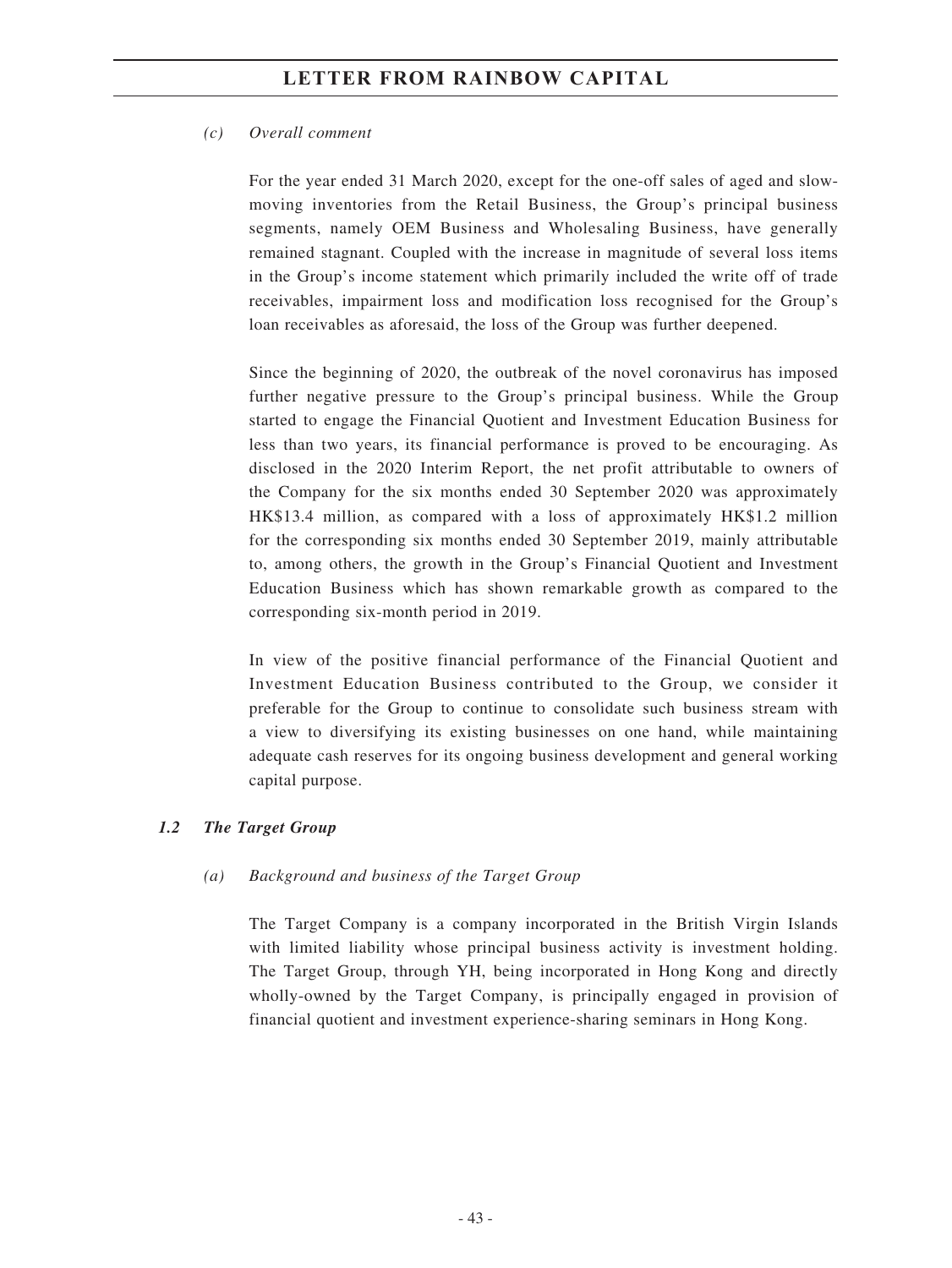*(c) Overall comment*

For the year ended 31 March 2020, except for the one-off sales of aged and slow-moving inventories from the Retail Business, the Group's principal business segments, namely OEM Business and Wholesaling Business, have generally remained stagnant. Coupled with the increase in magnitude of several loss items in the Group's income statement which primarily included the write off of trade receivables, impairment loss and modification loss recognised for the Group's loan receivables as aforesaid, the loss of the Group was further deepened.

Since the beginning of 2020, the outbreak of the novel coronavirus has imposed further negative pressure to the Group's principal business. While the Group started to engage the Financial Quotient and Investment Education Business for less than two years, its financial performance is proved to be encouraging. As disclosed in the 2020 Interim Report, the net profit attributable to owners of the Company for the six months ended 30 September 2020 was approximately HK$13.4 million, as compared with a loss of approximately HK$1.2 million for the corresponding six months ended 30 September 2019, mainly attributable to, among others, the growth in the Group's Financial Quotient and Investment Education Business which has shown remarkable growth as compared to the corresponding six-month period in 2019.

In view of the positive financial performance of the Financial Quotient and Investment Education Business contributed to the Group, we consider it preferable for the Group to continue to consolidate such business stream with a view to diversifying its existing businesses on one hand, while maintaining adequate cash reserves for its ongoing business development and general working capital purpose.

### *1.2 The Target Group*

*(a) Background and business of the Target Group*

The Target Company is a company incorporated in the British Virgin Islands with limited liability whose principal business activity is investment holding. The Target Group, through YH, being incorporated in Hong Kong and directly wholly-owned by the Target Company, is principally engaged in provision of financial quotient and investment experience-sharing seminars in Hong Kong.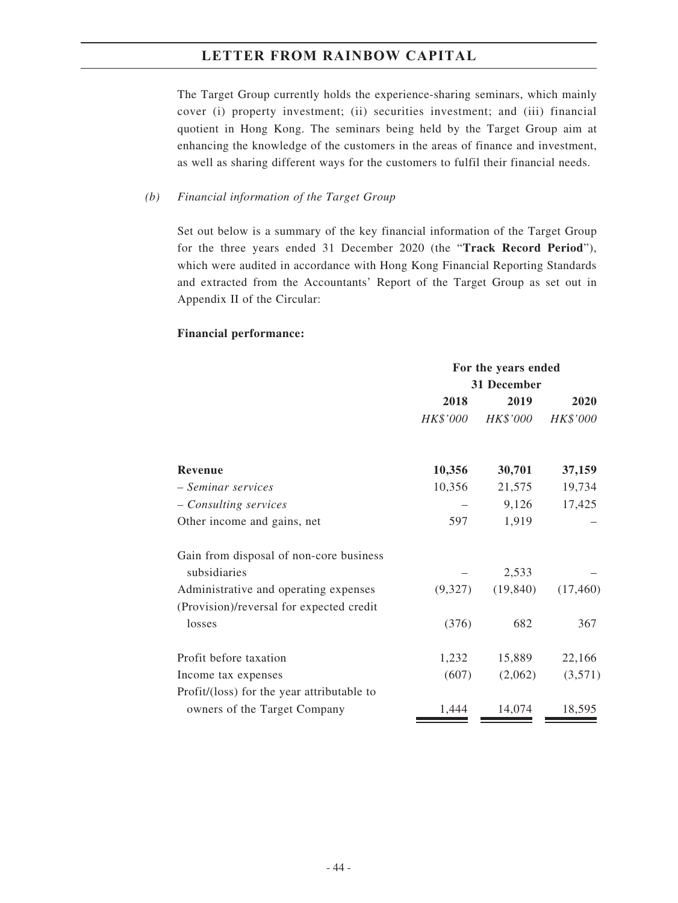The Target Group currently holds the experience-sharing seminars, which mainly cover (i) property investment; (ii) securities investment; and (iii) financial quotient in Hong Kong. The seminars being held by the Target Group aim at enhancing the knowledge of the customers in the areas of finance and investment, as well as sharing different ways for the customers to fulfil their financial needs.

*(b) Financial information of the Target Group*

Set out below is a summary of the key financial information of the Target Group for the three years ended 31 December 2020 (the "**Track Record Period**"), which were audited in accordance with Hong Kong Financial Reporting Standards and extracted from the Accountants' Report of the Target Group as set out in Appendix II of the Circular:

**Financial performance:**

| | For the years ended 31 December | | |
|---|---|---|---|
| | **2018** | **2019** | **2020** |
| | *HK$'000* | *HK$'000* | *HK$'000* |
| **Revenue** | **10,356** | **30,701** | **37,159** |
| *– Seminar services* | 10,356 | 21,575 | 19,734 |
| *– Consulting services* | – | 9,126 | 17,425 |
| Other income and gains, net | 597 | 1,919 | – |
| Gain from disposal of non-core business subsidiaries | – | 2,533 | – |
| Administrative and operating expenses | (9,327) | (19,840) | (17,460) |
| (Provision)/reversal for expected credit losses | (376) | 682 | 367 |
| Profit before taxation | 1,232 | 15,889 | 22,166 |
| Income tax expenses | (607) | (2,062) | (3,571) |
| Profit/(loss) for the year attributable to owners of the Target Company | 1,444 | 14,074 | 18,595 |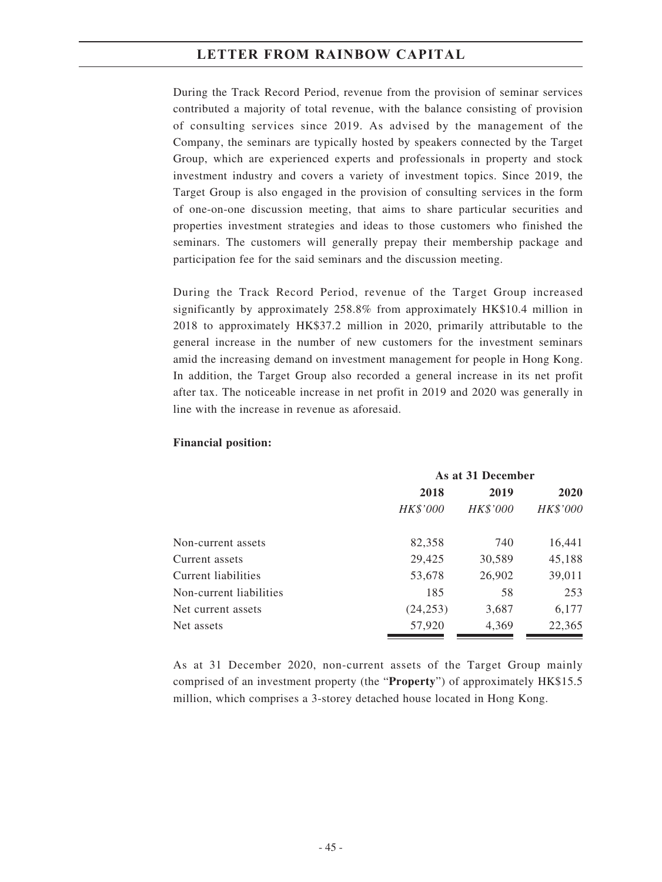During the Track Record Period, revenue from the provision of seminar services contributed a majority of total revenue, with the balance consisting of provision of consulting services since 2019. As advised by the management of the Company, the seminars are typically hosted by speakers connected by the Target Group, which are experienced experts and professionals in property and stock investment industry and covers a variety of investment topics. Since 2019, the Target Group is also engaged in the provision of consulting services in the form of one-on-one discussion meeting, that aims to share particular securities and properties investment strategies and ideas to those customers who finished the seminars. The customers will generally prepay their membership package and participation fee for the said seminars and the discussion meeting.

During the Track Record Period, revenue of the Target Group increased significantly by approximately 258.8% from approximately HK$10.4 million in 2018 to approximately HK$37.2 million in 2020, primarily attributable to the general increase in the number of new customers for the investment seminars amid the increasing demand on investment management for people in Hong Kong. In addition, the Target Group also recorded a general increase in its net profit after tax. The noticeable increase in net profit in 2019 and 2020 was generally in line with the increase in revenue as aforesaid.

**Financial position:**

| | As at 31 December | | |
|---|---|---|---|
| | **2018** | **2019** | **2020** |
| | *HK$'000* | *HK$'000* | *HK$'000* |
| Non-current assets | 82,358 | 740 | 16,441 |
| Current assets | 29,425 | 30,589 | 45,188 |
| Current liabilities | 53,678 | 26,902 | 39,011 |
| Non-current liabilities | 185 | 58 | 253 |
| Net current assets | (24,253) | 3,687 | 6,177 |
| Net assets | 57,920 | 4,369 | 22,365 |

As at 31 December 2020, non-current assets of the Target Group mainly comprised of an investment property (the "**Property**") of approximately HK$15.5 million, which comprises a 3-storey detached house located in Hong Kong.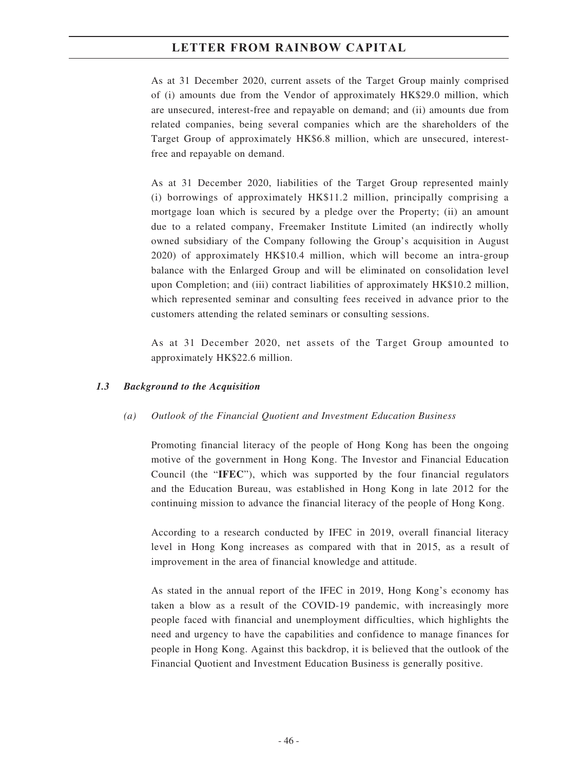As at 31 December 2020, current assets of the Target Group mainly comprised of (i) amounts due from the Vendor of approximately HK$29.0 million, which are unsecured, interest-free and repayable on demand; and (ii) amounts due from related companies, being several companies which are the shareholders of the Target Group of approximately HK$6.8 million, which are unsecured, interest-free and repayable on demand.

As at 31 December 2020, liabilities of the Target Group represented mainly (i) borrowings of approximately HK$11.2 million, principally comprising a mortgage loan which is secured by a pledge over the Property; (ii) an amount due to a related company, Freemaker Institute Limited (an indirectly wholly owned subsidiary of the Company following the Group's acquisition in August 2020) of approximately HK$10.4 million, which will become an intra-group balance with the Enlarged Group and will be eliminated on consolidation level upon Completion; and (iii) contract liabilities of approximately HK$10.2 million, which represented seminar and consulting fees received in advance prior to the customers attending the related seminars or consulting sessions.

As at 31 December 2020, net assets of the Target Group amounted to approximately HK$22.6 million.

### *1.3 Background to the Acquisition*

#### *(a) Outlook of the Financial Quotient and Investment Education Business*

Promoting financial literacy of the people of Hong Kong has been the ongoing motive of the government in Hong Kong. The Investor and Financial Education Council (the "**IFEC**"), which was supported by the four financial regulators and the Education Bureau, was established in Hong Kong in late 2012 for the continuing mission to advance the financial literacy of the people of Hong Kong.

According to a research conducted by IFEC in 2019, overall financial literacy level in Hong Kong increases as compared with that in 2015, as a result of improvement in the area of financial knowledge and attitude.

As stated in the annual report of the IFEC in 2019, Hong Kong's economy has taken a blow as a result of the COVID-19 pandemic, with increasingly more people faced with financial and unemployment difficulties, which highlights the need and urgency to have the capabilities and confidence to manage finances for people in Hong Kong. Against this backdrop, it is believed that the outlook of the Financial Quotient and Investment Education Business is generally positive.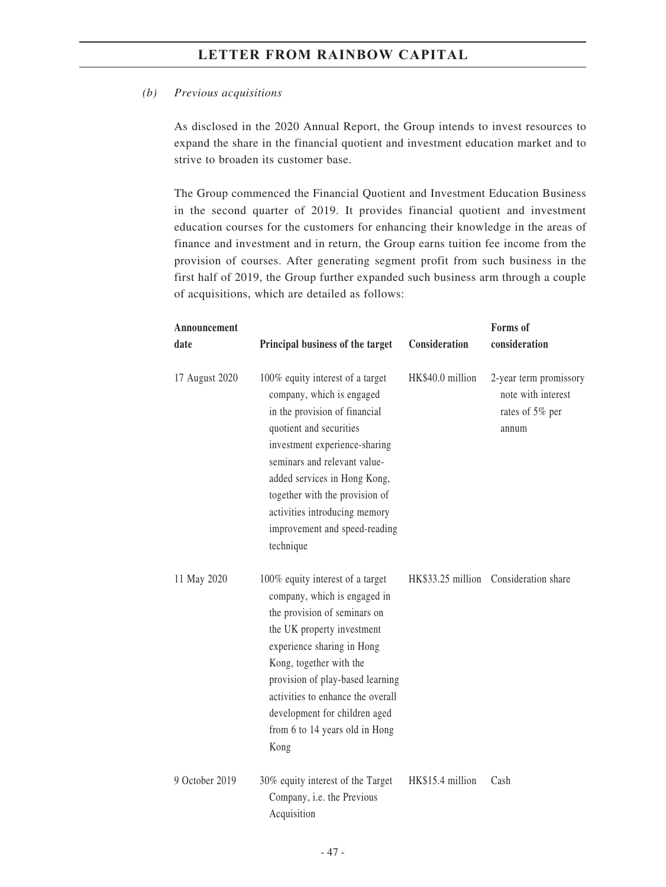*(b) Previous acquisitions*

As disclosed in the 2020 Annual Report, the Group intends to invest resources to expand the share in the financial quotient and investment education market and to strive to broaden its customer base.

The Group commenced the Financial Quotient and Investment Education Business in the second quarter of 2019. It provides financial quotient and investment education courses for the customers for enhancing their knowledge in the areas of finance and investment and in return, the Group earns tuition fee income from the provision of courses. After generating segment profit from such business in the first half of 2019, the Group further expanded such business arm through a couple of acquisitions, which are detailed as follows:

| Announcement date | Principal business of the target | Consideration | Forms of consideration |
|---|---|---|---|
| 17 August 2020 | 100% equity interest of a target company, which is engaged in the provision of financial quotient and securities investment experience-sharing seminars and relevant value-added services in Hong Kong, together with the provision of activities introducing memory improvement and speed-reading technique | HK$40.0 million | 2-year term promissory note with interest rates of 5% per annum |
| 11 May 2020 | 100% equity interest of a target company, which is engaged in the provision of seminars on the UK property investment experience sharing in Hong Kong, together with the provision of play-based learning activities to enhance the overall development for children aged from 6 to 14 years old in Hong Kong | HK$33.25 million | Consideration share |
| 9 October 2019 | 30% equity interest of the Target Company, i.e. the Previous Acquisition | HK$15.4 million | Cash |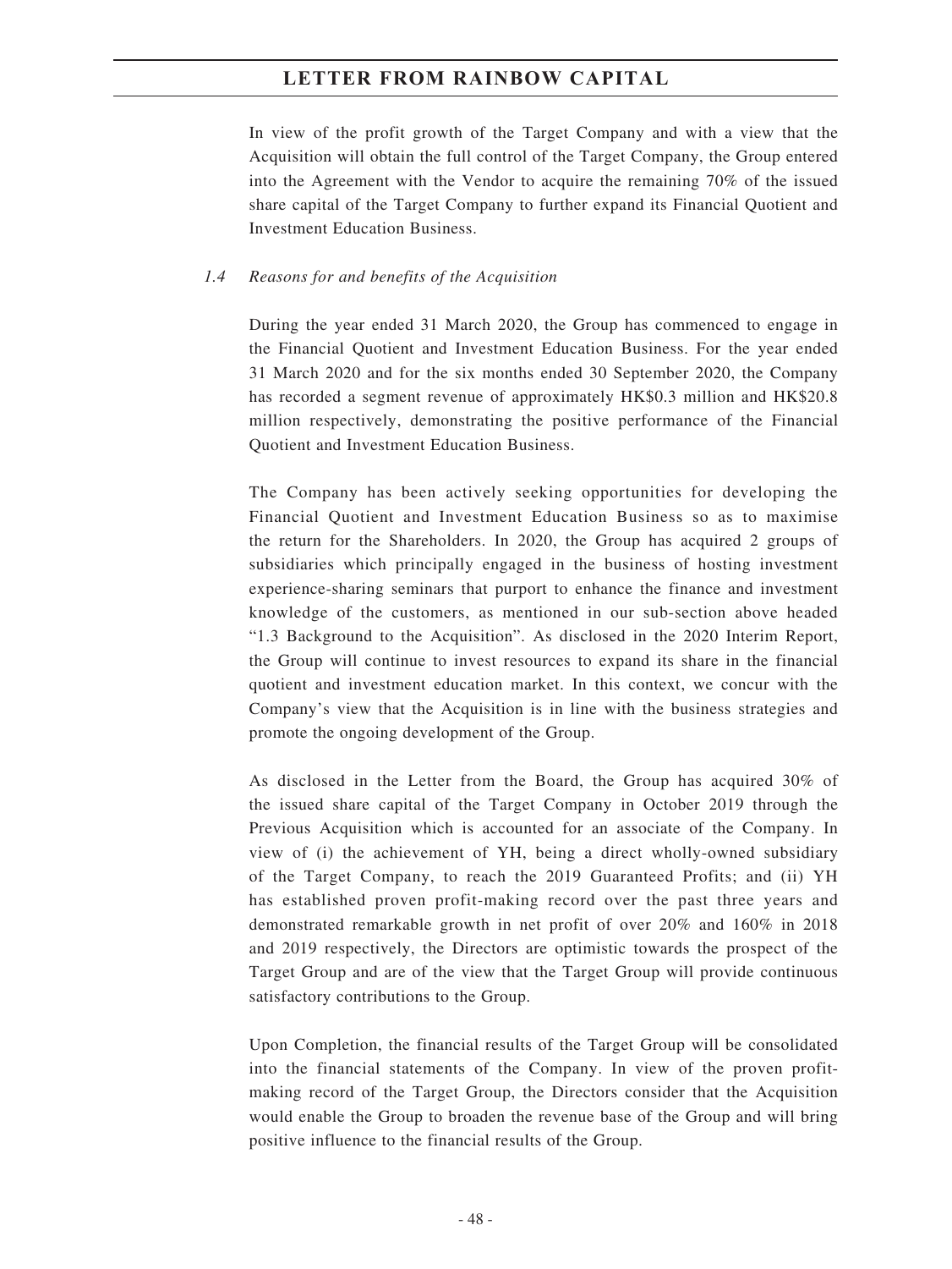In view of the profit growth of the Target Company and with a view that the Acquisition will obtain the full control of the Target Company, the Group entered into the Agreement with the Vendor to acquire the remaining 70% of the issued share capital of the Target Company to further expand its Financial Quotient and Investment Education Business.

### *1.4 Reasons for and benefits of the Acquisition*

During the year ended 31 March 2020, the Group has commenced to engage in the Financial Quotient and Investment Education Business. For the year ended 31 March 2020 and for the six months ended 30 September 2020, the Company has recorded a segment revenue of approximately HK$0.3 million and HK$20.8 million respectively, demonstrating the positive performance of the Financial Quotient and Investment Education Business.

The Company has been actively seeking opportunities for developing the Financial Quotient and Investment Education Business so as to maximise the return for the Shareholders. In 2020, the Group has acquired 2 groups of subsidiaries which principally engaged in the business of hosting investment experience-sharing seminars that purport to enhance the finance and investment knowledge of the customers, as mentioned in our sub-section above headed "1.3 Background to the Acquisition". As disclosed in the 2020 Interim Report, the Group will continue to invest resources to expand its share in the financial quotient and investment education market. In this context, we concur with the Company's view that the Acquisition is in line with the business strategies and promote the ongoing development of the Group.

As disclosed in the Letter from the Board, the Group has acquired 30% of the issued share capital of the Target Company in October 2019 through the Previous Acquisition which is accounted for an associate of the Company. In view of (i) the achievement of YH, being a direct wholly-owned subsidiary of the Target Company, to reach the 2019 Guaranteed Profits; and (ii) YH has established proven profit-making record over the past three years and demonstrated remarkable growth in net profit of over 20% and 160% in 2018 and 2019 respectively, the Directors are optimistic towards the prospect of the Target Group and are of the view that the Target Group will provide continuous satisfactory contributions to the Group.

Upon Completion, the financial results of the Target Group will be consolidated into the financial statements of the Company. In view of the proven profit-making record of the Target Group, the Directors consider that the Acquisition would enable the Group to broaden the revenue base of the Group and will bring positive influence to the financial results of the Group.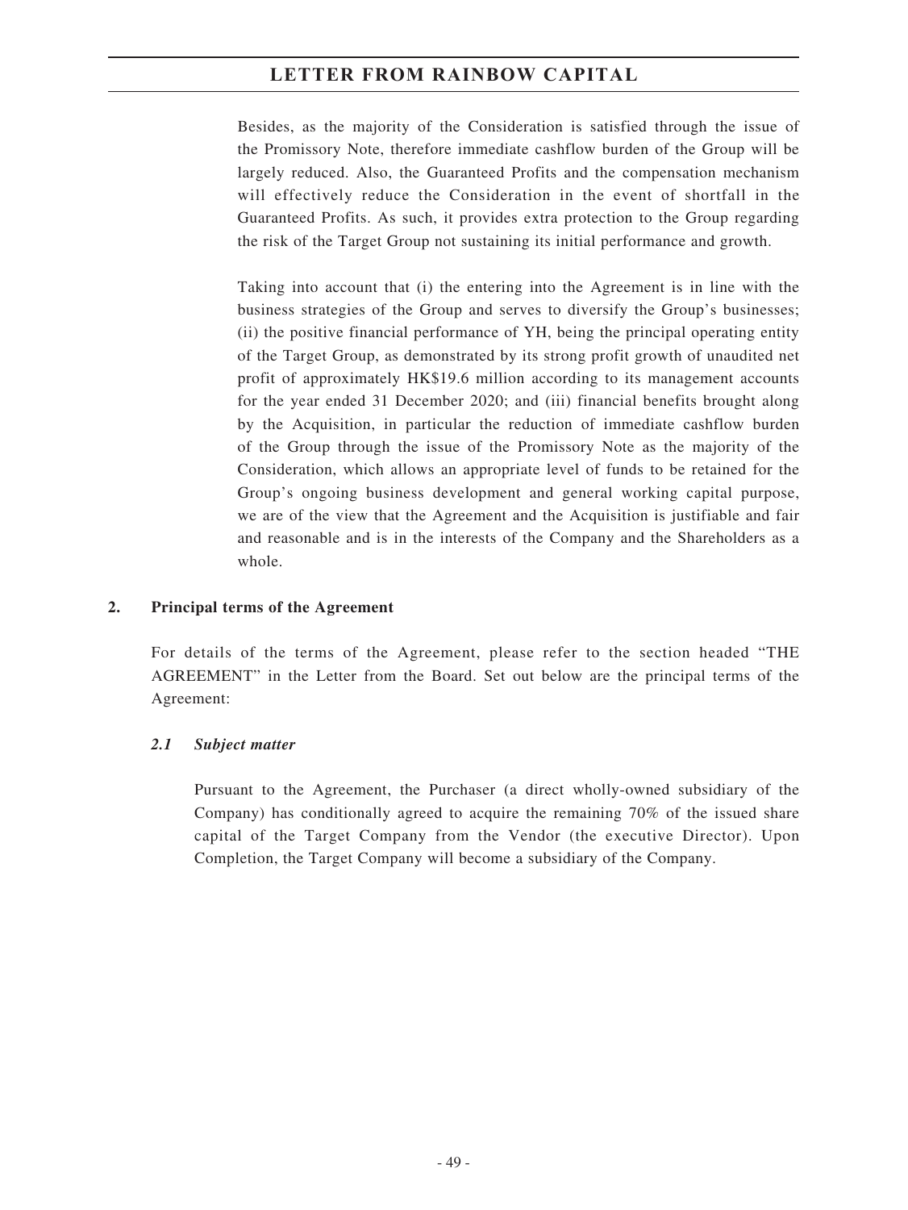Besides, as the majority of the Consideration is satisfied through the issue of the Promissory Note, therefore immediate cashflow burden of the Group will be largely reduced. Also, the Guaranteed Profits and the compensation mechanism will effectively reduce the Consideration in the event of shortfall in the Guaranteed Profits. As such, it provides extra protection to the Group regarding the risk of the Target Group not sustaining its initial performance and growth.

Taking into account that (i) the entering into the Agreement is in line with the business strategies of the Group and serves to diversify the Group's businesses; (ii) the positive financial performance of YH, being the principal operating entity of the Target Group, as demonstrated by its strong profit growth of unaudited net profit of approximately HK$19.6 million according to its management accounts for the year ended 31 December 2020; and (iii) financial benefits brought along by the Acquisition, in particular the reduction of immediate cashflow burden of the Group through the issue of the Promissory Note as the majority of the Consideration, which allows an appropriate level of funds to be retained for the Group's ongoing business development and general working capital purpose, we are of the view that the Agreement and the Acquisition is justifiable and fair and reasonable and is in the interests of the Company and the Shareholders as a whole.

## 2. Principal terms of the Agreement

For details of the terms of the Agreement, please refer to the section headed "THE AGREEMENT" in the Letter from the Board. Set out below are the principal terms of the Agreement:

### *2.1 Subject matter*

Pursuant to the Agreement, the Purchaser (a direct wholly-owned subsidiary of the Company) has conditionally agreed to acquire the remaining 70% of the issued share capital of the Target Company from the Vendor (the executive Director). Upon Completion, the Target Company will become a subsidiary of the Company.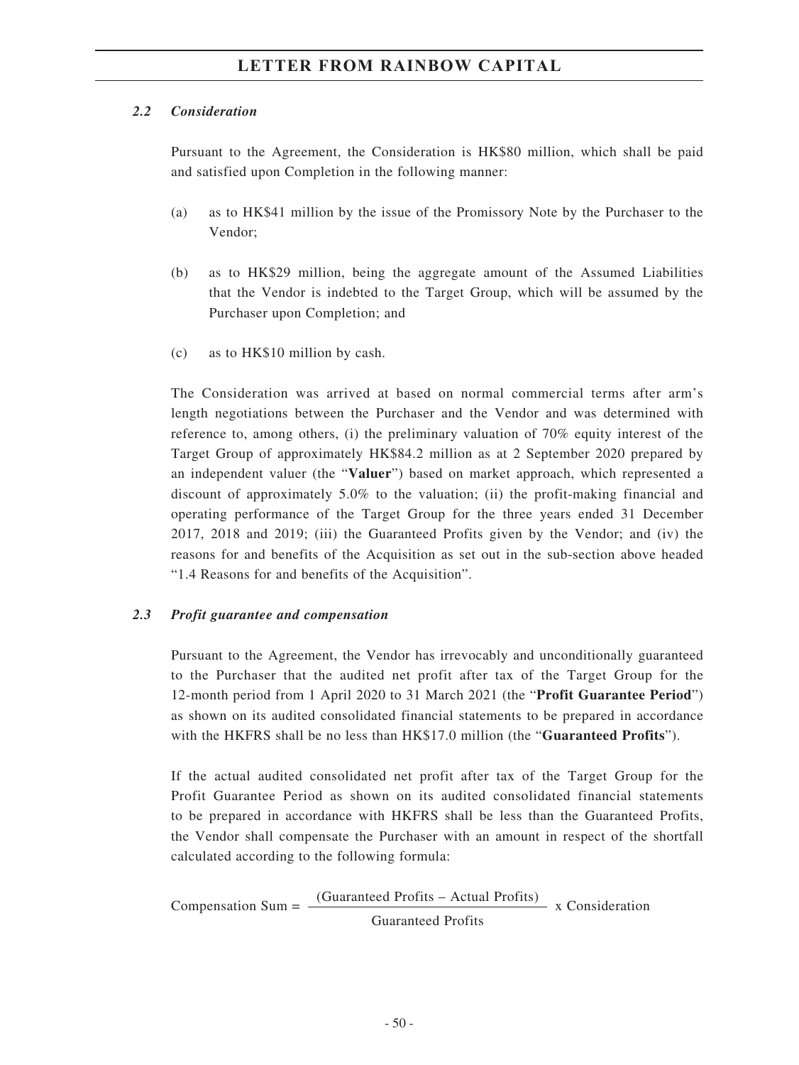### *2.2 Consideration*

Pursuant to the Agreement, the Consideration is HK$80 million, which shall be paid and satisfied upon Completion in the following manner:

(a) as to HK$41 million by the issue of the Promissory Note by the Purchaser to the Vendor;

(b) as to HK$29 million, being the aggregate amount of the Assumed Liabilities that the Vendor is indebted to the Target Group, which will be assumed by the Purchaser upon Completion; and

(c) as to HK$10 million by cash.

The Consideration was arrived at based on normal commercial terms after arm's length negotiations between the Purchaser and the Vendor and was determined with reference to, among others, (i) the preliminary valuation of 70% equity interest of the Target Group of approximately HK$84.2 million as at 2 September 2020 prepared by an independent valuer (the "**Valuer**") based on market approach, which represented a discount of approximately 5.0% to the valuation; (ii) the profit-making financial and operating performance of the Target Group for the three years ended 31 December 2017, 2018 and 2019; (iii) the Guaranteed Profits given by the Vendor; and (iv) the reasons for and benefits of the Acquisition as set out in the sub-section above headed "1.4 Reasons for and benefits of the Acquisition".

### *2.3 Profit guarantee and compensation*

Pursuant to the Agreement, the Vendor has irrevocably and unconditionally guaranteed to the Purchaser that the audited net profit after tax of the Target Group for the 12-month period from 1 April 2020 to 31 March 2021 (the "**Profit Guarantee Period**") as shown on its audited consolidated financial statements to be prepared in accordance with the HKFRS shall be no less than HK$17.0 million (the "**Guaranteed Profits**").

If the actual audited consolidated net profit after tax of the Target Group for the Profit Guarantee Period as shown on its audited consolidated financial statements to be prepared in accordance with HKFRS shall be less than the Guaranteed Profits, the Vendor shall compensate the Purchaser with an amount in respect of the shortfall calculated according to the following formula:

$$\text{Compensation Sum} = \frac{(\text{Guaranteed Profits} - \text{Actual Profits})}{\text{Guaranteed Profits}} \times \text{Consideration}$$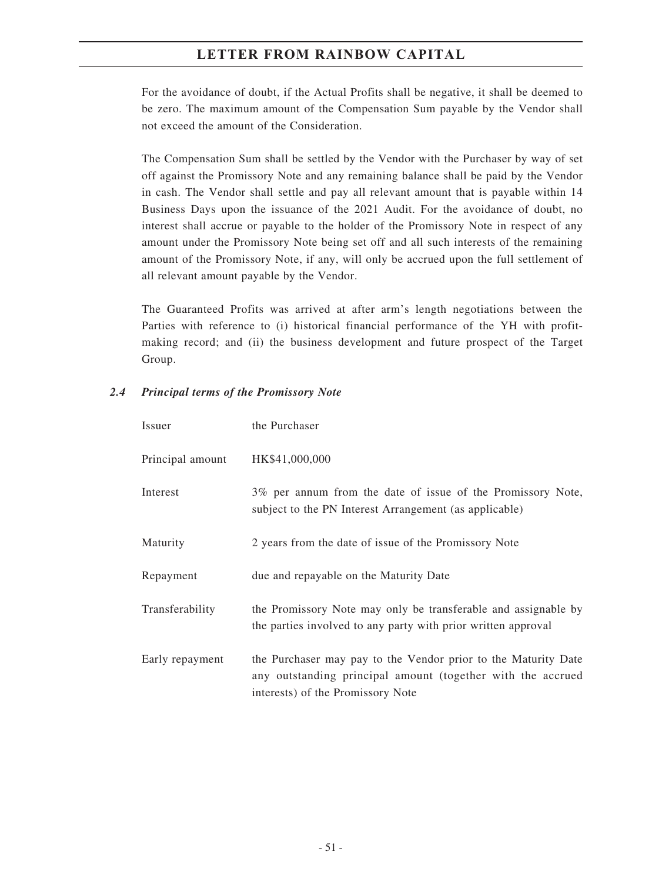For the avoidance of doubt, if the Actual Profits shall be negative, it shall be deemed to be zero. The maximum amount of the Compensation Sum payable by the Vendor shall not exceed the amount of the Consideration.

The Compensation Sum shall be settled by the Vendor with the Purchaser by way of set off against the Promissory Note and any remaining balance shall be paid by the Vendor in cash. The Vendor shall settle and pay all relevant amount that is payable within 14 Business Days upon the issuance of the 2021 Audit. For the avoidance of doubt, no interest shall accrue or payable to the holder of the Promissory Note in respect of any amount under the Promissory Note being set off and all such interests of the remaining amount of the Promissory Note, if any, will only be accrued upon the full settlement of all relevant amount payable by the Vendor.

The Guaranteed Profits was arrived at after arm's length negotiations between the Parties with reference to (i) historical financial performance of the YH with profit-making record; and (ii) the business development and future prospect of the Target Group.

### *2.4 Principal terms of the Promissory Note*

| | |
|---|---|
| Issuer | the Purchaser |
| Principal amount | HK$41,000,000 |
| Interest | 3% per annum from the date of issue of the Promissory Note, subject to the PN Interest Arrangement (as applicable) |
| Maturity | 2 years from the date of issue of the Promissory Note |
| Repayment | due and repayable on the Maturity Date |
| Transferability | the Promissory Note may only be transferable and assignable by the parties involved to any party with prior written approval |
| Early repayment | the Purchaser may pay to the Vendor prior to the Maturity Date any outstanding principal amount (together with the accrued interests) of the Promissory Note |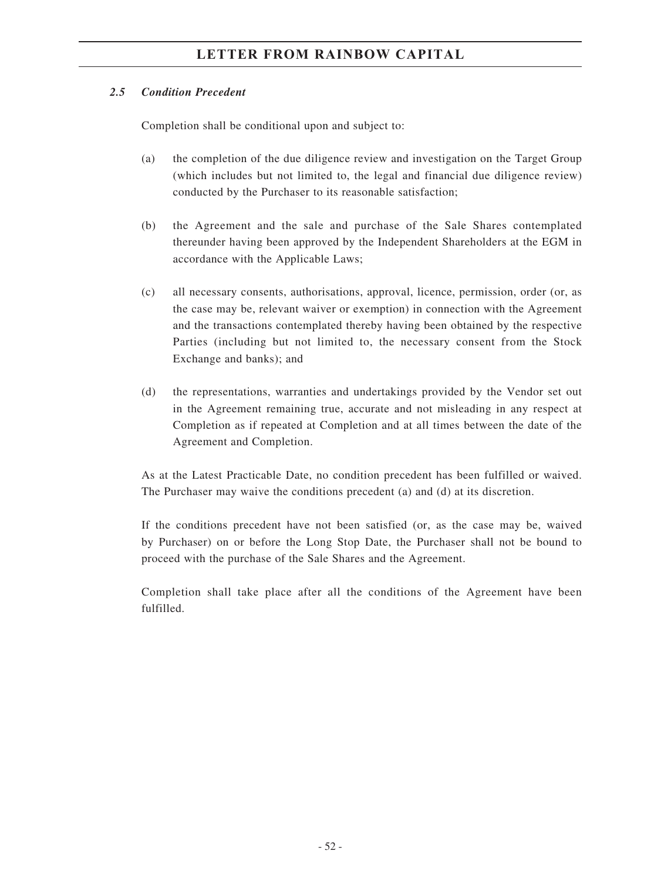### *2.5 Condition Precedent*

Completion shall be conditional upon and subject to:

(a) the completion of the due diligence review and investigation on the Target Group (which includes but not limited to, the legal and financial due diligence review) conducted by the Purchaser to its reasonable satisfaction;

(b) the Agreement and the sale and purchase of the Sale Shares contemplated thereunder having been approved by the Independent Shareholders at the EGM in accordance with the Applicable Laws;

(c) all necessary consents, authorisations, approval, licence, permission, order (or, as the case may be, relevant waiver or exemption) in connection with the Agreement and the transactions contemplated thereby having been obtained by the respective Parties (including but not limited to, the necessary consent from the Stock Exchange and banks); and

(d) the representations, warranties and undertakings provided by the Vendor set out in the Agreement remaining true, accurate and not misleading in any respect at Completion as if repeated at Completion and at all times between the date of the Agreement and Completion.

As at the Latest Practicable Date, no condition precedent has been fulfilled or waived. The Purchaser may waive the conditions precedent (a) and (d) at its discretion.

If the conditions precedent have not been satisfied (or, as the case may be, waived by Purchaser) on or before the Long Stop Date, the Purchaser shall not be bound to proceed with the purchase of the Sale Shares and the Agreement.

Completion shall take place after all the conditions of the Agreement have been fulfilled.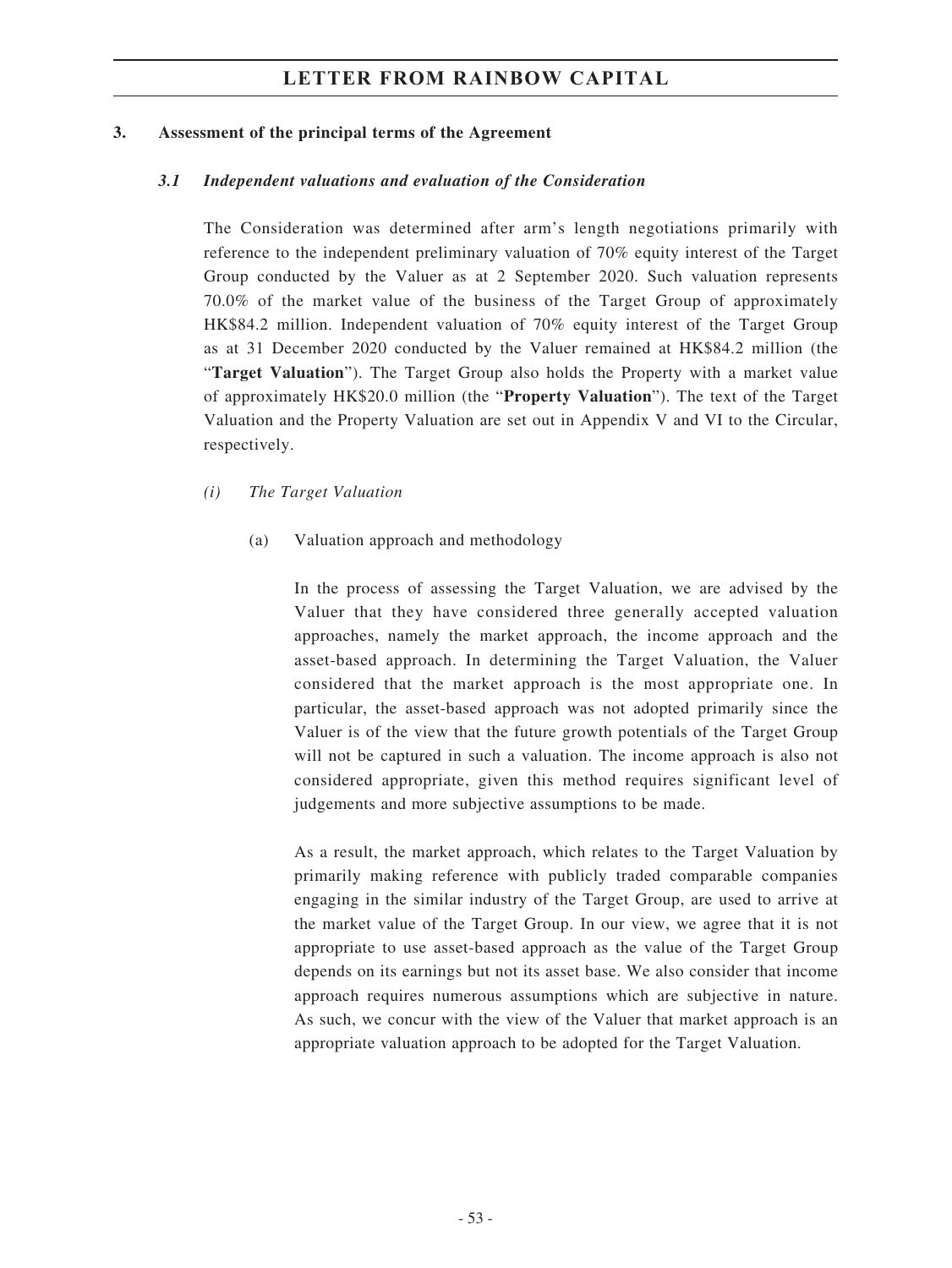### 3. Assessment of the principal terms of the Agreement

#### *3.1 Independent valuations and evaluation of the Consideration*

The Consideration was determined after arm's length negotiations primarily with reference to the independent preliminary valuation of 70% equity interest of the Target Group conducted by the Valuer as at 2 September 2020. Such valuation represents 70.0% of the market value of the business of the Target Group of approximately HK$84.2 million. Independent valuation of 70% equity interest of the Target Group as at 31 December 2020 conducted by the Valuer remained at HK$84.2 million (the "**Target Valuation**"). The Target Group also holds the Property with a market value of approximately HK$20.0 million (the "**Property Valuation**"). The text of the Target Valuation and the Property Valuation are set out in Appendix V and VI to the Circular, respectively.

*(i) The Target Valuation*

(a) Valuation approach and methodology

In the process of assessing the Target Valuation, we are advised by the Valuer that they have considered three generally accepted valuation approaches, namely the market approach, the income approach and the asset-based approach. In determining the Target Valuation, the Valuer considered that the market approach is the most appropriate one. In particular, the asset-based approach was not adopted primarily since the Valuer is of the view that the future growth potentials of the Target Group will not be captured in such a valuation. The income approach is also not considered appropriate, given this method requires significant level of judgements and more subjective assumptions to be made.

As a result, the market approach, which relates to the Target Valuation by primarily making reference with publicly traded comparable companies engaging in the similar industry of the Target Group, are used to arrive at the market value of the Target Group. In our view, we agree that it is not appropriate to use asset-based approach as the value of the Target Group depends on its earnings but not its asset base. We also consider that income approach requires numerous assumptions which are subjective in nature. As such, we concur with the view of the Valuer that market approach is an appropriate valuation approach to be adopted for the Target Valuation.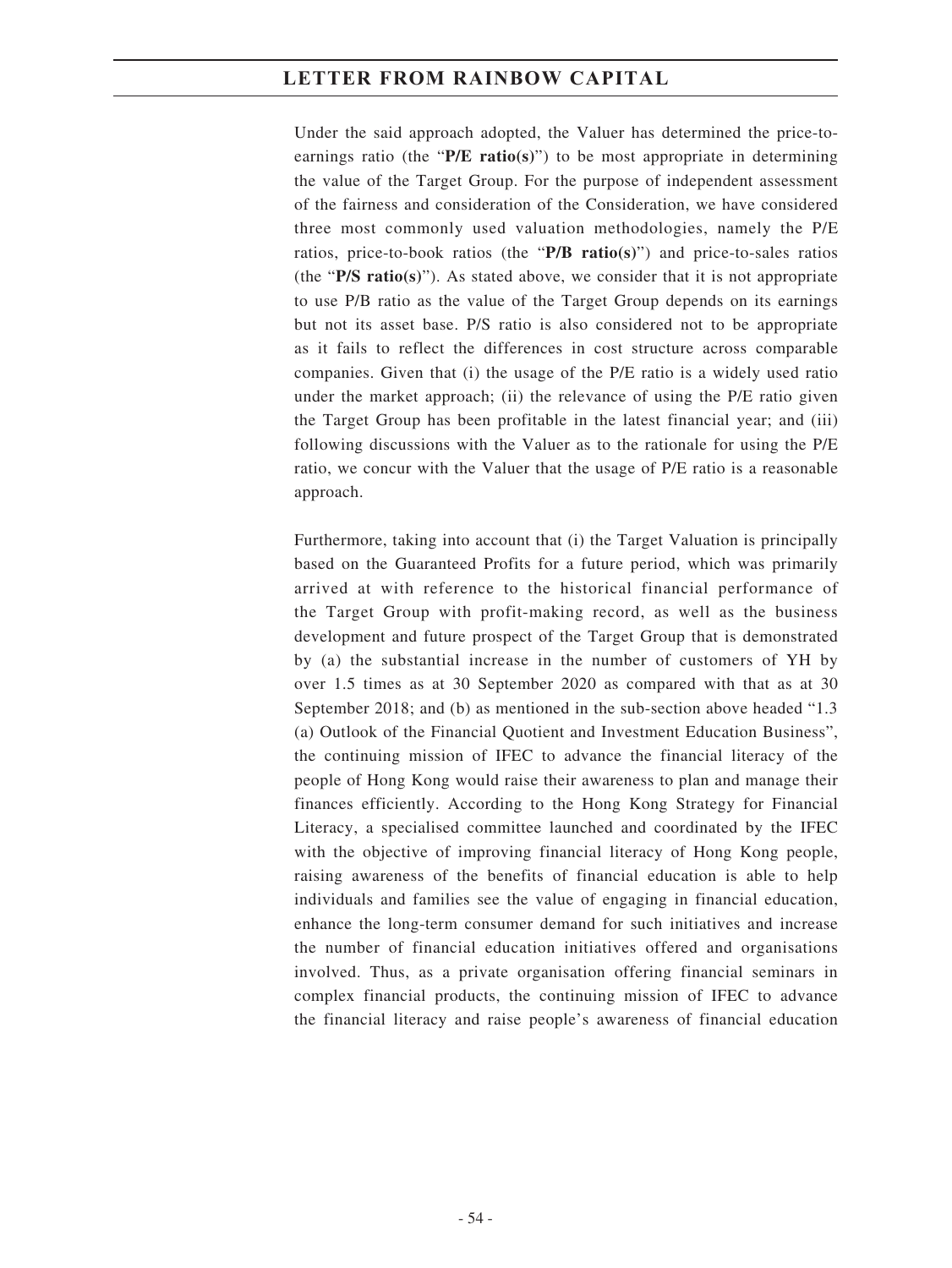Under the said approach adopted, the Valuer has determined the price-to-earnings ratio (the "**P/E ratio(s)**") to be most appropriate in determining the value of the Target Group. For the purpose of independent assessment of the fairness and consideration of the Consideration, we have considered three most commonly used valuation methodologies, namely the P/E ratios, price-to-book ratios (the "**P/B ratio(s)**") and price-to-sales ratios (the "**P/S ratio(s)**"). As stated above, we consider that it is not appropriate to use P/B ratio as the value of the Target Group depends on its earnings but not its asset base. P/S ratio is also considered not to be appropriate as it fails to reflect the differences in cost structure across comparable companies. Given that (i) the usage of the P/E ratio is a widely used ratio under the market approach; (ii) the relevance of using the P/E ratio given the Target Group has been profitable in the latest financial year; and (iii) following discussions with the Valuer as to the rationale for using the P/E ratio, we concur with the Valuer that the usage of P/E ratio is a reasonable approach.

Furthermore, taking into account that (i) the Target Valuation is principally based on the Guaranteed Profits for a future period, which was primarily arrived at with reference to the historical financial performance of the Target Group with profit-making record, as well as the business development and future prospect of the Target Group that is demonstrated by (a) the substantial increase in the number of customers of YH by over 1.5 times as at 30 September 2020 as compared with that as at 30 September 2018; and (b) as mentioned in the sub-section above headed "1.3 (a) Outlook of the Financial Quotient and Investment Education Business", the continuing mission of IFEC to advance the financial literacy of the people of Hong Kong would raise their awareness to plan and manage their finances efficiently. According to the Hong Kong Strategy for Financial Literacy, a specialised committee launched and coordinated by the IFEC with the objective of improving financial literacy of Hong Kong people, raising awareness of the benefits of financial education is able to help individuals and families see the value of engaging in financial education, enhance the long-term consumer demand for such initiatives and increase the number of financial education initiatives offered and organisations involved. Thus, as a private organisation offering financial seminars in complex financial products, the continuing mission of IFEC to advance the financial literacy and raise people's awareness of financial education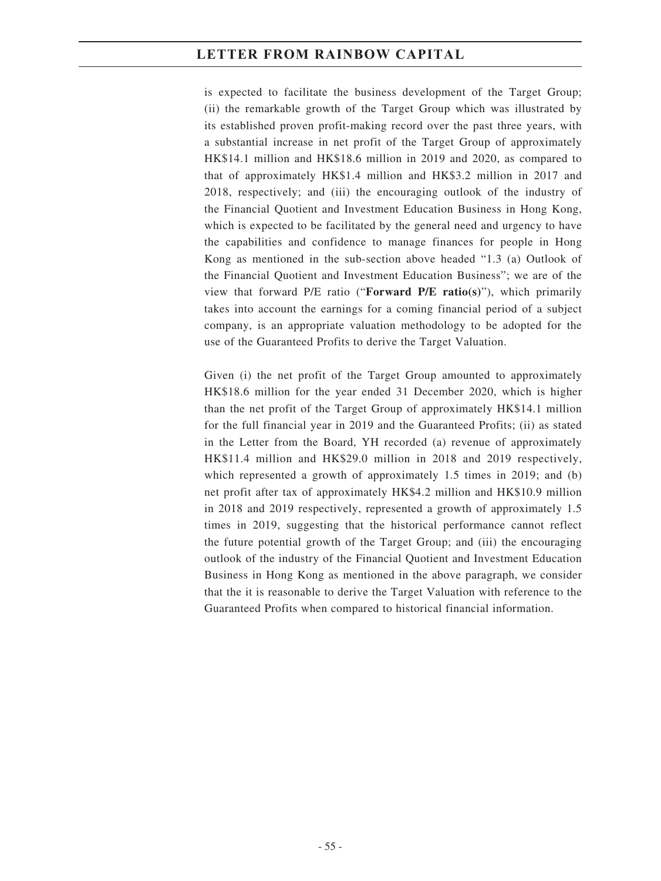is expected to facilitate the business development of the Target Group; (ii) the remarkable growth of the Target Group which was illustrated by its established proven profit-making record over the past three years, with a substantial increase in net profit of the Target Group of approximately HK$14.1 million and HK$18.6 million in 2019 and 2020, as compared to that of approximately HK$1.4 million and HK$3.2 million in 2017 and 2018, respectively; and (iii) the encouraging outlook of the industry of the Financial Quotient and Investment Education Business in Hong Kong, which is expected to be facilitated by the general need and urgency to have the capabilities and confidence to manage finances for people in Hong Kong as mentioned in the sub-section above headed "1.3 (a) Outlook of the Financial Quotient and Investment Education Business"; we are of the view that forward P/E ratio ("**Forward P/E ratio(s)**"), which primarily takes into account the earnings for a coming financial period of a subject company, is an appropriate valuation methodology to be adopted for the use of the Guaranteed Profits to derive the Target Valuation.

Given (i) the net profit of the Target Group amounted to approximately HK$18.6 million for the year ended 31 December 2020, which is higher than the net profit of the Target Group of approximately HK$14.1 million for the full financial year in 2019 and the Guaranteed Profits; (ii) as stated in the Letter from the Board, YH recorded (a) revenue of approximately HK$11.4 million and HK$29.0 million in 2018 and 2019 respectively, which represented a growth of approximately 1.5 times in 2019; and (b) net profit after tax of approximately HK$4.2 million and HK$10.9 million in 2018 and 2019 respectively, represented a growth of approximately 1.5 times in 2019, suggesting that the historical performance cannot reflect the future potential growth of the Target Group; and (iii) the encouraging outlook of the industry of the Financial Quotient and Investment Education Business in Hong Kong as mentioned in the above paragraph, we consider that the it is reasonable to derive the Target Valuation with reference to the Guaranteed Profits when compared to historical financial information.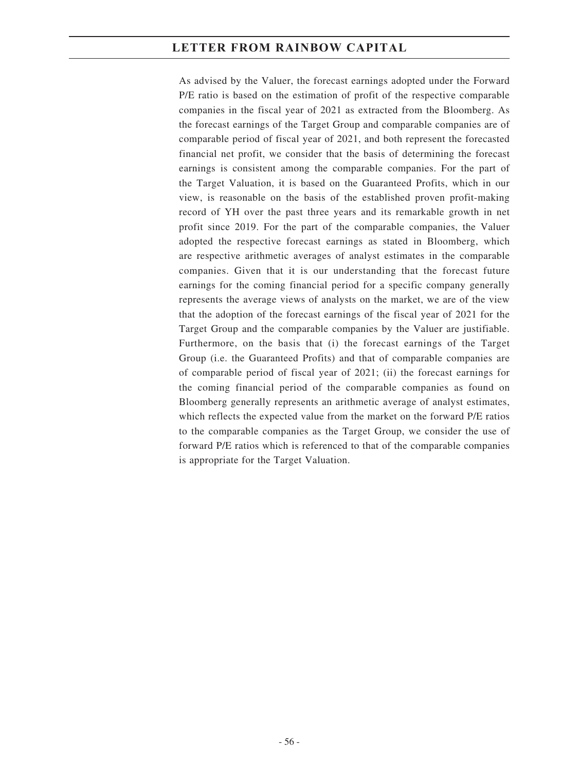As advised by the Valuer, the forecast earnings adopted under the Forward P/E ratio is based on the estimation of profit of the respective comparable companies in the fiscal year of 2021 as extracted from the Bloomberg. As the forecast earnings of the Target Group and comparable companies are of comparable period of fiscal year of 2021, and both represent the forecasted financial net profit, we consider that the basis of determining the forecast earnings is consistent among the comparable companies. For the part of the Target Valuation, it is based on the Guaranteed Profits, which in our view, is reasonable on the basis of the established proven profit-making record of YH over the past three years and its remarkable growth in net profit since 2019. For the part of the comparable companies, the Valuer adopted the respective forecast earnings as stated in Bloomberg, which are respective arithmetic averages of analyst estimates in the comparable companies. Given that it is our understanding that the forecast future earnings for the coming financial period for a specific company generally represents the average views of analysts on the market, we are of the view that the adoption of the forecast earnings of the fiscal year of 2021 for the Target Group and the comparable companies by the Valuer are justifiable. Furthermore, on the basis that (i) the forecast earnings of the Target Group (i.e. the Guaranteed Profits) and that of comparable companies are of comparable period of fiscal year of 2021; (ii) the forecast earnings for the coming financial period of the comparable companies as found on Bloomberg generally represents an arithmetic average of analyst estimates, which reflects the expected value from the market on the forward P/E ratios to the comparable companies as the Target Group, we consider the use of forward P/E ratios which is referenced to that of the comparable companies is appropriate for the Target Valuation.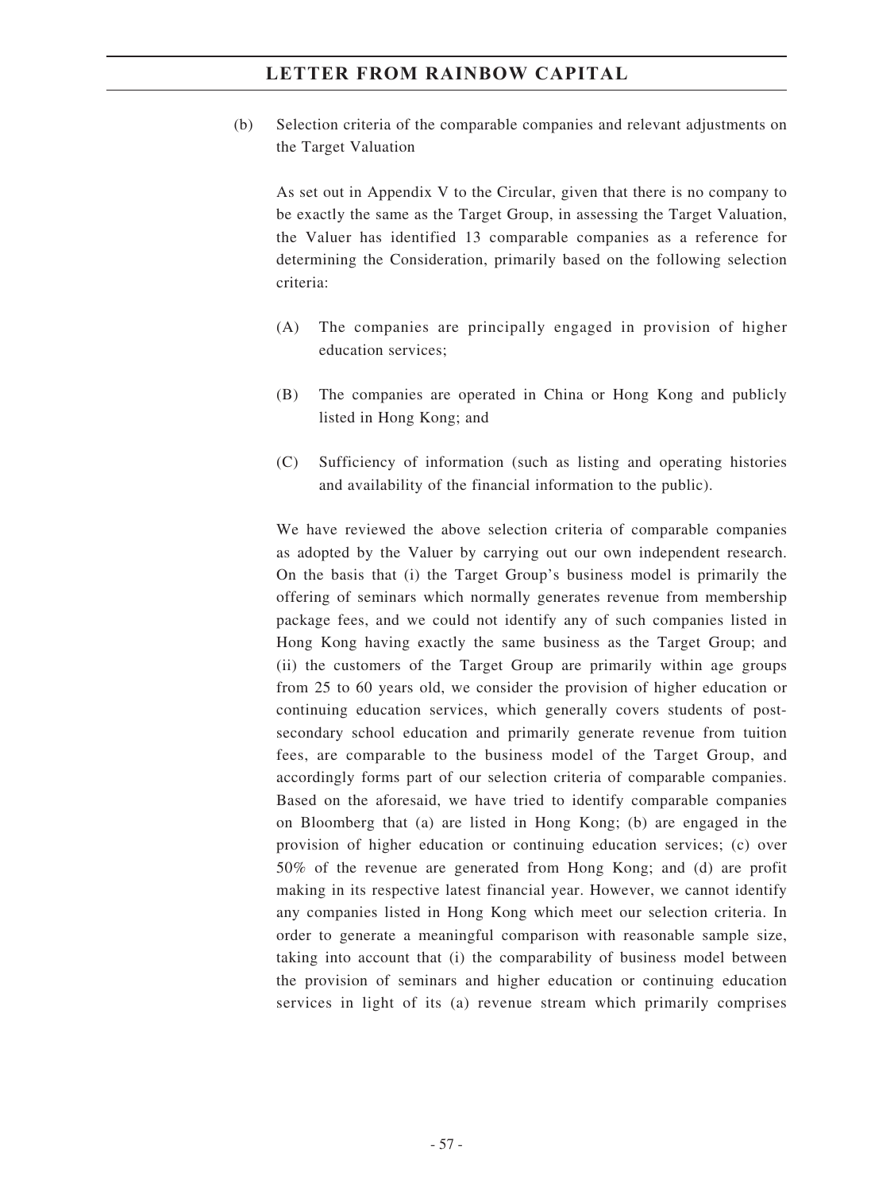(b) Selection criteria of the comparable companies and relevant adjustments on the Target Valuation

As set out in Appendix V to the Circular, given that there is no company to be exactly the same as the Target Group, in assessing the Target Valuation, the Valuer has identified 13 comparable companies as a reference for determining the Consideration, primarily based on the following selection criteria:

(A) The companies are principally engaged in provision of higher education services;

(B) The companies are operated in China or Hong Kong and publicly listed in Hong Kong; and

(C) Sufficiency of information (such as listing and operating histories and availability of the financial information to the public).

We have reviewed the above selection criteria of comparable companies as adopted by the Valuer by carrying out our own independent research. On the basis that (i) the Target Group's business model is primarily the offering of seminars which normally generates revenue from membership package fees, and we could not identify any of such companies listed in Hong Kong having exactly the same business as the Target Group; and (ii) the customers of the Target Group are primarily within age groups from 25 to 60 years old, we consider the provision of higher education or continuing education services, which generally covers students of post-secondary school education and primarily generate revenue from tuition fees, are comparable to the business model of the Target Group, and accordingly forms part of our selection criteria of comparable companies. Based on the aforesaid, we have tried to identify comparable companies on Bloomberg that (a) are listed in Hong Kong; (b) are engaged in the provision of higher education or continuing education services; (c) over 50% of the revenue are generated from Hong Kong; and (d) are profit making in its respective latest financial year. However, we cannot identify any companies listed in Hong Kong which meet our selection criteria. In order to generate a meaningful comparison with reasonable sample size, taking into account that (i) the comparability of business model between the provision of seminars and higher education or continuing education services in light of its (a) revenue stream which primarily comprises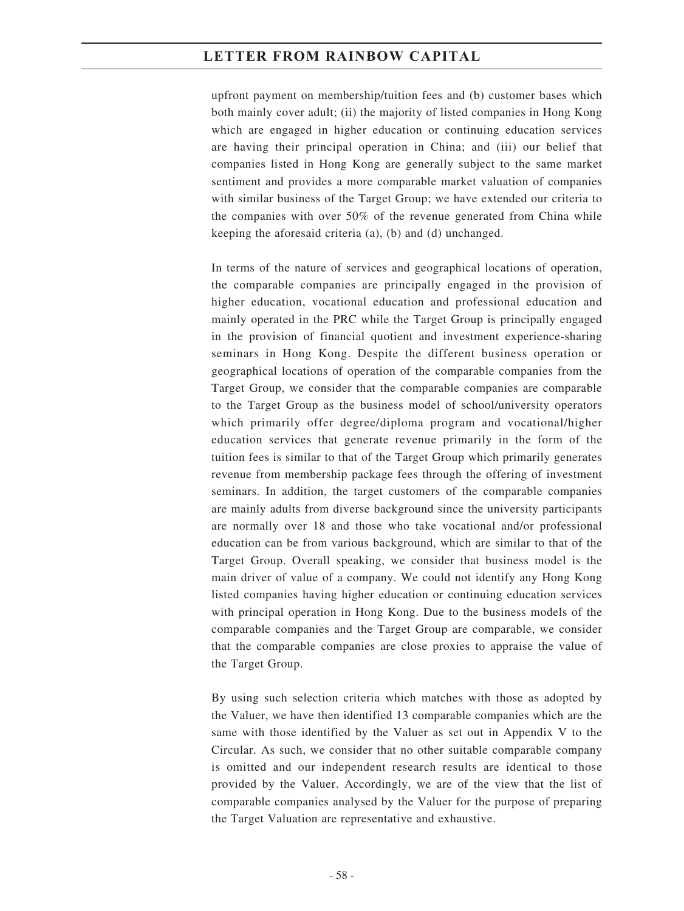upfront payment on membership/tuition fees and (b) customer bases which both mainly cover adult; (ii) the majority of listed companies in Hong Kong which are engaged in higher education or continuing education services are having their principal operation in China; and (iii) our belief that companies listed in Hong Kong are generally subject to the same market sentiment and provides a more comparable market valuation of companies with similar business of the Target Group; we have extended our criteria to the companies with over 50% of the revenue generated from China while keeping the aforesaid criteria (a), (b) and (d) unchanged.

In terms of the nature of services and geographical locations of operation, the comparable companies are principally engaged in the provision of higher education, vocational education and professional education and mainly operated in the PRC while the Target Group is principally engaged in the provision of financial quotient and investment experience-sharing seminars in Hong Kong. Despite the different business operation or geographical locations of operation of the comparable companies from the Target Group, we consider that the comparable companies are comparable to the Target Group as the business model of school/university operators which primarily offer degree/diploma program and vocational/higher education services that generate revenue primarily in the form of the tuition fees is similar to that of the Target Group which primarily generates revenue from membership package fees through the offering of investment seminars. In addition, the target customers of the comparable companies are mainly adults from diverse background since the university participants are normally over 18 and those who take vocational and/or professional education can be from various background, which are similar to that of the Target Group. Overall speaking, we consider that business model is the main driver of value of a company. We could not identify any Hong Kong listed companies having higher education or continuing education services with principal operation in Hong Kong. Due to the business models of the comparable companies and the Target Group are comparable, we consider that the comparable companies are close proxies to appraise the value of the Target Group.

By using such selection criteria which matches with those as adopted by the Valuer, we have then identified 13 comparable companies which are the same with those identified by the Valuer as set out in Appendix V to the Circular. As such, we consider that no other suitable comparable company is omitted and our independent research results are identical to those provided by the Valuer. Accordingly, we are of the view that the list of comparable companies analysed by the Valuer for the purpose of preparing the Target Valuation are representative and exhaustive.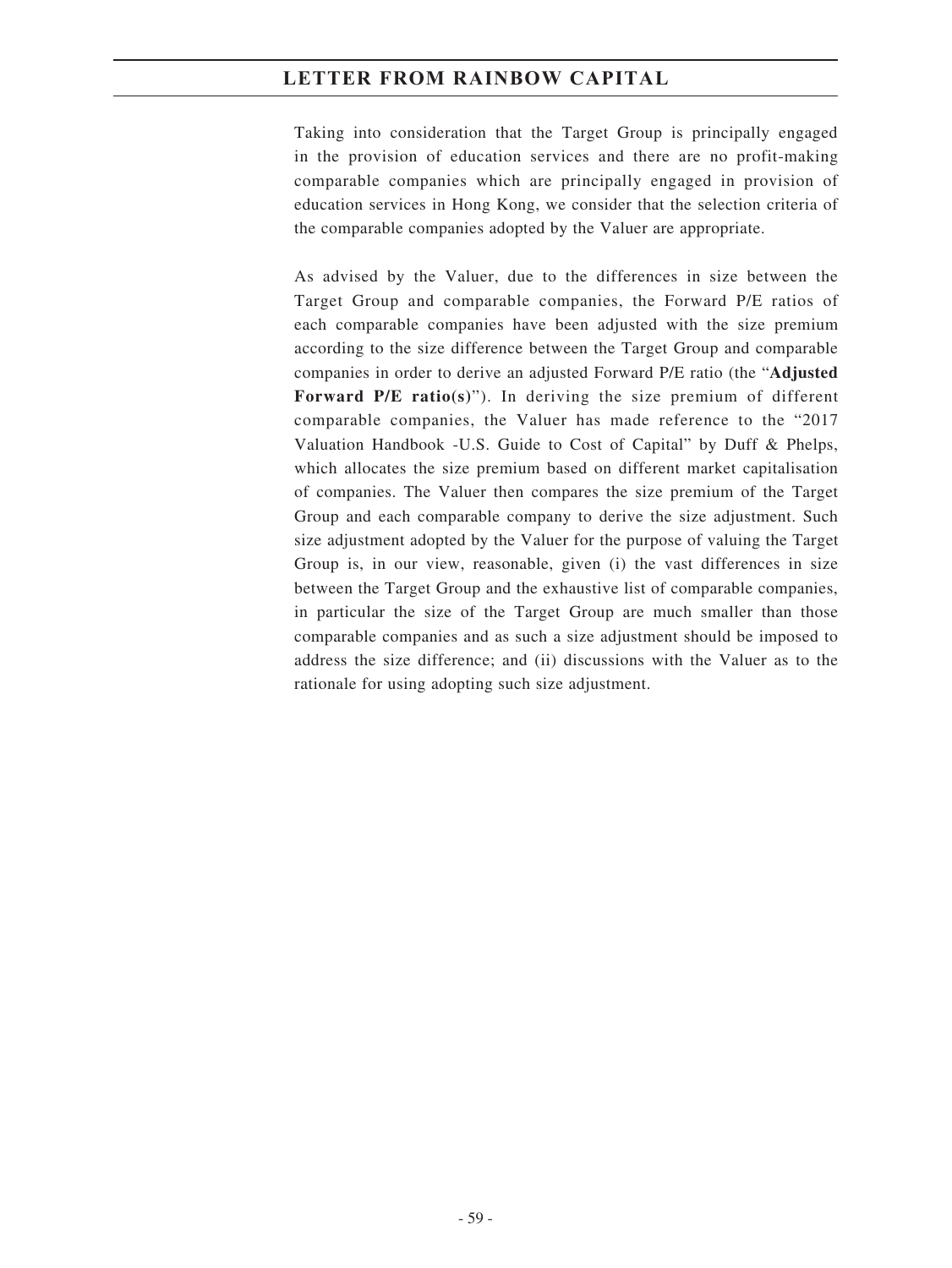Taking into consideration that the Target Group is principally engaged in the provision of education services and there are no profit-making comparable companies which are principally engaged in provision of education services in Hong Kong, we consider that the selection criteria of the comparable companies adopted by the Valuer are appropriate.

As advised by the Valuer, due to the differences in size between the Target Group and comparable companies, the Forward P/E ratios of each comparable companies have been adjusted with the size premium according to the size difference between the Target Group and comparable companies in order to derive an adjusted Forward P/E ratio (the "**Adjusted Forward P/E ratio(s)**"). In deriving the size premium of different comparable companies, the Valuer has made reference to the "2017 Valuation Handbook -U.S. Guide to Cost of Capital" by Duff & Phelps, which allocates the size premium based on different market capitalisation of companies. The Valuer then compares the size premium of the Target Group and each comparable company to derive the size adjustment. Such size adjustment adopted by the Valuer for the purpose of valuing the Target Group is, in our view, reasonable, given (i) the vast differences in size between the Target Group and the exhaustive list of comparable companies, in particular the size of the Target Group are much smaller than those comparable companies and as such a size adjustment should be imposed to address the size difference; and (ii) discussions with the Valuer as to the rationale for using adopting such size adjustment.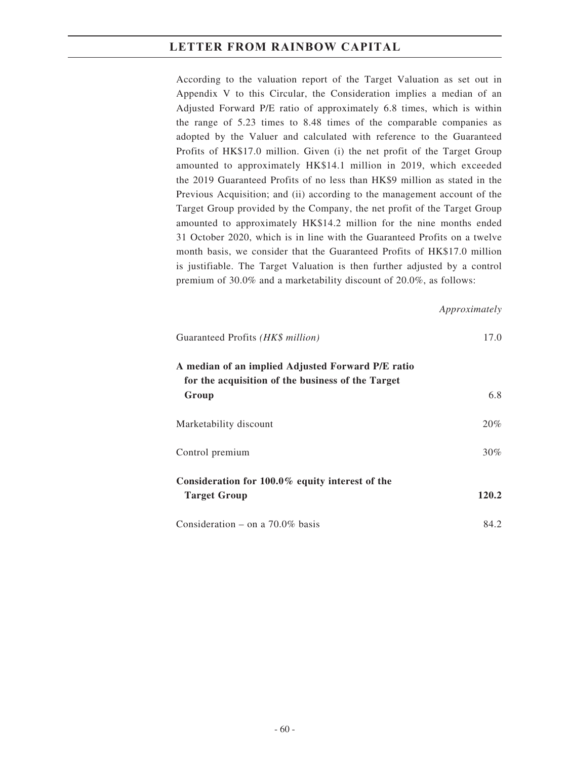According to the valuation report of the Target Valuation as set out in Appendix V to this Circular, the Consideration implies a median of an Adjusted Forward P/E ratio of approximately 6.8 times, which is within the range of 5.23 times to 8.48 times of the comparable companies as adopted by the Valuer and calculated with reference to the Guaranteed Profits of HK$17.0 million. Given (i) the net profit of the Target Group amounted to approximately HK$14.1 million in 2019, which exceeded the 2019 Guaranteed Profits of no less than HK$9 million as stated in the Previous Acquisition; and (ii) according to the management account of the Target Group provided by the Company, the net profit of the Target Group amounted to approximately HK$14.2 million for the nine months ended 31 October 2020, which is in line with the Guaranteed Profits on a twelve month basis, we consider that the Guaranteed Profits of HK$17.0 million is justifiable. The Target Valuation is then further adjusted by a control premium of 30.0% and a marketability discount of 20.0%, as follows:

| | *Approximately* |
|---|---|
| Guaranteed Profits *(HK$ million)* | 17.0 |
| **A median of an implied Adjusted Forward P/E ratio for the acquisition of the business of the Target Group** | 6.8 |
| Marketability discount | 20% |
| Control premium | 30% |
| **Consideration for 100.0% equity interest of the Target Group** | **120.2** |
| Consideration – on a 70.0% basis | 84.2 |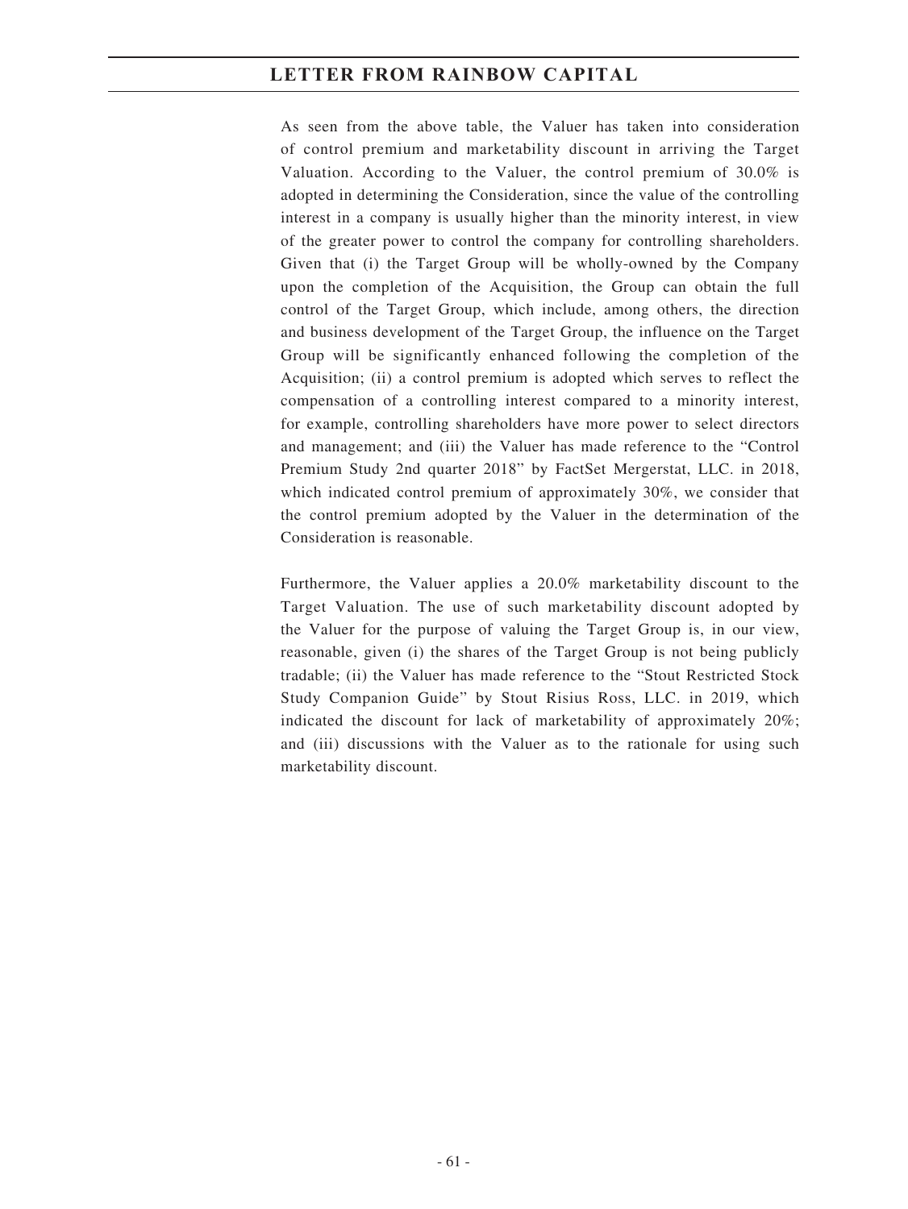As seen from the above table, the Valuer has taken into consideration of control premium and marketability discount in arriving the Target Valuation. According to the Valuer, the control premium of 30.0% is adopted in determining the Consideration, since the value of the controlling interest in a company is usually higher than the minority interest, in view of the greater power to control the company for controlling shareholders. Given that (i) the Target Group will be wholly-owned by the Company upon the completion of the Acquisition, the Group can obtain the full control of the Target Group, which include, among others, the direction and business development of the Target Group, the influence on the Target Group will be significantly enhanced following the completion of the Acquisition; (ii) a control premium is adopted which serves to reflect the compensation of a controlling interest compared to a minority interest, for example, controlling shareholders have more power to select directors and management; and (iii) the Valuer has made reference to the "Control Premium Study 2nd quarter 2018" by FactSet Mergerstat, LLC. in 2018, which indicated control premium of approximately 30%, we consider that the control premium adopted by the Valuer in the determination of the Consideration is reasonable.

Furthermore, the Valuer applies a 20.0% marketability discount to the Target Valuation. The use of such marketability discount adopted by the Valuer for the purpose of valuing the Target Group is, in our view, reasonable, given (i) the shares of the Target Group is not being publicly tradable; (ii) the Valuer has made reference to the "Stout Restricted Stock Study Companion Guide" by Stout Risius Ross, LLC. in 2019, which indicated the discount for lack of marketability of approximately 20%; and (iii) discussions with the Valuer as to the rationale for using such marketability discount.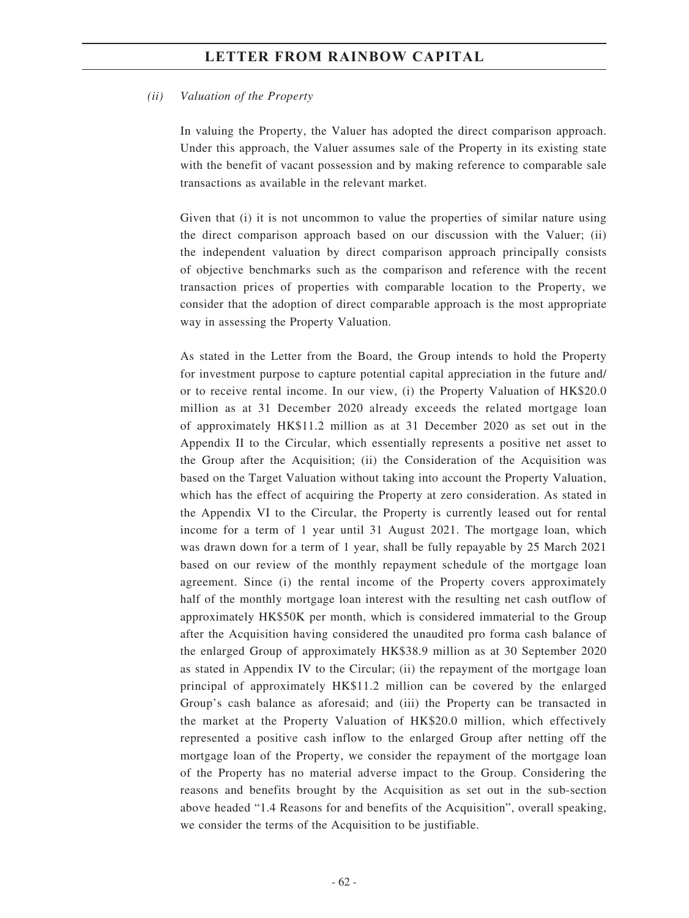*(ii) Valuation of the Property*

In valuing the Property, the Valuer has adopted the direct comparison approach. Under this approach, the Valuer assumes sale of the Property in its existing state with the benefit of vacant possession and by making reference to comparable sale transactions as available in the relevant market.

Given that (i) it is not uncommon to value the properties of similar nature using the direct comparison approach based on our discussion with the Valuer; (ii) the independent valuation by direct comparison approach principally consists of objective benchmarks such as the comparison and reference with the recent transaction prices of properties with comparable location to the Property, we consider that the adoption of direct comparable approach is the most appropriate way in assessing the Property Valuation.

As stated in the Letter from the Board, the Group intends to hold the Property for investment purpose to capture potential capital appreciation in the future and/or to receive rental income. In our view, (i) the Property Valuation of HK$20.0 million as at 31 December 2020 already exceeds the related mortgage loan of approximately HK$11.2 million as at 31 December 2020 as set out in the Appendix II to the Circular, which essentially represents a positive net asset to the Group after the Acquisition; (ii) the Consideration of the Acquisition was based on the Target Valuation without taking into account the Property Valuation, which has the effect of acquiring the Property at zero consideration. As stated in the Appendix VI to the Circular, the Property is currently leased out for rental income for a term of 1 year until 31 August 2021. The mortgage loan, which was drawn down for a term of 1 year, shall be fully repayable by 25 March 2021 based on our review of the monthly repayment schedule of the mortgage loan agreement. Since (i) the rental income of the Property covers approximately half of the monthly mortgage loan interest with the resulting net cash outflow of approximately HK$50K per month, which is considered immaterial to the Group after the Acquisition having considered the unaudited pro forma cash balance of the enlarged Group of approximately HK$38.9 million as at 30 September 2020 as stated in Appendix IV to the Circular; (ii) the repayment of the mortgage loan principal of approximately HK$11.2 million can be covered by the enlarged Group's cash balance as aforesaid; and (iii) the Property can be transacted in the market at the Property Valuation of HK$20.0 million, which effectively represented a positive cash inflow to the enlarged Group after netting off the mortgage loan of the Property, we consider the repayment of the mortgage loan of the Property has no material adverse impact to the Group. Considering the reasons and benefits brought by the Acquisition as set out in the sub-section above headed "1.4 Reasons for and benefits of the Acquisition", overall speaking, we consider the terms of the Acquisition to be justifiable.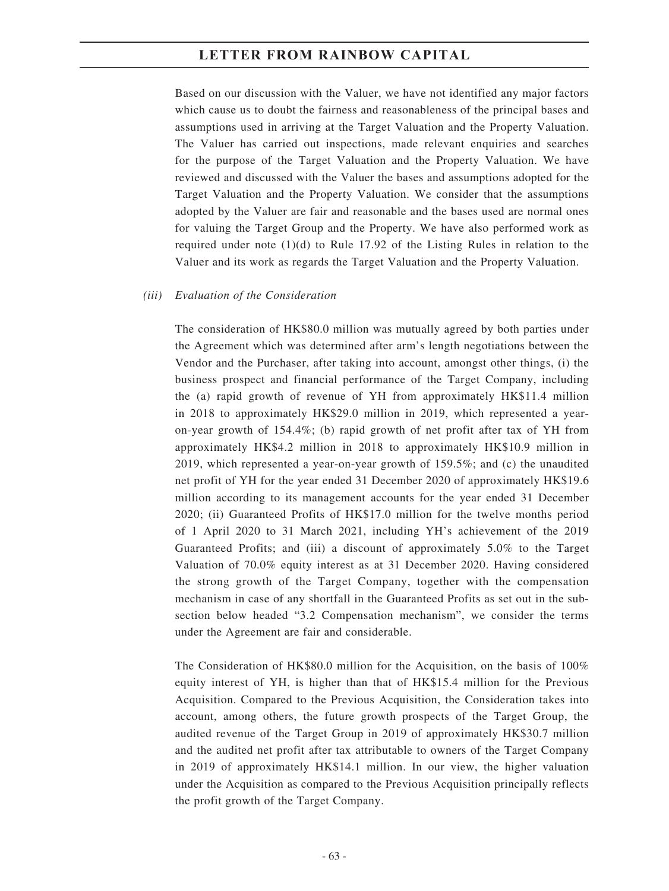Based on our discussion with the Valuer, we have not identified any major factors which cause us to doubt the fairness and reasonableness of the principal bases and assumptions used in arriving at the Target Valuation and the Property Valuation. The Valuer has carried out inspections, made relevant enquiries and searches for the purpose of the Target Valuation and the Property Valuation. We have reviewed and discussed with the Valuer the bases and assumptions adopted for the Target Valuation and the Property Valuation. We consider that the assumptions adopted by the Valuer are fair and reasonable and the bases used are normal ones for valuing the Target Group and the Property. We have also performed work as required under note (1)(d) to Rule 17.92 of the Listing Rules in relation to the Valuer and its work as regards the Target Valuation and the Property Valuation.

*(iii) Evaluation of the Consideration*

The consideration of HK$80.0 million was mutually agreed by both parties under the Agreement which was determined after arm's length negotiations between the Vendor and the Purchaser, after taking into account, amongst other things, (i) the business prospect and financial performance of the Target Company, including the (a) rapid growth of revenue of YH from approximately HK$11.4 million in 2018 to approximately HK$29.0 million in 2019, which represented a year-on-year growth of 154.4%; (b) rapid growth of net profit after tax of YH from approximately HK$4.2 million in 2018 to approximately HK$10.9 million in 2019, which represented a year-on-year growth of 159.5%; and (c) the unaudited net profit of YH for the year ended 31 December 2020 of approximately HK$19.6 million according to its management accounts for the year ended 31 December 2020; (ii) Guaranteed Profits of HK$17.0 million for the twelve months period of 1 April 2020 to 31 March 2021, including YH's achievement of the 2019 Guaranteed Profits; and (iii) a discount of approximately 5.0% to the Target Valuation of 70.0% equity interest as at 31 December 2020. Having considered the strong growth of the Target Company, together with the compensation mechanism in case of any shortfall in the Guaranteed Profits as set out in the sub-section below headed "3.2 Compensation mechanism", we consider the terms under the Agreement are fair and considerable.

The Consideration of HK$80.0 million for the Acquisition, on the basis of 100% equity interest of YH, is higher than that of HK$15.4 million for the Previous Acquisition. Compared to the Previous Acquisition, the Consideration takes into account, among others, the future growth prospects of the Target Group, the audited revenue of the Target Group in 2019 of approximately HK$30.7 million and the audited net profit after tax attributable to owners of the Target Company in 2019 of approximately HK$14.1 million. In our view, the higher valuation under the Acquisition as compared to the Previous Acquisition principally reflects the profit growth of the Target Company.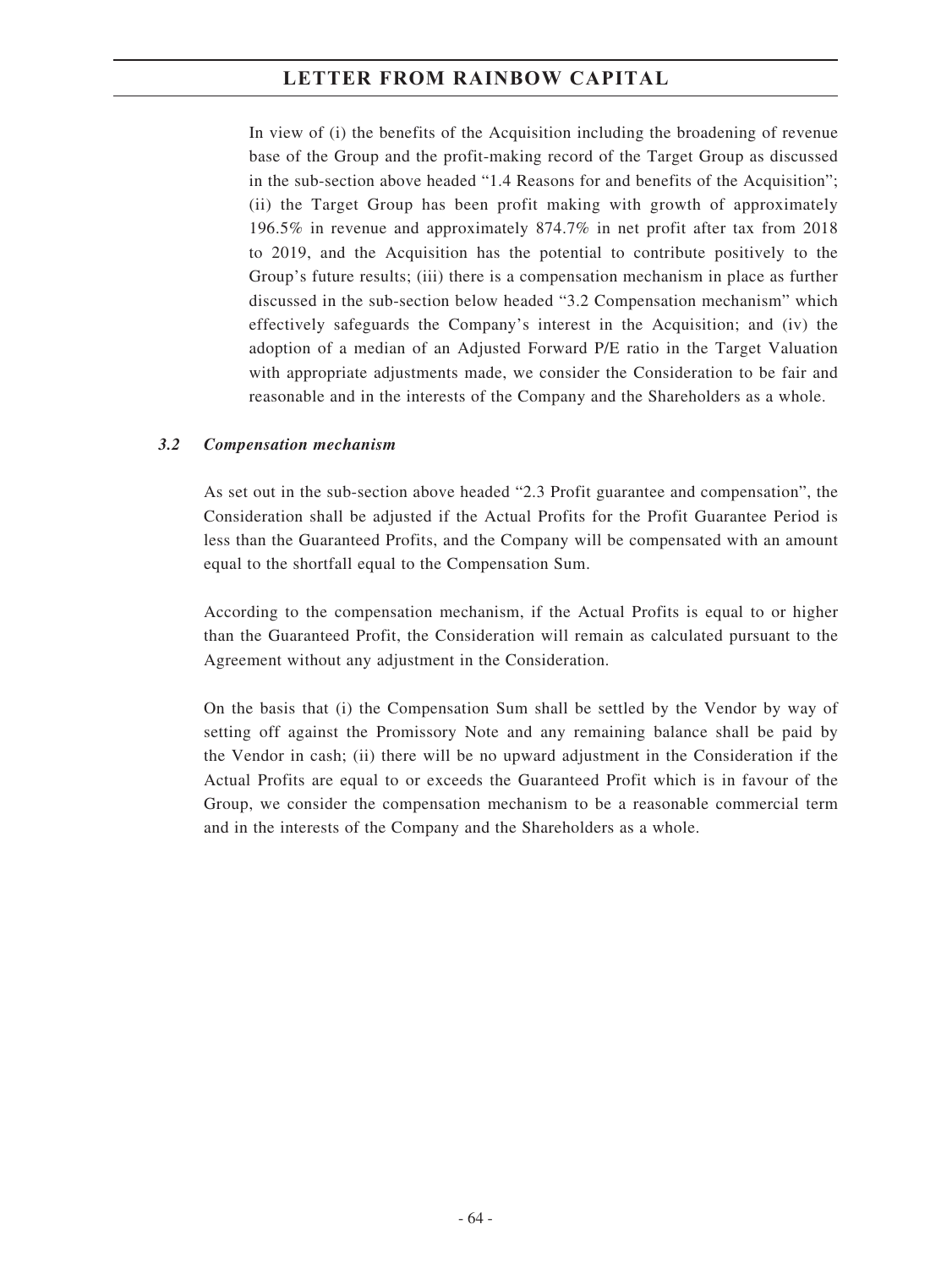In view of (i) the benefits of the Acquisition including the broadening of revenue base of the Group and the profit-making record of the Target Group as discussed in the sub-section above headed "1.4 Reasons for and benefits of the Acquisition"; (ii) the Target Group has been profit making with growth of approximately 196.5% in revenue and approximately 874.7% in net profit after tax from 2018 to 2019, and the Acquisition has the potential to contribute positively to the Group's future results; (iii) there is a compensation mechanism in place as further discussed in the sub-section below headed "3.2 Compensation mechanism" which effectively safeguards the Company's interest in the Acquisition; and (iv) the adoption of a median of an Adjusted Forward P/E ratio in the Target Valuation with appropriate adjustments made, we consider the Consideration to be fair and reasonable and in the interests of the Company and the Shareholders as a whole.

### *3.2 Compensation mechanism*

As set out in the sub-section above headed "2.3 Profit guarantee and compensation", the Consideration shall be adjusted if the Actual Profits for the Profit Guarantee Period is less than the Guaranteed Profits, and the Company will be compensated with an amount equal to the shortfall equal to the Compensation Sum.

According to the compensation mechanism, if the Actual Profits is equal to or higher than the Guaranteed Profit, the Consideration will remain as calculated pursuant to the Agreement without any adjustment in the Consideration.

On the basis that (i) the Compensation Sum shall be settled by the Vendor by way of setting off against the Promissory Note and any remaining balance shall be paid by the Vendor in cash; (ii) there will be no upward adjustment in the Consideration if the Actual Profits are equal to or exceeds the Guaranteed Profit which is in favour of the Group, we consider the compensation mechanism to be a reasonable commercial term and in the interests of the Company and the Shareholders as a whole.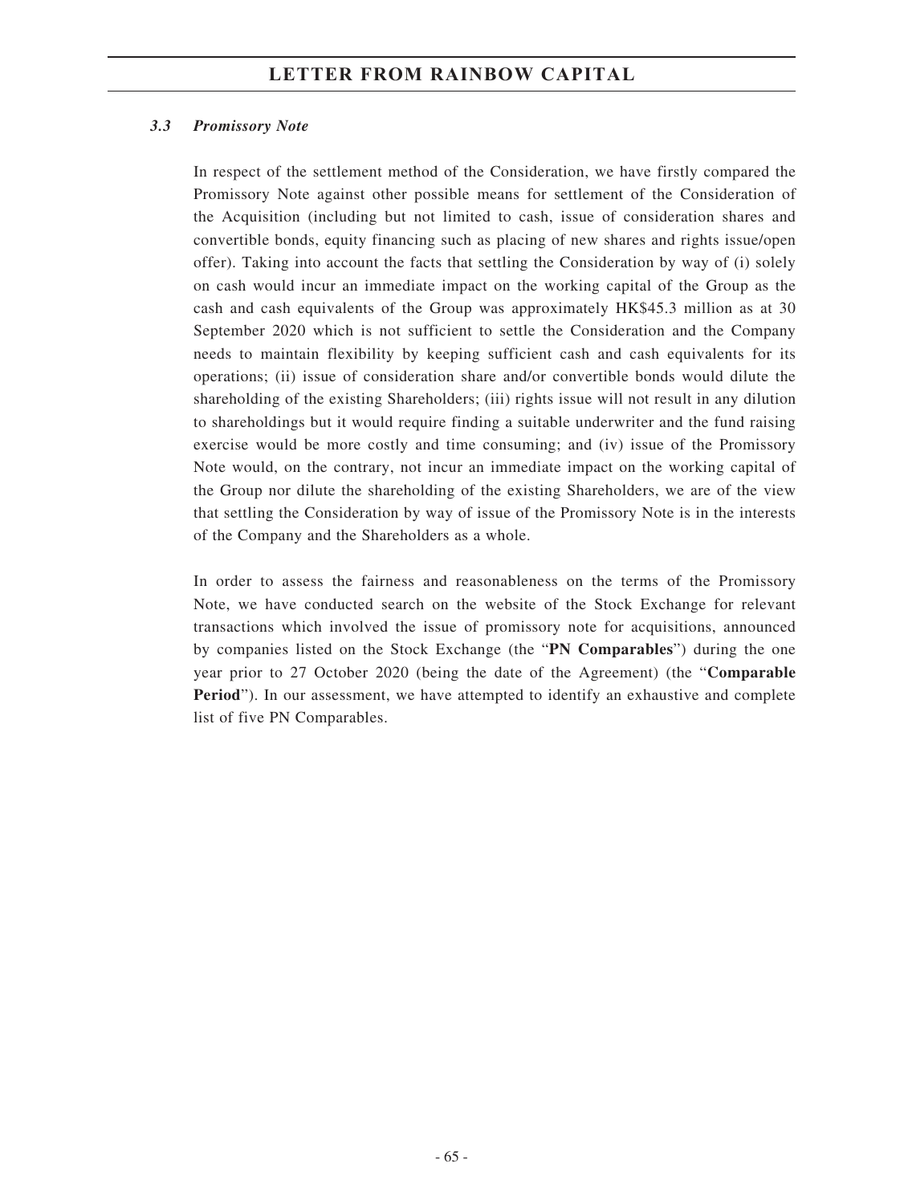### *3.3 Promissory Note*

In respect of the settlement method of the Consideration, we have firstly compared the Promissory Note against other possible means for settlement of the Consideration of the Acquisition (including but not limited to cash, issue of consideration shares and convertible bonds, equity financing such as placing of new shares and rights issue/open offer). Taking into account the facts that settling the Consideration by way of (i) solely on cash would incur an immediate impact on the working capital of the Group as the cash and cash equivalents of the Group was approximately HK$45.3 million as at 30 September 2020 which is not sufficient to settle the Consideration and the Company needs to maintain flexibility by keeping sufficient cash and cash equivalents for its operations; (ii) issue of consideration share and/or convertible bonds would dilute the shareholding of the existing Shareholders; (iii) rights issue will not result in any dilution to shareholdings but it would require finding a suitable underwriter and the fund raising exercise would be more costly and time consuming; and (iv) issue of the Promissory Note would, on the contrary, not incur an immediate impact on the working capital of the Group nor dilute the shareholding of the existing Shareholders, we are of the view that settling the Consideration by way of issue of the Promissory Note is in the interests of the Company and the Shareholders as a whole.

In order to assess the fairness and reasonableness on the terms of the Promissory Note, we have conducted search on the website of the Stock Exchange for relevant transactions which involved the issue of promissory note for acquisitions, announced by companies listed on the Stock Exchange (the "**PN Comparables**") during the one year prior to 27 October 2020 (being the date of the Agreement) (the "**Comparable Period**"). In our assessment, we have attempted to identify an exhaustive and complete list of five PN Comparables.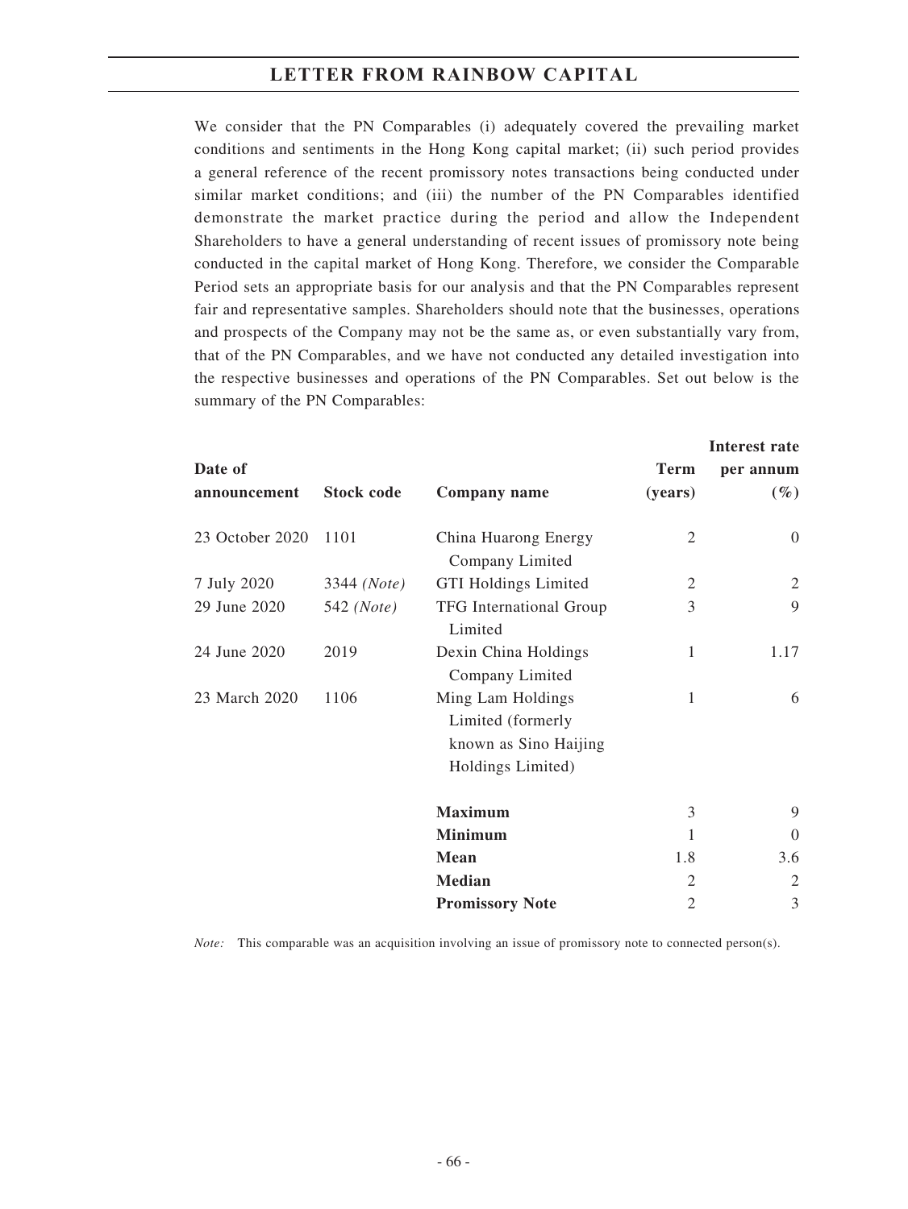We consider that the PN Comparables (i) adequately covered the prevailing market conditions and sentiments in the Hong Kong capital market; (ii) such period provides a general reference of the recent promissory notes transactions being conducted under similar market conditions; and (iii) the number of the PN Comparables identified demonstrate the market practice during the period and allow the Independent Shareholders to have a general understanding of recent issues of promissory note being conducted in the capital market of Hong Kong. Therefore, we consider the Comparable Period sets an appropriate basis for our analysis and that the PN Comparables represent fair and representative samples. Shareholders should note that the businesses, operations and prospects of the Company may not be the same as, or even substantially vary from, that of the PN Comparables, and we have not conducted any detailed investigation into the respective businesses and operations of the PN Comparables. Set out below is the summary of the PN Comparables:

| Date of announcement | Stock code | Company name | Term (years) | Interest rate per annum (%) |
|---|---|---|---|---|
| 23 October 2020 | 1101 | China Huarong Energy Company Limited | 2 | 0 |
| 7 July 2020 | 3344 *(Note)* | GTI Holdings Limited | 2 | 2 |
| 29 June 2020 | 542 *(Note)* | TFG International Group Limited | 3 | 9 |
| 24 June 2020 | 2019 | Dexin China Holdings Company Limited | 1 | 1.17 |
| 23 March 2020 | 1106 | Ming Lam Holdings Limited (formerly known as Sino Haijing Holdings Limited) | 1 | 6 |
| | | **Maximum** | 3 | 9 |
| | | **Minimum** | 1 | 0 |
| | | **Mean** | 1.8 | 3.6 |
| | | **Median** | 2 | 2 |
| | | **Promissory Note** | 2 | 3 |

*Note:* This comparable was an acquisition involving an issue of promissory note to connected person(s).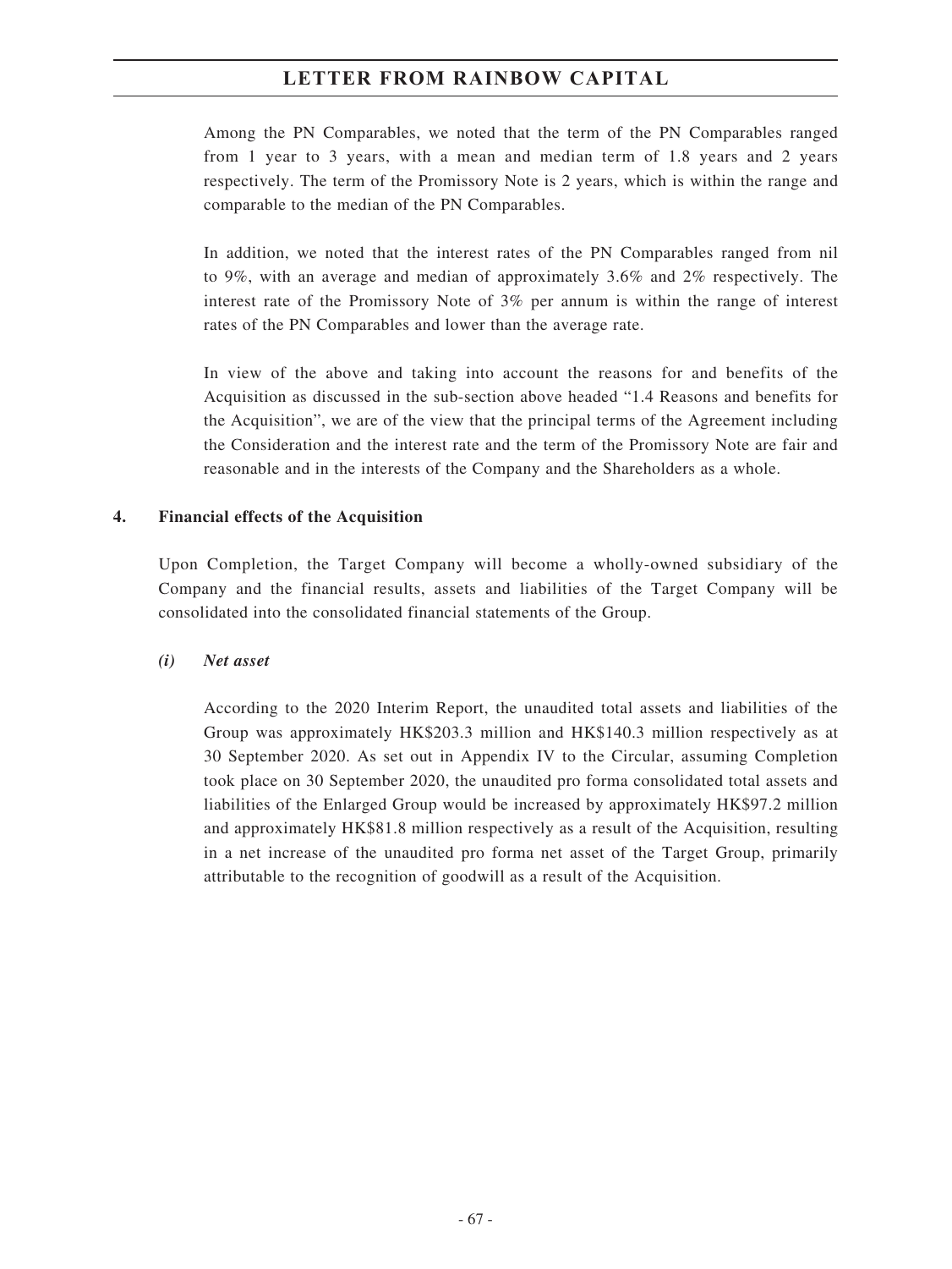Among the PN Comparables, we noted that the term of the PN Comparables ranged from 1 year to 3 years, with a mean and median term of 1.8 years and 2 years respectively. The term of the Promissory Note is 2 years, which is within the range and comparable to the median of the PN Comparables.

In addition, we noted that the interest rates of the PN Comparables ranged from nil to 9%, with an average and median of approximately 3.6% and 2% respectively. The interest rate of the Promissory Note of 3% per annum is within the range of interest rates of the PN Comparables and lower than the average rate.

In view of the above and taking into account the reasons for and benefits of the Acquisition as discussed in the sub-section above headed "1.4 Reasons and benefits for the Acquisition", we are of the view that the principal terms of the Agreement including the Consideration and the interest rate and the term of the Promissory Note are fair and reasonable and in the interests of the Company and the Shareholders as a whole.

## 4. Financial effects of the Acquisition

Upon Completion, the Target Company will become a wholly-owned subsidiary of the Company and the financial results, assets and liabilities of the Target Company will be consolidated into the consolidated financial statements of the Group.

### *(i) Net asset*

According to the 2020 Interim Report, the unaudited total assets and liabilities of the Group was approximately HK$203.3 million and HK$140.3 million respectively as at 30 September 2020. As set out in Appendix IV to the Circular, assuming Completion took place on 30 September 2020, the unaudited pro forma consolidated total assets and liabilities of the Enlarged Group would be increased by approximately HK$97.2 million and approximately HK$81.8 million respectively as a result of the Acquisition, resulting in a net increase of the unaudited pro forma net asset of the Target Group, primarily attributable to the recognition of goodwill as a result of the Acquisition.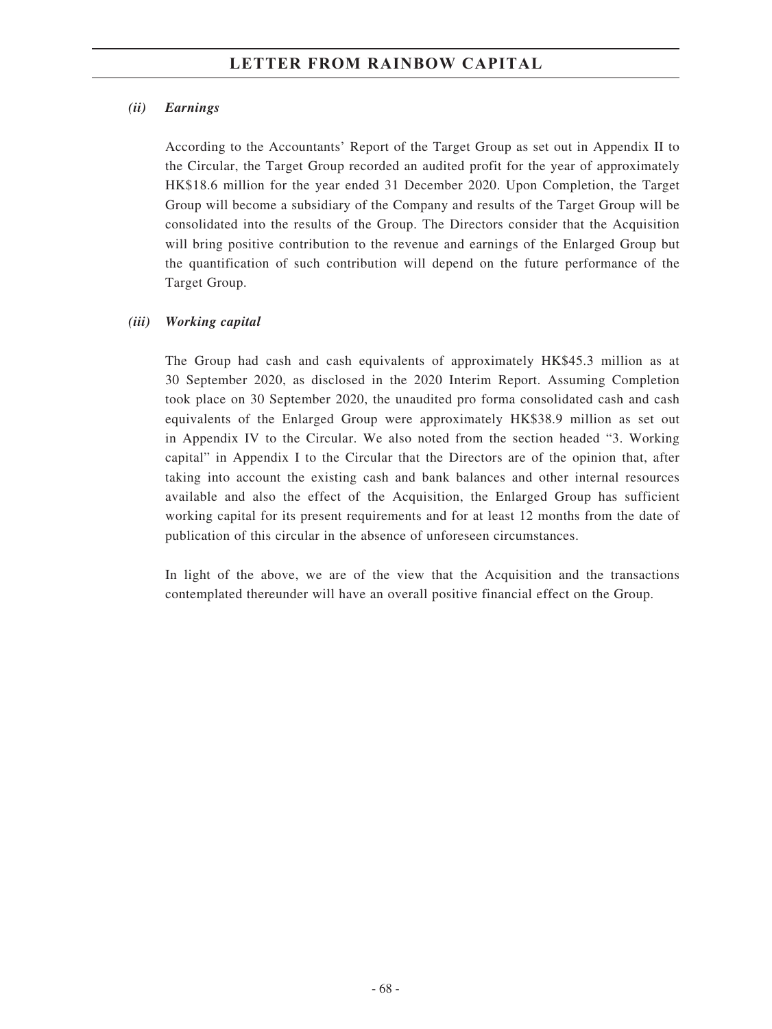*(ii) Earnings*

According to the Accountants' Report of the Target Group as set out in Appendix II to the Circular, the Target Group recorded an audited profit for the year of approximately HK$18.6 million for the year ended 31 December 2020. Upon Completion, the Target Group will become a subsidiary of the Company and results of the Target Group will be consolidated into the results of the Group. The Directors consider that the Acquisition will bring positive contribution to the revenue and earnings of the Enlarged Group but the quantification of such contribution will depend on the future performance of the Target Group.

*(iii) Working capital*

The Group had cash and cash equivalents of approximately HK$45.3 million as at 30 September 2020, as disclosed in the 2020 Interim Report. Assuming Completion took place on 30 September 2020, the unaudited pro forma consolidated cash and cash equivalents of the Enlarged Group were approximately HK$38.9 million as set out in Appendix IV to the Circular. We also noted from the section headed "3. Working capital" in Appendix I to the Circular that the Directors are of the opinion that, after taking into account the existing cash and bank balances and other internal resources available and also the effect of the Acquisition, the Enlarged Group has sufficient working capital for its present requirements and for at least 12 months from the date of publication of this circular in the absence of unforeseen circumstances.

In light of the above, we are of the view that the Acquisition and the transactions contemplated thereunder will have an overall positive financial effect on the Group.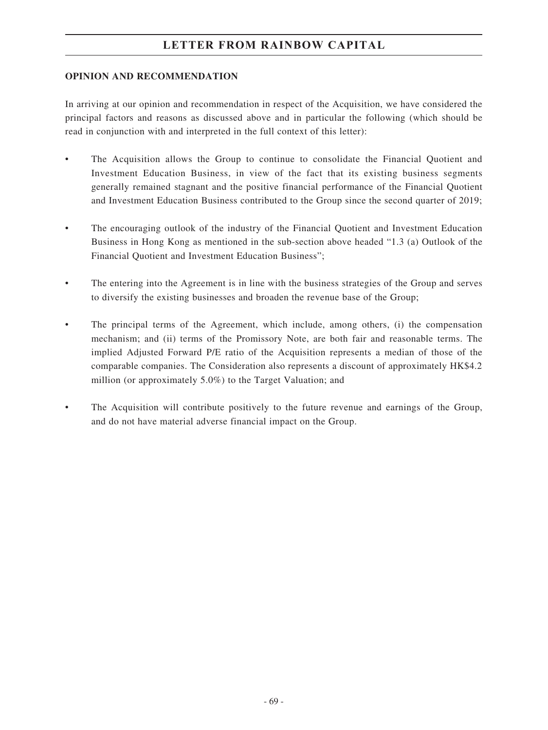## OPINION AND RECOMMENDATION

In arriving at our opinion and recommendation in respect of the Acquisition, we have considered the principal factors and reasons as discussed above and in particular the following (which should be read in conjunction with and interpreted in the full context of this letter):

- The Acquisition allows the Group to continue to consolidate the Financial Quotient and Investment Education Business, in view of the fact that its existing business segments generally remained stagnant and the positive financial performance of the Financial Quotient and Investment Education Business contributed to the Group since the second quarter of 2019;

- The encouraging outlook of the industry of the Financial Quotient and Investment Education Business in Hong Kong as mentioned in the sub-section above headed "1.3 (a) Outlook of the Financial Quotient and Investment Education Business";

- The entering into the Agreement is in line with the business strategies of the Group and serves to diversify the existing businesses and broaden the revenue base of the Group;

- The principal terms of the Agreement, which include, among others, (i) the compensation mechanism; and (ii) terms of the Promissory Note, are both fair and reasonable terms. The implied Adjusted Forward P/E ratio of the Acquisition represents a median of those of the comparable companies. The Consideration also represents a discount of approximately HK$4.2 million (or approximately 5.0%) to the Target Valuation; and

- The Acquisition will contribute positively to the future revenue and earnings of the Group, and do not have material adverse financial impact on the Group.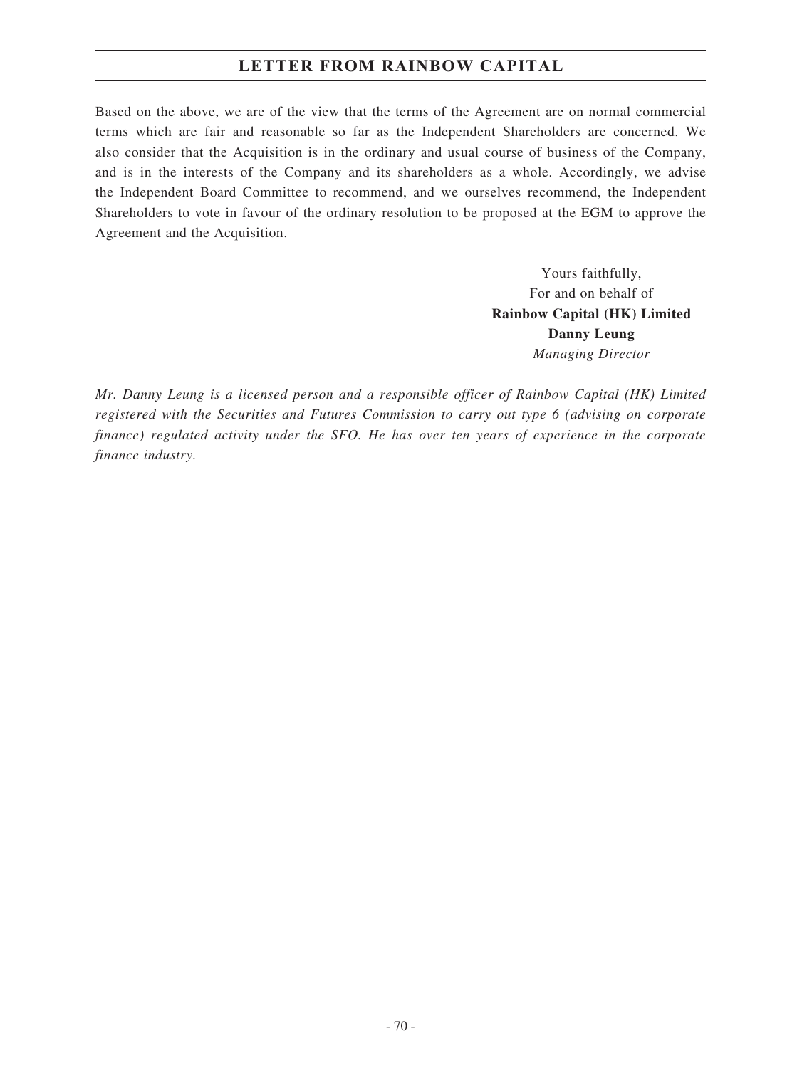Based on the above, we are of the view that the terms of the Agreement are on normal commercial terms which are fair and reasonable so far as the Independent Shareholders are concerned. We also consider that the Acquisition is in the ordinary and usual course of business of the Company, and is in the interests of the Company and its shareholders as a whole. Accordingly, we advise the Independent Board Committee to recommend, and we ourselves recommend, the Independent Shareholders to vote in favour of the ordinary resolution to be proposed at the EGM to approve the Agreement and the Acquisition.

Yours faithfully,
For and on behalf of
**Rainbow Capital (HK) Limited**
**Danny Leung**
*Managing Director*

*Mr. Danny Leung is a licensed person and a responsible officer of Rainbow Capital (HK) Limited registered with the Securities and Futures Commission to carry out type 6 (advising on corporate finance) regulated activity under the SFO. He has over ten years of experience in the corporate finance industry.*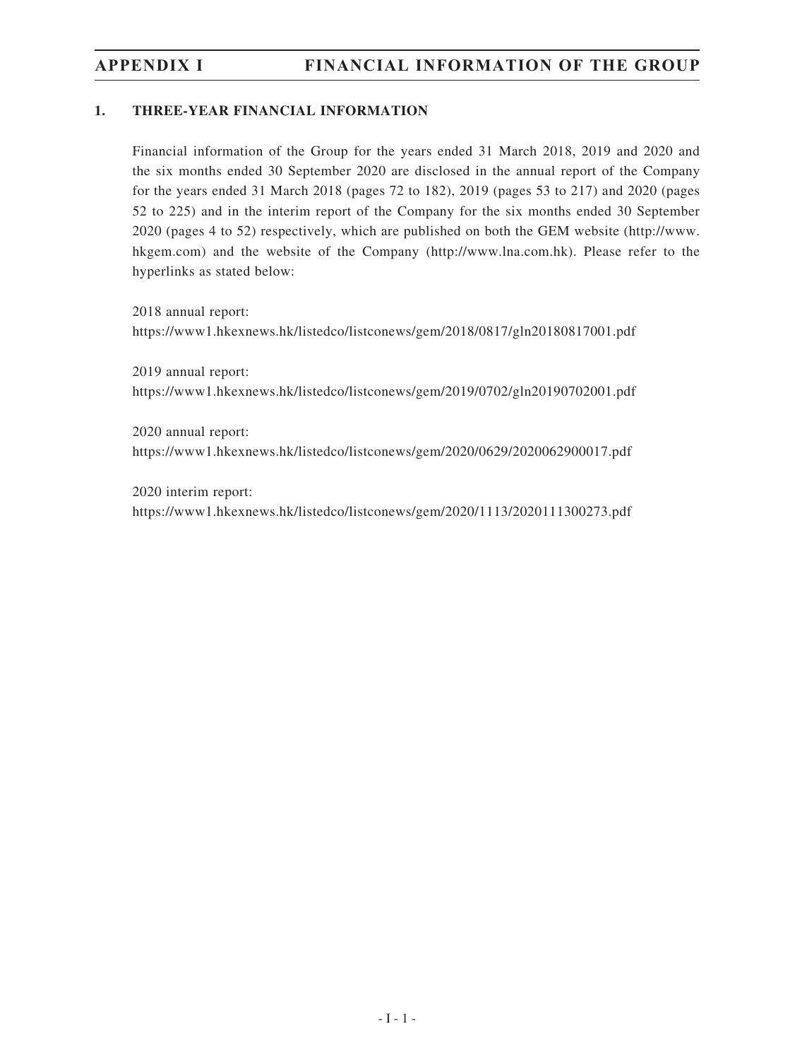## 1. THREE-YEAR FINANCIAL INFORMATION

Financial information of the Group for the years ended 31 March 2018, 2019 and 2020 and the six months ended 30 September 2020 are disclosed in the annual report of the Company for the years ended 31 March 2018 (pages 72 to 182), 2019 (pages 53 to 217) and 2020 (pages 52 to 225) and in the interim report of the Company for the six months ended 30 September 2020 (pages 4 to 52) respectively, which are published on both the GEM website (http://www.hkgem.com) and the website of the Company (http://www.lna.com.hk). Please refer to the hyperlinks as stated below:

2018 annual report:
https://www1.hkexnews.hk/listedco/listconews/gem/2018/0817/gln20180817001.pdf

2019 annual report:
https://www1.hkexnews.hk/listedco/listconews/gem/2019/0702/gln20190702001.pdf

2020 annual report:
https://www1.hkexnews.hk/listedco/listconews/gem/2020/0629/2020062900017.pdf

2020 interim report:
https://www1.hkexnews.hk/listedco/listconews/gem/2020/1113/2020111300273.pdf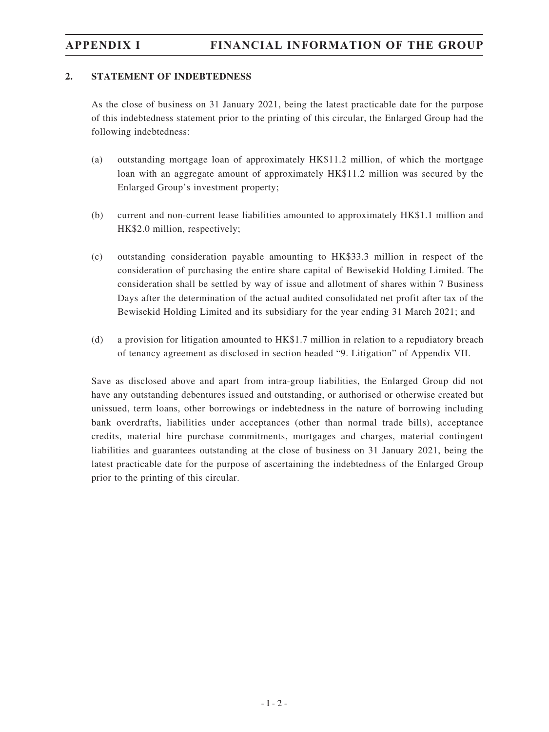## 2. STATEMENT OF INDEBTEDNESS

As the close of business on 31 January 2021, being the latest practicable date for the purpose of this indebtedness statement prior to the printing of this circular, the Enlarged Group had the following indebtedness:

(a) outstanding mortgage loan of approximately HK$11.2 million, of which the mortgage loan with an aggregate amount of approximately HK$11.2 million was secured by the Enlarged Group's investment property;

(b) current and non-current lease liabilities amounted to approximately HK$1.1 million and HK$2.0 million, respectively;

(c) outstanding consideration payable amounting to HK$33.3 million in respect of the consideration of purchasing the entire share capital of Bewisekid Holding Limited. The consideration shall be settled by way of issue and allotment of shares within 7 Business Days after the determination of the actual audited consolidated net profit after tax of the Bewisekid Holding Limited and its subsidiary for the year ending 31 March 2021; and

(d) a provision for litigation amounted to HK$1.7 million in relation to a repudiatory breach of tenancy agreement as disclosed in section headed "9. Litigation" of Appendix VII.

Save as disclosed above and apart from intra-group liabilities, the Enlarged Group did not have any outstanding debentures issued and outstanding, or authorised or otherwise created but unissued, term loans, other borrowings or indebtedness in the nature of borrowing including bank overdrafts, liabilities under acceptances (other than normal trade bills), acceptance credits, material hire purchase commitments, mortgages and charges, material contingent liabilities and guarantees outstanding at the close of business on 31 January 2021, being the latest practicable date for the purpose of ascertaining the indebtedness of the Enlarged Group prior to the printing of this circular.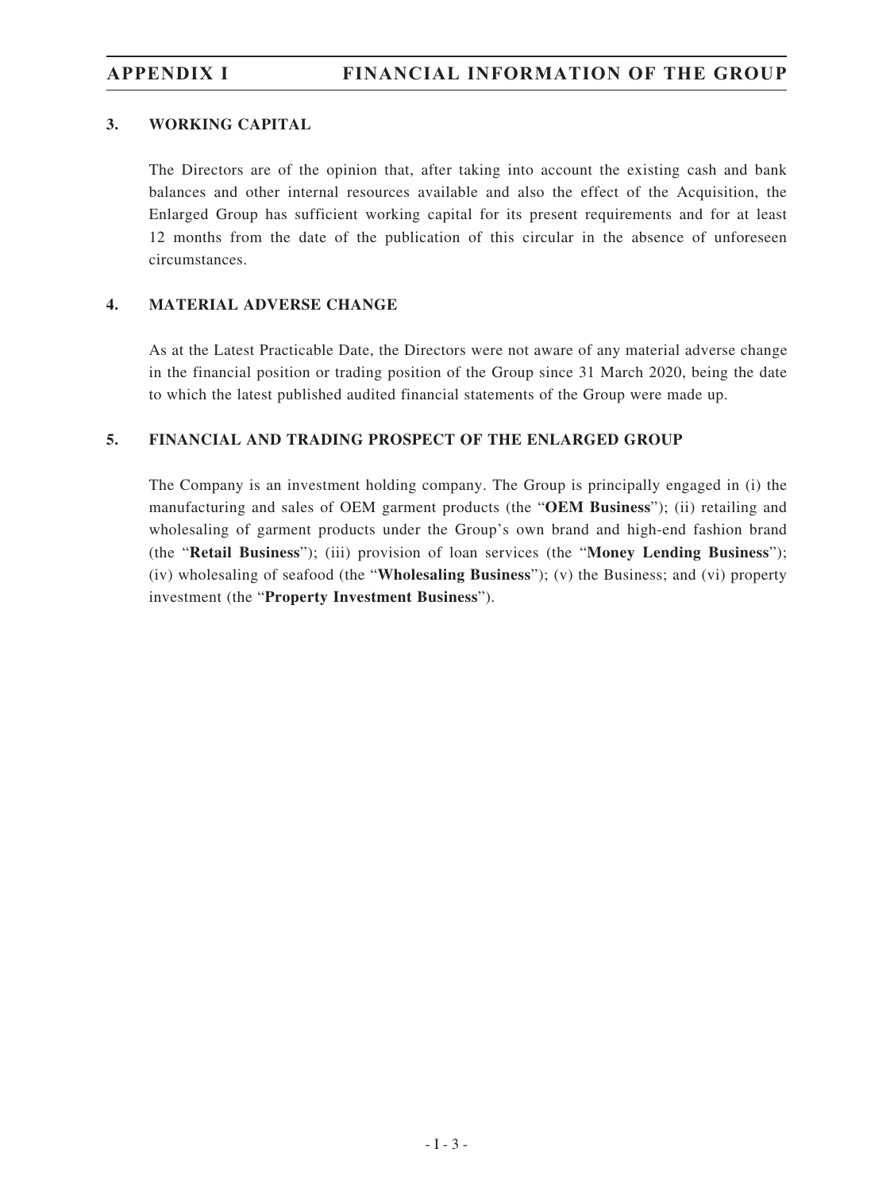## 3. WORKING CAPITAL

The Directors are of the opinion that, after taking into account the existing cash and bank balances and other internal resources available and also the effect of the Acquisition, the Enlarged Group has sufficient working capital for its present requirements and for at least 12 months from the date of the publication of this circular in the absence of unforeseen circumstances.

## 4. MATERIAL ADVERSE CHANGE

As at the Latest Practicable Date, the Directors were not aware of any material adverse change in the financial position or trading position of the Group since 31 March 2020, being the date to which the latest published audited financial statements of the Group were made up.

## 5. FINANCIAL AND TRADING PROSPECT OF THE ENLARGED GROUP

The Company is an investment holding company. The Group is principally engaged in (i) the manufacturing and sales of OEM garment products (the "**OEM Business**"); (ii) retailing and wholesaling of garment products under the Group's own brand and high-end fashion brand (the "**Retail Business**"); (iii) provision of loan services (the "**Money Lending Business**"); (iv) wholesaling of seafood (the "**Wholesaling Business**"); (v) the Business; and (vi) property investment (the "**Property Investment Business**").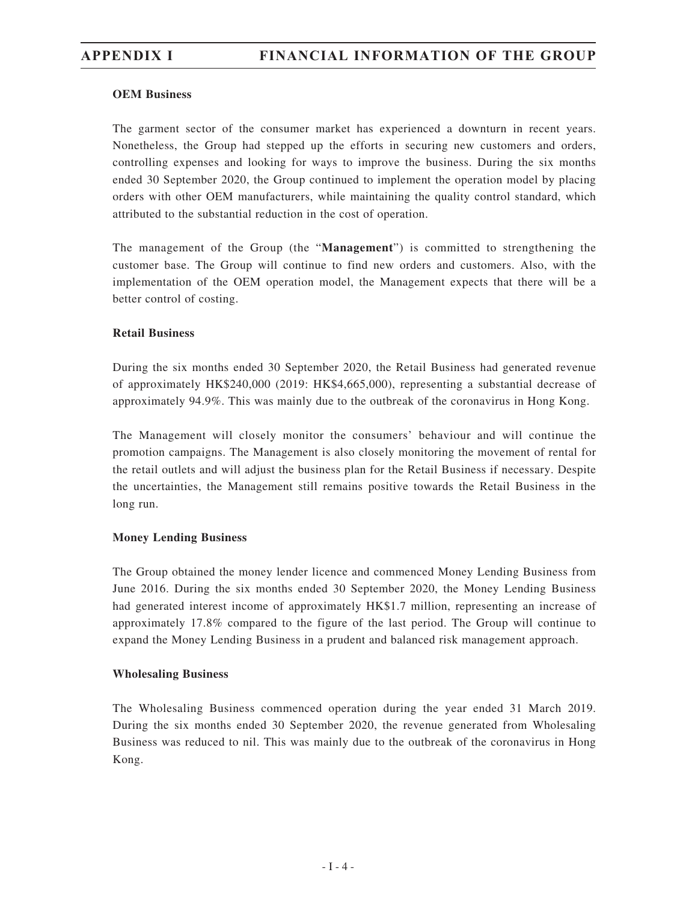**OEM Business**

The garment sector of the consumer market has experienced a downturn in recent years. Nonetheless, the Group had stepped up the efforts in securing new customers and orders, controlling expenses and looking for ways to improve the business. During the six months ended 30 September 2020, the Group continued to implement the operation model by placing orders with other OEM manufacturers, while maintaining the quality control standard, which attributed to the substantial reduction in the cost of operation.

The management of the Group (the "**Management**") is committed to strengthening the customer base. The Group will continue to find new orders and customers. Also, with the implementation of the OEM operation model, the Management expects that there will be a better control of costing.

**Retail Business**

During the six months ended 30 September 2020, the Retail Business had generated revenue of approximately HK$240,000 (2019: HK$4,665,000), representing a substantial decrease of approximately 94.9%. This was mainly due to the outbreak of the coronavirus in Hong Kong.

The Management will closely monitor the consumers' behaviour and will continue the promotion campaigns. The Management is also closely monitoring the movement of rental for the retail outlets and will adjust the business plan for the Retail Business if necessary. Despite the uncertainties, the Management still remains positive towards the Retail Business in the long run.

**Money Lending Business**

The Group obtained the money lender licence and commenced Money Lending Business from June 2016. During the six months ended 30 September 2020, the Money Lending Business had generated interest income of approximately HK$1.7 million, representing an increase of approximately 17.8% compared to the figure of the last period. The Group will continue to expand the Money Lending Business in a prudent and balanced risk management approach.

**Wholesaling Business**

The Wholesaling Business commenced operation during the year ended 31 March 2019. During the six months ended 30 September 2020, the revenue generated from Wholesaling Business was reduced to nil. This was mainly due to the outbreak of the coronavirus in Hong Kong.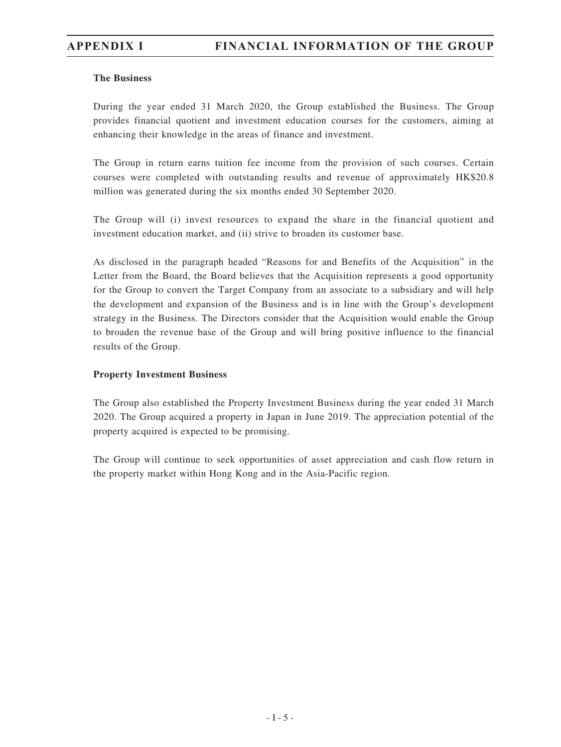**The Business**

During the year ended 31 March 2020, the Group established the Business. The Group provides financial quotient and investment education courses for the customers, aiming at enhancing their knowledge in the areas of finance and investment.

The Group in return earns tuition fee income from the provision of such courses. Certain courses were completed with outstanding results and revenue of approximately HK$20.8 million was generated during the six months ended 30 September 2020.

The Group will (i) invest resources to expand the share in the financial quotient and investment education market, and (ii) strive to broaden its customer base.

As disclosed in the paragraph headed "Reasons for and Benefits of the Acquisition" in the Letter from the Board, the Board believes that the Acquisition represents a good opportunity for the Group to convert the Target Company from an associate to a subsidiary and will help the development and expansion of the Business and is in line with the Group's development strategy in the Business. The Directors consider that the Acquisition would enable the Group to broaden the revenue base of the Group and will bring positive influence to the financial results of the Group.

**Property Investment Business**

The Group also established the Property Investment Business during the year ended 31 March 2020. The Group acquired a property in Japan in June 2019. The appreciation potential of the property acquired is expected to be promising.

The Group will continue to seek opportunities of asset appreciation and cash flow return in the property market within Hong Kong and in the Asia-Pacific region.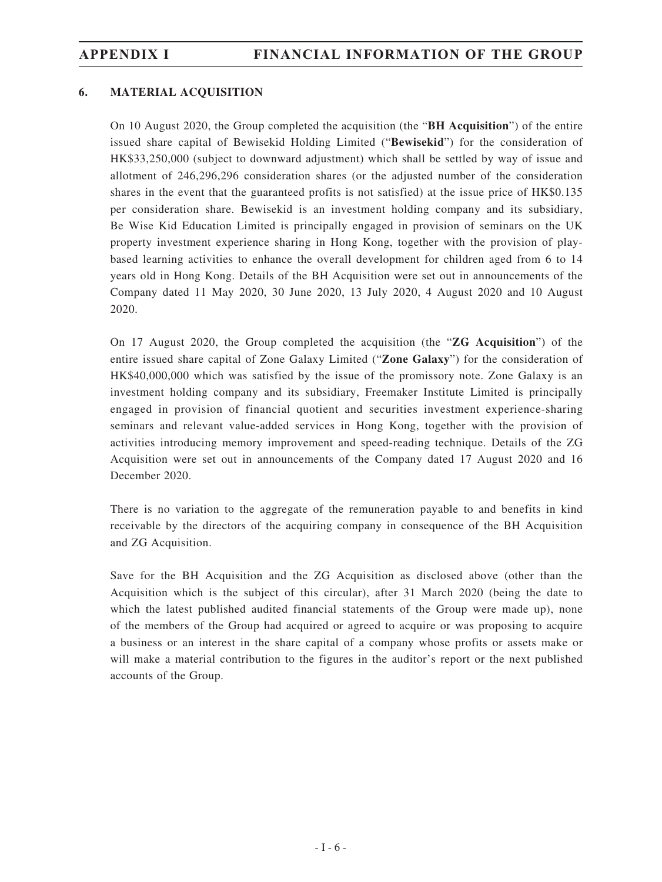## 6. MATERIAL ACQUISITION

On 10 August 2020, the Group completed the acquisition (the "**BH Acquisition**") of the entire issued share capital of Bewisekid Holding Limited ("**Bewisekid**") for the consideration of HK$33,250,000 (subject to downward adjustment) which shall be settled by way of issue and allotment of 246,296,296 consideration shares (or the adjusted number of the consideration shares in the event that the guaranteed profits is not satisfied) at the issue price of HK$0.135 per consideration share. Bewisekid is an investment holding company and its subsidiary, Be Wise Kid Education Limited is principally engaged in provision of seminars on the UK property investment experience sharing in Hong Kong, together with the provision of play-based learning activities to enhance the overall development for children aged from 6 to 14 years old in Hong Kong. Details of the BH Acquisition were set out in announcements of the Company dated 11 May 2020, 30 June 2020, 13 July 2020, 4 August 2020 and 10 August 2020.

On 17 August 2020, the Group completed the acquisition (the "**ZG Acquisition**") of the entire issued share capital of Zone Galaxy Limited ("**Zone Galaxy**") for the consideration of HK$40,000,000 which was satisfied by the issue of the promissory note. Zone Galaxy is an investment holding company and its subsidiary, Freemaker Institute Limited is principally engaged in provision of financial quotient and securities investment experience-sharing seminars and relevant value-added services in Hong Kong, together with the provision of activities introducing memory improvement and speed-reading technique. Details of the ZG Acquisition were set out in announcements of the Company dated 17 August 2020 and 16 December 2020.

There is no variation to the aggregate of the remuneration payable to and benefits in kind receivable by the directors of the acquiring company in consequence of the BH Acquisition and ZG Acquisition.

Save for the BH Acquisition and the ZG Acquisition as disclosed above (other than the Acquisition which is the subject of this circular), after 31 March 2020 (being the date to which the latest published audited financial statements of the Group were made up), none of the members of the Group had acquired or agreed to acquire or was proposing to acquire a business or an interest in the share capital of a company whose profits or assets make or will make a material contribution to the figures in the auditor's report or the next published accounts of the Group.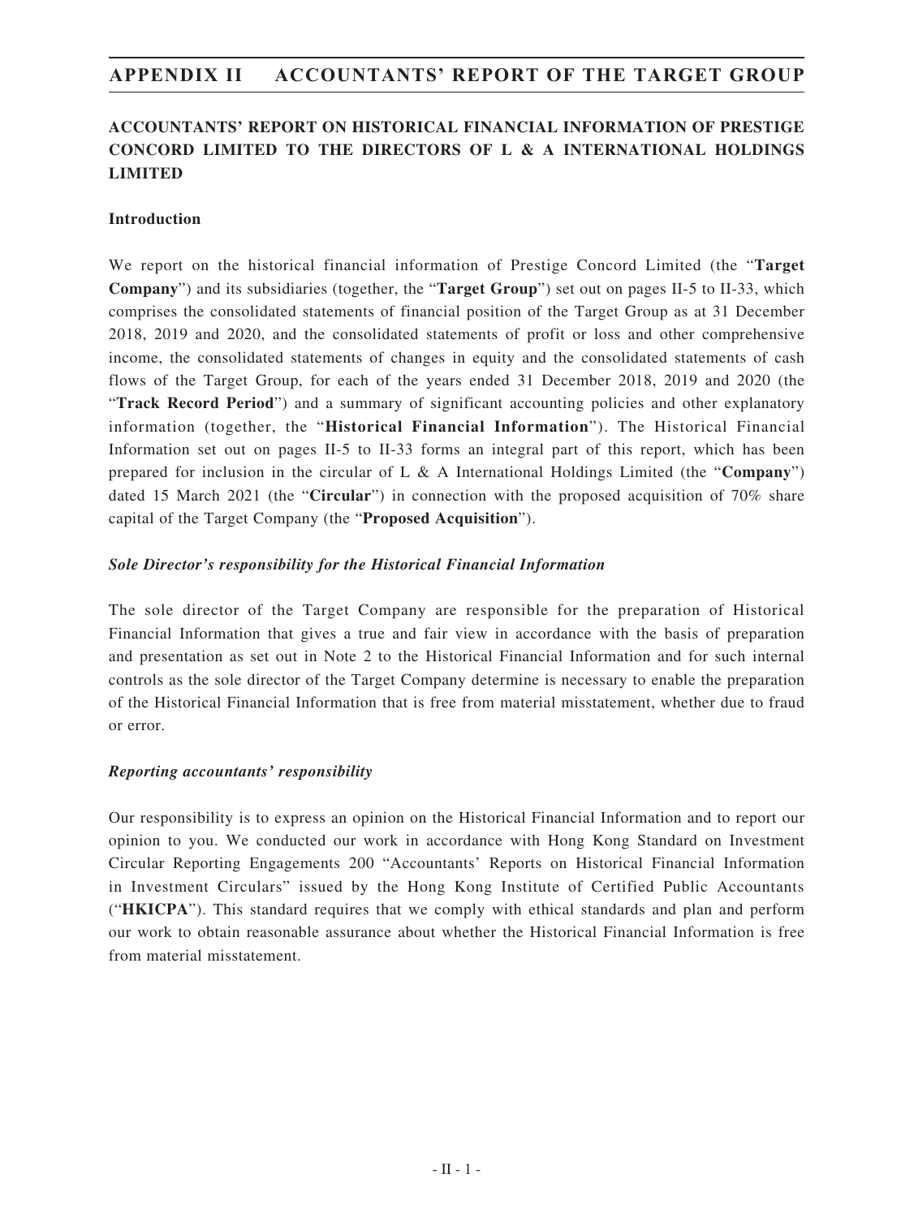## ACCOUNTANTS' REPORT ON HISTORICAL FINANCIAL INFORMATION OF PRESTIGE CONCORD LIMITED TO THE DIRECTORS OF L & A INTERNATIONAL HOLDINGS LIMITED

### Introduction

We report on the historical financial information of Prestige Concord Limited (the "**Target Company**") and its subsidiaries (together, the "**Target Group**") set out on pages II-5 to II-33, which comprises the consolidated statements of financial position of the Target Group as at 31 December 2018, 2019 and 2020, and the consolidated statements of profit or loss and other comprehensive income, the consolidated statements of changes in equity and the consolidated statements of cash flows of the Target Group, for each of the years ended 31 December 2018, 2019 and 2020 (the "**Track Record Period**") and a summary of significant accounting policies and other explanatory information (together, the "**Historical Financial Information**"). The Historical Financial Information set out on pages II-5 to II-33 forms an integral part of this report, which has been prepared for inclusion in the circular of L & A International Holdings Limited (the "**Company**") dated 15 March 2021 (the "**Circular**") in connection with the proposed acquisition of 70% share capital of the Target Company (the "**Proposed Acquisition**").

### *Sole Director's responsibility for the Historical Financial Information*

The sole director of the Target Company are responsible for the preparation of Historical Financial Information that gives a true and fair view in accordance with the basis of preparation and presentation as set out in Note 2 to the Historical Financial Information and for such internal controls as the sole director of the Target Company determine is necessary to enable the preparation of the Historical Financial Information that is free from material misstatement, whether due to fraud or error.

### *Reporting accountants' responsibility*

Our responsibility is to express an opinion on the Historical Financial Information and to report our opinion to you. We conducted our work in accordance with Hong Kong Standard on Investment Circular Reporting Engagements 200 "Accountants' Reports on Historical Financial Information in Investment Circulars" issued by the Hong Kong Institute of Certified Public Accountants ("**HKICPA**"). This standard requires that we comply with ethical standards and plan and perform our work to obtain reasonable assurance about whether the Historical Financial Information is free from material misstatement.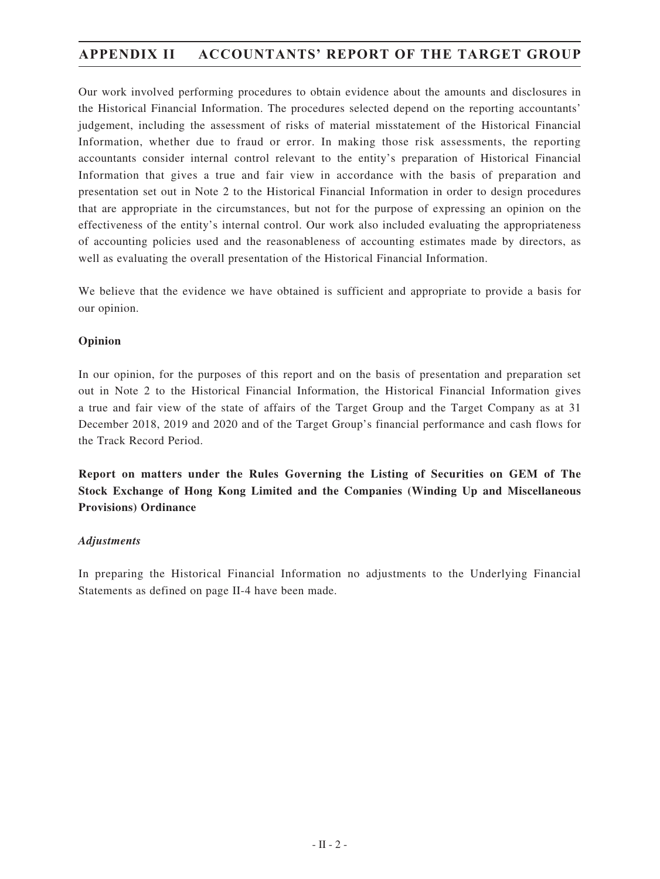Our work involved performing procedures to obtain evidence about the amounts and disclosures in the Historical Financial Information. The procedures selected depend on the reporting accountants' judgement, including the assessment of risks of material misstatement of the Historical Financial Information, whether due to fraud or error. In making those risk assessments, the reporting accountants consider internal control relevant to the entity's preparation of Historical Financial Information that gives a true and fair view in accordance with the basis of preparation and presentation set out in Note 2 to the Historical Financial Information in order to design procedures that are appropriate in the circumstances, but not for the purpose of expressing an opinion on the effectiveness of the entity's internal control. Our work also included evaluating the appropriateness of accounting policies used and the reasonableness of accounting estimates made by directors, as well as evaluating the overall presentation of the Historical Financial Information.

We believe that the evidence we have obtained is sufficient and appropriate to provide a basis for our opinion.

**Opinion**

In our opinion, for the purposes of this report and on the basis of presentation and preparation set out in Note 2 to the Historical Financial Information, the Historical Financial Information gives a true and fair view of the state of affairs of the Target Group and the Target Company as at 31 December 2018, 2019 and 2020 and of the Target Group's financial performance and cash flows for the Track Record Period.

**Report on matters under the Rules Governing the Listing of Securities on GEM of The Stock Exchange of Hong Kong Limited and the Companies (Winding Up and Miscellaneous Provisions) Ordinance**

***Adjustments***

In preparing the Historical Financial Information no adjustments to the Underlying Financial Statements as defined on page II-4 have been made.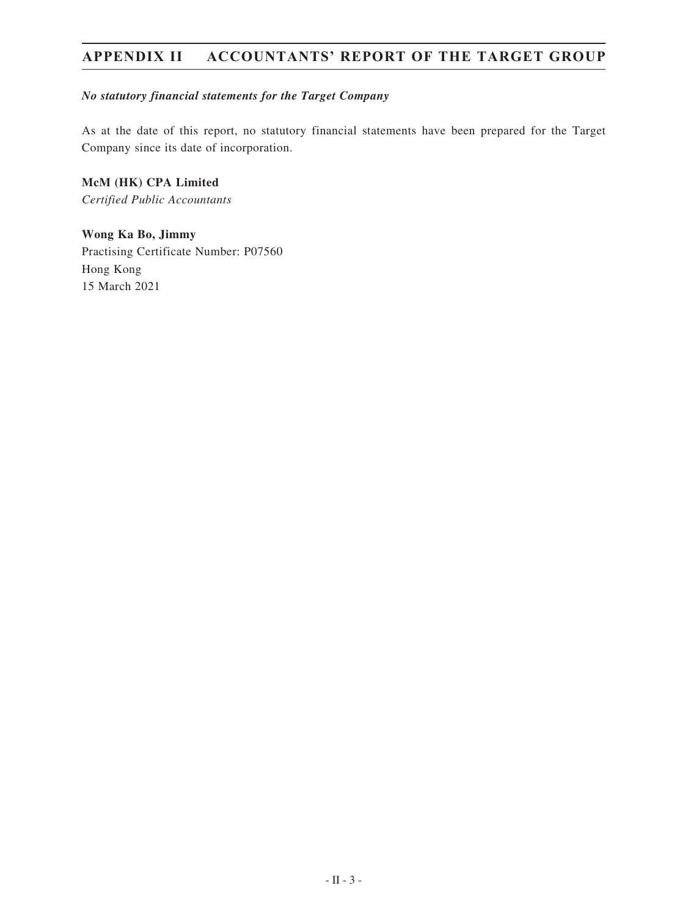***No statutory financial statements for the Target Company***

As at the date of this report, no statutory financial statements have been prepared for the Target Company since its date of incorporation.

**McM (HK) CPA Limited**
*Certified Public Accountants*

**Wong Ka Bo, Jimmy**
Practising Certificate Number: P07560
Hong Kong
15 March 2021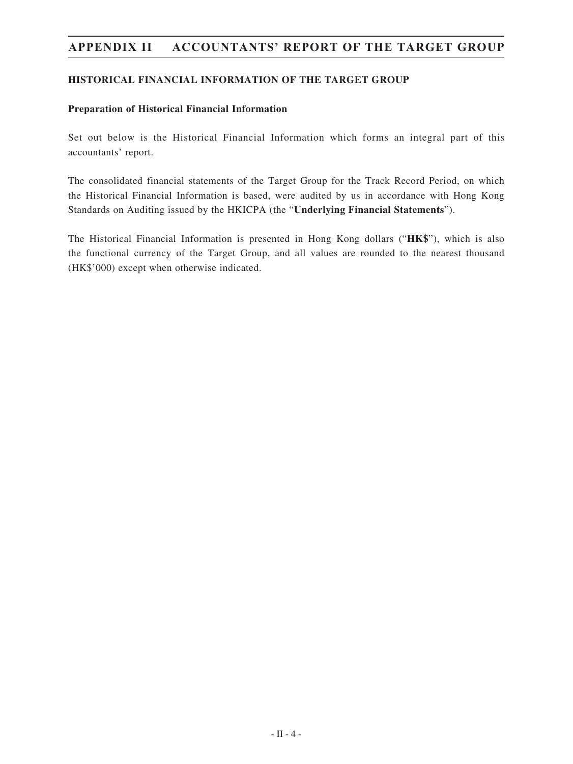## HISTORICAL FINANCIAL INFORMATION OF THE TARGET GROUP

### Preparation of Historical Financial Information

Set out below is the Historical Financial Information which forms an integral part of this accountants' report.

The consolidated financial statements of the Target Group for the Track Record Period, on which the Historical Financial Information is based, were audited by us in accordance with Hong Kong Standards on Auditing issued by the HKICPA (the "**Underlying Financial Statements**").

The Historical Financial Information is presented in Hong Kong dollars ("**HK$**"), which is also the functional currency of the Target Group, and all values are rounded to the nearest thousand (HK$'000) except when otherwise indicated.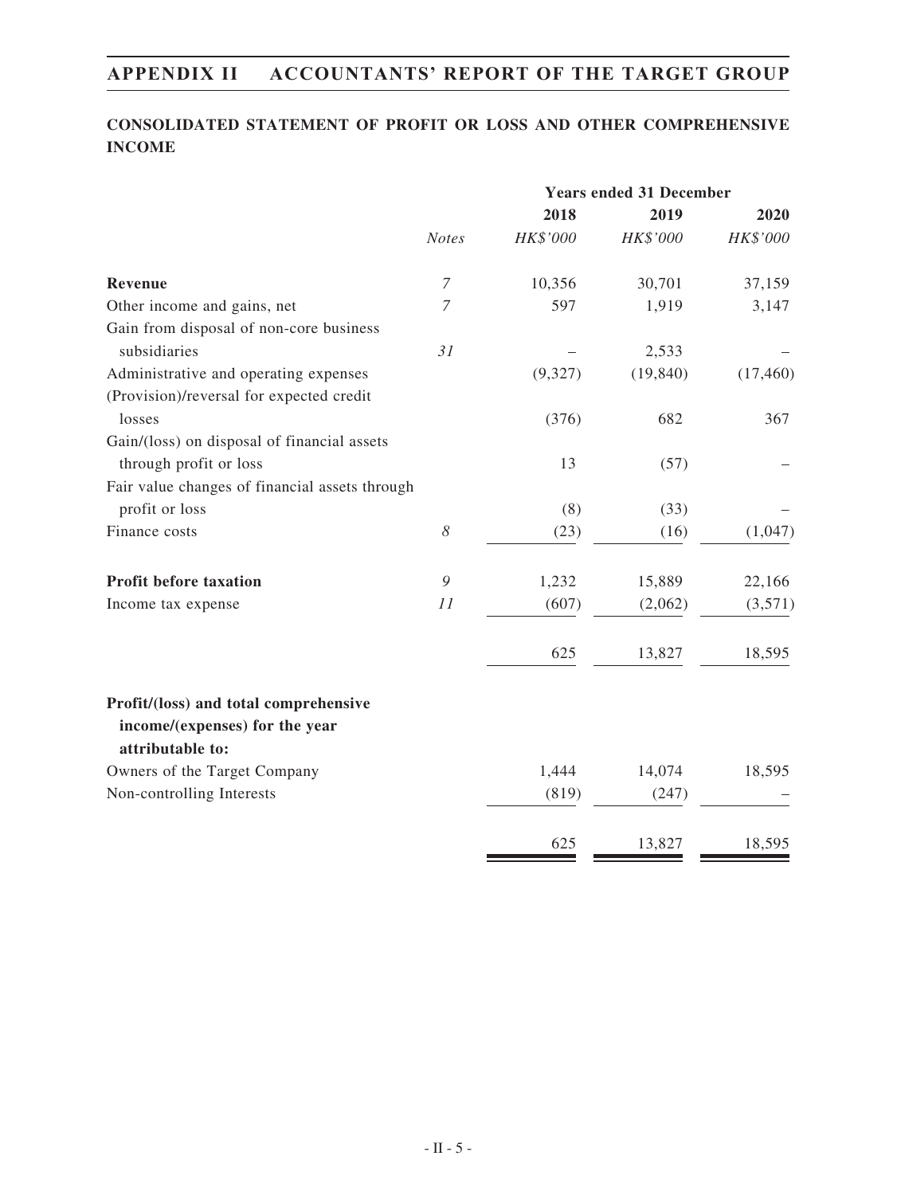## CONSOLIDATED STATEMENT OF PROFIT OR LOSS AND OTHER COMPREHENSIVE INCOME

| | | Years ended 31 December | | |
|---|---|---|---|---|
| | | **2018** | **2019** | **2020** |
| | *Notes* | *HK$'000* | *HK$'000* | *HK$'000* |
| **Revenue** | *7* | 10,356 | 30,701 | 37,159 |
| Other income and gains, net | *7* | 597 | 1,919 | 3,147 |
| Gain from disposal of non-core business subsidiaries | *31* | – | 2,533 | – |
| Administrative and operating expenses | | (9,327) | (19,840) | (17,460) |
| (Provision)/reversal for expected credit losses | | (376) | 682 | 367 |
| Gain/(loss) on disposal of financial assets through profit or loss | | 13 | (57) | – |
| Fair value changes of financial assets through profit or loss | | (8) | (33) | – |
| Finance costs | *8* | (23) | (16) | (1,047) |
| **Profit before taxation** | *9* | 1,232 | 15,889 | 22,166 |
| Income tax expense | *11* | (607) | (2,062) | (3,571) |
| | | 625 | 13,827 | 18,595 |
| **Profit/(loss) and total comprehensive income/(expenses) for the year attributable to:** | | | | |
| Owners of the Target Company | | 1,444 | 14,074 | 18,595 |
| Non-controlling Interests | | (819) | (247) | – |
| | | 625 | 13,827 | 18,595 |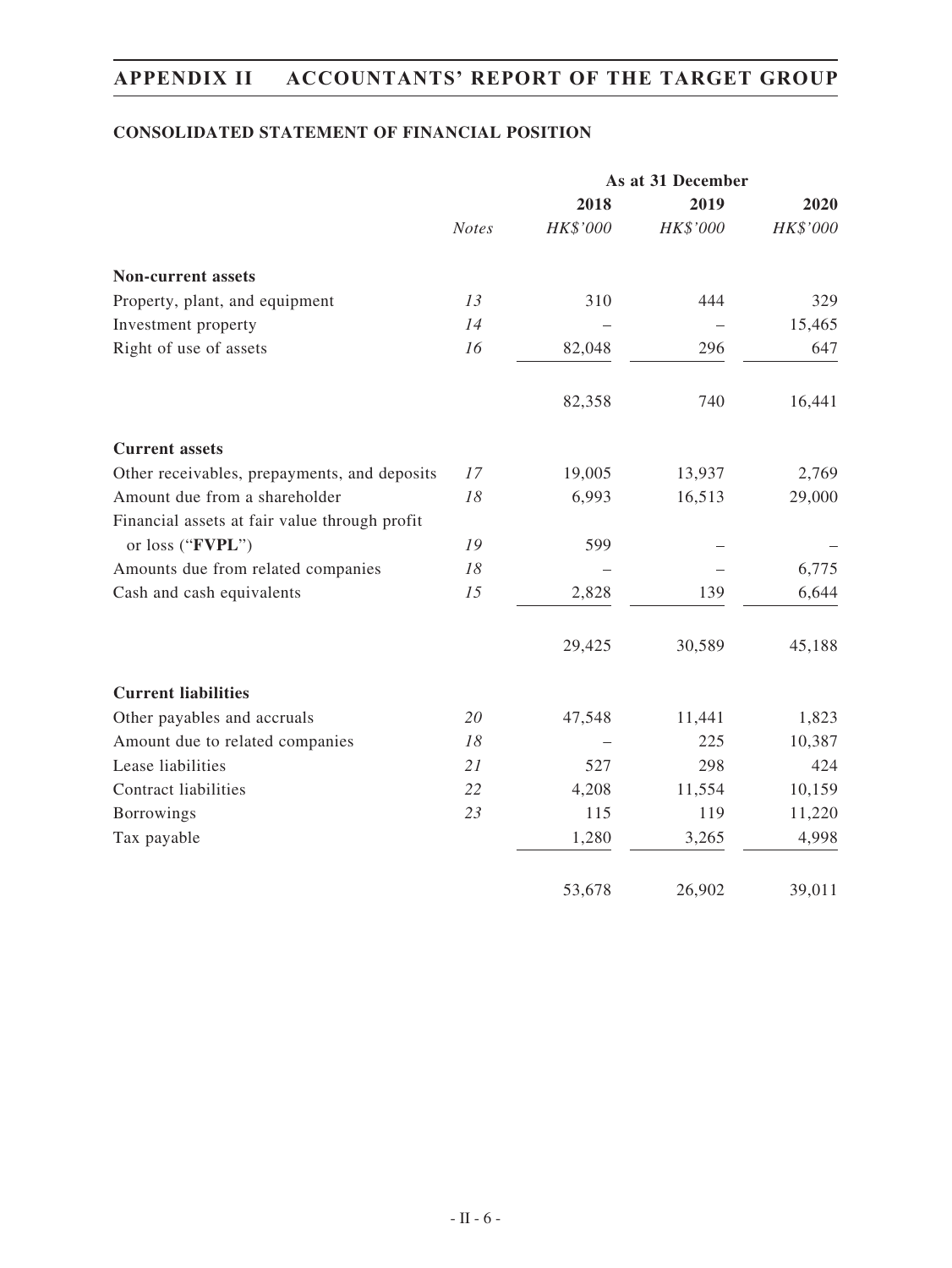### CONSOLIDATED STATEMENT OF FINANCIAL POSITION

| | | As at 31 December | | |
|---|---|---|---|---|
| | | 2018 | 2019 | 2020 |
| | *Notes* | *HK$'000* | *HK$'000* | *HK$'000* |
| **Non-current assets** | | | | |
| Property, plant, and equipment | *13* | 310 | 444 | 329 |
| Investment property | *14* | – | – | 15,465 |
| Right of use of assets | *16* | 82,048 | 296 | 647 |
| | | 82,358 | 740 | 16,441 |
| **Current assets** | | | | |
| Other receivables, prepayments, and deposits | *17* | 19,005 | 13,937 | 2,769 |
| Amount due from a shareholder | *18* | 6,993 | 16,513 | 29,000 |
| Financial assets at fair value through profit or loss ("**FVPL**") | *19* | 599 | – | – |
| Amounts due from related companies | *18* | – | – | 6,775 |
| Cash and cash equivalents | *15* | 2,828 | 139 | 6,644 |
| | | 29,425 | 30,589 | 45,188 |
| **Current liabilities** | | | | |
| Other payables and accruals | *20* | 47,548 | 11,441 | 1,823 |
| Amount due to related companies | *18* | – | 225 | 10,387 |
| Lease liabilities | *21* | 527 | 298 | 424 |
| Contract liabilities | *22* | 4,208 | 11,554 | 10,159 |
| Borrowings | *23* | 115 | 119 | 11,220 |
| Tax payable | | 1,280 | 3,265 | 4,998 |
| | | 53,678 | 26,902 | 39,011 |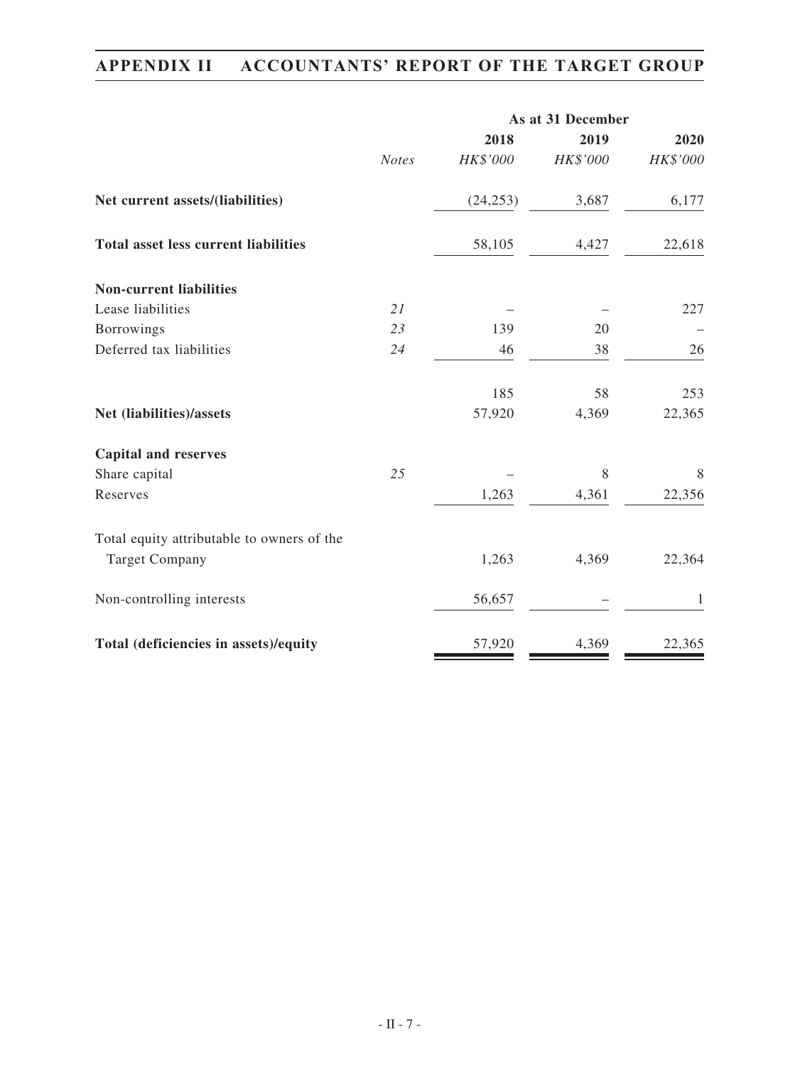|  |  | As at 31 December |  |  |
|---|---|---|---|---|
|  |  | 2018 | 2019 | 2020 |
|  | *Notes* | *HK$'000* | *HK$'000* | *HK$'000* |
| **Net current assets/(liabilities)** |  | (24,253) | 3,687 | 6,177 |
| **Total asset less current liabilities** |  | 58,105 | 4,427 | 22,618 |
| **Non-current liabilities** |  |  |  |  |
| Lease liabilities | *21* | – | – | 227 |
| Borrowings | *23* | 139 | 20 | – |
| Deferred tax liabilities | *24* | 46 | 38 | 26 |
|  |  | 185 | 58 | 253 |
| **Net (liabilities)/assets** |  | 57,920 | 4,369 | 22,365 |
| **Capital and reserves** |  |  |  |  |
| Share capital | *25* | – | 8 | 8 |
| Reserves |  | 1,263 | 4,361 | 22,356 |
| Total equity attributable to owners of the Target Company |  | 1,263 | 4,369 | 22,364 |
| Non-controlling interests |  | 56,657 | – | 1 |
| **Total (deficiencies in assets)/equity** |  | 57,920 | 4,369 | 22,365 |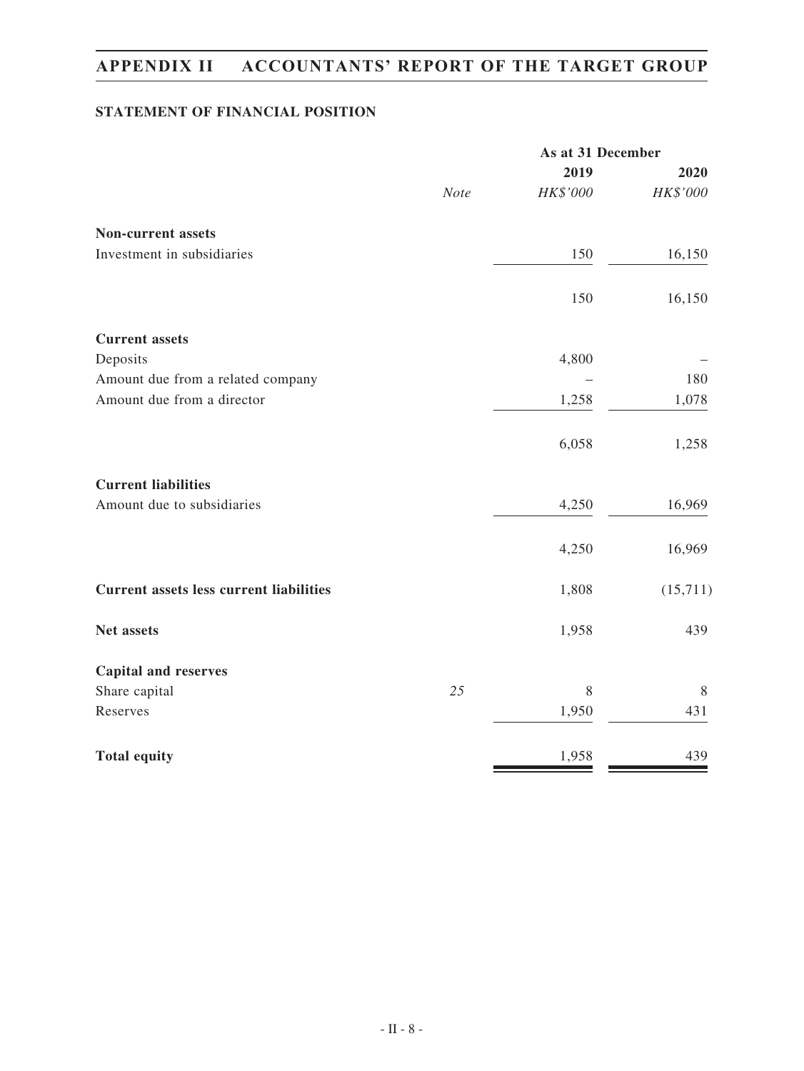## STATEMENT OF FINANCIAL POSITION

| | Note | As at 31 December 2019 HK$'000 | As at 31 December 2020 HK$'000 |
|---|---|---|---|
| **Non-current assets** | | | |
| Investment in subsidiaries | | 150 | 16,150 |
| | | 150 | 16,150 |
| **Current assets** | | | |
| Deposits | | 4,800 | – |
| Amount due from a related company | | – | 180 |
| Amount due from a director | | 1,258 | 1,078 |
| | | 6,058 | 1,258 |
| **Current liabilities** | | | |
| Amount due to subsidiaries | | 4,250 | 16,969 |
| | | 4,250 | 16,969 |
| **Current assets less current liabilities** | | 1,808 | (15,711) |
| **Net assets** | | 1,958 | 439 |
| **Capital and reserves** | | | |
| Share capital | *25* | 8 | 8 |
| Reserves | | 1,950 | 431 |
| **Total equity** | | 1,958 | 439 |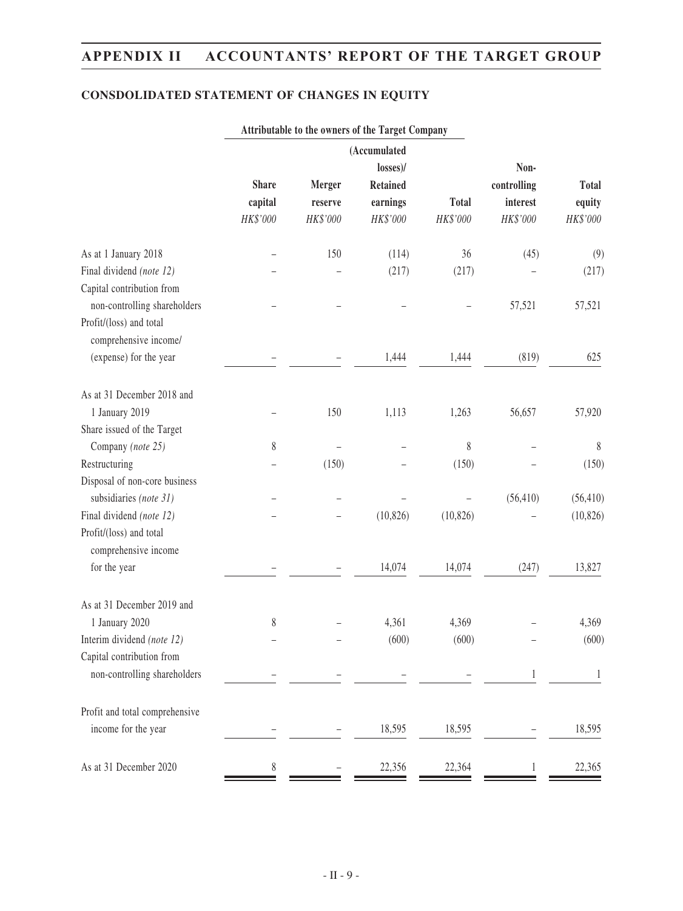## CONSDOLIDATED STATEMENT OF CHANGES IN EQUITY

| | Attributable to the owners of the Target Company | | | | | |
|---|---|---|---|---|---|---|
| | Share capital | Merger reserve | (Accumulated losses)/ Retained earnings | Total | Non-controlling interest | Total equity |
| | *HK$'000* | *HK$'000* | *HK$'000* | *HK$'000* | *HK$'000* | *HK$'000* |
| As at 1 January 2018 | – | 150 | (114) | 36 | (45) | (9) |
| Final dividend *(note 12)* | – | – | (217) | (217) | – | (217) |
| Capital contribution from non-controlling shareholders | – | – | – | – | 57,521 | 57,521 |
| Profit/(loss) and total comprehensive income/ (expense) for the year | – | – | 1,444 | 1,444 | (819) | 625 |
| As at 31 December 2018 and 1 January 2019 | – | 150 | 1,113 | 1,263 | 56,657 | 57,920 |
| Share issued of the Target Company *(note 25)* | 8 | – | – | 8 | – | 8 |
| Restructuring | – | (150) | – | (150) | – | (150) |
| Disposal of non-core business subsidiaries *(note 31)* | – | – | – | – | (56,410) | (56,410) |
| Final dividend *(note 12)* | – | – | (10,826) | (10,826) | – | (10,826) |
| Profit/(loss) and total comprehensive income for the year | – | – | 14,074 | 14,074 | (247) | 13,827 |
| As at 31 December 2019 and 1 January 2020 | 8 | – | 4,361 | 4,369 | – | 4,369 |
| Interim dividend *(note 12)* | – | – | (600) | (600) | – | (600) |
| Capital contribution from non-controlling shareholders | – | – | – | – | 1 | 1 |
| Profit and total comprehensive income for the year | – | – | 18,595 | 18,595 | – | 18,595 |
| As at 31 December 2020 | 8 | – | 22,356 | 22,364 | 1 | 22,365 |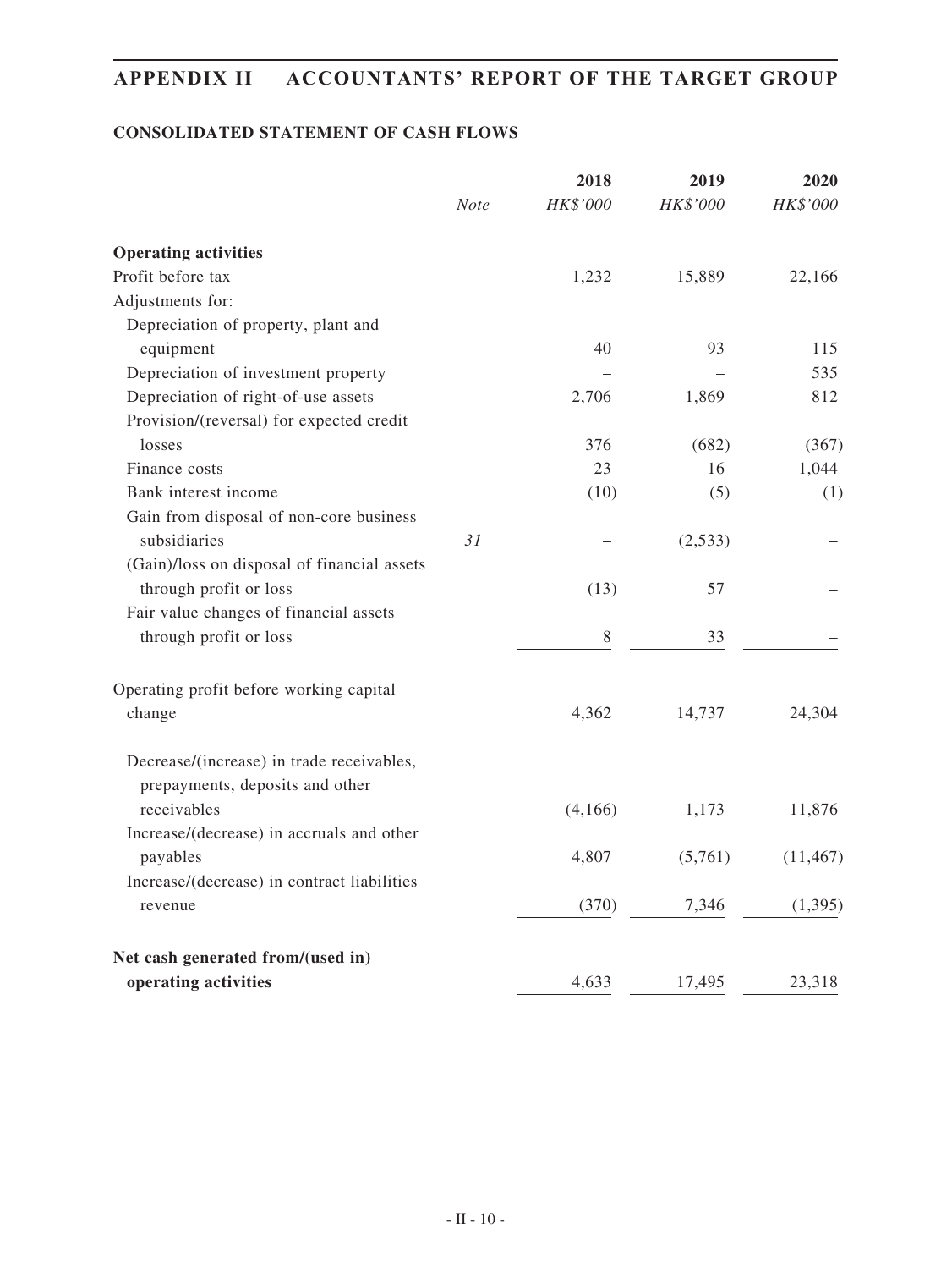## CONSOLIDATED STATEMENT OF CASH FLOWS

| | Note | 2018 HK$'000 | 2019 HK$'000 | 2020 HK$'000 |
|---|---|---|---|---|
| **Operating activities** | | | | |
| Profit before tax | | 1,232 | 15,889 | 22,166 |
| Adjustments for: | | | | |
| Depreciation of property, plant and equipment | | 40 | 93 | 115 |
| Depreciation of investment property | | – | – | 535 |
| Depreciation of right-of-use assets | | 2,706 | 1,869 | 812 |
| Provision/(reversal) for expected credit losses | | 376 | (682) | (367) |
| Finance costs | | 23 | 16 | 1,044 |
| Bank interest income | | (10) | (5) | (1) |
| Gain from disposal of non-core business subsidiaries | *31* | – | (2,533) | – |
| (Gain)/loss on disposal of financial assets through profit or loss | | (13) | 57 | – |
| Fair value changes of financial assets through profit or loss | | 8 | 33 | – |
| Operating profit before working capital change | | 4,362 | 14,737 | 24,304 |
| Decrease/(increase) in trade receivables, prepayments, deposits and other receivables | | (4,166) | 1,173 | 11,876 |
| Increase/(decrease) in accruals and other payables | | 4,807 | (5,761) | (11,467) |
| Increase/(decrease) in contract liabilities revenue | | (370) | 7,346 | (1,395) |
| **Net cash generated from/(used in) operating activities** | | 4,633 | 17,495 | 23,318 |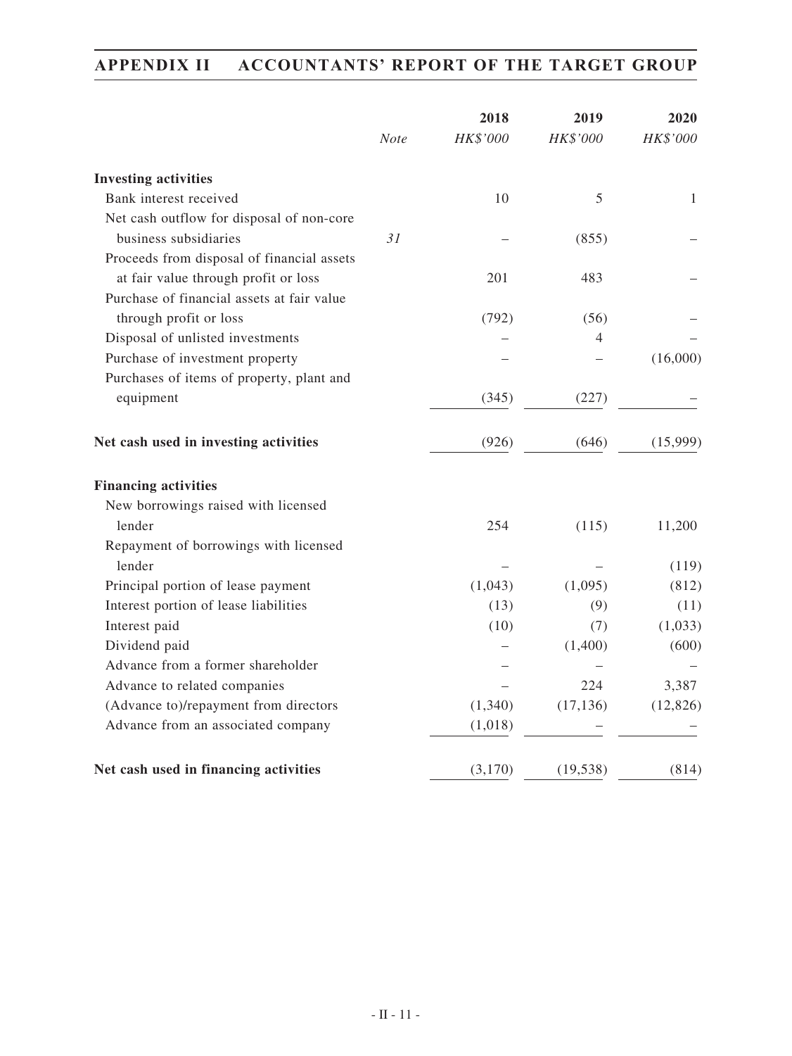| | Note | 2018<br>HK$'000 | 2019<br>HK$'000 | 2020<br>HK$'000 |
|---|---|---|---|---|
| **Investing activities** | | | | |
| Bank interest received | | 10 | 5 | 1 |
| Net cash outflow for disposal of non-core business subsidiaries | 31 | – | (855) | – |
| Proceeds from disposal of financial assets at fair value through profit or loss | | 201 | 483 | – |
| Purchase of financial assets at fair value through profit or loss | | (792) | (56) | – |
| Disposal of unlisted investments | | – | 4 | – |
| Purchase of investment property | | – | – | (16,000) |
| Purchases of items of property, plant and equipment | | (345) | (227) | – |
| **Net cash used in investing activities** | | (926) | (646) | (15,999) |
| **Financing activities** | | | | |
| New borrowings raised with licensed lender | | 254 | (115) | 11,200 |
| Repayment of borrowings with licensed lender | | – | – | (119) |
| Principal portion of lease payment | | (1,043) | (1,095) | (812) |
| Interest portion of lease liabilities | | (13) | (9) | (11) |
| Interest paid | | (10) | (7) | (1,033) |
| Dividend paid | | – | (1,400) | (600) |
| Advance from a former shareholder | | – | – | – |
| Advance to related companies | | – | 224 | 3,387 |
| (Advance to)/repayment from directors | | (1,340) | (17,136) | (12,826) |
| Advance from an associated company | | (1,018) | – | – |
| **Net cash used in financing activities** | | (3,170) | (19,538) | (814) |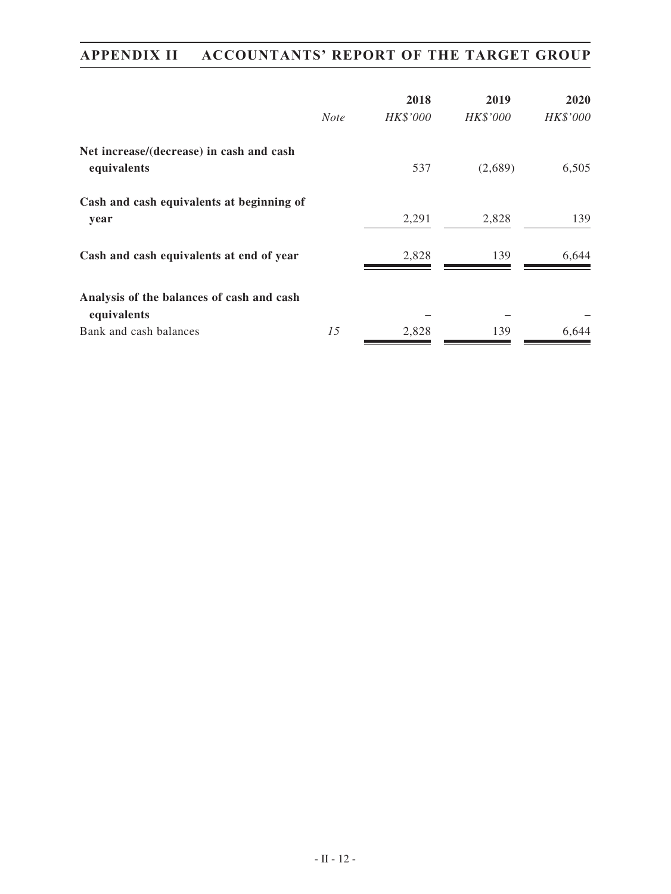| | Note | 2018 | 2019 | 2020 |
|---|---|---|---|---|
| | | *HK$'000* | *HK$'000* | *HK$'000* |
| **Net increase/(decrease) in cash and cash equivalents** | | 537 | (2,689) | 6,505 |
| **Cash and cash equivalents at beginning of year** | | 2,291 | 2,828 | 139 |
| **Cash and cash equivalents at end of year** | | 2,828 | 139 | 6,644 |
| **Analysis of the balances of cash and cash equivalents** | | – | – | – |
| Bank and cash balances | *15* | 2,828 | 139 | 6,644 |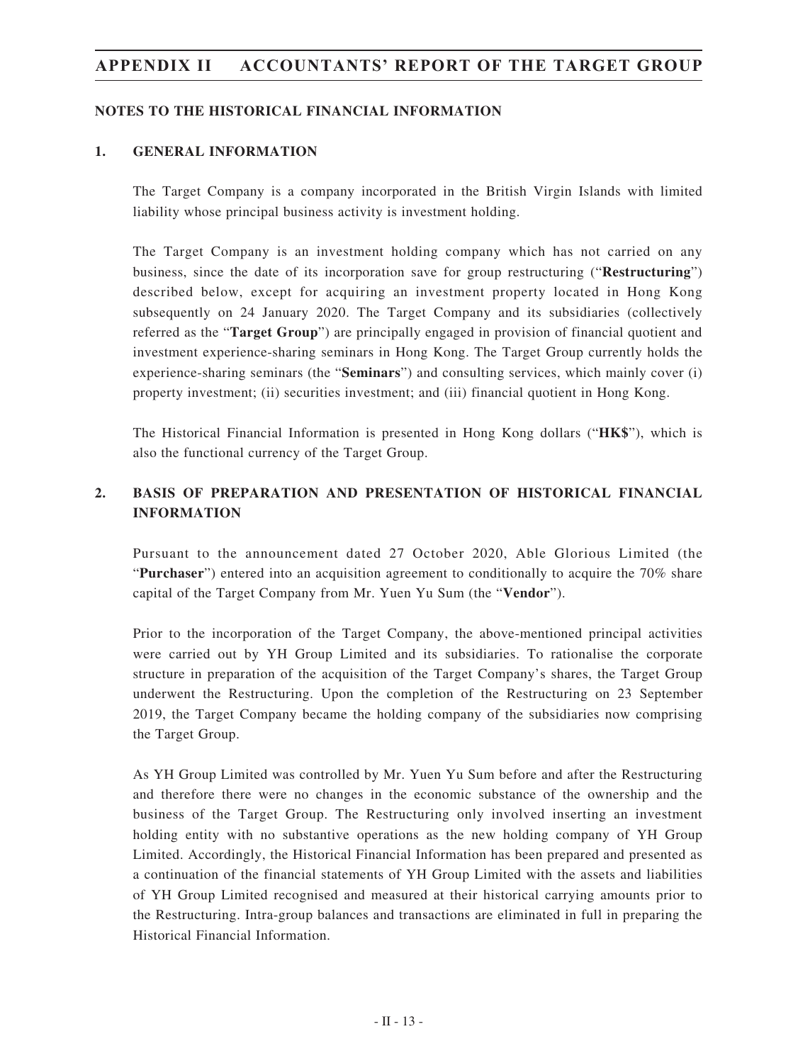## NOTES TO THE HISTORICAL FINANCIAL INFORMATION

### 1. GENERAL INFORMATION

The Target Company is a company incorporated in the British Virgin Islands with limited liability whose principal business activity is investment holding.

The Target Company is an investment holding company which has not carried on any business, since the date of its incorporation save for group restructuring ("**Restructuring**") described below, except for acquiring an investment property located in Hong Kong subsequently on 24 January 2020. The Target Company and its subsidiaries (collectively referred as the "**Target Group**") are principally engaged in provision of financial quotient and investment experience-sharing seminars in Hong Kong. The Target Group currently holds the experience-sharing seminars (the "**Seminars**") and consulting services, which mainly cover (i) property investment; (ii) securities investment; and (iii) financial quotient in Hong Kong.

The Historical Financial Information is presented in Hong Kong dollars ("**HK$**"), which is also the functional currency of the Target Group.

### 2. BASIS OF PREPARATION AND PRESENTATION OF HISTORICAL FINANCIAL INFORMATION

Pursuant to the announcement dated 27 October 2020, Able Glorious Limited (the "**Purchaser**") entered into an acquisition agreement to conditionally to acquire the 70% share capital of the Target Company from Mr. Yuen Yu Sum (the "**Vendor**").

Prior to the incorporation of the Target Company, the above-mentioned principal activities were carried out by YH Group Limited and its subsidiaries. To rationalise the corporate structure in preparation of the acquisition of the Target Company's shares, the Target Group underwent the Restructuring. Upon the completion of the Restructuring on 23 September 2019, the Target Company became the holding company of the subsidiaries now comprising the Target Group.

As YH Group Limited was controlled by Mr. Yuen Yu Sum before and after the Restructuring and therefore there were no changes in the economic substance of the ownership and the business of the Target Group. The Restructuring only involved inserting an investment holding entity with no substantive operations as the new holding company of YH Group Limited. Accordingly, the Historical Financial Information has been prepared and presented as a continuation of the financial statements of YH Group Limited with the assets and liabilities of YH Group Limited recognised and measured at their historical carrying amounts prior to the Restructuring. Intra-group balances and transactions are eliminated in full in preparing the Historical Financial Information.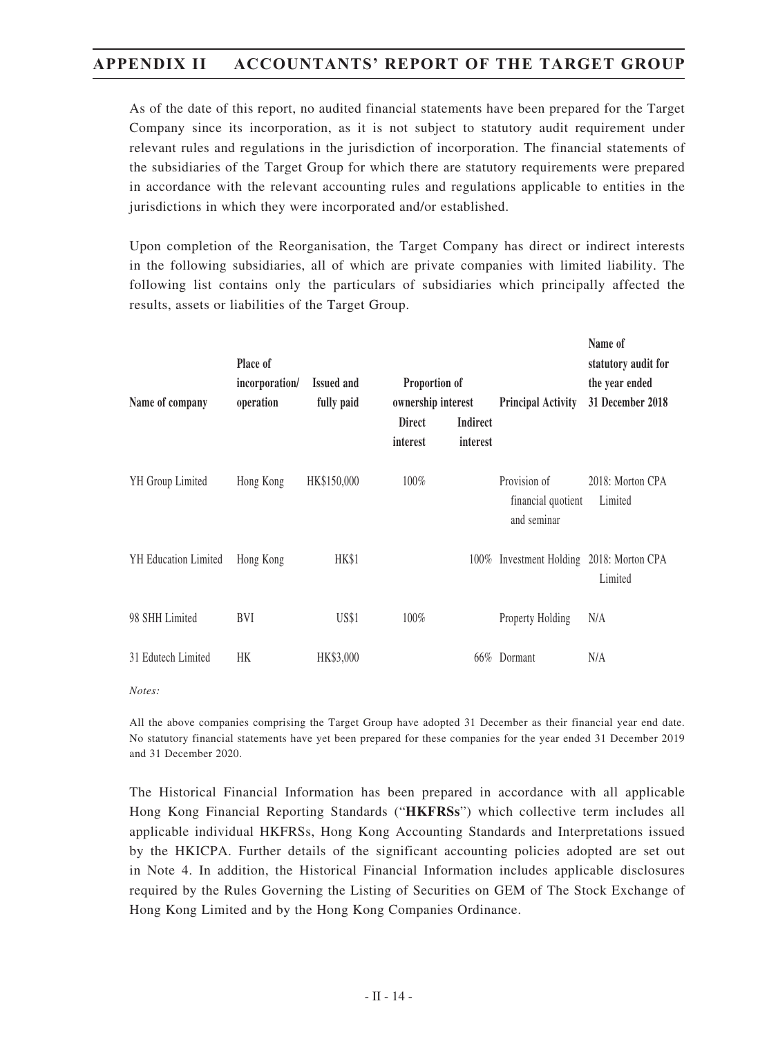As of the date of this report, no audited financial statements have been prepared for the Target Company since its incorporation, as it is not subject to statutory audit requirement under relevant rules and regulations in the jurisdiction of incorporation. The financial statements of the subsidiaries of the Target Group for which there are statutory requirements were prepared in accordance with the relevant accounting rules and regulations applicable to entities in the jurisdictions in which they were incorporated and/or established.

Upon completion of the Reorganisation, the Target Company has direct or indirect interests in the following subsidiaries, all of which are private companies with limited liability. The following list contains only the particulars of subsidiaries which principally affected the results, assets or liabilities of the Target Group.

| Name of company | Place of incorporation/ operation | Issued and fully paid | Proportion of ownership interest | | Principal Activity | Name of statutory audit for the year ended 31 December 2018 |
|---|---|---|---|---|---|---|
| | | | Direct interest | Indirect interest | | |
| YH Group Limited | Hong Kong | HK$150,000 | 100% | | Provision of financial quotient and seminar | 2018: Morton CPA Limited |
| YH Education Limited | Hong Kong | HK$1 | | 100% | Investment Holding | 2018: Morton CPA Limited |
| 98 SHH Limited | BVI | US$1 | 100% | | Property Holding | N/A |
| 31 Edutech Limited | HK | HK$3,000 | | 66% | Dormant | N/A |

*Notes:*

All the above companies comprising the Target Group have adopted 31 December as their financial year end date. No statutory financial statements have yet been prepared for these companies for the year ended 31 December 2019 and 31 December 2020.

The Historical Financial Information has been prepared in accordance with all applicable Hong Kong Financial Reporting Standards ("**HKFRSs**") which collective term includes all applicable individual HKFRSs, Hong Kong Accounting Standards and Interpretations issued by the HKICPA. Further details of the significant accounting policies adopted are set out in Note 4. In addition, the Historical Financial Information includes applicable disclosures required by the Rules Governing the Listing of Securities on GEM of The Stock Exchange of Hong Kong Limited and by the Hong Kong Companies Ordinance.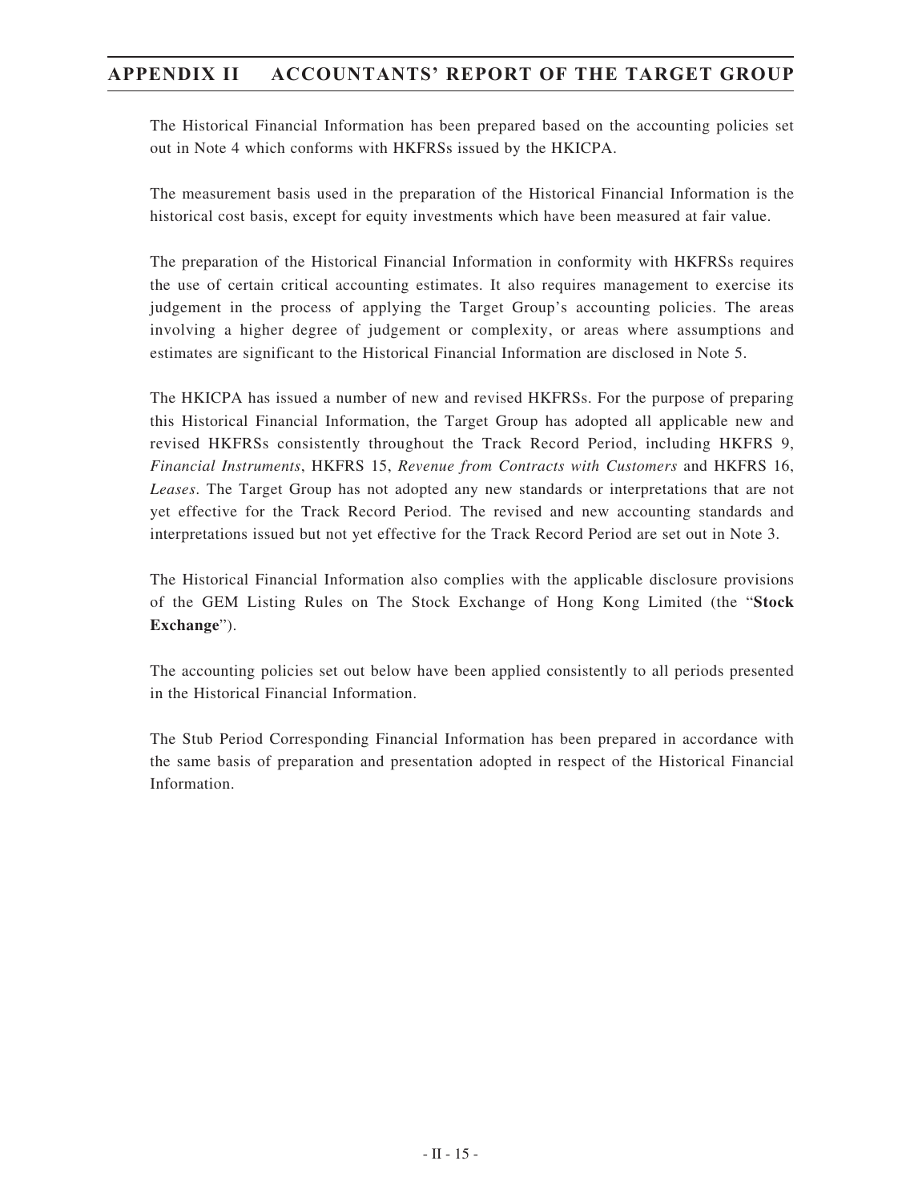The Historical Financial Information has been prepared based on the accounting policies set out in Note 4 which conforms with HKFRSs issued by the HKICPA.

The measurement basis used in the preparation of the Historical Financial Information is the historical cost basis, except for equity investments which have been measured at fair value.

The preparation of the Historical Financial Information in conformity with HKFRSs requires the use of certain critical accounting estimates. It also requires management to exercise its judgement in the process of applying the Target Group's accounting policies. The areas involving a higher degree of judgement or complexity, or areas where assumptions and estimates are significant to the Historical Financial Information are disclosed in Note 5.

The HKICPA has issued a number of new and revised HKFRSs. For the purpose of preparing this Historical Financial Information, the Target Group has adopted all applicable new and revised HKFRSs consistently throughout the Track Record Period, including HKFRS 9, *Financial Instruments*, HKFRS 15, *Revenue from Contracts with Customers* and HKFRS 16, *Leases*. The Target Group has not adopted any new standards or interpretations that are not yet effective for the Track Record Period. The revised and new accounting standards and interpretations issued but not yet effective for the Track Record Period are set out in Note 3.

The Historical Financial Information also complies with the applicable disclosure provisions of the GEM Listing Rules on The Stock Exchange of Hong Kong Limited (the "**Stock Exchange**").

The accounting policies set out below have been applied consistently to all periods presented in the Historical Financial Information.

The Stub Period Corresponding Financial Information has been prepared in accordance with the same basis of preparation and presentation adopted in respect of the Historical Financial Information.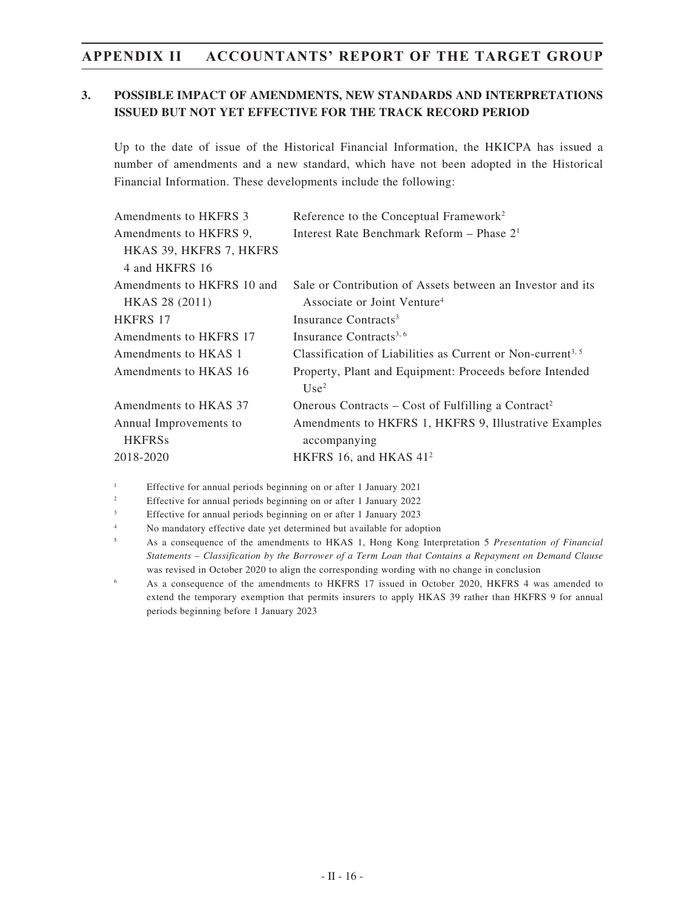## 3. POSSIBLE IMPACT OF AMENDMENTS, NEW STANDARDS AND INTERPRETATIONS ISSUED BUT NOT YET EFFECTIVE FOR THE TRACK RECORD PERIOD

Up to the date of issue of the Historical Financial Information, the HKICPA has issued a number of amendments and a new standard, which have not been adopted in the Historical Financial Information. These developments include the following:

| | |
|---|---|
| Amendments to HKFRS 3 | Reference to the Conceptual Framework[2] |
| Amendments to HKFRS 9, HKAS 39, HKFRS 7, HKFRS 4 and HKFRS 16 | Interest Rate Benchmark Reform – Phase 2[1] |
| Amendments to HKFRS 10 and HKAS 28 (2011) | Sale or Contribution of Assets between an Investor and its Associate or Joint Venture[4] |
| HKFRS 17 | Insurance Contracts[3] |
| Amendments to HKFRS 17 | Insurance Contracts[3, 6] |
| Amendments to HKAS 1 | Classification of Liabilities as Current or Non-current[3, 5] |
| Amendments to HKAS 16 | Property, Plant and Equipment: Proceeds before Intended Use[2] |
| Amendments to HKAS 37 | Onerous Contracts – Cost of Fulfilling a Contract[2] |
| Annual Improvements to HKFRSs 2018-2020 | Amendments to HKFRS 1, HKFRS 9, Illustrative Examples accompanying HKFRS 16, and HKAS 41[2] |

[1] Effective for annual periods beginning on or after 1 January 2021

[2] Effective for annual periods beginning on or after 1 January 2022

[3] Effective for annual periods beginning on or after 1 January 2023

[4] No mandatory effective date yet determined but available for adoption

[5] As a consequence of the amendments to HKAS 1, Hong Kong Interpretation 5 *Presentation of Financial Statements – Classification by the Borrower of a Term Loan that Contains a Repayment on Demand Clause* was revised in October 2020 to align the corresponding wording with no change in conclusion

[6] As a consequence of the amendments to HKFRS 17 issued in October 2020, HKFRS 4 was amended to extend the temporary exemption that permits insurers to apply HKAS 39 rather than HKFRS 9 for annual periods beginning before 1 January 2023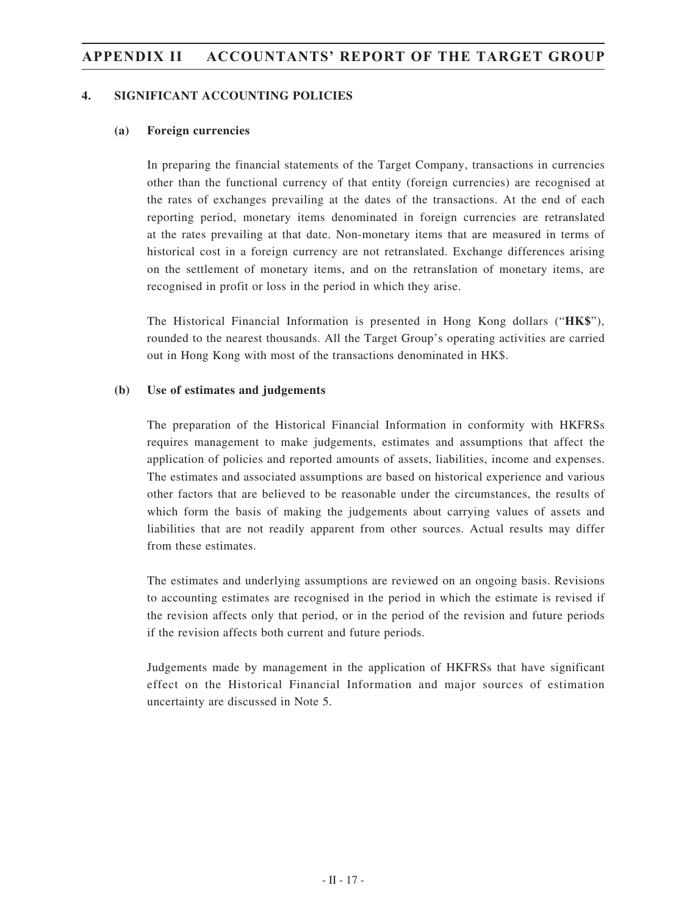## 4. SIGNIFICANT ACCOUNTING POLICIES

### (a) Foreign currencies

In preparing the financial statements of the Target Company, transactions in currencies other than the functional currency of that entity (foreign currencies) are recognised at the rates of exchanges prevailing at the dates of the transactions. At the end of each reporting period, monetary items denominated in foreign currencies are retranslated at the rates prevailing at that date. Non-monetary items that are measured in terms of historical cost in a foreign currency are not retranslated. Exchange differences arising on the settlement of monetary items, and on the retranslation of monetary items, are recognised in profit or loss in the period in which they arise.

The Historical Financial Information is presented in Hong Kong dollars ("**HK$**"), rounded to the nearest thousands. All the Target Group's operating activities are carried out in Hong Kong with most of the transactions denominated in HK$.

### (b) Use of estimates and judgements

The preparation of the Historical Financial Information in conformity with HKFRSs requires management to make judgements, estimates and assumptions that affect the application of policies and reported amounts of assets, liabilities, income and expenses. The estimates and associated assumptions are based on historical experience and various other factors that are believed to be reasonable under the circumstances, the results of which form the basis of making the judgements about carrying values of assets and liabilities that are not readily apparent from other sources. Actual results may differ from these estimates.

The estimates and underlying assumptions are reviewed on an ongoing basis. Revisions to accounting estimates are recognised in the period in which the estimate is revised if the revision affects only that period, or in the period of the revision and future periods if the revision affects both current and future periods.

Judgements made by management in the application of HKFRSs that have significant effect on the Historical Financial Information and major sources of estimation uncertainty are discussed in Note 5.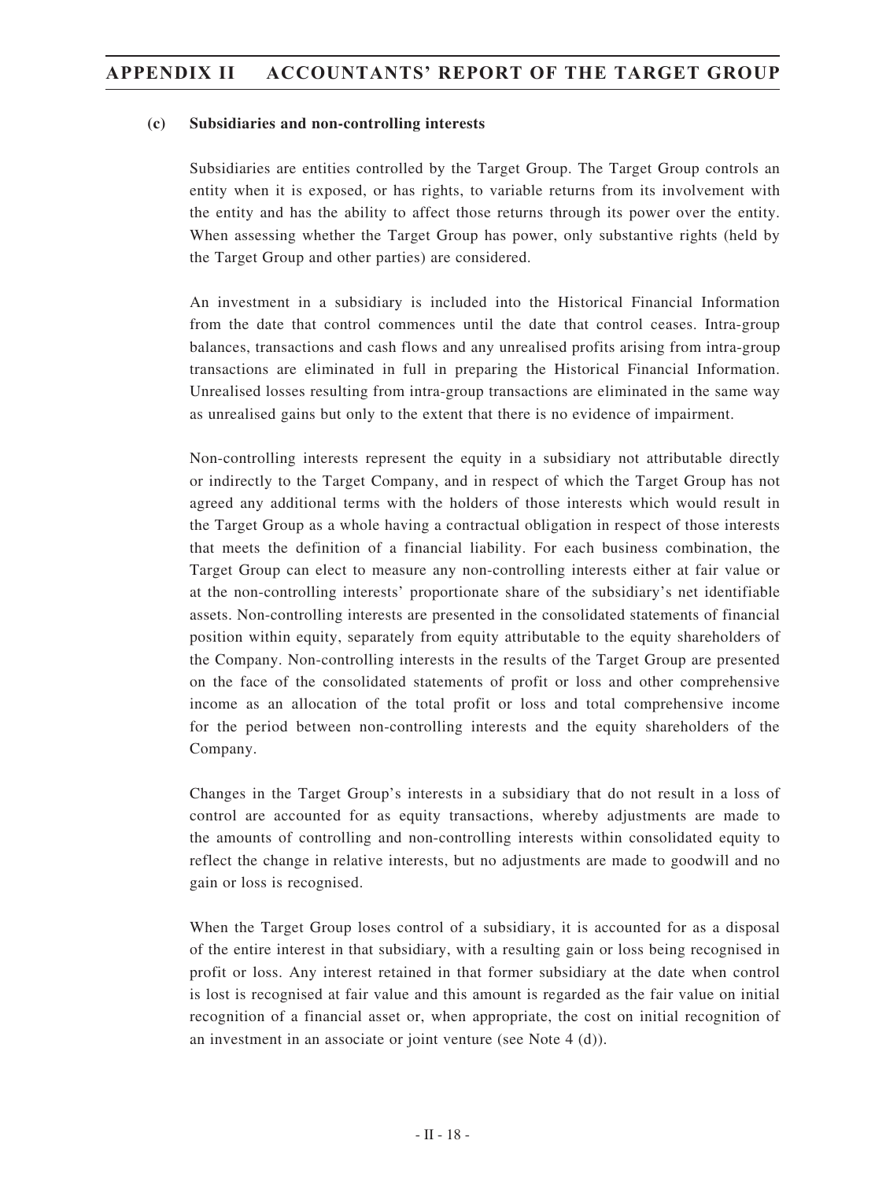### (c) Subsidiaries and non-controlling interests

Subsidiaries are entities controlled by the Target Group. The Target Group controls an entity when it is exposed, or has rights, to variable returns from its involvement with the entity and has the ability to affect those returns through its power over the entity. When assessing whether the Target Group has power, only substantive rights (held by the Target Group and other parties) are considered.

An investment in a subsidiary is included into the Historical Financial Information from the date that control commences until the date that control ceases. Intra-group balances, transactions and cash flows and any unrealised profits arising from intra-group transactions are eliminated in full in preparing the Historical Financial Information. Unrealised losses resulting from intra-group transactions are eliminated in the same way as unrealised gains but only to the extent that there is no evidence of impairment.

Non-controlling interests represent the equity in a subsidiary not attributable directly or indirectly to the Target Company, and in respect of which the Target Group has not agreed any additional terms with the holders of those interests which would result in the Target Group as a whole having a contractual obligation in respect of those interests that meets the definition of a financial liability. For each business combination, the Target Group can elect to measure any non-controlling interests either at fair value or at the non-controlling interests' proportionate share of the subsidiary's net identifiable assets. Non-controlling interests are presented in the consolidated statements of financial position within equity, separately from equity attributable to the equity shareholders of the Company. Non-controlling interests in the results of the Target Group are presented on the face of the consolidated statements of profit or loss and other comprehensive income as an allocation of the total profit or loss and total comprehensive income for the period between non-controlling interests and the equity shareholders of the Company.

Changes in the Target Group's interests in a subsidiary that do not result in a loss of control are accounted for as equity transactions, whereby adjustments are made to the amounts of controlling and non-controlling interests within consolidated equity to reflect the change in relative interests, but no adjustments are made to goodwill and no gain or loss is recognised.

When the Target Group loses control of a subsidiary, it is accounted for as a disposal of the entire interest in that subsidiary, with a resulting gain or loss being recognised in profit or loss. Any interest retained in that former subsidiary at the date when control is lost is recognised at fair value and this amount is regarded as the fair value on initial recognition of a financial asset or, when appropriate, the cost on initial recognition of an investment in an associate or joint venture (see Note 4 (d)).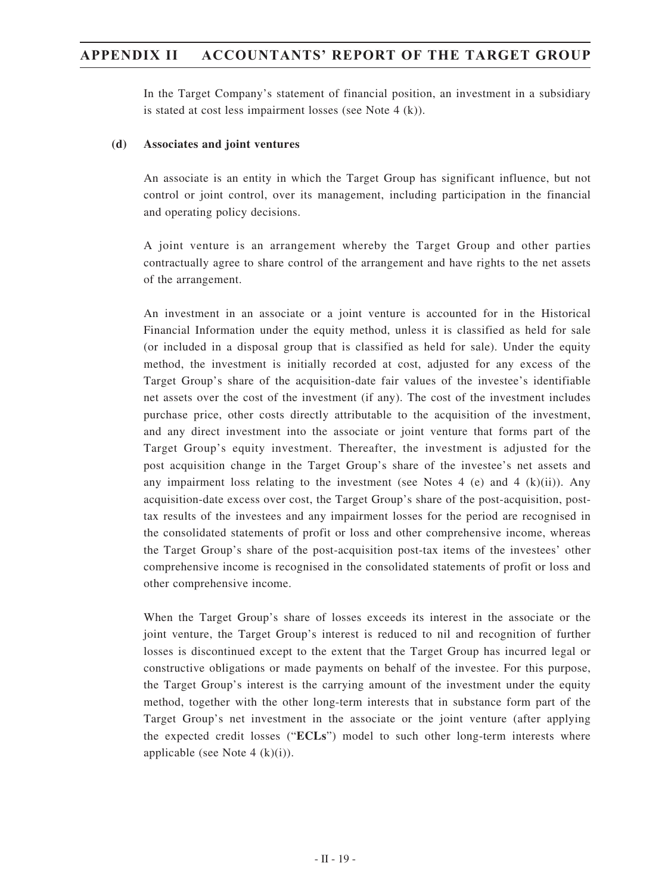In the Target Company's statement of financial position, an investment in a subsidiary is stated at cost less impairment losses (see Note 4 (k)).

**(d) Associates and joint ventures**

An associate is an entity in which the Target Group has significant influence, but not control or joint control, over its management, including participation in the financial and operating policy decisions.

A joint venture is an arrangement whereby the Target Group and other parties contractually agree to share control of the arrangement and have rights to the net assets of the arrangement.

An investment in an associate or a joint venture is accounted for in the Historical Financial Information under the equity method, unless it is classified as held for sale (or included in a disposal group that is classified as held for sale). Under the equity method, the investment is initially recorded at cost, adjusted for any excess of the Target Group's share of the acquisition-date fair values of the investee's identifiable net assets over the cost of the investment (if any). The cost of the investment includes purchase price, other costs directly attributable to the acquisition of the investment, and any direct investment into the associate or joint venture that forms part of the Target Group's equity investment. Thereafter, the investment is adjusted for the post acquisition change in the Target Group's share of the investee's net assets and any impairment loss relating to the investment (see Notes 4 (e) and 4 (k)(ii)). Any acquisition-date excess over cost, the Target Group's share of the post-acquisition, post-tax results of the investees and any impairment losses for the period are recognised in the consolidated statements of profit or loss and other comprehensive income, whereas the Target Group's share of the post-acquisition post-tax items of the investees' other comprehensive income is recognised in the consolidated statements of profit or loss and other comprehensive income.

When the Target Group's share of losses exceeds its interest in the associate or the joint venture, the Target Group's interest is reduced to nil and recognition of further losses is discontinued except to the extent that the Target Group has incurred legal or constructive obligations or made payments on behalf of the investee. For this purpose, the Target Group's interest is the carrying amount of the investment under the equity method, together with the other long-term interests that in substance form part of the Target Group's net investment in the associate or the joint venture (after applying the expected credit losses ("**ECLs**") model to such other long-term interests where applicable (see Note 4 (k)(i)).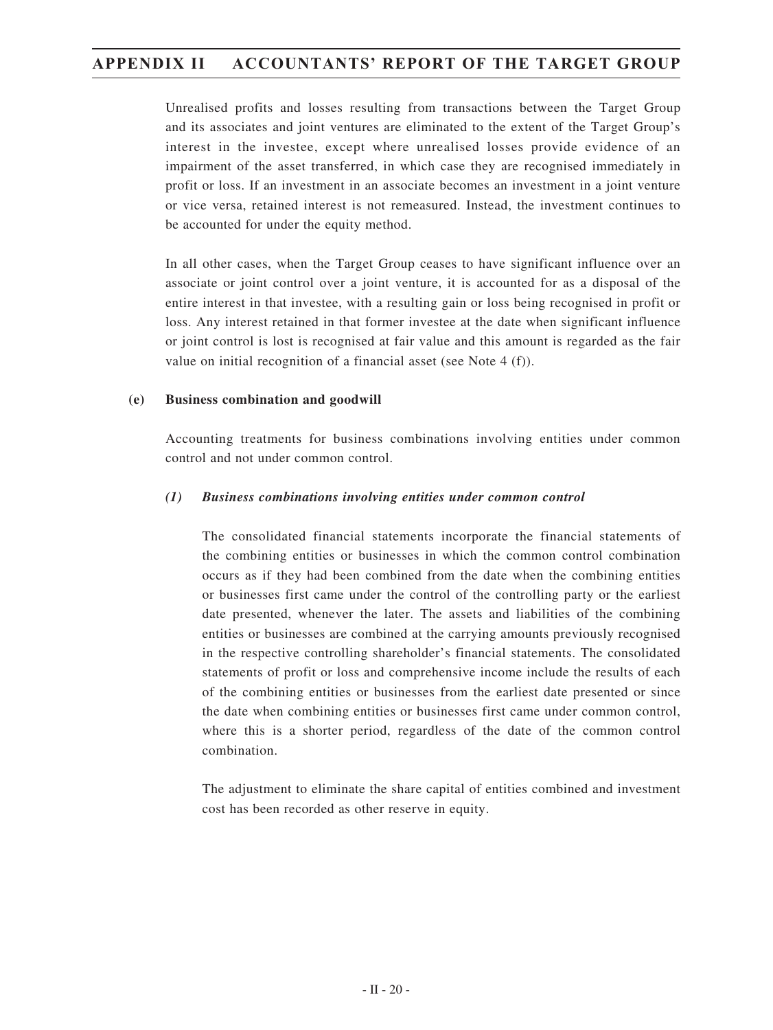Unrealised profits and losses resulting from transactions between the Target Group and its associates and joint ventures are eliminated to the extent of the Target Group's interest in the investee, except where unrealised losses provide evidence of an impairment of the asset transferred, in which case they are recognised immediately in profit or loss. If an investment in an associate becomes an investment in a joint venture or vice versa, retained interest is not remeasured. Instead, the investment continues to be accounted for under the equity method.

In all other cases, when the Target Group ceases to have significant influence over an associate or joint control over a joint venture, it is accounted for as a disposal of the entire interest in that investee, with a resulting gain or loss being recognised in profit or loss. Any interest retained in that former investee at the date when significant influence or joint control is lost is recognised at fair value and this amount is regarded as the fair value on initial recognition of a financial asset (see Note 4 (f)).

**(e) Business combination and goodwill**

Accounting treatments for business combinations involving entities under common control and not under common control.

***(1) Business combinations involving entities under common control***

The consolidated financial statements incorporate the financial statements of the combining entities or businesses in which the common control combination occurs as if they had been combined from the date when the combining entities or businesses first came under the control of the controlling party or the earliest date presented, whenever the later. The assets and liabilities of the combining entities or businesses are combined at the carrying amounts previously recognised in the respective controlling shareholder's financial statements. The consolidated statements of profit or loss and comprehensive income include the results of each of the combining entities or businesses from the earliest date presented or since the date when combining entities or businesses first came under common control, where this is a shorter period, regardless of the date of the common control combination.

The adjustment to eliminate the share capital of entities combined and investment cost has been recorded as other reserve in equity.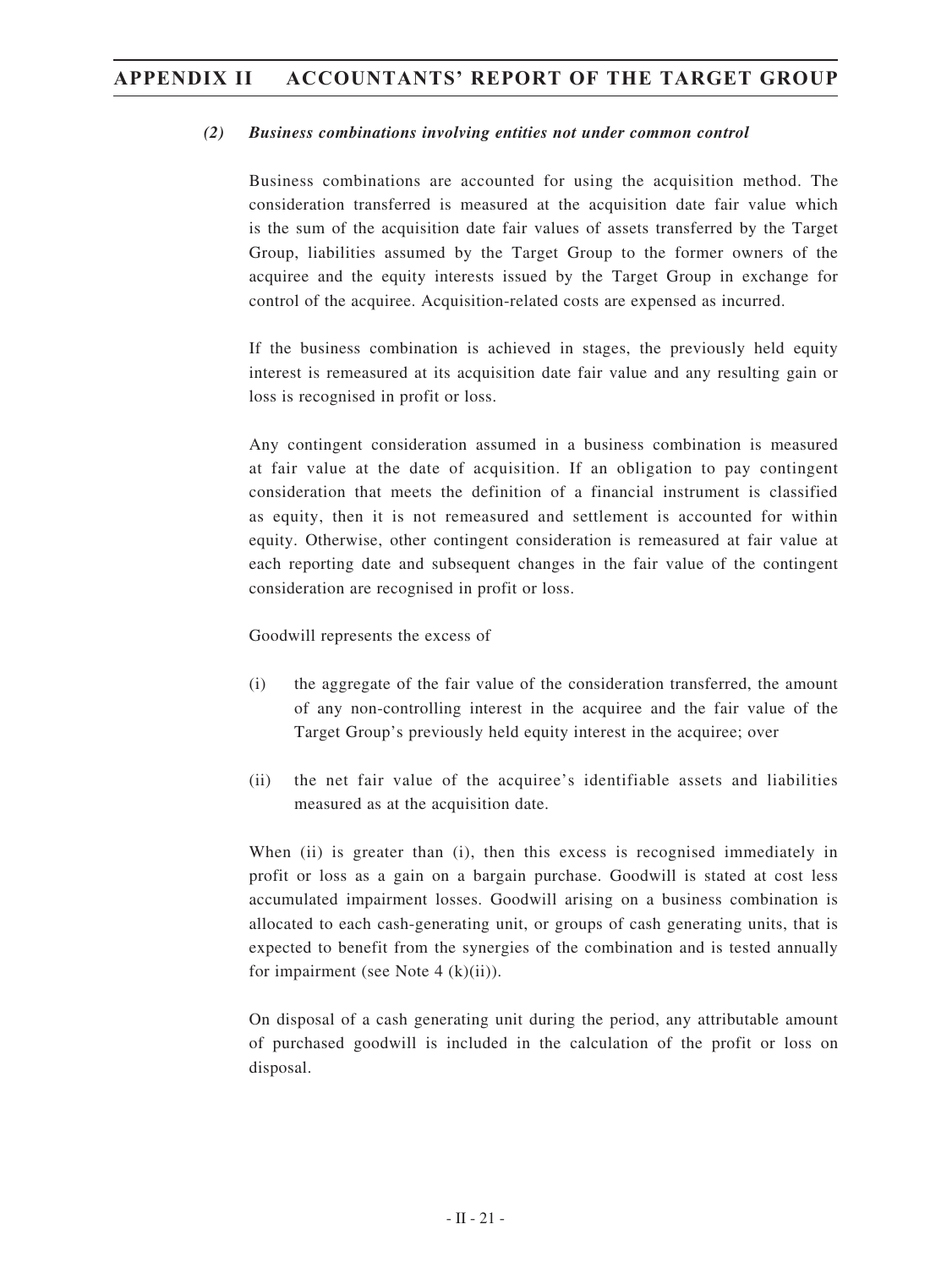### *(2) Business combinations involving entities not under common control*

Business combinations are accounted for using the acquisition method. The consideration transferred is measured at the acquisition date fair value which is the sum of the acquisition date fair values of assets transferred by the Target Group, liabilities assumed by the Target Group to the former owners of the acquiree and the equity interests issued by the Target Group in exchange for control of the acquiree. Acquisition-related costs are expensed as incurred.

If the business combination is achieved in stages, the previously held equity interest is remeasured at its acquisition date fair value and any resulting gain or loss is recognised in profit or loss.

Any contingent consideration assumed in a business combination is measured at fair value at the date of acquisition. If an obligation to pay contingent consideration that meets the definition of a financial instrument is classified as equity, then it is not remeasured and settlement is accounted for within equity. Otherwise, other contingent consideration is remeasured at fair value at each reporting date and subsequent changes in the fair value of the contingent consideration are recognised in profit or loss.

Goodwill represents the excess of

(i) the aggregate of the fair value of the consideration transferred, the amount of any non-controlling interest in the acquiree and the fair value of the Target Group's previously held equity interest in the acquiree; over

(ii) the net fair value of the acquiree's identifiable assets and liabilities measured as at the acquisition date.

When (ii) is greater than (i), then this excess is recognised immediately in profit or loss as a gain on a bargain purchase. Goodwill is stated at cost less accumulated impairment losses. Goodwill arising on a business combination is allocated to each cash-generating unit, or groups of cash generating units, that is expected to benefit from the synergies of the combination and is tested annually for impairment (see Note 4 (k)(ii)).

On disposal of a cash generating unit during the period, any attributable amount of purchased goodwill is included in the calculation of the profit or loss on disposal.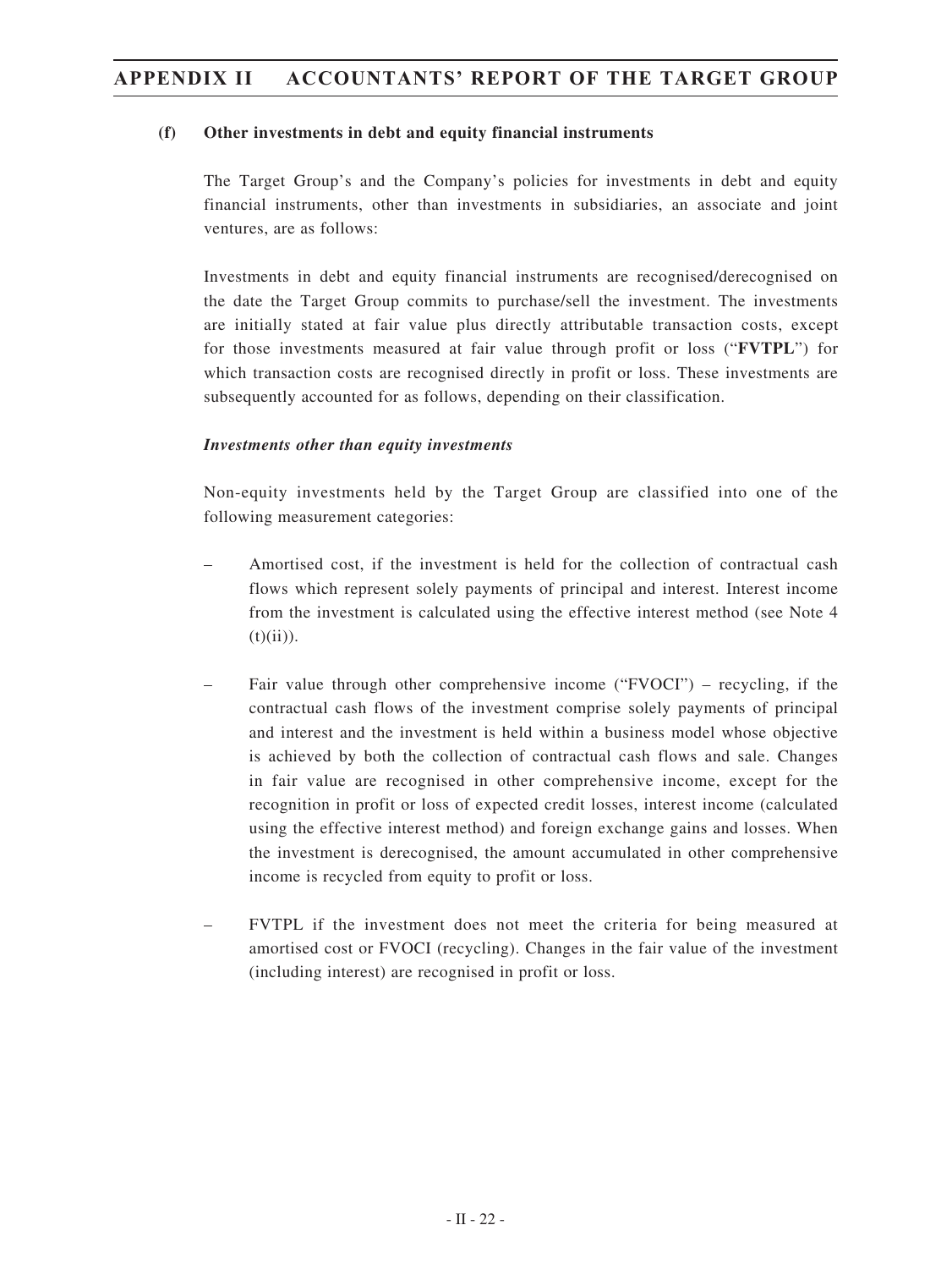#### (f) Other investments in debt and equity financial instruments

The Target Group's and the Company's policies for investments in debt and equity financial instruments, other than investments in subsidiaries, an associate and joint ventures, are as follows:

Investments in debt and equity financial instruments are recognised/derecognised on the date the Target Group commits to purchase/sell the investment. The investments are initially stated at fair value plus directly attributable transaction costs, except for those investments measured at fair value through profit or loss ("**FVTPL**") for which transaction costs are recognised directly in profit or loss. These investments are subsequently accounted for as follows, depending on their classification.

***Investments other than equity investments***

Non-equity investments held by the Target Group are classified into one of the following measurement categories:

- Amortised cost, if the investment is held for the collection of contractual cash flows which represent solely payments of principal and interest. Interest income from the investment is calculated using the effective interest method (see Note 4 (t)(ii)).

- Fair value through other comprehensive income ("FVOCI") – recycling, if the contractual cash flows of the investment comprise solely payments of principal and interest and the investment is held within a business model whose objective is achieved by both the collection of contractual cash flows and sale. Changes in fair value are recognised in other comprehensive income, except for the recognition in profit or loss of expected credit losses, interest income (calculated using the effective interest method) and foreign exchange gains and losses. When the investment is derecognised, the amount accumulated in other comprehensive income is recycled from equity to profit or loss.

- FVTPL if the investment does not meet the criteria for being measured at amortised cost or FVOCI (recycling). Changes in the fair value of the investment (including interest) are recognised in profit or loss.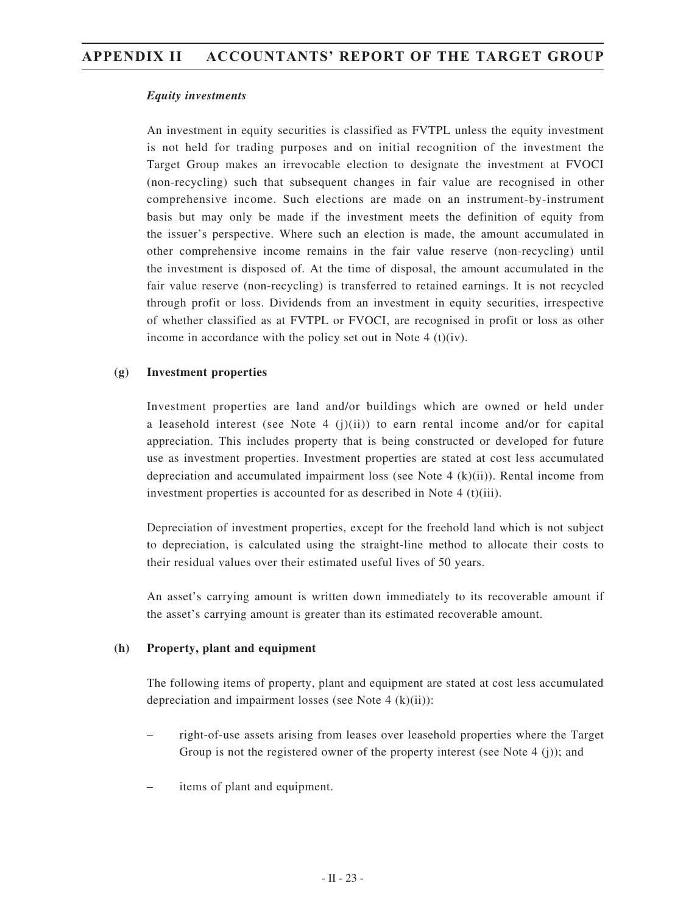*Equity investments*

An investment in equity securities is classified as FVTPL unless the equity investment is not held for trading purposes and on initial recognition of the investment the Target Group makes an irrevocable election to designate the investment at FVOCI (non-recycling) such that subsequent changes in fair value are recognised in other comprehensive income. Such elections are made on an instrument-by-instrument basis but may only be made if the investment meets the definition of equity from the issuer's perspective. Where such an election is made, the amount accumulated in other comprehensive income remains in the fair value reserve (non-recycling) until the investment is disposed of. At the time of disposal, the amount accumulated in the fair value reserve (non-recycling) is transferred to retained earnings. It is not recycled through profit or loss. Dividends from an investment in equity securities, irrespective of whether classified as at FVTPL or FVOCI, are recognised in profit or loss as other income in accordance with the policy set out in Note 4 (t)(iv).

**(g) Investment properties**

Investment properties are land and/or buildings which are owned or held under a leasehold interest (see Note 4 (j)(ii)) to earn rental income and/or for capital appreciation. This includes property that is being constructed or developed for future use as investment properties. Investment properties are stated at cost less accumulated depreciation and accumulated impairment loss (see Note 4 (k)(ii)). Rental income from investment properties is accounted for as described in Note 4 (t)(iii).

Depreciation of investment properties, except for the freehold land which is not subject to depreciation, is calculated using the straight-line method to allocate their costs to their residual values over their estimated useful lives of 50 years.

An asset's carrying amount is written down immediately to its recoverable amount if the asset's carrying amount is greater than its estimated recoverable amount.

**(h) Property, plant and equipment**

The following items of property, plant and equipment are stated at cost less accumulated depreciation and impairment losses (see Note 4 (k)(ii)):

– right-of-use assets arising from leases over leasehold properties where the Target Group is not the registered owner of the property interest (see Note 4 (j)); and

– items of plant and equipment.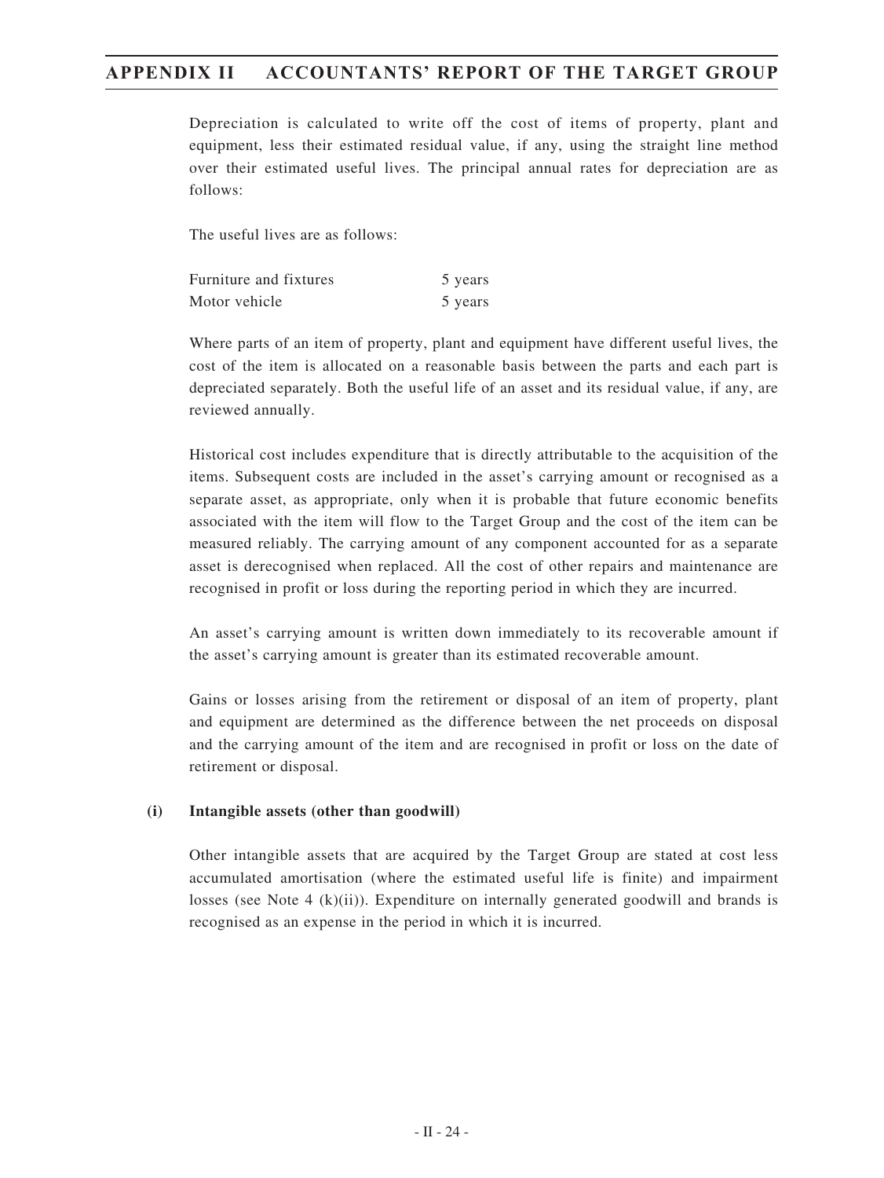Depreciation is calculated to write off the cost of items of property, plant and equipment, less their estimated residual value, if any, using the straight line method over their estimated useful lives. The principal annual rates for depreciation are as follows:

The useful lives are as follows:

| | |
|---|---|
| Furniture and fixtures | 5 years |
| Motor vehicle | 5 years |

Where parts of an item of property, plant and equipment have different useful lives, the cost of the item is allocated on a reasonable basis between the parts and each part is depreciated separately. Both the useful life of an asset and its residual value, if any, are reviewed annually.

Historical cost includes expenditure that is directly attributable to the acquisition of the items. Subsequent costs are included in the asset's carrying amount or recognised as a separate asset, as appropriate, only when it is probable that future economic benefits associated with the item will flow to the Target Group and the cost of the item can be measured reliably. The carrying amount of any component accounted for as a separate asset is derecognised when replaced. All the cost of other repairs and maintenance are recognised in profit or loss during the reporting period in which they are incurred.

An asset's carrying amount is written down immediately to its recoverable amount if the asset's carrying amount is greater than its estimated recoverable amount.

Gains or losses arising from the retirement or disposal of an item of property, plant and equipment are determined as the difference between the net proceeds on disposal and the carrying amount of the item and are recognised in profit or loss on the date of retirement or disposal.

**(i) Intangible assets (other than goodwill)**

Other intangible assets that are acquired by the Target Group are stated at cost less accumulated amortisation (where the estimated useful life is finite) and impairment losses (see Note 4 (k)(ii)). Expenditure on internally generated goodwill and brands is recognised as an expense in the period in which it is incurred.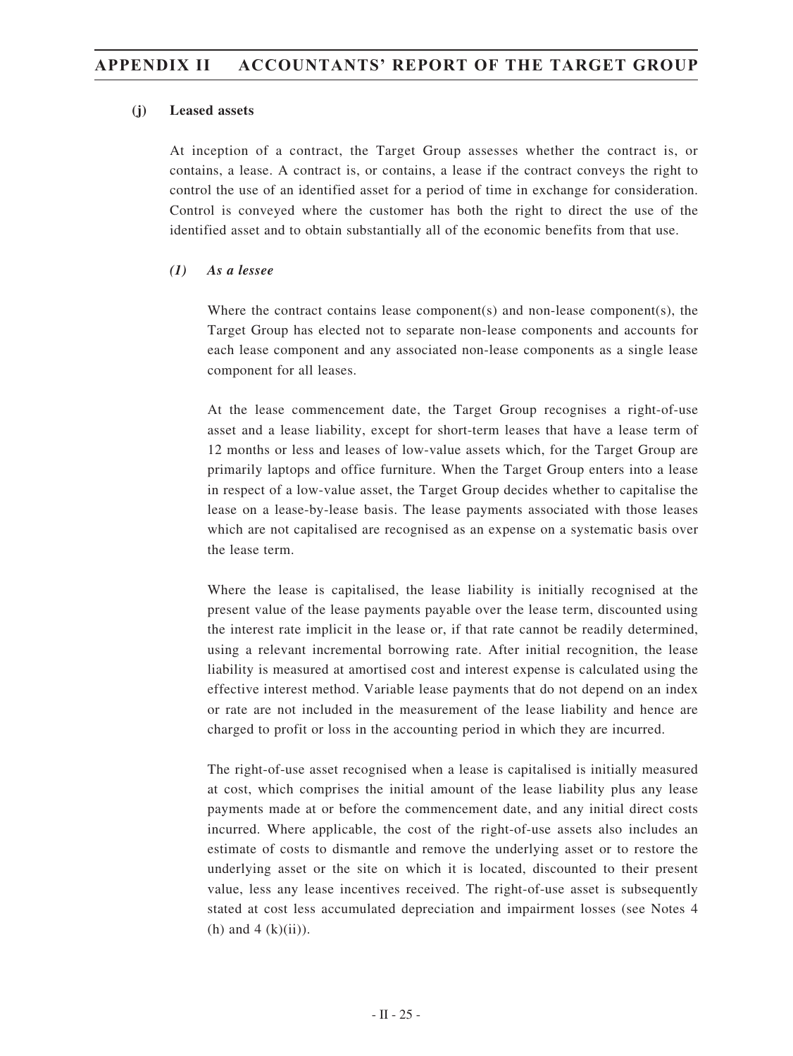### (j) Leased assets

At inception of a contract, the Target Group assesses whether the contract is, or contains, a lease. A contract is, or contains, a lease if the contract conveys the right to control the use of an identified asset for a period of time in exchange for consideration. Control is conveyed where the customer has both the right to direct the use of the identified asset and to obtain substantially all of the economic benefits from that use.

#### *(1) As a lessee*

Where the contract contains lease component(s) and non-lease component(s), the Target Group has elected not to separate non-lease components and accounts for each lease component and any associated non-lease components as a single lease component for all leases.

At the lease commencement date, the Target Group recognises a right-of-use asset and a lease liability, except for short-term leases that have a lease term of 12 months or less and leases of low-value assets which, for the Target Group are primarily laptops and office furniture. When the Target Group enters into a lease in respect of a low-value asset, the Target Group decides whether to capitalise the lease on a lease-by-lease basis. The lease payments associated with those leases which are not capitalised are recognised as an expense on a systematic basis over the lease term.

Where the lease is capitalised, the lease liability is initially recognised at the present value of the lease payments payable over the lease term, discounted using the interest rate implicit in the lease or, if that rate cannot be readily determined, using a relevant incremental borrowing rate. After initial recognition, the lease liability is measured at amortised cost and interest expense is calculated using the effective interest method. Variable lease payments that do not depend on an index or rate are not included in the measurement of the lease liability and hence are charged to profit or loss in the accounting period in which they are incurred.

The right-of-use asset recognised when a lease is capitalised is initially measured at cost, which comprises the initial amount of the lease liability plus any lease payments made at or before the commencement date, and any initial direct costs incurred. Where applicable, the cost of the right-of-use assets also includes an estimate of costs to dismantle and remove the underlying asset or to restore the underlying asset or the site on which it is located, discounted to their present value, less any lease incentives received. The right-of-use asset is subsequently stated at cost less accumulated depreciation and impairment losses (see Notes 4 (h) and 4 (k)(ii)).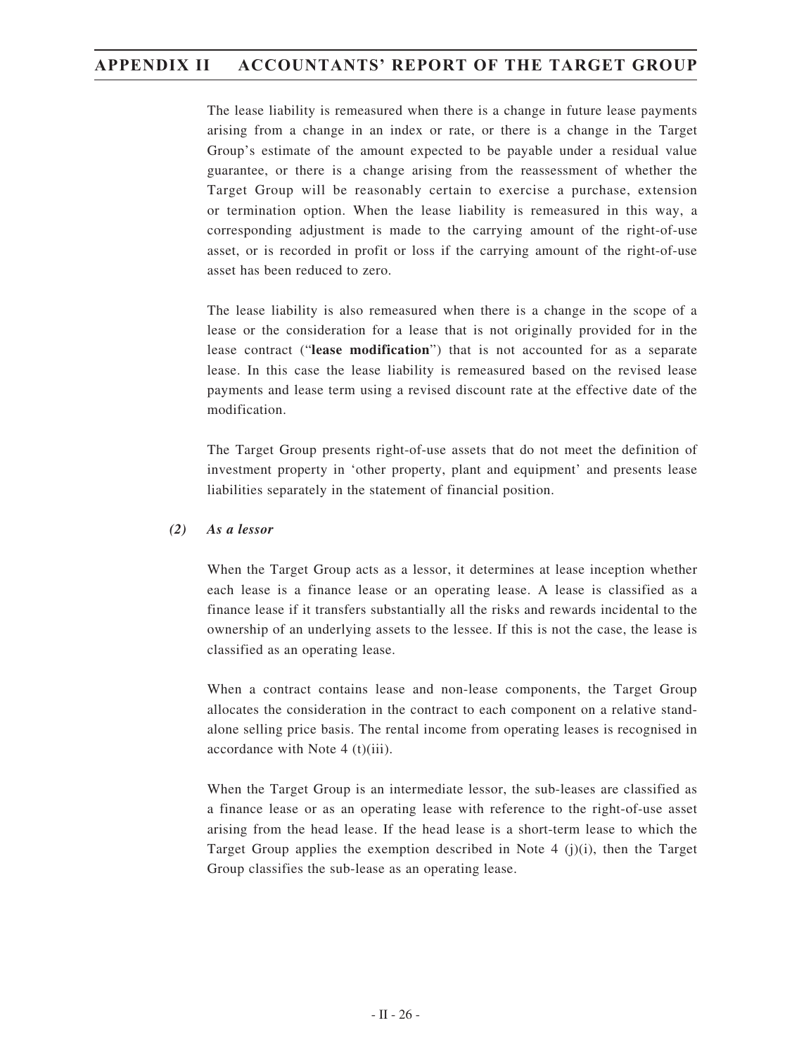The lease liability is remeasured when there is a change in future lease payments arising from a change in an index or rate, or there is a change in the Target Group's estimate of the amount expected to be payable under a residual value guarantee, or there is a change arising from the reassessment of whether the Target Group will be reasonably certain to exercise a purchase, extension or termination option. When the lease liability is remeasured in this way, a corresponding adjustment is made to the carrying amount of the right-of-use asset, or is recorded in profit or loss if the carrying amount of the right-of-use asset has been reduced to zero.

The lease liability is also remeasured when there is a change in the scope of a lease or the consideration for a lease that is not originally provided for in the lease contract ("**lease modification**") that is not accounted for as a separate lease. In this case the lease liability is remeasured based on the revised lease payments and lease term using a revised discount rate at the effective date of the modification.

The Target Group presents right-of-use assets that do not meet the definition of investment property in 'other property, plant and equipment' and presents lease liabilities separately in the statement of financial position.

***(2) As a lessor***

When the Target Group acts as a lessor, it determines at lease inception whether each lease is a finance lease or an operating lease. A lease is classified as a finance lease if it transfers substantially all the risks and rewards incidental to the ownership of an underlying assets to the lessee. If this is not the case, the lease is classified as an operating lease.

When a contract contains lease and non-lease components, the Target Group allocates the consideration in the contract to each component on a relative stand-alone selling price basis. The rental income from operating leases is recognised in accordance with Note 4 (t)(iii).

When the Target Group is an intermediate lessor, the sub-leases are classified as a finance lease or as an operating lease with reference to the right-of-use asset arising from the head lease. If the head lease is a short-term lease to which the Target Group applies the exemption described in Note 4 (j)(i), then the Target Group classifies the sub-lease as an operating lease.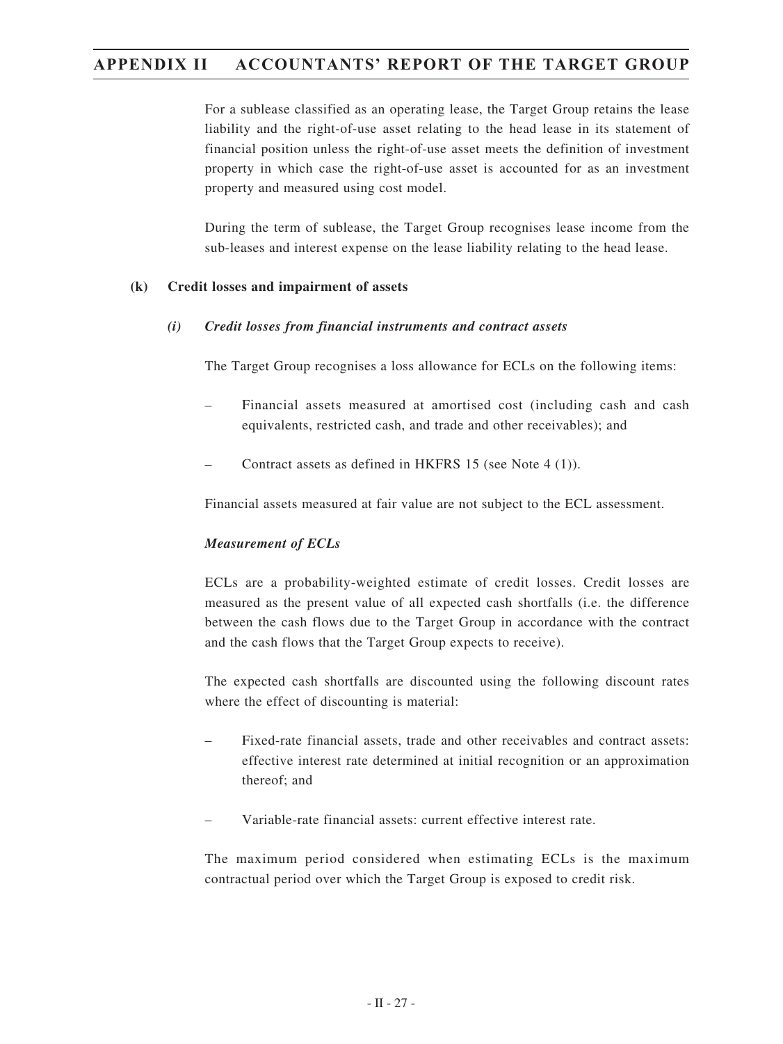For a sublease classified as an operating lease, the Target Group retains the lease liability and the right-of-use asset relating to the head lease in its statement of financial position unless the right-of-use asset meets the definition of investment property in which case the right-of-use asset is accounted for as an investment property and measured using cost model.

During the term of sublease, the Target Group recognises lease income from the sub-leases and interest expense on the lease liability relating to the head lease.

**(k) Credit losses and impairment of assets**

***(i) Credit losses from financial instruments and contract assets***

The Target Group recognises a loss allowance for ECLs on the following items:

– Financial assets measured at amortised cost (including cash and cash equivalents, restricted cash, and trade and other receivables); and

– Contract assets as defined in HKFRS 15 (see Note 4 (1)).

Financial assets measured at fair value are not subject to the ECL assessment.

***Measurement of ECLs***

ECLs are a probability-weighted estimate of credit losses. Credit losses are measured as the present value of all expected cash shortfalls (i.e. the difference between the cash flows due to the Target Group in accordance with the contract and the cash flows that the Target Group expects to receive).

The expected cash shortfalls are discounted using the following discount rates where the effect of discounting is material:

– Fixed-rate financial assets, trade and other receivables and contract assets: effective interest rate determined at initial recognition or an approximation thereof; and

– Variable-rate financial assets: current effective interest rate.

The maximum period considered when estimating ECLs is the maximum contractual period over which the Target Group is exposed to credit risk.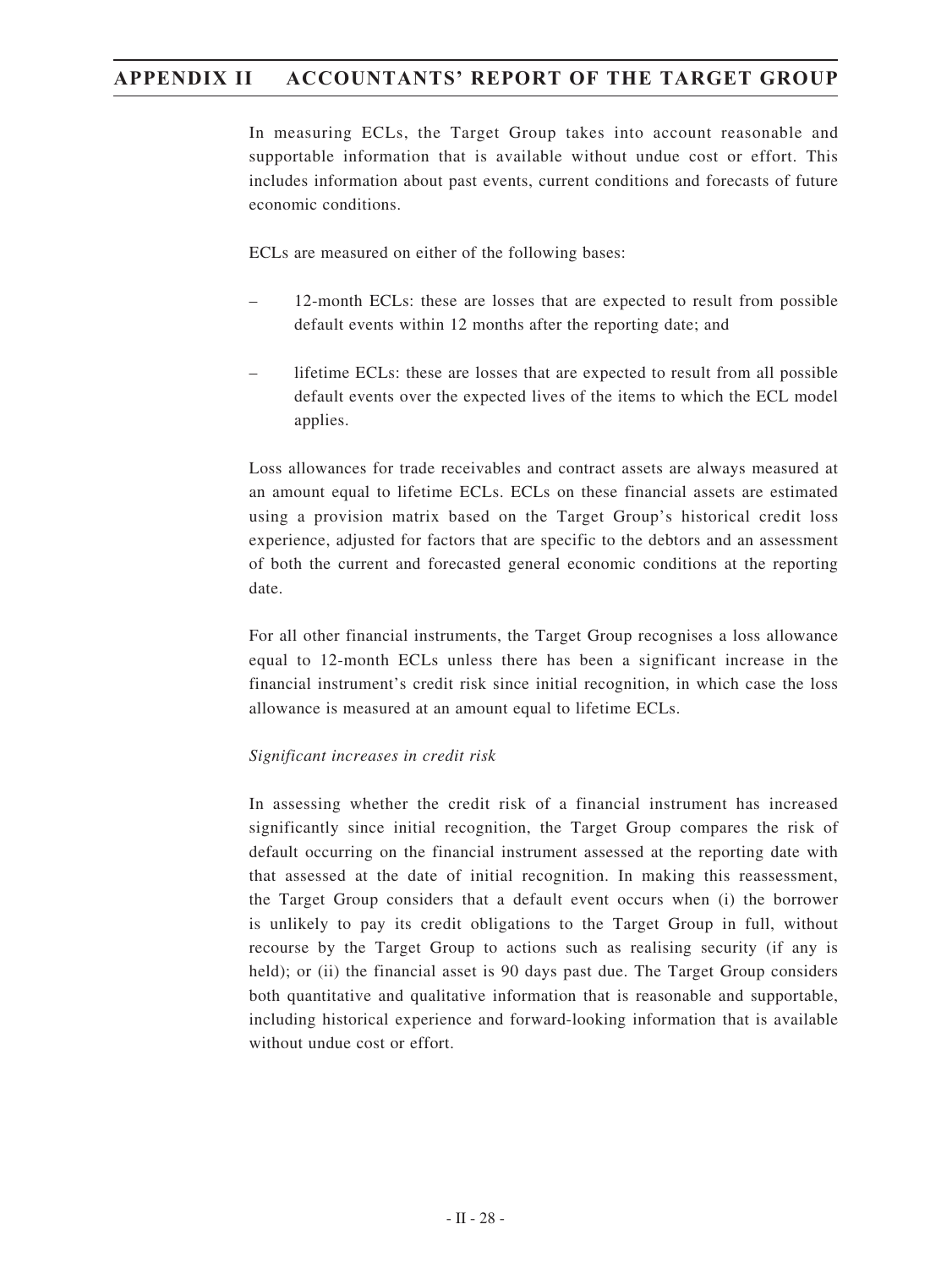In measuring ECLs, the Target Group takes into account reasonable and supportable information that is available without undue cost or effort. This includes information about past events, current conditions and forecasts of future economic conditions.

ECLs are measured on either of the following bases:

– 12-month ECLs: these are losses that are expected to result from possible default events within 12 months after the reporting date; and

– lifetime ECLs: these are losses that are expected to result from all possible default events over the expected lives of the items to which the ECL model applies.

Loss allowances for trade receivables and contract assets are always measured at an amount equal to lifetime ECLs. ECLs on these financial assets are estimated using a provision matrix based on the Target Group's historical credit loss experience, adjusted for factors that are specific to the debtors and an assessment of both the current and forecasted general economic conditions at the reporting date.

For all other financial instruments, the Target Group recognises a loss allowance equal to 12-month ECLs unless there has been a significant increase in the financial instrument's credit risk since initial recognition, in which case the loss allowance is measured at an amount equal to lifetime ECLs.

*Significant increases in credit risk*

In assessing whether the credit risk of a financial instrument has increased significantly since initial recognition, the Target Group compares the risk of default occurring on the financial instrument assessed at the reporting date with that assessed at the date of initial recognition. In making this reassessment, the Target Group considers that a default event occurs when (i) the borrower is unlikely to pay its credit obligations to the Target Group in full, without recourse by the Target Group to actions such as realising security (if any is held); or (ii) the financial asset is 90 days past due. The Target Group considers both quantitative and qualitative information that is reasonable and supportable, including historical experience and forward-looking information that is available without undue cost or effort.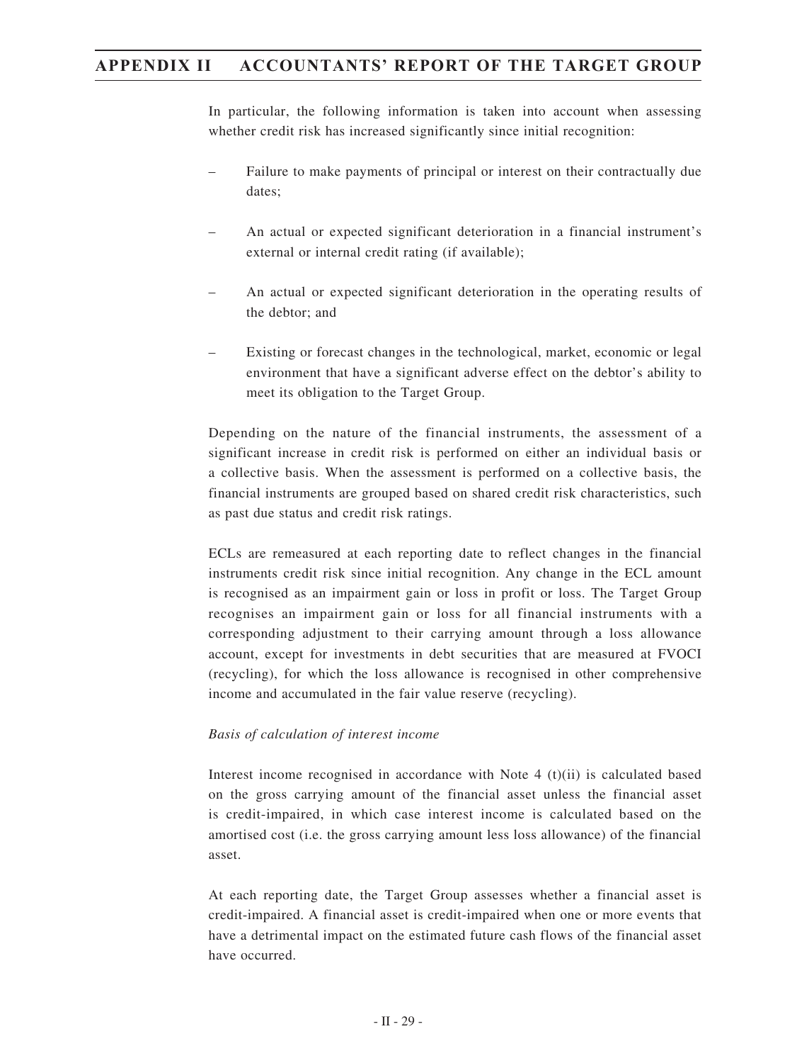In particular, the following information is taken into account when assessing whether credit risk has increased significantly since initial recognition:

- Failure to make payments of principal or interest on their contractually due dates;
- An actual or expected significant deterioration in a financial instrument's external or internal credit rating (if available);
- An actual or expected significant deterioration in the operating results of the debtor; and
- Existing or forecast changes in the technological, market, economic or legal environment that have a significant adverse effect on the debtor's ability to meet its obligation to the Target Group.

Depending on the nature of the financial instruments, the assessment of a significant increase in credit risk is performed on either an individual basis or a collective basis. When the assessment is performed on a collective basis, the financial instruments are grouped based on shared credit risk characteristics, such as past due status and credit risk ratings.

ECLs are remeasured at each reporting date to reflect changes in the financial instruments credit risk since initial recognition. Any change in the ECL amount is recognised as an impairment gain or loss in profit or loss. The Target Group recognises an impairment gain or loss for all financial instruments with a corresponding adjustment to their carrying amount through a loss allowance account, except for investments in debt securities that are measured at FVOCI (recycling), for which the loss allowance is recognised in other comprehensive income and accumulated in the fair value reserve (recycling).

*Basis of calculation of interest income*

Interest income recognised in accordance with Note 4 (t)(ii) is calculated based on the gross carrying amount of the financial asset unless the financial asset is credit-impaired, in which case interest income is calculated based on the amortised cost (i.e. the gross carrying amount less loss allowance) of the financial asset.

At each reporting date, the Target Group assesses whether a financial asset is credit-impaired. A financial asset is credit-impaired when one or more events that have a detrimental impact on the estimated future cash flows of the financial asset have occurred.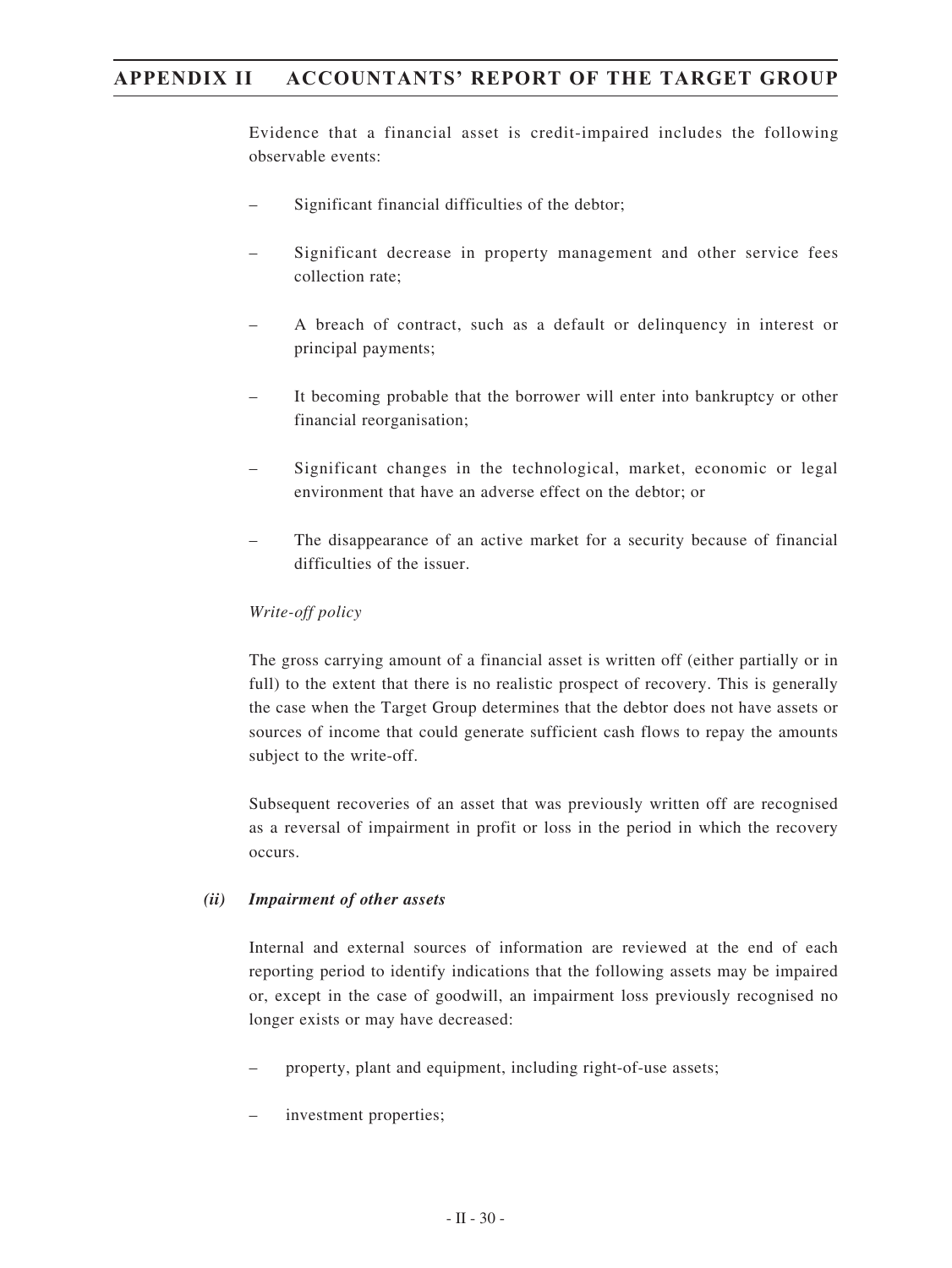Evidence that a financial asset is credit-impaired includes the following observable events:

- Significant financial difficulties of the debtor;
- Significant decrease in property management and other service fees collection rate;
- A breach of contract, such as a default or delinquency in interest or principal payments;
- It becoming probable that the borrower will enter into bankruptcy or other financial reorganisation;
- Significant changes in the technological, market, economic or legal environment that have an adverse effect on the debtor; or
- The disappearance of an active market for a security because of financial difficulties of the issuer.

*Write-off policy*

The gross carrying amount of a financial asset is written off (either partially or in full) to the extent that there is no realistic prospect of recovery. This is generally the case when the Target Group determines that the debtor does not have assets or sources of income that could generate sufficient cash flows to repay the amounts subject to the write-off.

Subsequent recoveries of an asset that was previously written off are recognised as a reversal of impairment in profit or loss in the period in which the recovery occurs.

***(ii) Impairment of other assets***

Internal and external sources of information are reviewed at the end of each reporting period to identify indications that the following assets may be impaired or, except in the case of goodwill, an impairment loss previously recognised no longer exists or may have decreased:

- property, plant and equipment, including right-of-use assets;
- investment properties;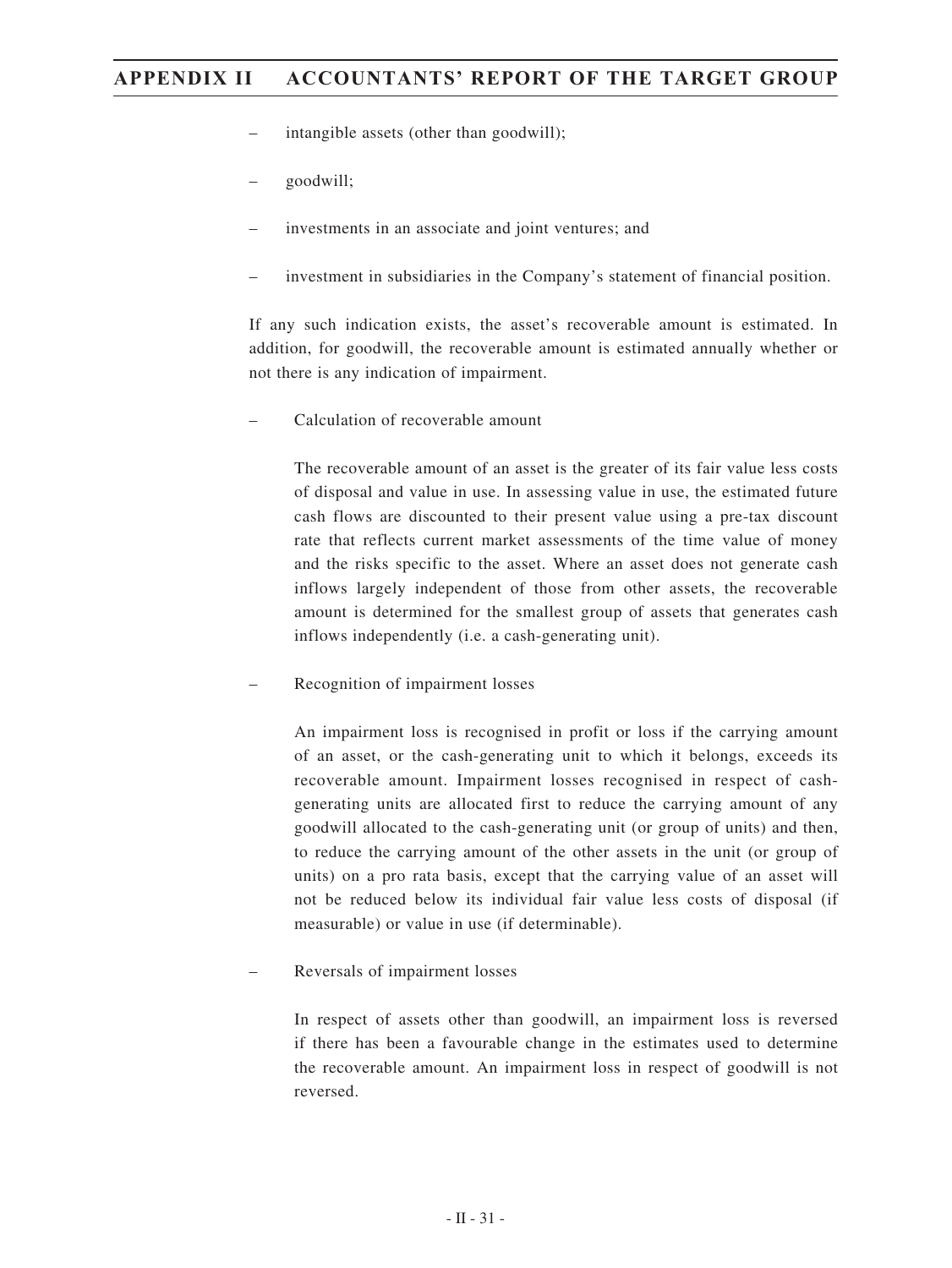- intangible assets (other than goodwill);

- goodwill;

- investments in an associate and joint ventures; and

- investment in subsidiaries in the Company's statement of financial position.

If any such indication exists, the asset's recoverable amount is estimated. In addition, for goodwill, the recoverable amount is estimated annually whether or not there is any indication of impairment.

- Calculation of recoverable amount

  The recoverable amount of an asset is the greater of its fair value less costs of disposal and value in use. In assessing value in use, the estimated future cash flows are discounted to their present value using a pre-tax discount rate that reflects current market assessments of the time value of money and the risks specific to the asset. Where an asset does not generate cash inflows largely independent of those from other assets, the recoverable amount is determined for the smallest group of assets that generates cash inflows independently (i.e. a cash-generating unit).

- Recognition of impairment losses

  An impairment loss is recognised in profit or loss if the carrying amount of an asset, or the cash-generating unit to which it belongs, exceeds its recoverable amount. Impairment losses recognised in respect of cash-generating units are allocated first to reduce the carrying amount of any goodwill allocated to the cash-generating unit (or group of units) and then, to reduce the carrying amount of the other assets in the unit (or group of units) on a pro rata basis, except that the carrying value of an asset will not be reduced below its individual fair value less costs of disposal (if measurable) or value in use (if determinable).

- Reversals of impairment losses

  In respect of assets other than goodwill, an impairment loss is reversed if there has been a favourable change in the estimates used to determine the recoverable amount. An impairment loss in respect of goodwill is not reversed.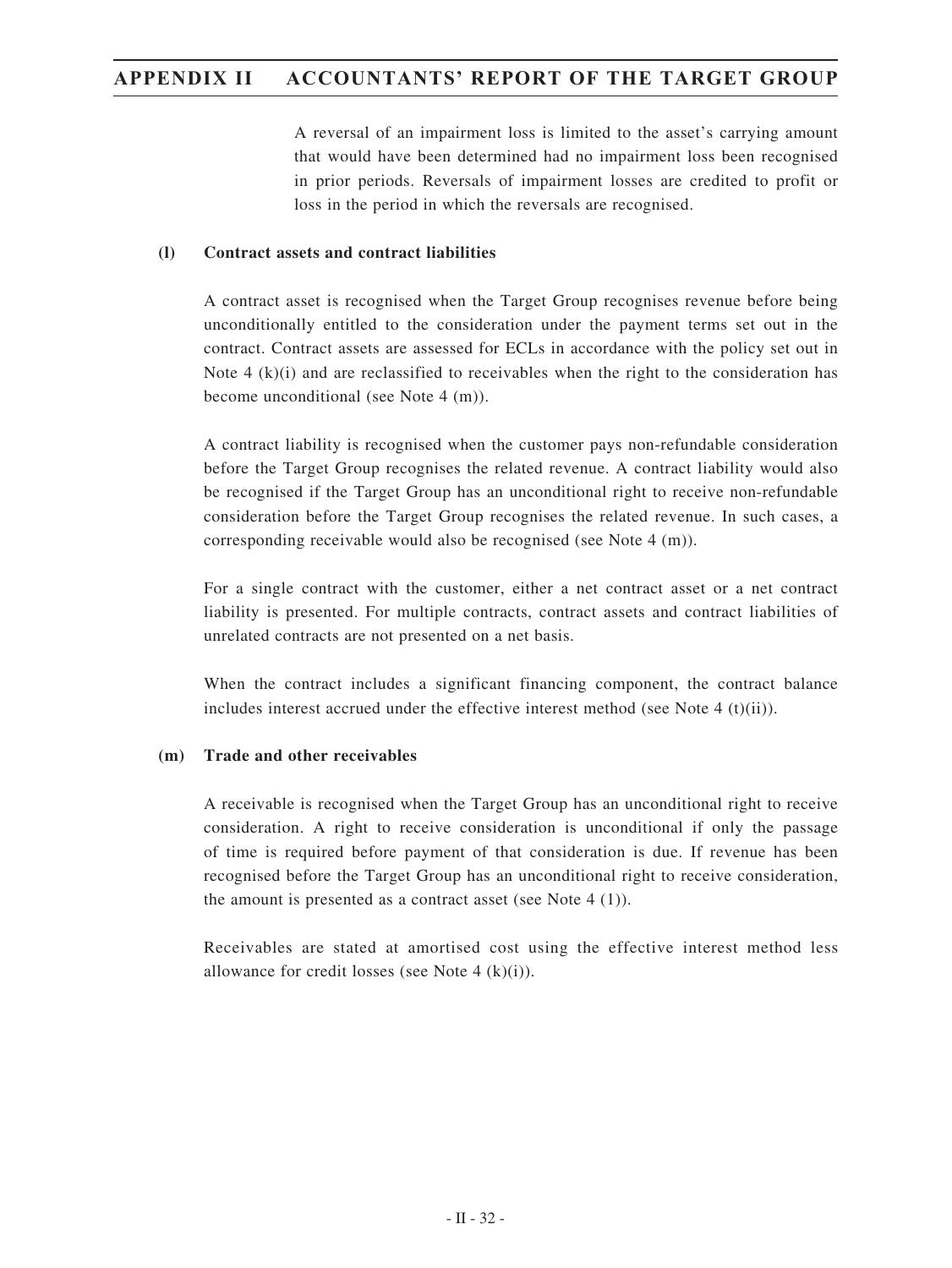A reversal of an impairment loss is limited to the asset's carrying amount that would have been determined had no impairment loss been recognised in prior periods. Reversals of impairment losses are credited to profit or loss in the period in which the reversals are recognised.

**(l) Contract assets and contract liabilities**

A contract asset is recognised when the Target Group recognises revenue before being unconditionally entitled to the consideration under the payment terms set out in the contract. Contract assets are assessed for ECLs in accordance with the policy set out in Note 4 (k)(i) and are reclassified to receivables when the right to the consideration has become unconditional (see Note 4 (m)).

A contract liability is recognised when the customer pays non-refundable consideration before the Target Group recognises the related revenue. A contract liability would also be recognised if the Target Group has an unconditional right to receive non-refundable consideration before the Target Group recognises the related revenue. In such cases, a corresponding receivable would also be recognised (see Note 4 (m)).

For a single contract with the customer, either a net contract asset or a net contract liability is presented. For multiple contracts, contract assets and contract liabilities of unrelated contracts are not presented on a net basis.

When the contract includes a significant financing component, the contract balance includes interest accrued under the effective interest method (see Note 4 (t)(ii)).

**(m) Trade and other receivables**

A receivable is recognised when the Target Group has an unconditional right to receive consideration. A right to receive consideration is unconditional if only the passage of time is required before payment of that consideration is due. If revenue has been recognised before the Target Group has an unconditional right to receive consideration, the amount is presented as a contract asset (see Note 4 (1)).

Receivables are stated at amortised cost using the effective interest method less allowance for credit losses (see Note 4 (k)(i)).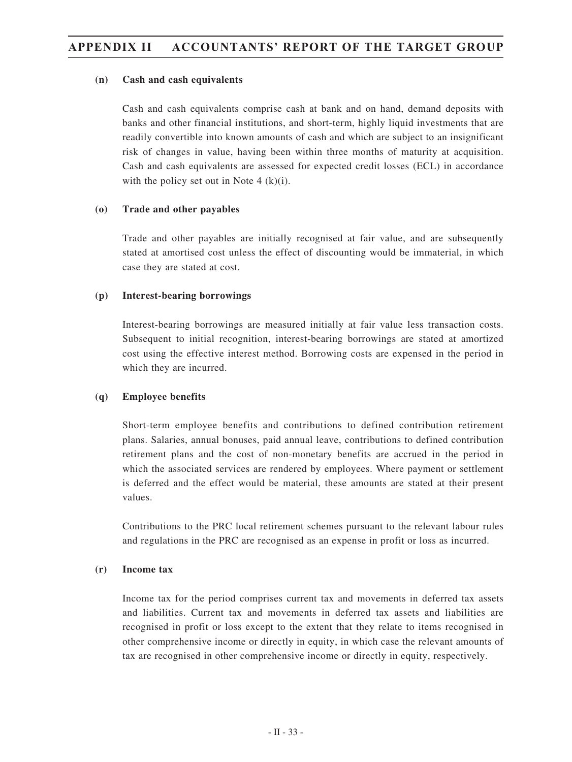**(n) Cash and cash equivalents**

Cash and cash equivalents comprise cash at bank and on hand, demand deposits with banks and other financial institutions, and short-term, highly liquid investments that are readily convertible into known amounts of cash and which are subject to an insignificant risk of changes in value, having been within three months of maturity at acquisition. Cash and cash equivalents are assessed for expected credit losses (ECL) in accordance with the policy set out in Note 4 (k)(i).

**(o) Trade and other payables**

Trade and other payables are initially recognised at fair value, and are subsequently stated at amortised cost unless the effect of discounting would be immaterial, in which case they are stated at cost.

**(p) Interest-bearing borrowings**

Interest-bearing borrowings are measured initially at fair value less transaction costs. Subsequent to initial recognition, interest-bearing borrowings are stated at amortized cost using the effective interest method. Borrowing costs are expensed in the period in which they are incurred.

**(q) Employee benefits**

Short-term employee benefits and contributions to defined contribution retirement plans. Salaries, annual bonuses, paid annual leave, contributions to defined contribution retirement plans and the cost of non-monetary benefits are accrued in the period in which the associated services are rendered by employees. Where payment or settlement is deferred and the effect would be material, these amounts are stated at their present values.

Contributions to the PRC local retirement schemes pursuant to the relevant labour rules and regulations in the PRC are recognised as an expense in profit or loss as incurred.

**(r) Income tax**

Income tax for the period comprises current tax and movements in deferred tax assets and liabilities. Current tax and movements in deferred tax assets and liabilities are recognised in profit or loss except to the extent that they relate to items recognised in other comprehensive income or directly in equity, in which case the relevant amounts of tax are recognised in other comprehensive income or directly in equity, respectively.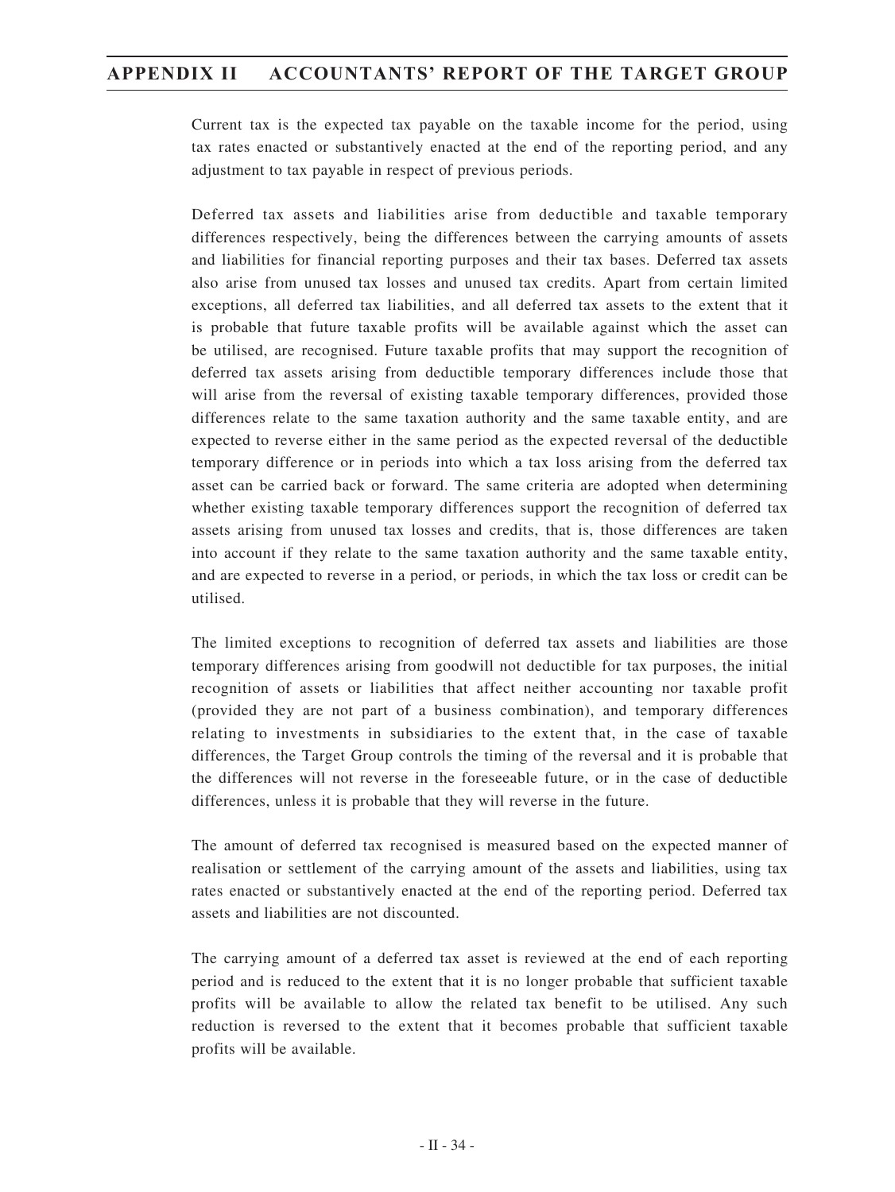Current tax is the expected tax payable on the taxable income for the period, using tax rates enacted or substantively enacted at the end of the reporting period, and any adjustment to tax payable in respect of previous periods.

Deferred tax assets and liabilities arise from deductible and taxable temporary differences respectively, being the differences between the carrying amounts of assets and liabilities for financial reporting purposes and their tax bases. Deferred tax assets also arise from unused tax losses and unused tax credits. Apart from certain limited exceptions, all deferred tax liabilities, and all deferred tax assets to the extent that it is probable that future taxable profits will be available against which the asset can be utilised, are recognised. Future taxable profits that may support the recognition of deferred tax assets arising from deductible temporary differences include those that will arise from the reversal of existing taxable temporary differences, provided those differences relate to the same taxation authority and the same taxable entity, and are expected to reverse either in the same period as the expected reversal of the deductible temporary difference or in periods into which a tax loss arising from the deferred tax asset can be carried back or forward. The same criteria are adopted when determining whether existing taxable temporary differences support the recognition of deferred tax assets arising from unused tax losses and credits, that is, those differences are taken into account if they relate to the same taxation authority and the same taxable entity, and are expected to reverse in a period, or periods, in which the tax loss or credit can be utilised.

The limited exceptions to recognition of deferred tax assets and liabilities are those temporary differences arising from goodwill not deductible for tax purposes, the initial recognition of assets or liabilities that affect neither accounting nor taxable profit (provided they are not part of a business combination), and temporary differences relating to investments in subsidiaries to the extent that, in the case of taxable differences, the Target Group controls the timing of the reversal and it is probable that the differences will not reverse in the foreseeable future, or in the case of deductible differences, unless it is probable that they will reverse in the future.

The amount of deferred tax recognised is measured based on the expected manner of realisation or settlement of the carrying amount of the assets and liabilities, using tax rates enacted or substantively enacted at the end of the reporting period. Deferred tax assets and liabilities are not discounted.

The carrying amount of a deferred tax asset is reviewed at the end of each reporting period and is reduced to the extent that it is no longer probable that sufficient taxable profits will be available to allow the related tax benefit to be utilised. Any such reduction is reversed to the extent that it becomes probable that sufficient taxable profits will be available.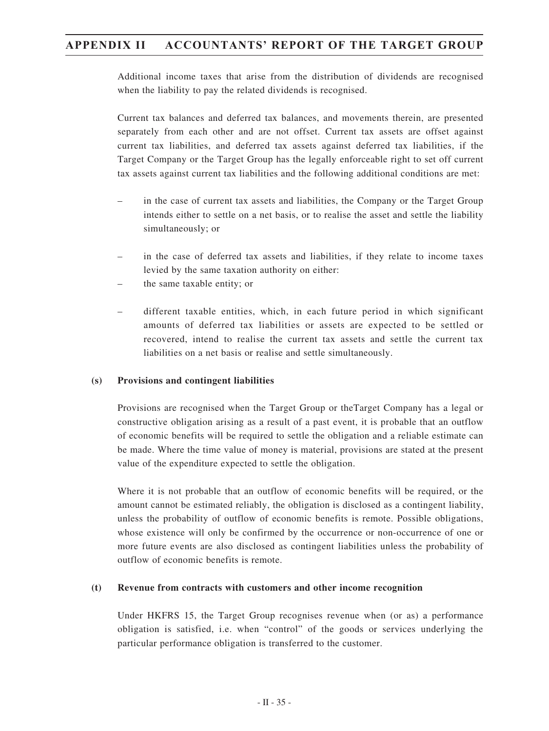Additional income taxes that arise from the distribution of dividends are recognised when the liability to pay the related dividends is recognised.

Current tax balances and deferred tax balances, and movements therein, are presented separately from each other and are not offset. Current tax assets are offset against current tax liabilities, and deferred tax assets against deferred tax liabilities, if the Target Company or the Target Group has the legally enforceable right to set off current tax assets against current tax liabilities and the following additional conditions are met:

– in the case of current tax assets and liabilities, the Company or the Target Group intends either to settle on a net basis, or to realise the asset and settle the liability simultaneously; or

– in the case of deferred tax assets and liabilities, if they relate to income taxes levied by the same taxation authority on either:

– the same taxable entity; or

– different taxable entities, which, in each future period in which significant amounts of deferred tax liabilities or assets are expected to be settled or recovered, intend to realise the current tax assets and settle the current tax liabilities on a net basis or realise and settle simultaneously.

**(s) Provisions and contingent liabilities**

Provisions are recognised when the Target Group or theTarget Company has a legal or constructive obligation arising as a result of a past event, it is probable that an outflow of economic benefits will be required to settle the obligation and a reliable estimate can be made. Where the time value of money is material, provisions are stated at the present value of the expenditure expected to settle the obligation.

Where it is not probable that an outflow of economic benefits will be required, or the amount cannot be estimated reliably, the obligation is disclosed as a contingent liability, unless the probability of outflow of economic benefits is remote. Possible obligations, whose existence will only be confirmed by the occurrence or non-occurrence of one or more future events are also disclosed as contingent liabilities unless the probability of outflow of economic benefits is remote.

**(t) Revenue from contracts with customers and other income recognition**

Under HKFRS 15, the Target Group recognises revenue when (or as) a performance obligation is satisfied, i.e. when "control" of the goods or services underlying the particular performance obligation is transferred to the customer.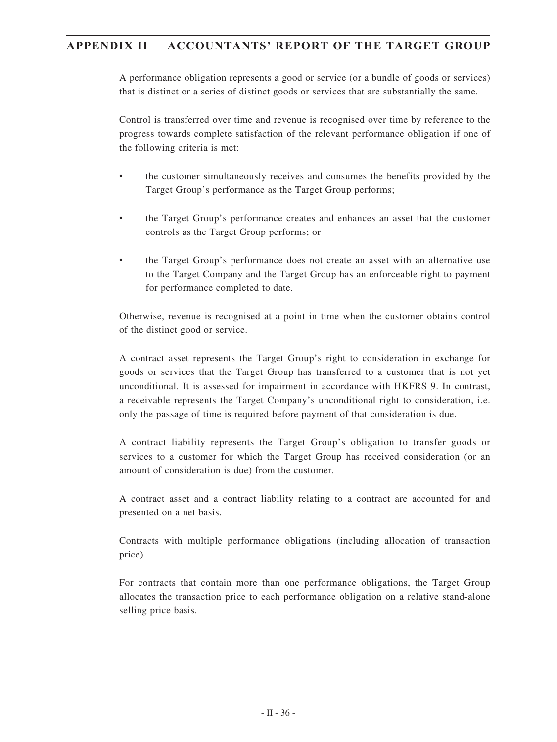A performance obligation represents a good or service (or a bundle of goods or services) that is distinct or a series of distinct goods or services that are substantially the same.

Control is transferred over time and revenue is recognised over time by reference to the progress towards complete satisfaction of the relevant performance obligation if one of the following criteria is met:

- the customer simultaneously receives and consumes the benefits provided by the Target Group's performance as the Target Group performs;
- the Target Group's performance creates and enhances an asset that the customer controls as the Target Group performs; or
- the Target Group's performance does not create an asset with an alternative use to the Target Company and the Target Group has an enforceable right to payment for performance completed to date.

Otherwise, revenue is recognised at a point in time when the customer obtains control of the distinct good or service.

A contract asset represents the Target Group's right to consideration in exchange for goods or services that the Target Group has transferred to a customer that is not yet unconditional. It is assessed for impairment in accordance with HKFRS 9. In contrast, a receivable represents the Target Company's unconditional right to consideration, i.e. only the passage of time is required before payment of that consideration is due.

A contract liability represents the Target Group's obligation to transfer goods or services to a customer for which the Target Group has received consideration (or an amount of consideration is due) from the customer.

A contract asset and a contract liability relating to a contract are accounted for and presented on a net basis.

Contracts with multiple performance obligations (including allocation of transaction price)

For contracts that contain more than one performance obligations, the Target Group allocates the transaction price to each performance obligation on a relative stand-alone selling price basis.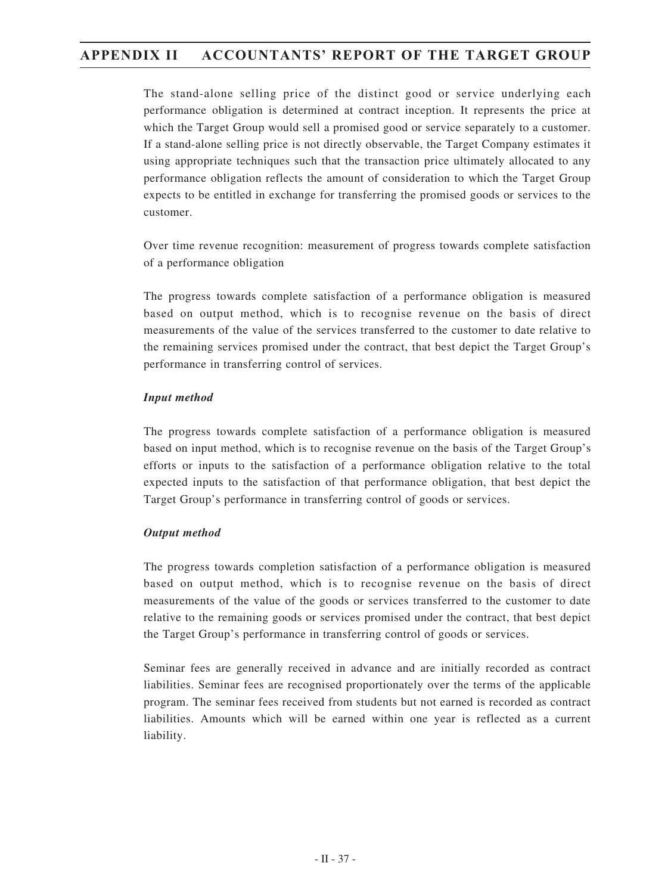The stand-alone selling price of the distinct good or service underlying each performance obligation is determined at contract inception. It represents the price at which the Target Group would sell a promised good or service separately to a customer. If a stand-alone selling price is not directly observable, the Target Company estimates it using appropriate techniques such that the transaction price ultimately allocated to any performance obligation reflects the amount of consideration to which the Target Group expects to be entitled in exchange for transferring the promised goods or services to the customer.

Over time revenue recognition: measurement of progress towards complete satisfaction of a performance obligation

The progress towards complete satisfaction of a performance obligation is measured based on output method, which is to recognise revenue on the basis of direct measurements of the value of the services transferred to the customer to date relative to the remaining services promised under the contract, that best depict the Target Group's performance in transferring control of services.

***Input method***

The progress towards complete satisfaction of a performance obligation is measured based on input method, which is to recognise revenue on the basis of the Target Group's efforts or inputs to the satisfaction of a performance obligation relative to the total expected inputs to the satisfaction of that performance obligation, that best depict the Target Group's performance in transferring control of goods or services.

***Output method***

The progress towards completion satisfaction of a performance obligation is measured based on output method, which is to recognise revenue on the basis of direct measurements of the value of the goods or services transferred to the customer to date relative to the remaining goods or services promised under the contract, that best depict the Target Group's performance in transferring control of goods or services.

Seminar fees are generally received in advance and are initially recorded as contract liabilities. Seminar fees are recognised proportionately over the terms of the applicable program. The seminar fees received from students but not earned is recorded as contract liabilities. Amounts which will be earned within one year is reflected as a current liability.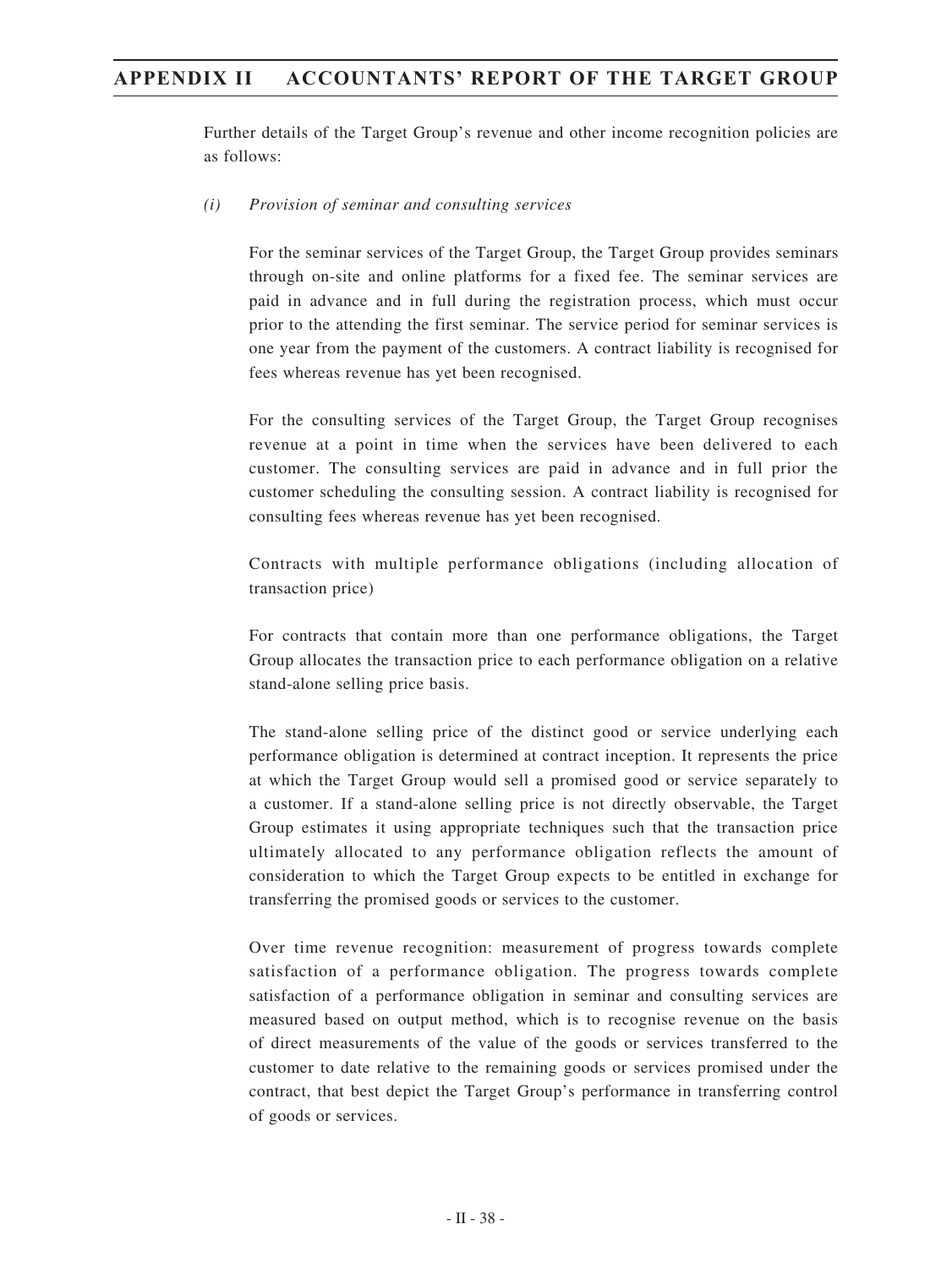Further details of the Target Group's revenue and other income recognition policies are as follows:

*(i) Provision of seminar and consulting services*

For the seminar services of the Target Group, the Target Group provides seminars through on-site and online platforms for a fixed fee. The seminar services are paid in advance and in full during the registration process, which must occur prior to the attending the first seminar. The service period for seminar services is one year from the payment of the customers. A contract liability is recognised for fees whereas revenue has yet been recognised.

For the consulting services of the Target Group, the Target Group recognises revenue at a point in time when the services have been delivered to each customer. The consulting services are paid in advance and in full prior the customer scheduling the consulting session. A contract liability is recognised for consulting fees whereas revenue has yet been recognised.

Contracts with multiple performance obligations (including allocation of transaction price)

For contracts that contain more than one performance obligations, the Target Group allocates the transaction price to each performance obligation on a relative stand-alone selling price basis.

The stand-alone selling price of the distinct good or service underlying each performance obligation is determined at contract inception. It represents the price at which the Target Group would sell a promised good or service separately to a customer. If a stand-alone selling price is not directly observable, the Target Group estimates it using appropriate techniques such that the transaction price ultimately allocated to any performance obligation reflects the amount of consideration to which the Target Group expects to be entitled in exchange for transferring the promised goods or services to the customer.

Over time revenue recognition: measurement of progress towards complete satisfaction of a performance obligation. The progress towards complete satisfaction of a performance obligation in seminar and consulting services are measured based on output method, which is to recognise revenue on the basis of direct measurements of the value of the goods or services transferred to the customer to date relative to the remaining goods or services promised under the contract, that best depict the Target Group's performance in transferring control of goods or services.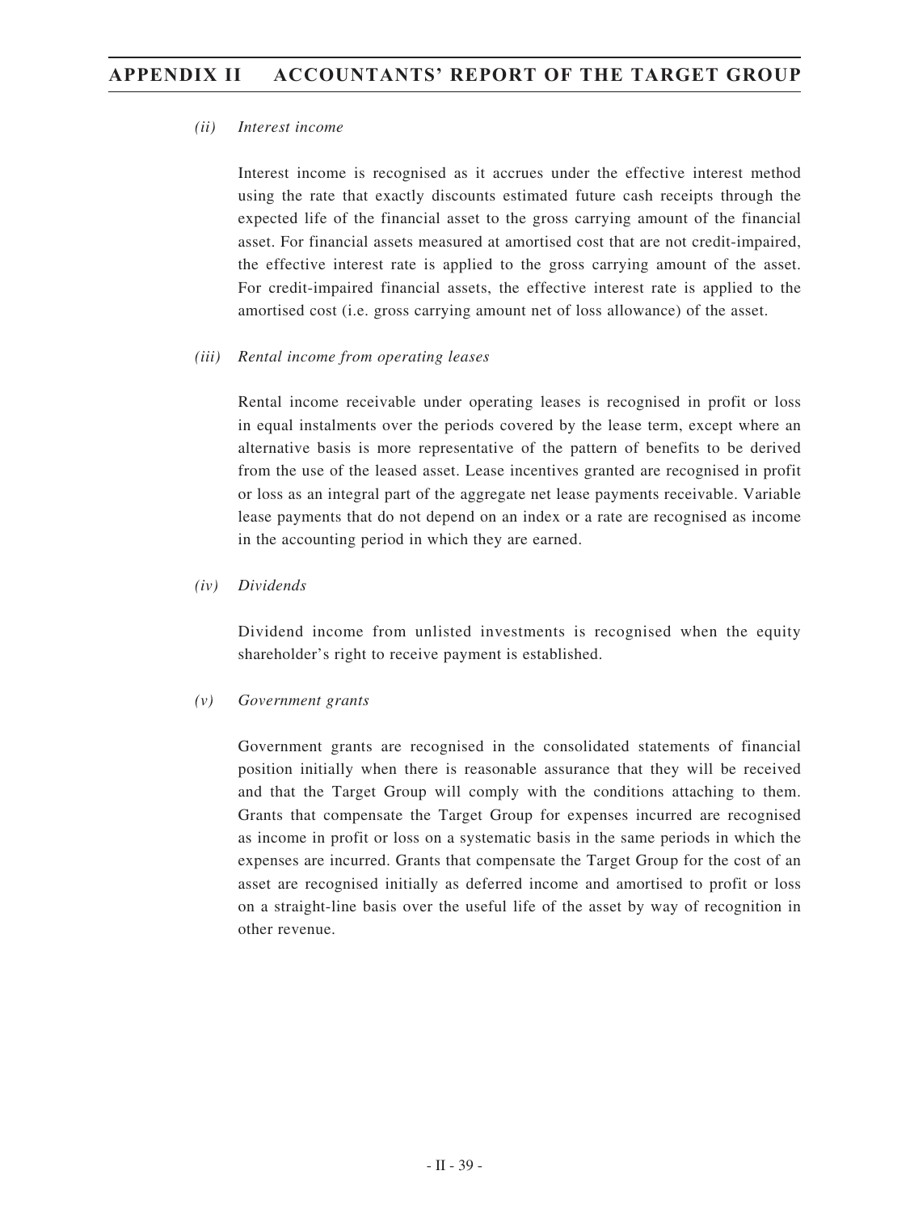*(ii) Interest income*

Interest income is recognised as it accrues under the effective interest method using the rate that exactly discounts estimated future cash receipts through the expected life of the financial asset to the gross carrying amount of the financial asset. For financial assets measured at amortised cost that are not credit-impaired, the effective interest rate is applied to the gross carrying amount of the asset. For credit-impaired financial assets, the effective interest rate is applied to the amortised cost (i.e. gross carrying amount net of loss allowance) of the asset.

*(iii) Rental income from operating leases*

Rental income receivable under operating leases is recognised in profit or loss in equal instalments over the periods covered by the lease term, except where an alternative basis is more representative of the pattern of benefits to be derived from the use of the leased asset. Lease incentives granted are recognised in profit or loss as an integral part of the aggregate net lease payments receivable. Variable lease payments that do not depend on an index or a rate are recognised as income in the accounting period in which they are earned.

*(iv) Dividends*

Dividend income from unlisted investments is recognised when the equity shareholder's right to receive payment is established.

*(v) Government grants*

Government grants are recognised in the consolidated statements of financial position initially when there is reasonable assurance that they will be received and that the Target Group will comply with the conditions attaching to them. Grants that compensate the Target Group for expenses incurred are recognised as income in profit or loss on a systematic basis in the same periods in which the expenses are incurred. Grants that compensate the Target Group for the cost of an asset are recognised initially as deferred income and amortised to profit or loss on a straight-line basis over the useful life of the asset by way of recognition in other revenue.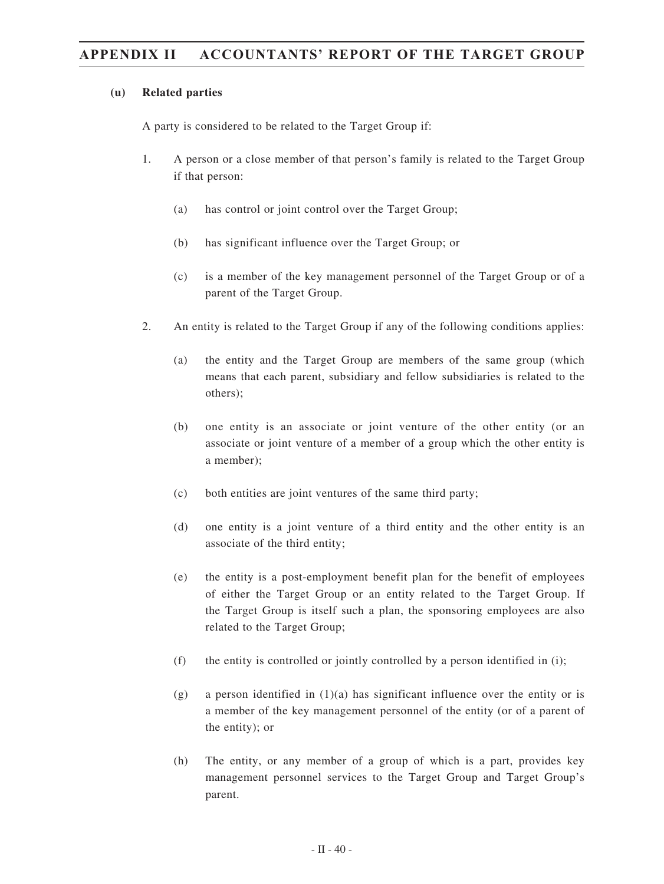### (u) Related parties

A party is considered to be related to the Target Group if:

1. A person or a close member of that person's family is related to the Target Group if that person:

   (a) has control or joint control over the Target Group;

   (b) has significant influence over the Target Group; or

   (c) is a member of the key management personnel of the Target Group or of a parent of the Target Group.

2. An entity is related to the Target Group if any of the following conditions applies:

   (a) the entity and the Target Group are members of the same group (which means that each parent, subsidiary and fellow subsidiaries is related to the others);

   (b) one entity is an associate or joint venture of the other entity (or an associate or joint venture of a member of a group which the other entity is a member);

   (c) both entities are joint ventures of the same third party;

   (d) one entity is a joint venture of a third entity and the other entity is an associate of the third entity;

   (e) the entity is a post-employment benefit plan for the benefit of employees of either the Target Group or an entity related to the Target Group. If the Target Group is itself such a plan, the sponsoring employees are also related to the Target Group;

   (f) the entity is controlled or jointly controlled by a person identified in (i);

   (g) a person identified in (1)(a) has significant influence over the entity or is a member of the key management personnel of the entity (or of a parent of the entity); or

   (h) The entity, or any member of a group of which is a part, provides key management personnel services to the Target Group and Target Group's parent.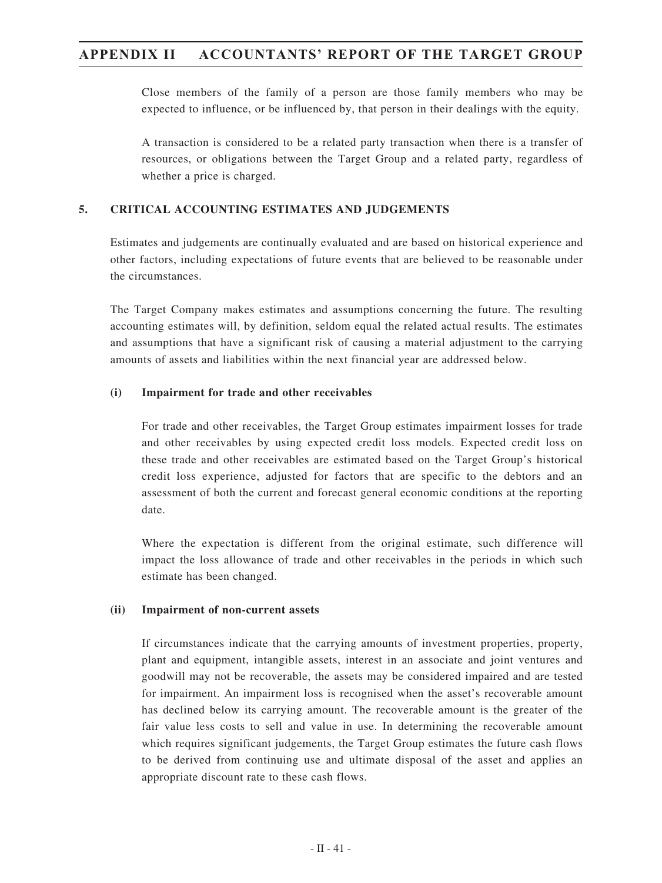Close members of the family of a person are those family members who may be expected to influence, or be influenced by, that person in their dealings with the equity.

A transaction is considered to be a related party transaction when there is a transfer of resources, or obligations between the Target Group and a related party, regardless of whether a price is charged.

## 5. CRITICAL ACCOUNTING ESTIMATES AND JUDGEMENTS

Estimates and judgements are continually evaluated and are based on historical experience and other factors, including expectations of future events that are believed to be reasonable under the circumstances.

The Target Company makes estimates and assumptions concerning the future. The resulting accounting estimates will, by definition, seldom equal the related actual results. The estimates and assumptions that have a significant risk of causing a material adjustment to the carrying amounts of assets and liabilities within the next financial year are addressed below.

### (i) Impairment for trade and other receivables

For trade and other receivables, the Target Group estimates impairment losses for trade and other receivables by using expected credit loss models. Expected credit loss on these trade and other receivables are estimated based on the Target Group's historical credit loss experience, adjusted for factors that are specific to the debtors and an assessment of both the current and forecast general economic conditions at the reporting date.

Where the expectation is different from the original estimate, such difference will impact the loss allowance of trade and other receivables in the periods in which such estimate has been changed.

### (ii) Impairment of non-current assets

If circumstances indicate that the carrying amounts of investment properties, property, plant and equipment, intangible assets, interest in an associate and joint ventures and goodwill may not be recoverable, the assets may be considered impaired and are tested for impairment. An impairment loss is recognised when the asset's recoverable amount has declined below its carrying amount. The recoverable amount is the greater of the fair value less costs to sell and value in use. In determining the recoverable amount which requires significant judgements, the Target Group estimates the future cash flows to be derived from continuing use and ultimate disposal of the asset and applies an appropriate discount rate to these cash flows.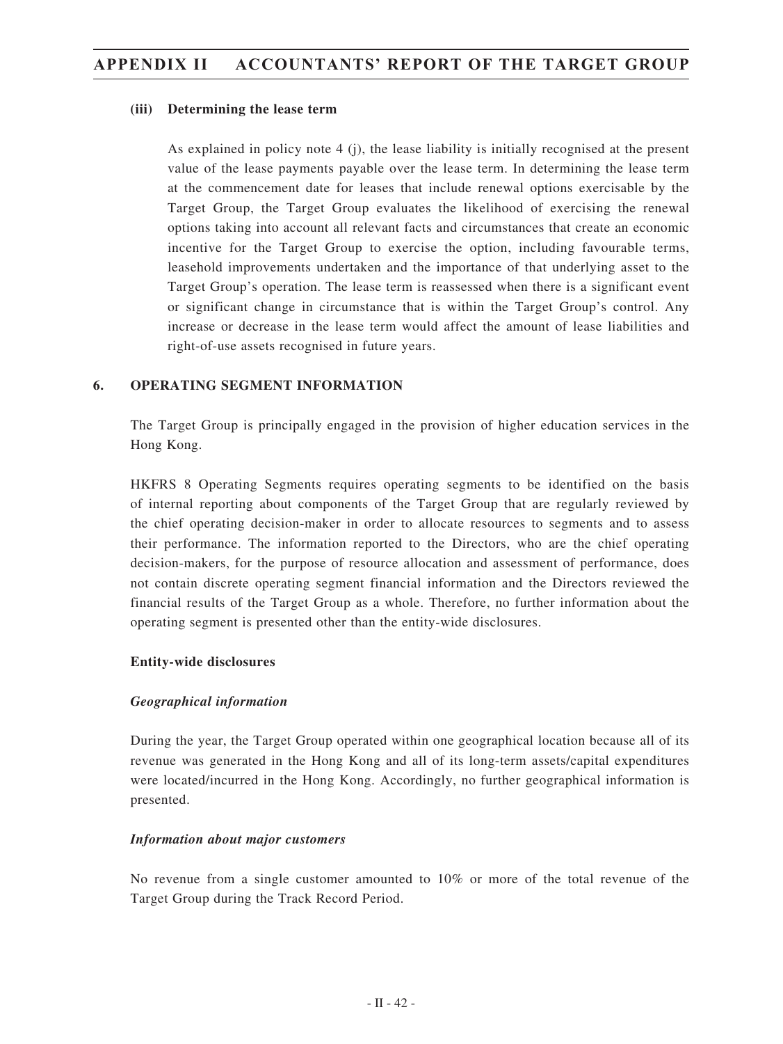### (iii) Determining the lease term

As explained in policy note 4 (j), the lease liability is initially recognised at the present value of the lease payments payable over the lease term. In determining the lease term at the commencement date for leases that include renewal options exercisable by the Target Group, the Target Group evaluates the likelihood of exercising the renewal options taking into account all relevant facts and circumstances that create an economic incentive for the Target Group to exercise the option, including favourable terms, leasehold improvements undertaken and the importance of that underlying asset to the Target Group's operation. The lease term is reassessed when there is a significant event or significant change in circumstance that is within the Target Group's control. Any increase or decrease in the lease term would affect the amount of lease liabilities and right-of-use assets recognised in future years.

## 6. OPERATING SEGMENT INFORMATION

The Target Group is principally engaged in the provision of higher education services in the Hong Kong.

HKFRS 8 Operating Segments requires operating segments to be identified on the basis of internal reporting about components of the Target Group that are regularly reviewed by the chief operating decision-maker in order to allocate resources to segments and to assess their performance. The information reported to the Directors, who are the chief operating decision-makers, for the purpose of resource allocation and assessment of performance, does not contain discrete operating segment financial information and the Directors reviewed the financial results of the Target Group as a whole. Therefore, no further information about the operating segment is presented other than the entity-wide disclosures.

**Entity-wide disclosures**

***Geographical information***

During the year, the Target Group operated within one geographical location because all of its revenue was generated in the Hong Kong and all of its long-term assets/capital expenditures were located/incurred in the Hong Kong. Accordingly, no further geographical information is presented.

***Information about major customers***

No revenue from a single customer amounted to 10% or more of the total revenue of the Target Group during the Track Record Period.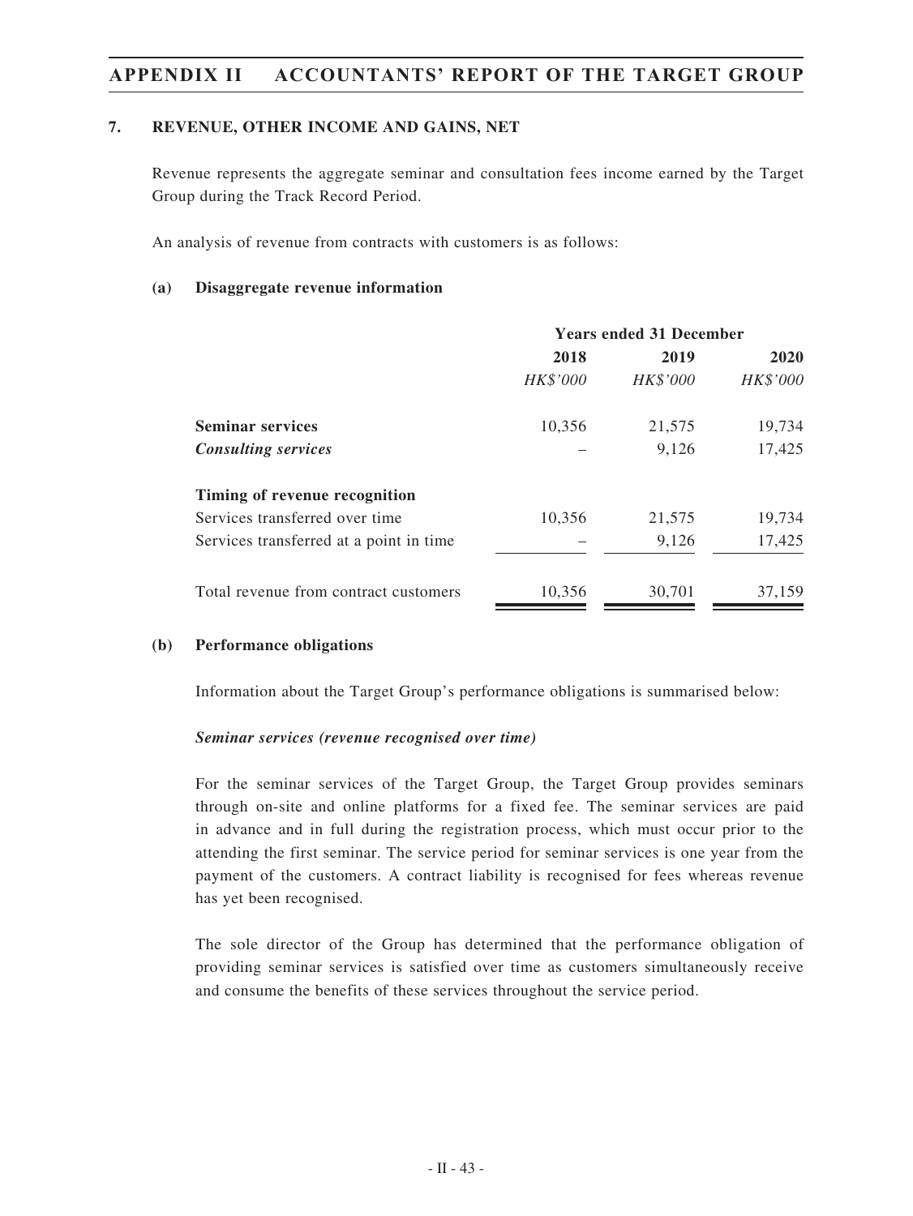## 7. REVENUE, OTHER INCOME AND GAINS, NET

Revenue represents the aggregate seminar and consultation fees income earned by the Target Group during the Track Record Period.

An analysis of revenue from contracts with customers is as follows:

### (a) Disaggregate revenue information

| | Years ended 31 December | | |
|---|---|---|---|
| | **2018** | **2019** | **2020** |
| | *HK$'000* | *HK$'000* | *HK$'000* |
| **Seminar services** | 10,356 | 21,575 | 19,734 |
| ***Consulting services*** | – | 9,126 | 17,425 |
| **Timing of revenue recognition** | | | |
| Services transferred over time | 10,356 | 21,575 | 19,734 |
| Services transferred at a point in time | – | 9,126 | 17,425 |
| Total revenue from contract customers | 10,356 | 30,701 | 37,159 |

### (b) Performance obligations

Information about the Target Group's performance obligations is summarised below:

***Seminar services (revenue recognised over time)***

For the seminar services of the Target Group, the Target Group provides seminars through on-site and online platforms for a fixed fee. The seminar services are paid in advance and in full during the registration process, which must occur prior to the attending the first seminar. The service period for seminar services is one year from the payment of the customers. A contract liability is recognised for fees whereas revenue has yet been recognised.

The sole director of the Group has determined that the performance obligation of providing seminar services is satisfied over time as customers simultaneously receive and consume the benefits of these services throughout the service period.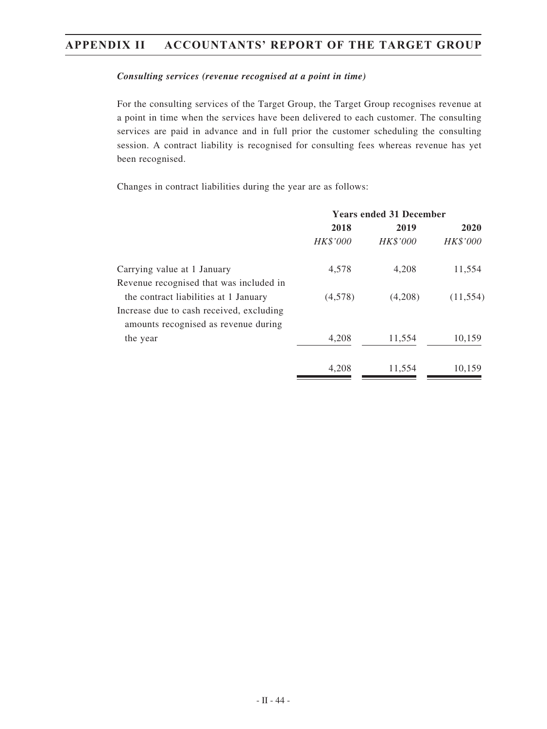***Consulting services (revenue recognised at a point in time)***

For the consulting services of the Target Group, the Target Group recognises revenue at a point in time when the services have been delivered to each customer. The consulting services are paid in advance and in full prior the customer scheduling the consulting session. A contract liability is recognised for consulting fees whereas revenue has yet been recognised.

Changes in contract liabilities during the year are as follows:

| | Years ended 31 December | | |
|---|---|---|---|
| | **2018** | **2019** | **2020** |
| | *HK$'000* | *HK$'000* | *HK$'000* |
| Carrying value at 1 January | 4,578 | 4,208 | 11,554 |
| Revenue recognised that was included in the contract liabilities at 1 January | (4,578) | (4,208) | (11,554) |
| Increase due to cash received, excluding amounts recognised as revenue during the year | 4,208 | 11,554 | 10,159 |
| | 4,208 | 11,554 | 10,159 |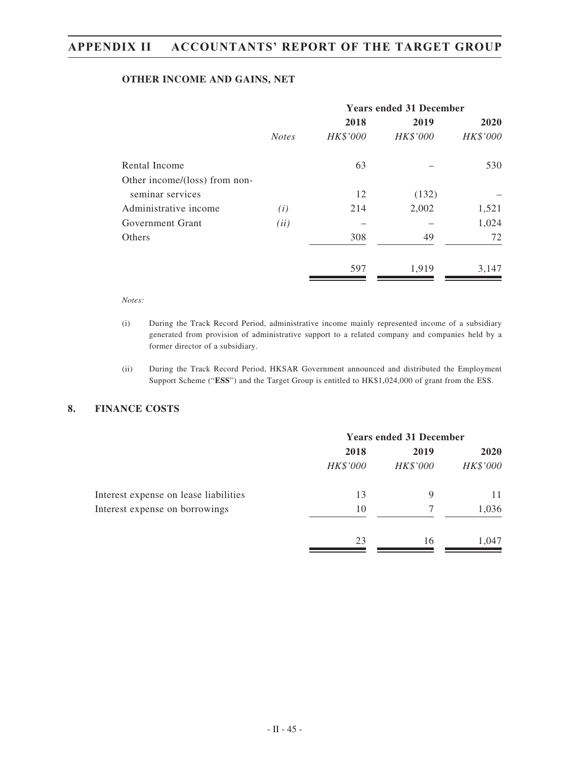### OTHER INCOME AND GAINS, NET

| | | Years ended 31 December | | |
|---|---|---|---|---|
| | | 2018 | 2019 | 2020 |
| | *Notes* | *HK$'000* | *HK$'000* | *HK$'000* |
| Rental Income | | 63 | – | 530 |
| Other income/(loss) from non-seminar services | | 12 | (132) | – |
| Administrative income | *(i)* | 214 | 2,002 | 1,521 |
| Government Grant | *(ii)* | – | – | 1,024 |
| Others | | 308 | 49 | 72 |
| | | 597 | 1,919 | 3,147 |

*Notes:*

(i) During the Track Record Period, administrative income mainly represented income of a subsidiary generated from provision of administrative support to a related company and companies held by a former director of a subsidiary.

(ii) During the Track Record Period, HKSAR Government announced and distributed the Employment Support Scheme ("**ESS**") and the Target Group is entitled to HK$1,024,000 of grant from the ESS.

## 8. FINANCE COSTS

| | Years ended 31 December | | |
|---|---|---|---|
| | 2018 | 2019 | 2020 |
| | *HK$'000* | *HK$'000* | *HK$'000* |
| Interest expense on lease liabilities | 13 | 9 | 11 |
| Interest expense on borrowings | 10 | 7 | 1,036 |
| | 23 | 16 | 1,047 |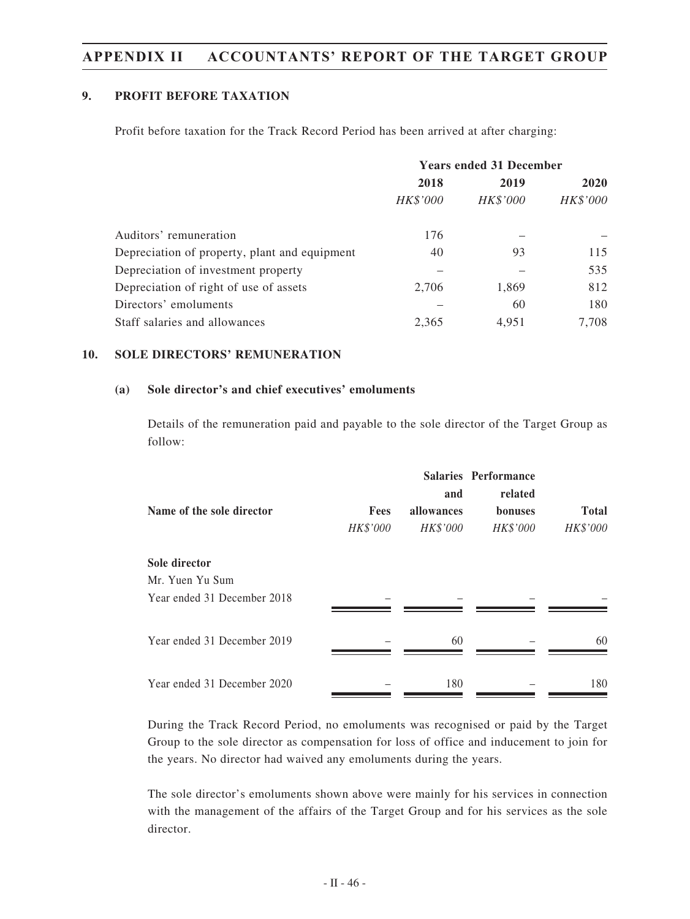### 9. PROFIT BEFORE TAXATION

Profit before taxation for the Track Record Period has been arrived at after charging:

| | Years ended 31 December | | |
|---|---|---|---|
| | 2018 | 2019 | 2020 |
| | *HK$'000* | *HK$'000* | *HK$'000* |
| Auditors' remuneration | 176 | – | – |
| Depreciation of property, plant and equipment | 40 | 93 | 115 |
| Depreciation of investment property | – | – | 535 |
| Depreciation of right of use of assets | 2,706 | 1,869 | 812 |
| Directors' emoluments | – | 60 | 180 |
| Staff salaries and allowances | 2,365 | 4,951 | 7,708 |

### 10. SOLE DIRECTORS' REMUNERATION

#### (a) Sole director's and chief executives' emoluments

Details of the remuneration paid and payable to the sole director of the Target Group as follow:

| Name of the sole director | Fees | Salaries and allowances | Performance related bonuses | Total |
|---|---|---|---|---|
| | *HK$'000* | *HK$'000* | *HK$'000* | *HK$'000* |
| **Sole director** | | | | |
| Mr. Yuen Yu Sum | | | | |
| Year ended 31 December 2018 | – | – | – | – |
| Year ended 31 December 2019 | – | 60 | – | 60 |
| Year ended 31 December 2020 | – | 180 | – | 180 |

During the Track Record Period, no emoluments was recognised or paid by the Target Group to the sole director as compensation for loss of office and inducement to join for the years. No director had waived any emoluments during the years.

The sole director's emoluments shown above were mainly for his services in connection with the management of the affairs of the Target Group and for his services as the sole director.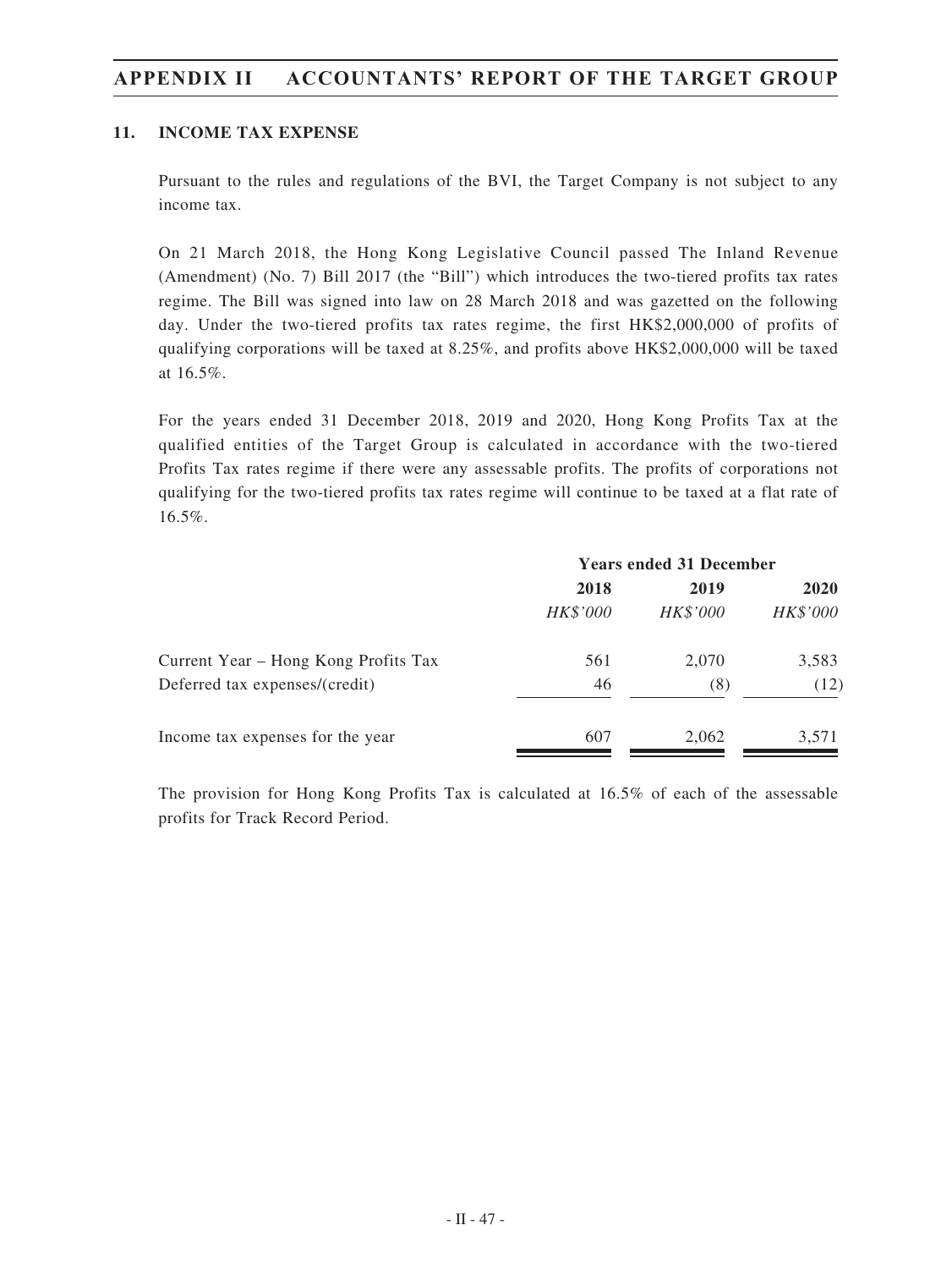## 11. INCOME TAX EXPENSE

Pursuant to the rules and regulations of the BVI, the Target Company is not subject to any income tax.

On 21 March 2018, the Hong Kong Legislative Council passed The Inland Revenue (Amendment) (No. 7) Bill 2017 (the "Bill") which introduces the two-tiered profits tax rates regime. The Bill was signed into law on 28 March 2018 and was gazetted on the following day. Under the two-tiered profits tax rates regime, the first HK$2,000,000 of profits of qualifying corporations will be taxed at 8.25%, and profits above HK$2,000,000 will be taxed at 16.5%.

For the years ended 31 December 2018, 2019 and 2020, Hong Kong Profits Tax at the qualified entities of the Target Group is calculated in accordance with the two-tiered Profits Tax rates regime if there were any assessable profits. The profits of corporations not qualifying for the two-tiered profits tax rates regime will continue to be taxed at a flat rate of 16.5%.

| | Years ended 31 December | | |
|---|---|---|---|
| | **2018** | **2019** | **2020** |
| | *HK$'000* | *HK$'000* | *HK$'000* |
| Current Year – Hong Kong Profits Tax | 561 | 2,070 | 3,583 |
| Deferred tax expenses/(credit) | 46 | (8) | (12) |
| Income tax expenses for the year | 607 | 2,062 | 3,571 |

The provision for Hong Kong Profits Tax is calculated at 16.5% of each of the assessable profits for Track Record Period.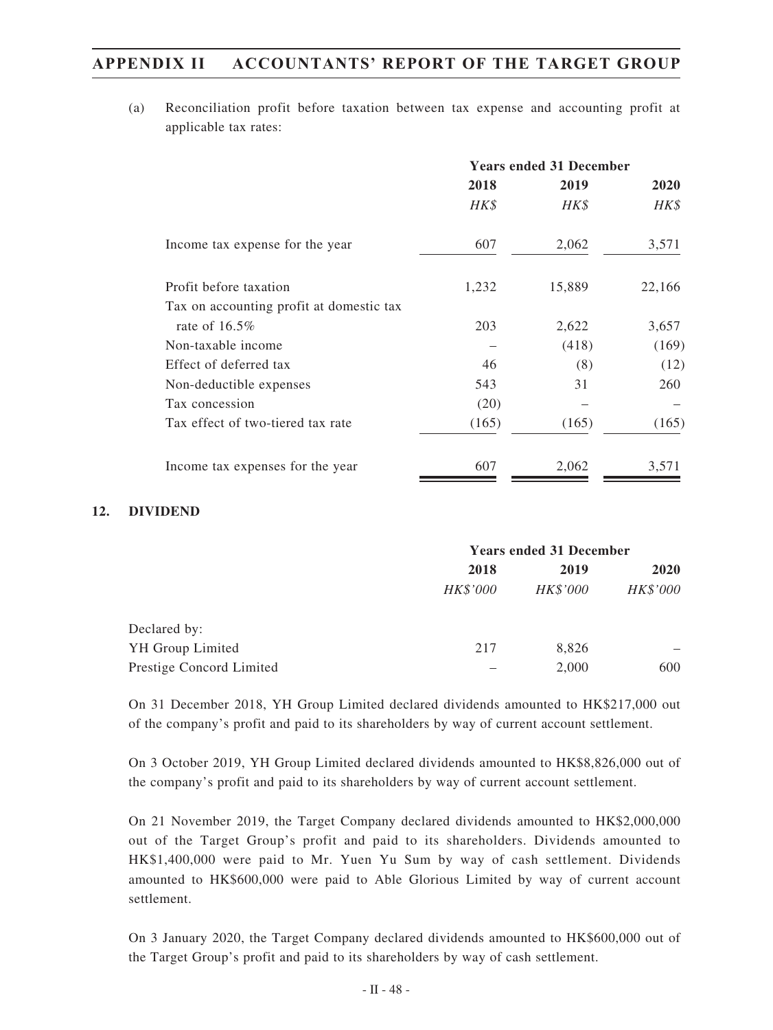(a) Reconciliation profit before taxation between tax expense and accounting profit at applicable tax rates:

| | Years ended 31 December | | |
|---|---|---|---|
| | 2018 | 2019 | 2020 |
| | *HK$* | *HK$* | *HK$* |
| Income tax expense for the year | 607 | 2,062 | 3,571 |
| Profit before taxation | 1,232 | 15,889 | 22,166 |
| Tax on accounting profit at domestic tax rate of 16.5% | 203 | 2,622 | 3,657 |
| Non-taxable income | – | (418) | (169) |
| Effect of deferred tax | 46 | (8) | (12) |
| Non-deductible expenses | 543 | 31 | 260 |
| Tax concession | (20) | – | – |
| Tax effect of two-tiered tax rate | (165) | (165) | (165) |
| Income tax expenses for the year | 607 | 2,062 | 3,571 |

## 12. DIVIDEND

| | Years ended 31 December | | |
|---|---|---|---|
| | 2018 | 2019 | 2020 |
| | *HK$'000* | *HK$'000* | *HK$'000* |
| Declared by: | | | |
| YH Group Limited | 217 | 8,826 | – |
| Prestige Concord Limited | – | 2,000 | 600 |

On 31 December 2018, YH Group Limited declared dividends amounted to HK$217,000 out of the company's profit and paid to its shareholders by way of current account settlement.

On 3 October 2019, YH Group Limited declared dividends amounted to HK$8,826,000 out of the company's profit and paid to its shareholders by way of current account settlement.

On 21 November 2019, the Target Company declared dividends amounted to HK$2,000,000 out of the Target Group's profit and paid to its shareholders. Dividends amounted to HK$1,400,000 were paid to Mr. Yuen Yu Sum by way of cash settlement. Dividends amounted to HK$600,000 were paid to Able Glorious Limited by way of current account settlement.

On 3 January 2020, the Target Company declared dividends amounted to HK$600,000 out of the Target Group's profit and paid to its shareholders by way of cash settlement.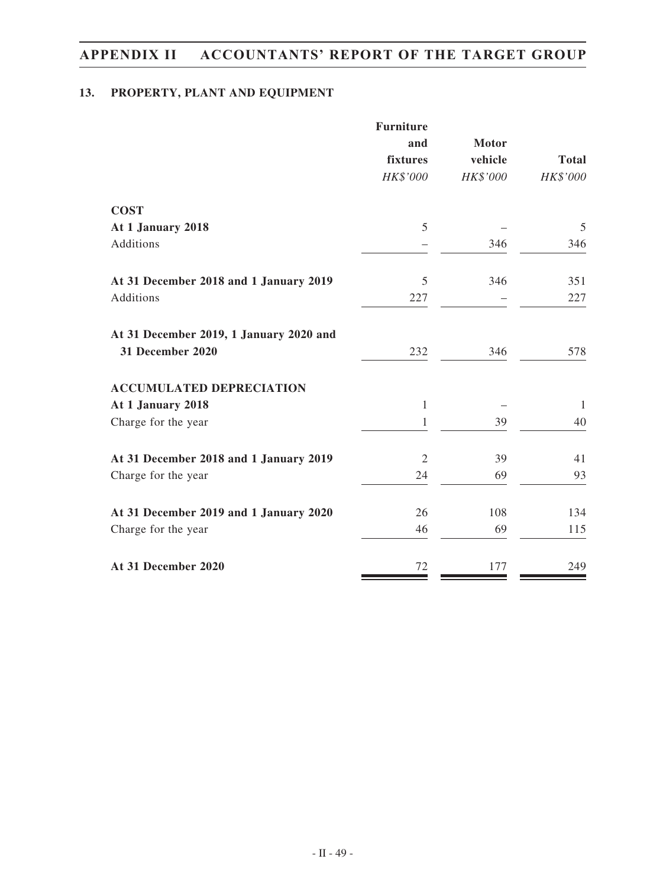## 13. PROPERTY, PLANT AND EQUIPMENT

| | Furniture and fixtures | Motor vehicle | Total |
|---|---|---|---|
| | *HK$'000* | *HK$'000* | *HK$'000* |
| **COST** | | | |
| **At 1 January 2018** | 5 | – | 5 |
| Additions | – | 346 | 346 |
| **At 31 December 2018 and 1 January 2019** | 5 | 346 | 351 |
| Additions | 227 | – | 227 |
| **At 31 December 2019, 1 January 2020 and 31 December 2020** | 232 | 346 | 578 |
| **ACCUMULATED DEPRECIATION** | | | |
| **At 1 January 2018** | 1 | – | 1 |
| Charge for the year | 1 | 39 | 40 |
| **At 31 December 2018 and 1 January 2019** | 2 | 39 | 41 |
| Charge for the year | 24 | 69 | 93 |
| **At 31 December 2019 and 1 January 2020** | 26 | 108 | 134 |
| Charge for the year | 46 | 69 | 115 |
| **At 31 December 2020** | 72 | 177 | 249 |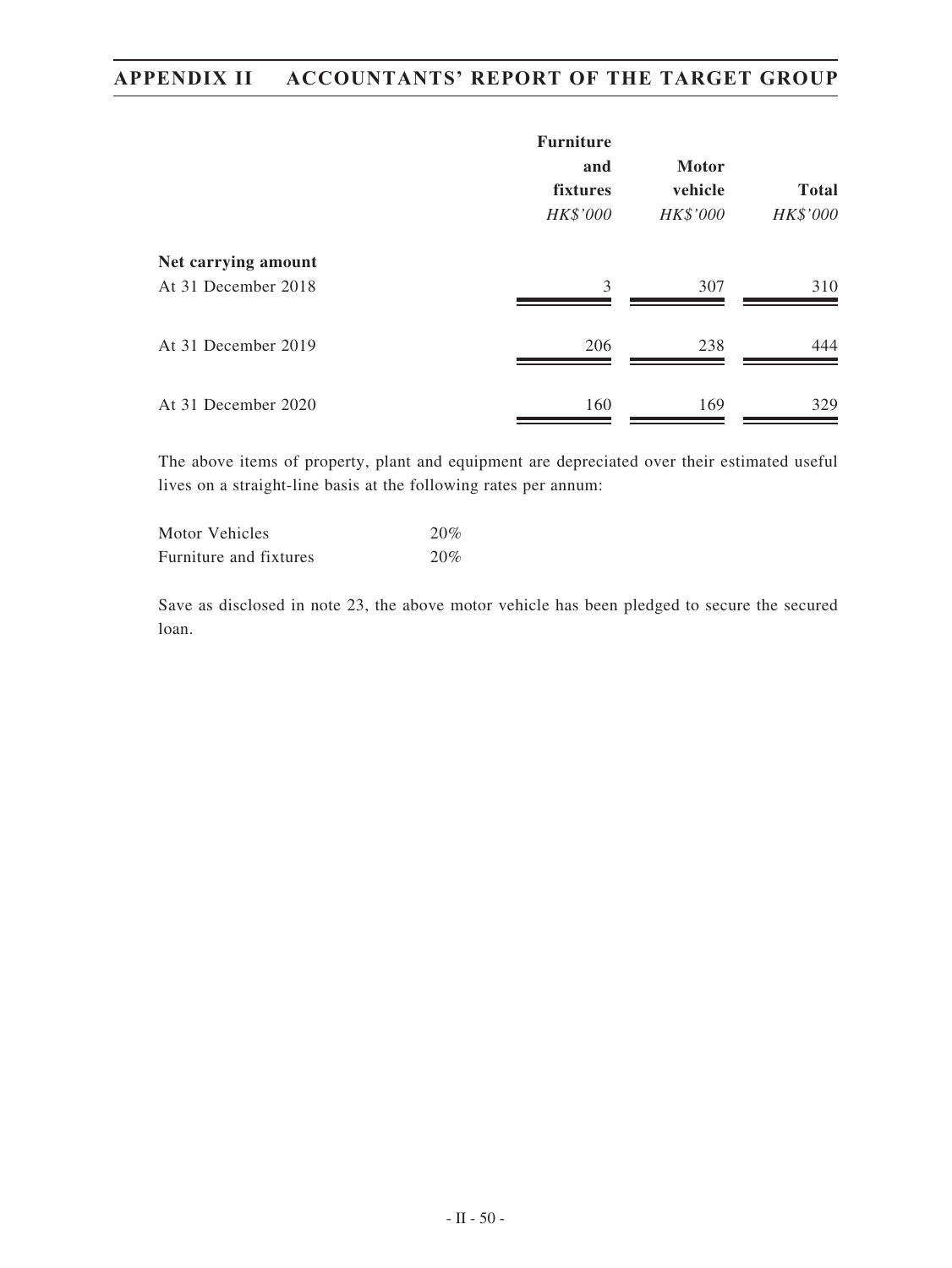| | Furniture and fixtures | Motor vehicle | Total |
|---|---|---|---|
| | *HK$'000* | *HK$'000* | *HK$'000* |
| **Net carrying amount** | | | |
| At 31 December 2018 | 3 | 307 | 310 |
| At 31 December 2019 | 206 | 238 | 444 |
| At 31 December 2020 | 160 | 169 | 329 |

The above items of property, plant and equipment are depreciated over their estimated useful lives on a straight-line basis at the following rates per annum:

| | |
|---|---|
| Motor Vehicles | 20% |
| Furniture and fixtures | 20% |

Save as disclosed in note 23, the above motor vehicle has been pledged to secure the secured loan.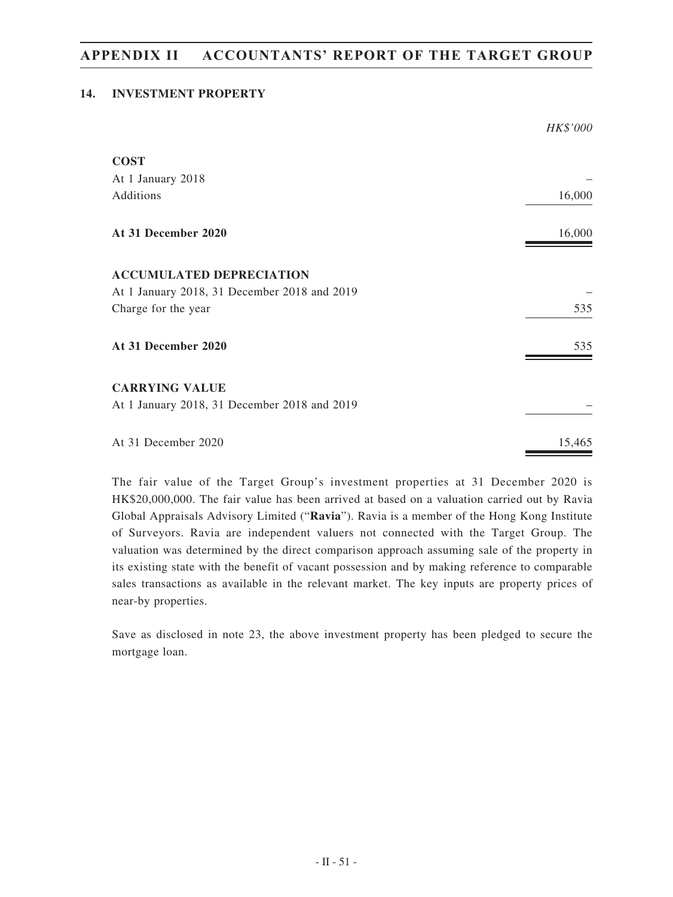## 14. INVESTMENT PROPERTY

| | HK$'000 |
|---|---|
| **COST** | |
| At 1 January 2018 | – |
| Additions | 16,000 |
| **At 31 December 2020** | 16,000 |
| **ACCUMULATED DEPRECIATION** | |
| At 1 January 2018, 31 December 2018 and 2019 | – |
| Charge for the year | 535 |
| **At 31 December 2020** | 535 |
| **CARRYING VALUE** | |
| At 1 January 2018, 31 December 2018 and 2019 | – |
| At 31 December 2020 | 15,465 |

The fair value of the Target Group's investment properties at 31 December 2020 is HK$20,000,000. The fair value has been arrived at based on a valuation carried out by Ravia Global Appraisals Advisory Limited ("**Ravia**"). Ravia is a member of the Hong Kong Institute of Surveyors. Ravia are independent valuers not connected with the Target Group. The valuation was determined by the direct comparison approach assuming sale of the property in its existing state with the benefit of vacant possession and by making reference to comparable sales transactions as available in the relevant market. The key inputs are property prices of near-by properties.

Save as disclosed in note 23, the above investment property has been pledged to secure the mortgage loan.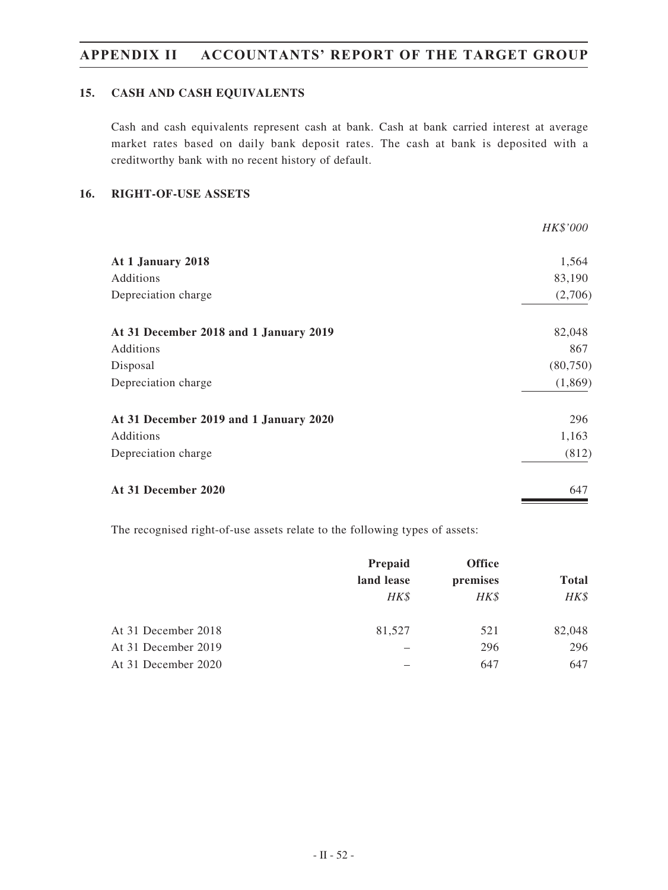## 15. CASH AND CASH EQUIVALENTS

Cash and cash equivalents represent cash at bank. Cash at bank carried interest at average market rates based on daily bank deposit rates. The cash at bank is deposited with a creditworthy bank with no recent history of default.

## 16. RIGHT-OF-USE ASSETS

| | *HK$'000* |
|---|---|
| **At 1 January 2018** | 1,564 |
| Additions | 83,190 |
| Depreciation charge | (2,706) |
| **At 31 December 2018 and 1 January 2019** | 82,048 |
| Additions | 867 |
| Disposal | (80,750) |
| Depreciation charge | (1,869) |
| **At 31 December 2019 and 1 January 2020** | 296 |
| Additions | 1,163 |
| Depreciation charge | (812) |
| **At 31 December 2020** | 647 |

The recognised right-of-use assets relate to the following types of assets:

| | **Prepaid land lease** *HK$* | **Office premises** *HK$* | **Total** *HK$* |
|---|---|---|---|
| At 31 December 2018 | 81,527 | 521 | 82,048 |
| At 31 December 2019 | – | 296 | 296 |
| At 31 December 2020 | – | 647 | 647 |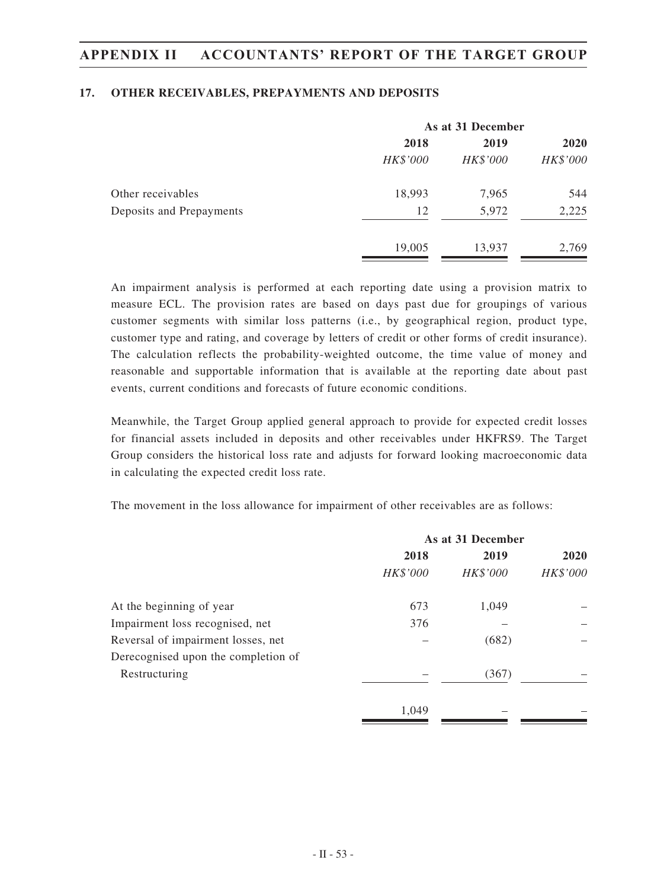## 17. OTHER RECEIVABLES, PREPAYMENTS AND DEPOSITS

| | As at 31 December | | |
|---|---|---|---|
| | 2018 | 2019 | 2020 |
| | *HK$'000* | *HK$'000* | *HK$'000* |
| Other receivables | 18,993 | 7,965 | 544 |
| Deposits and Prepayments | 12 | 5,972 | 2,225 |
| | 19,005 | 13,937 | 2,769 |

An impairment analysis is performed at each reporting date using a provision matrix to measure ECL. The provision rates are based on days past due for groupings of various customer segments with similar loss patterns (i.e., by geographical region, product type, customer type and rating, and coverage by letters of credit or other forms of credit insurance). The calculation reflects the probability-weighted outcome, the time value of money and reasonable and supportable information that is available at the reporting date about past events, current conditions and forecasts of future economic conditions.

Meanwhile, the Target Group applied general approach to provide for expected credit losses for financial assets included in deposits and other receivables under HKFRS9. The Target Group considers the historical loss rate and adjusts for forward looking macroeconomic data in calculating the expected credit loss rate.

The movement in the loss allowance for impairment of other receivables are as follows:

| | As at 31 December | | |
|---|---|---|---|
| | 2018 | 2019 | 2020 |
| | *HK$'000* | *HK$'000* | *HK$'000* |
| At the beginning of year | 673 | 1,049 | – |
| Impairment loss recognised, net | 376 | – | – |
| Reversal of impairment losses, net | – | (682) | – |
| Derecognised upon the completion of Restructuring | – | (367) | – |
| | 1,049 | – | – |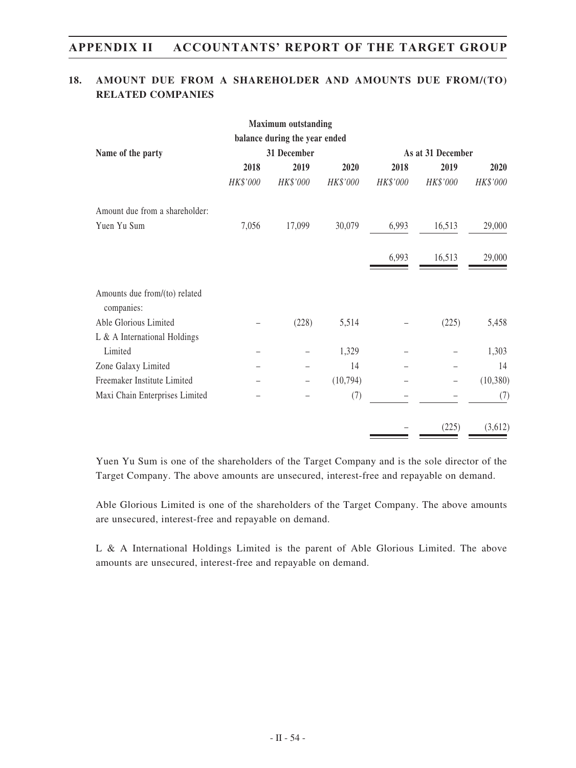## 18. AMOUNT DUE FROM A SHAREHOLDER AND AMOUNTS DUE FROM/(TO) RELATED COMPANIES

| Name of the party | Maximum outstanding balance during the year ended 31 December | | | As at 31 December | | |
|---|---|---|---|---|---|---|
| | 2018 | 2019 | 2020 | 2018 | 2019 | 2020 |
| | *HK$'000* | *HK$'000* | *HK$'000* | *HK$'000* | *HK$'000* | *HK$'000* |
| Amount due from a shareholder: | | | | | | |
| Yuen Yu Sum | 7,056 | 17,099 | 30,079 | 6,993 | 16,513 | 29,000 |
| | | | | 6,993 | 16,513 | 29,000 |
| Amounts due from/(to) related companies: | | | | | | |
| Able Glorious Limited | – | (228) | 5,514 | – | (225) | 5,458 |
| L & A International Holdings Limited | – | – | 1,329 | – | – | 1,303 |
| Zone Galaxy Limited | – | – | 14 | – | – | 14 |
| Freemaker Institute Limited | – | – | (10,794) | – | – | (10,380) |
| Maxi Chain Enterprises Limited | – | – | (7) | – | – | (7) |
| | | | | – | (225) | (3,612) |

Yuen Yu Sum is one of the shareholders of the Target Company and is the sole director of the Target Company. The above amounts are unsecured, interest-free and repayable on demand.

Able Glorious Limited is one of the shareholders of the Target Company. The above amounts are unsecured, interest-free and repayable on demand.

L & A International Holdings Limited is the parent of Able Glorious Limited. The above amounts are unsecured, interest-free and repayable on demand.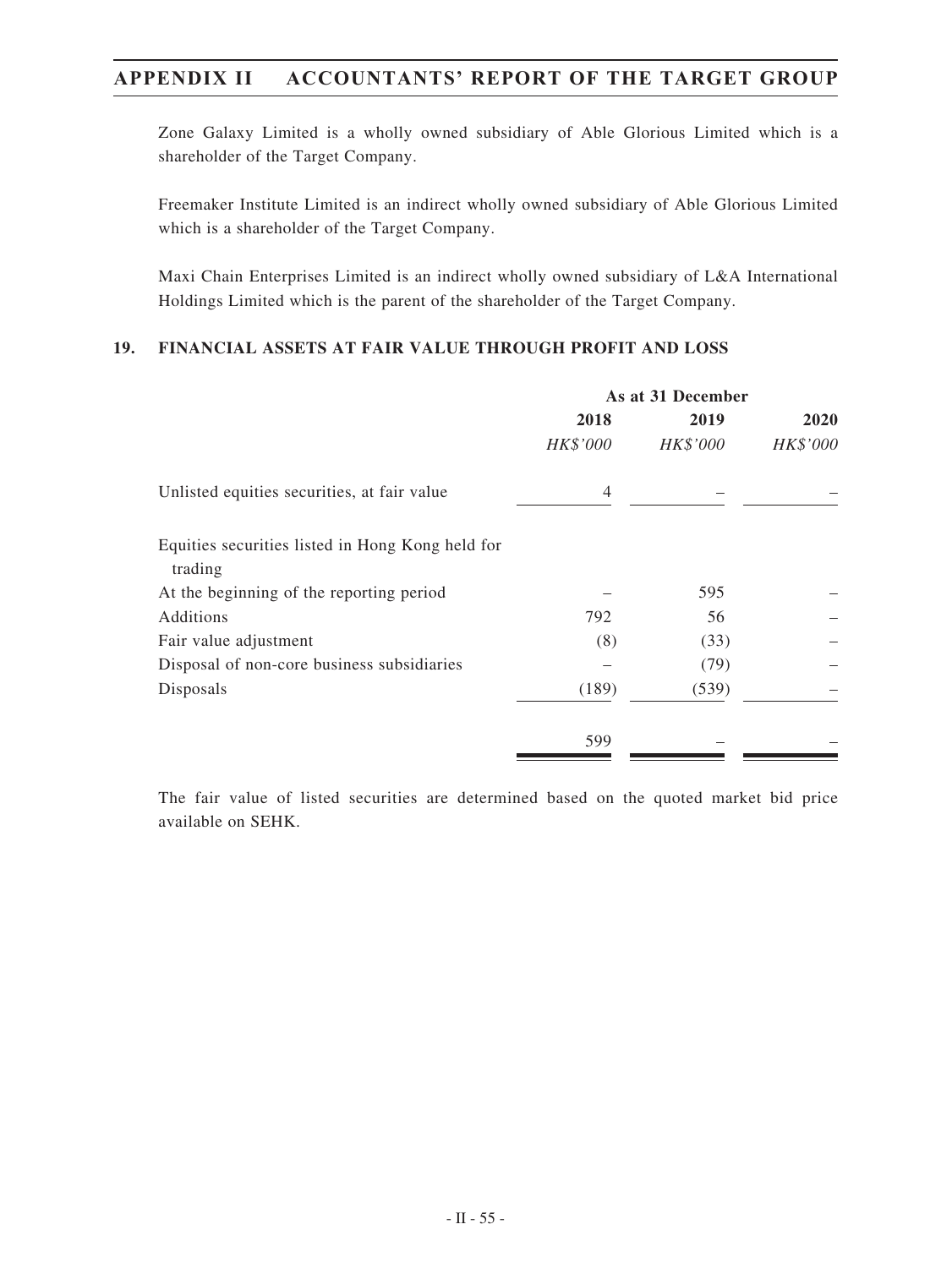Zone Galaxy Limited is a wholly owned subsidiary of Able Glorious Limited which is a shareholder of the Target Company.

Freemaker Institute Limited is an indirect wholly owned subsidiary of Able Glorious Limited which is a shareholder of the Target Company.

Maxi Chain Enterprises Limited is an indirect wholly owned subsidiary of L&A International Holdings Limited which is the parent of the shareholder of the Target Company.

## 19. FINANCIAL ASSETS AT FAIR VALUE THROUGH PROFIT AND LOSS

| | As at 31 December | | |
|---|---|---|---|
| | **2018** | **2019** | **2020** |
| | *HK$'000* | *HK$'000* | *HK$'000* |
| Unlisted equities securities, at fair value | 4 | – | – |
| Equities securities listed in Hong Kong held for trading | | | |
| At the beginning of the reporting period | – | 595 | – |
| Additions | 792 | 56 | – |
| Fair value adjustment | (8) | (33) | – |
| Disposal of non-core business subsidiaries | – | (79) | – |
| Disposals | (189) | (539) | – |
| | 599 | – | – |

The fair value of listed securities are determined based on the quoted market bid price available on SEHK.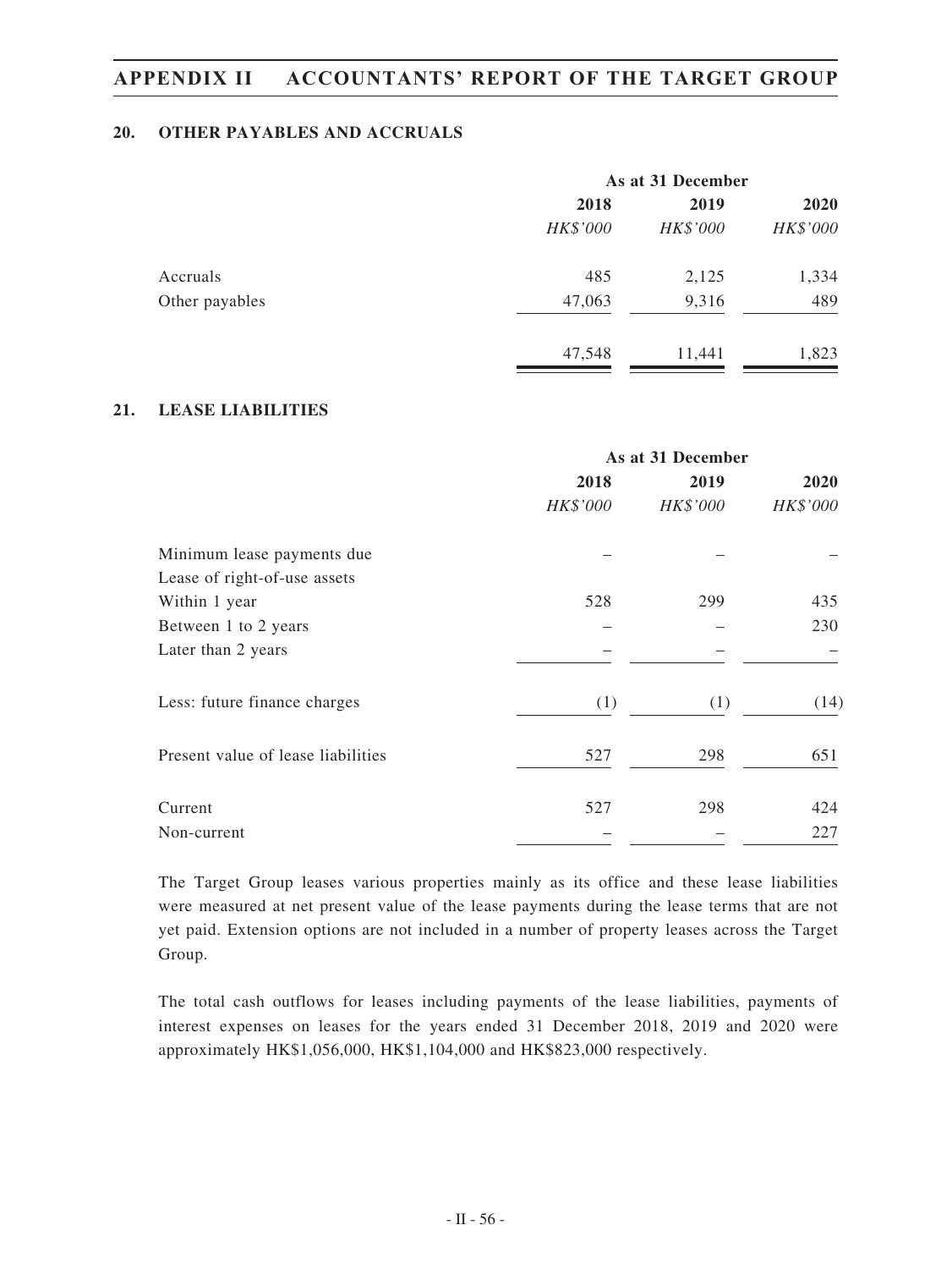## 20. OTHER PAYABLES AND ACCRUALS

| | As at 31 December | | |
|---|---|---|---|
| | 2018 | 2019 | 2020 |
| | *HK$'000* | *HK$'000* | *HK$'000* |
| Accruals | 485 | 2,125 | 1,334 |
| Other payables | 47,063 | 9,316 | 489 |
| | 47,548 | 11,441 | 1,823 |

## 21. LEASE LIABILITIES

| | As at 31 December | | |
|---|---|---|---|
| | 2018 | 2019 | 2020 |
| | *HK$'000* | *HK$'000* | *HK$'000* |
| Minimum lease payments due | – | – | – |
| Lease of right-of-use assets | | | |
| Within 1 year | 528 | 299 | 435 |
| Between 1 to 2 years | – | – | 230 |
| Later than 2 years | – | – | – |
| Less: future finance charges | (1) | (1) | (14) |
| Present value of lease liabilities | 527 | 298 | 651 |
| Current | 527 | 298 | 424 |
| Non-current | – | – | 227 |

The Target Group leases various properties mainly as its office and these lease liabilities were measured at net present value of the lease payments during the lease terms that are not yet paid. Extension options are not included in a number of property leases across the Target Group.

The total cash outflows for leases including payments of the lease liabilities, payments of interest expenses on leases for the years ended 31 December 2018, 2019 and 2020 were approximately HK$1,056,000, HK$1,104,000 and HK$823,000 respectively.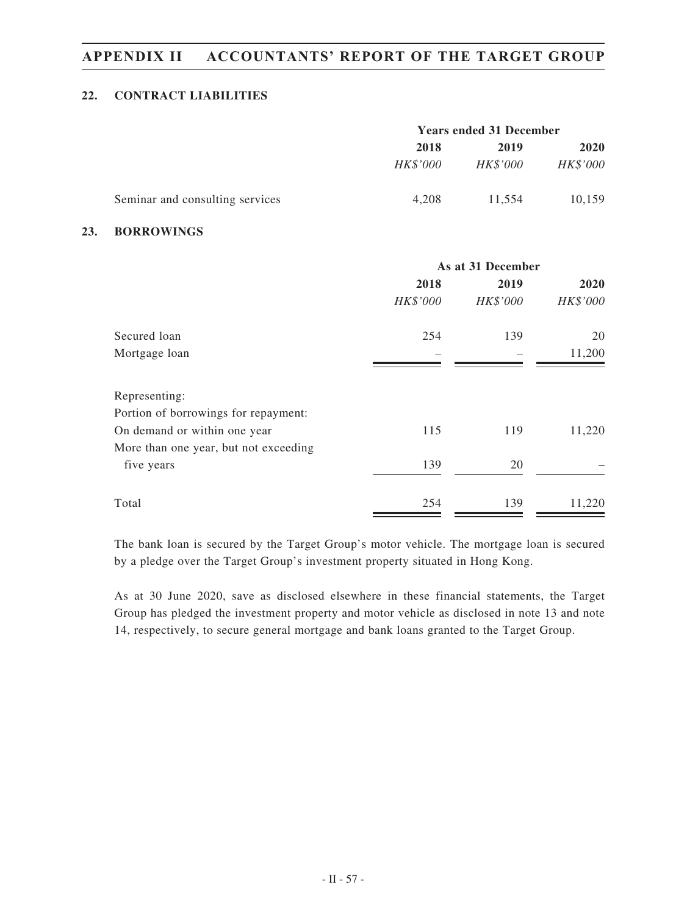### 22. CONTRACT LIABILITIES

| | Years ended 31 December | | |
|---|---|---|---|
| | 2018 | 2019 | 2020 |
| | *HK$'000* | *HK$'000* | *HK$'000* |
| Seminar and consulting services | 4,208 | 11,554 | 10,159 |

### 23. BORROWINGS

| | As at 31 December | | |
|---|---|---|---|
| | 2018 | 2019 | 2020 |
| | *HK$'000* | *HK$'000* | *HK$'000* |
| Secured loan | 254 | 139 | 20 |
| Mortgage loan | – | – | 11,200 |
| Representing: | | | |
| Portion of borrowings for repayment: | | | |
| On demand or within one year | 115 | 119 | 11,220 |
| More than one year, but not exceeding five years | 139 | 20 | – |
| Total | 254 | 139 | 11,220 |

The bank loan is secured by the Target Group's motor vehicle. The mortgage loan is secured by a pledge over the Target Group's investment property situated in Hong Kong.

As at 30 June 2020, save as disclosed elsewhere in these financial statements, the Target Group has pledged the investment property and motor vehicle as disclosed in note 13 and note 14, respectively, to secure general mortgage and bank loans granted to the Target Group.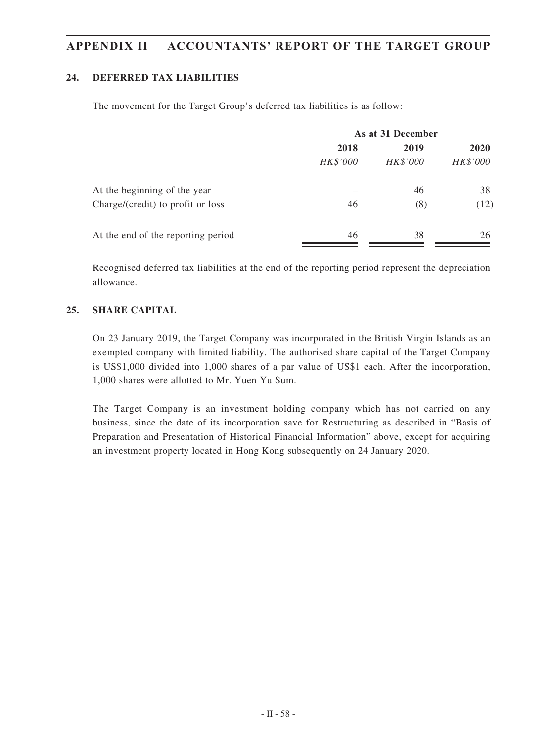## 24. DEFERRED TAX LIABILITIES

The movement for the Target Group's deferred tax liabilities is as follow:

| | As at 31 December | | |
|---|---|---|---|
| | 2018 | 2019 | 2020 |
| | *HK$'000* | *HK$'000* | *HK$'000* |
| At the beginning of the year | – | 46 | 38 |
| Charge/(credit) to profit or loss | 46 | (8) | (12) |
| At the end of the reporting period | 46 | 38 | 26 |

Recognised deferred tax liabilities at the end of the reporting period represent the depreciation allowance.

## 25. SHARE CAPITAL

On 23 January 2019, the Target Company was incorporated in the British Virgin Islands as an exempted company with limited liability. The authorised share capital of the Target Company is US$1,000 divided into 1,000 shares of a par value of US$1 each. After the incorporation, 1,000 shares were allotted to Mr. Yuen Yu Sum.

The Target Company is an investment holding company which has not carried on any business, since the date of its incorporation save for Restructuring as described in "Basis of Preparation and Presentation of Historical Financial Information" above, except for acquiring an investment property located in Hong Kong subsequently on 24 January 2020.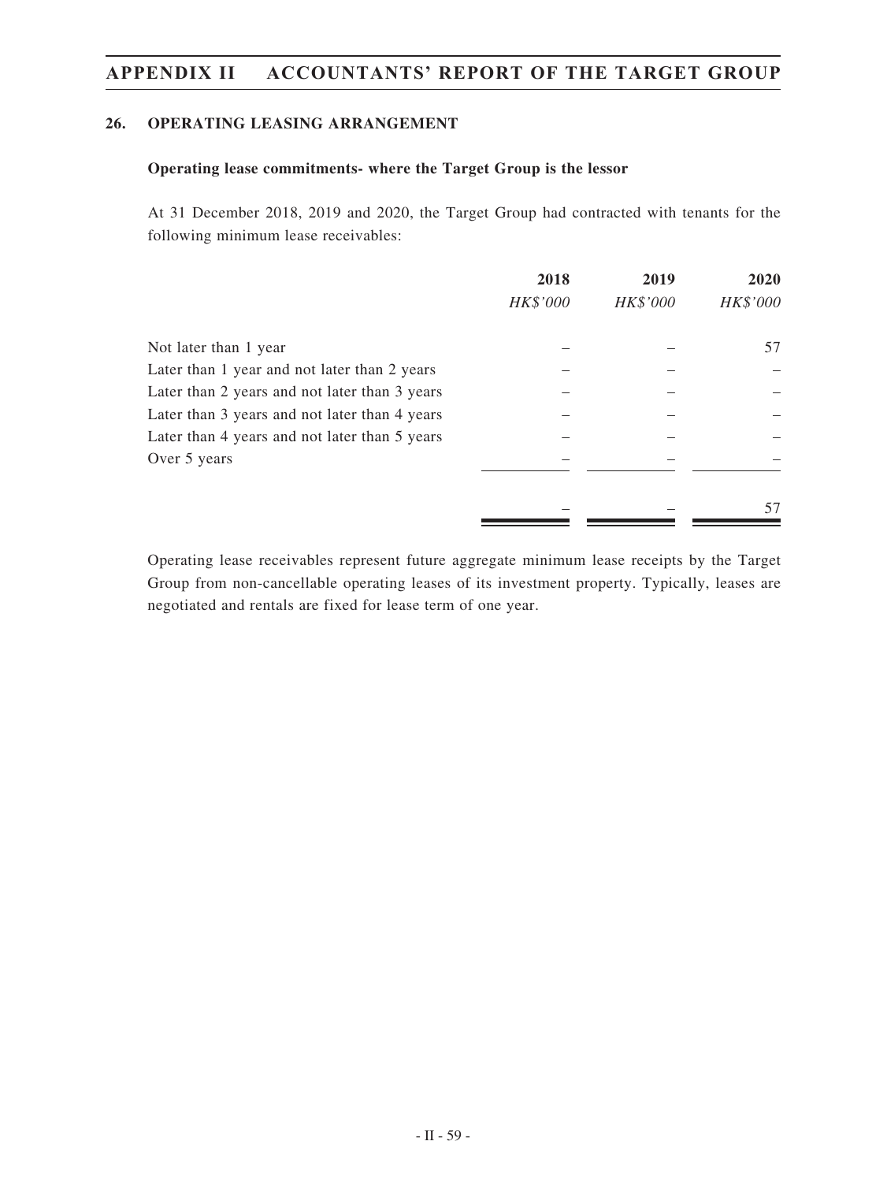## 26. OPERATING LEASING ARRANGEMENT

### Operating lease commitments- where the Target Group is the lessor

At 31 December 2018, 2019 and 2020, the Target Group had contracted with tenants for the following minimum lease receivables:

| | 2018 | 2019 | 2020 |
|---|---|---|---|
| | *HK$'000* | *HK$'000* | *HK$'000* |
| Not later than 1 year | – | – | 57 |
| Later than 1 year and not later than 2 years | – | – | – |
| Later than 2 years and not later than 3 years | – | – | – |
| Later than 3 years and not later than 4 years | – | – | – |
| Later than 4 years and not later than 5 years | – | – | – |
| Over 5 years | – | – | – |
| | – | – | 57 |

Operating lease receivables represent future aggregate minimum lease receipts by the Target Group from non-cancellable operating leases of its investment property. Typically, leases are negotiated and rentals are fixed for lease term of one year.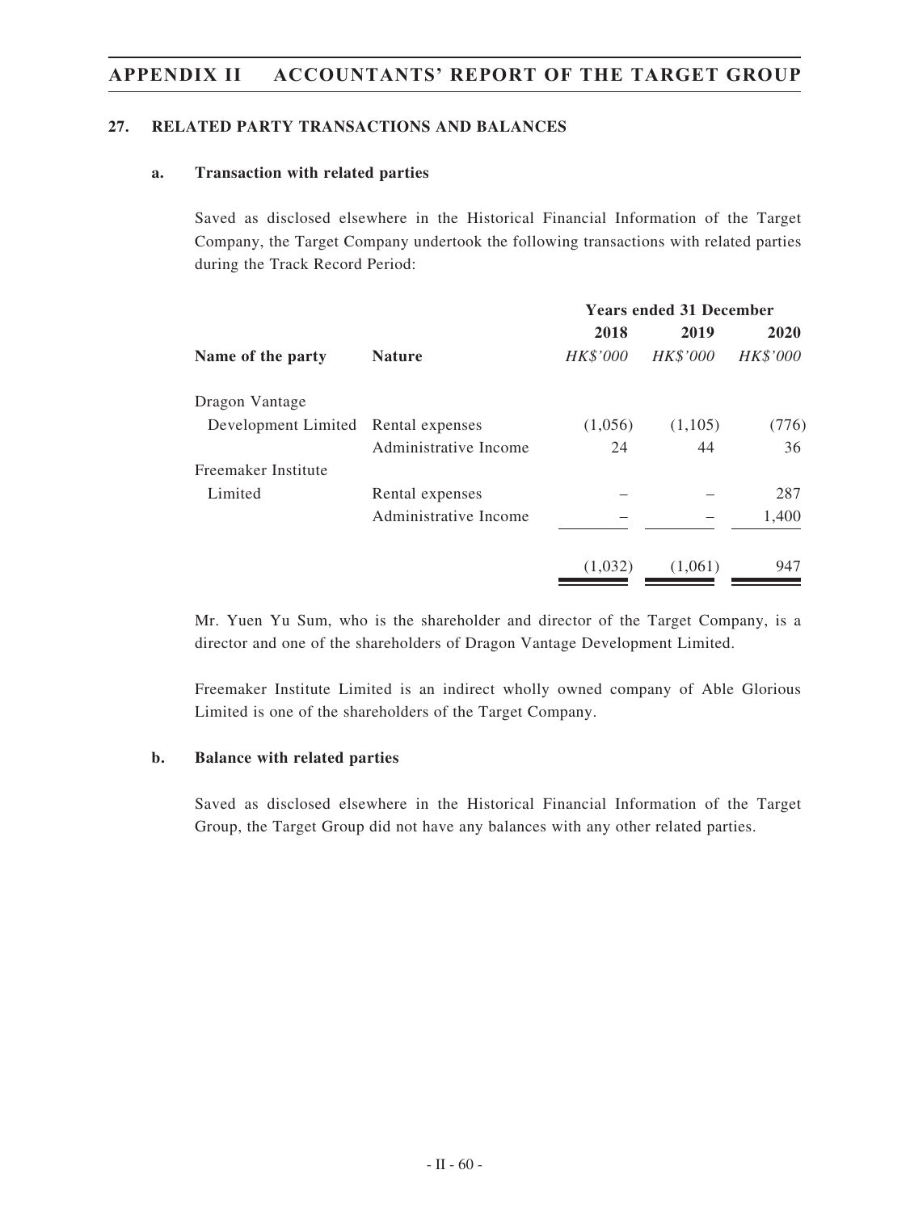## 27. RELATED PARTY TRANSACTIONS AND BALANCES

### a. Transaction with related parties

Saved as disclosed elsewhere in the Historical Financial Information of the Target Company, the Target Company undertook the following transactions with related parties during the Track Record Period:

| | | Years ended 31 December | | |
|---|---|---|---|---|
| | | **2018** | **2019** | **2020** |
| **Name of the party** | **Nature** | *HK$'000* | *HK$'000* | *HK$'000* |
| Dragon Vantage Development Limited | Rental expenses | (1,056) | (1,105) | (776) |
| | Administrative Income | 24 | 44 | 36 |
| Freemaker Institute Limited | Rental expenses | – | – | 287 |
| | Administrative Income | – | – | 1,400 |
| | | (1,032) | (1,061) | 947 |

Mr. Yuen Yu Sum, who is the shareholder and director of the Target Company, is a director and one of the shareholders of Dragon Vantage Development Limited.

Freemaker Institute Limited is an indirect wholly owned company of Able Glorious Limited is one of the shareholders of the Target Company.

### b. Balance with related parties

Saved as disclosed elsewhere in the Historical Financial Information of the Target Group, the Target Group did not have any balances with any other related parties.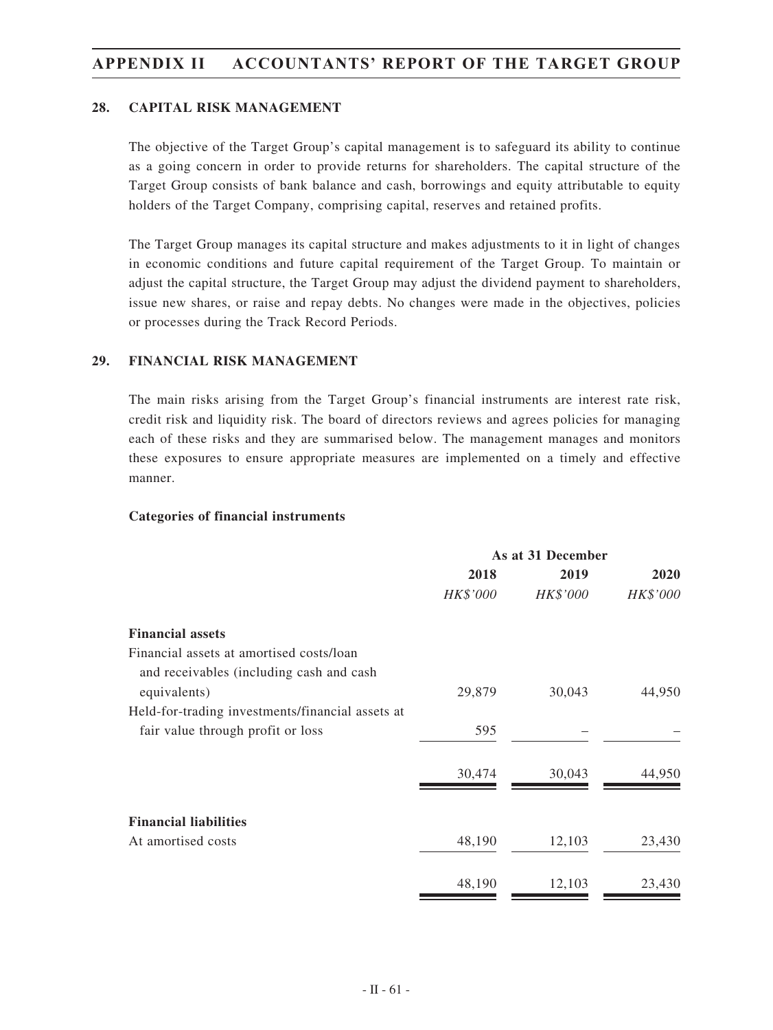## 28. CAPITAL RISK MANAGEMENT

The objective of the Target Group's capital management is to safeguard its ability to continue as a going concern in order to provide returns for shareholders. The capital structure of the Target Group consists of bank balance and cash, borrowings and equity attributable to equity holders of the Target Company, comprising capital, reserves and retained profits.

The Target Group manages its capital structure and makes adjustments to it in light of changes in economic conditions and future capital requirement of the Target Group. To maintain or adjust the capital structure, the Target Group may adjust the dividend payment to shareholders, issue new shares, or raise and repay debts. No changes were made in the objectives, policies or processes during the Track Record Periods.

## 29. FINANCIAL RISK MANAGEMENT

The main risks arising from the Target Group's financial instruments are interest rate risk, credit risk and liquidity risk. The board of directors reviews and agrees policies for managing each of these risks and they are summarised below. The management manages and monitors these exposures to ensure appropriate measures are implemented on a timely and effective manner.

**Categories of financial instruments**

| | As at 31 December | | |
|---|---|---|---|
| | 2018 | 2019 | 2020 |
| | *HK$'000* | *HK$'000* | *HK$'000* |
| **Financial assets** | | | |
| Financial assets at amortised costs/loan and receivables (including cash and cash equivalents) | 29,879 | 30,043 | 44,950 |
| Held-for-trading investments/financial assets at fair value through profit or loss | 595 | – | – |
| | 30,474 | 30,043 | 44,950 |
| **Financial liabilities** | | | |
| At amortised costs | 48,190 | 12,103 | 23,430 |
| | 48,190 | 12,103 | 23,430 |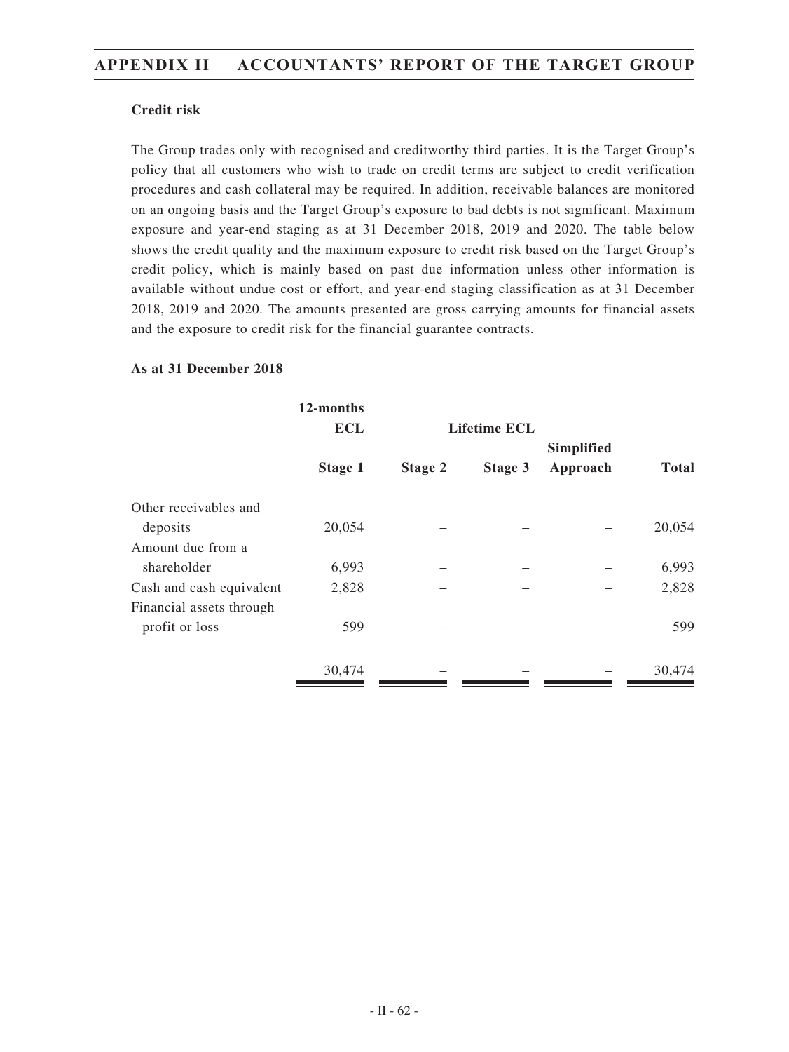### Credit risk

The Group trades only with recognised and creditworthy third parties. It is the Target Group's policy that all customers who wish to trade on credit terms are subject to credit verification procedures and cash collateral may be required. In addition, receivable balances are monitored on an ongoing basis and the Target Group's exposure to bad debts is not significant. Maximum exposure and year-end staging as at 31 December 2018, 2019 and 2020. The table below shows the credit quality and the maximum exposure to credit risk based on the Target Group's credit policy, which is mainly based on past due information unless other information is available without undue cost or effort, and year-end staging classification as at 31 December 2018, 2019 and 2020. The amounts presented are gross carrying amounts for financial assets and the exposure to credit risk for the financial guarantee contracts.

**As at 31 December 2018**

| | 12-months ECL | Lifetime ECL | | | |
|---|---|---|---|---|---|
| | Stage 1 | Stage 2 | Stage 3 | Simplified Approach | Total |
| Other receivables and deposits | 20,054 | – | – | – | 20,054 |
| Amount due from a shareholder | 6,993 | – | – | – | 6,993 |
| Cash and cash equivalent | 2,828 | – | – | – | 2,828 |
| Financial assets through profit or loss | 599 | – | – | – | 599 |
| | 30,474 | – | – | – | 30,474 |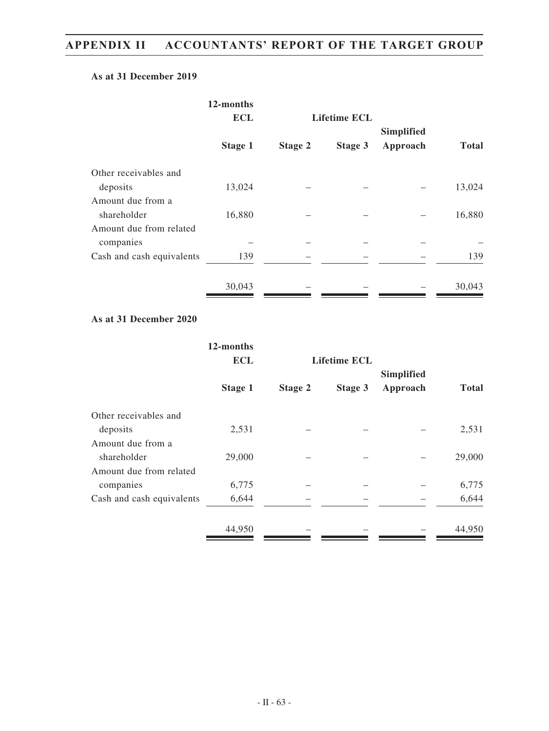**As at 31 December 2019**

| | 12-months ECL | Lifetime ECL | | | |
|---|---|---|---|---|---|
| | Stage 1 | Stage 2 | Stage 3 | Simplified Approach | Total |
| Other receivables and deposits | 13,024 | – | – | – | 13,024 |
| Amount due from a shareholder | 16,880 | – | – | – | 16,880 |
| Amount due from related companies | – | – | – | – | – |
| Cash and cash equivalents | 139 | – | – | – | 139 |
| | 30,043 | – | – | – | 30,043 |

**As at 31 December 2020**

| | 12-months ECL | Lifetime ECL | | | |
|---|---|---|---|---|---|
| | Stage 1 | Stage 2 | Stage 3 | Simplified Approach | Total |
| Other receivables and deposits | 2,531 | – | – | – | 2,531 |
| Amount due from a shareholder | 29,000 | – | – | – | 29,000 |
| Amount due from related companies | 6,775 | – | – | – | 6,775 |
| Cash and cash equivalents | 6,644 | – | – | – | 6,644 |
| | 44,950 | – | – | – | 44,950 |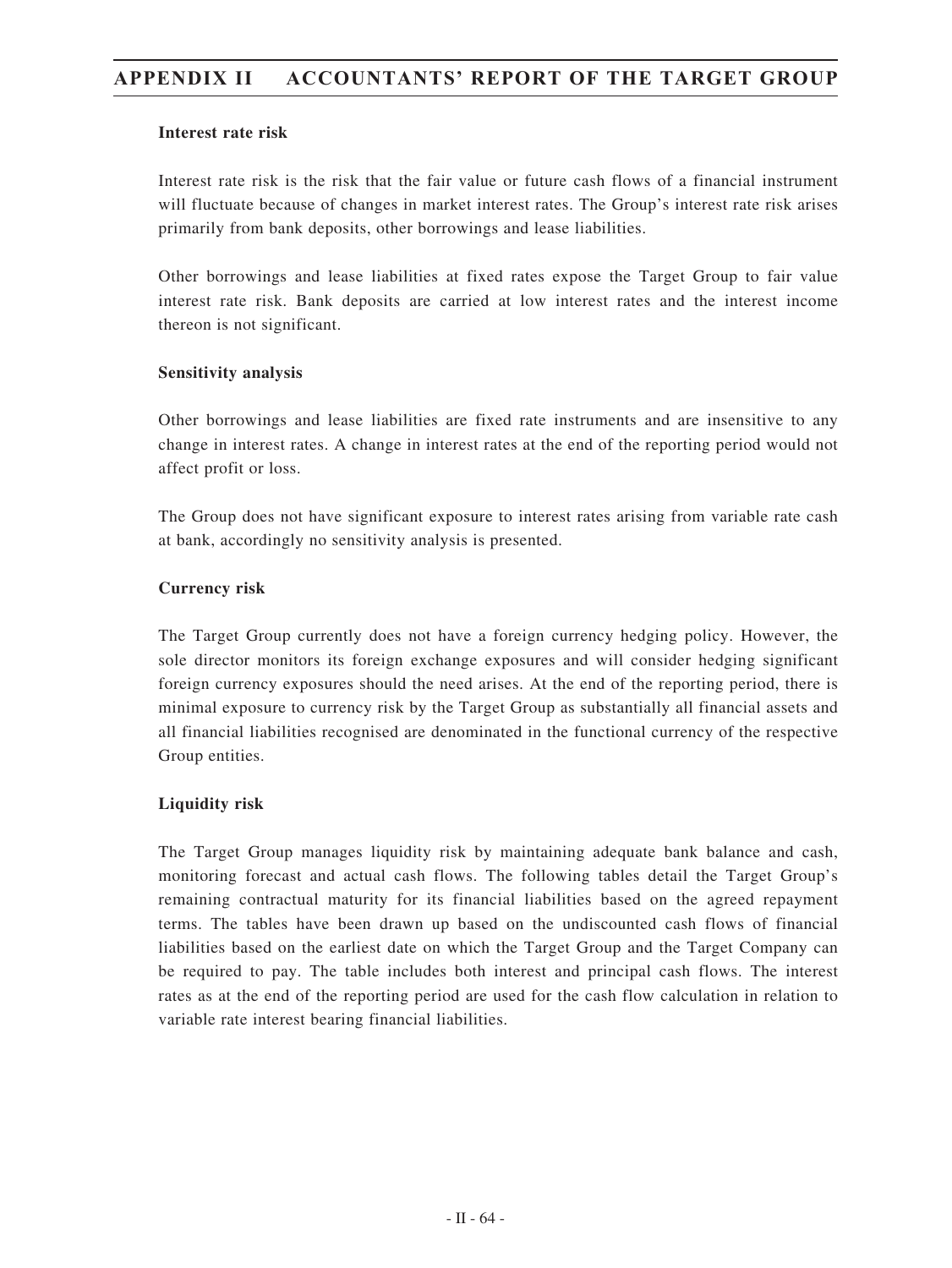**Interest rate risk**

Interest rate risk is the risk that the fair value or future cash flows of a financial instrument will fluctuate because of changes in market interest rates. The Group's interest rate risk arises primarily from bank deposits, other borrowings and lease liabilities.

Other borrowings and lease liabilities at fixed rates expose the Target Group to fair value interest rate risk. Bank deposits are carried at low interest rates and the interest income thereon is not significant.

**Sensitivity analysis**

Other borrowings and lease liabilities are fixed rate instruments and are insensitive to any change in interest rates. A change in interest rates at the end of the reporting period would not affect profit or loss.

The Group does not have significant exposure to interest rates arising from variable rate cash at bank, accordingly no sensitivity analysis is presented.

**Currency risk**

The Target Group currently does not have a foreign currency hedging policy. However, the sole director monitors its foreign exchange exposures and will consider hedging significant foreign currency exposures should the need arises. At the end of the reporting period, there is minimal exposure to currency risk by the Target Group as substantially all financial assets and all financial liabilities recognised are denominated in the functional currency of the respective Group entities.

**Liquidity risk**

The Target Group manages liquidity risk by maintaining adequate bank balance and cash, monitoring forecast and actual cash flows. The following tables detail the Target Group's remaining contractual maturity for its financial liabilities based on the agreed repayment terms. The tables have been drawn up based on the undiscounted cash flows of financial liabilities based on the earliest date on which the Target Group and the Target Company can be required to pay. The table includes both interest and principal cash flows. The interest rates as at the end of the reporting period are used for the cash flow calculation in relation to variable rate interest bearing financial liabilities.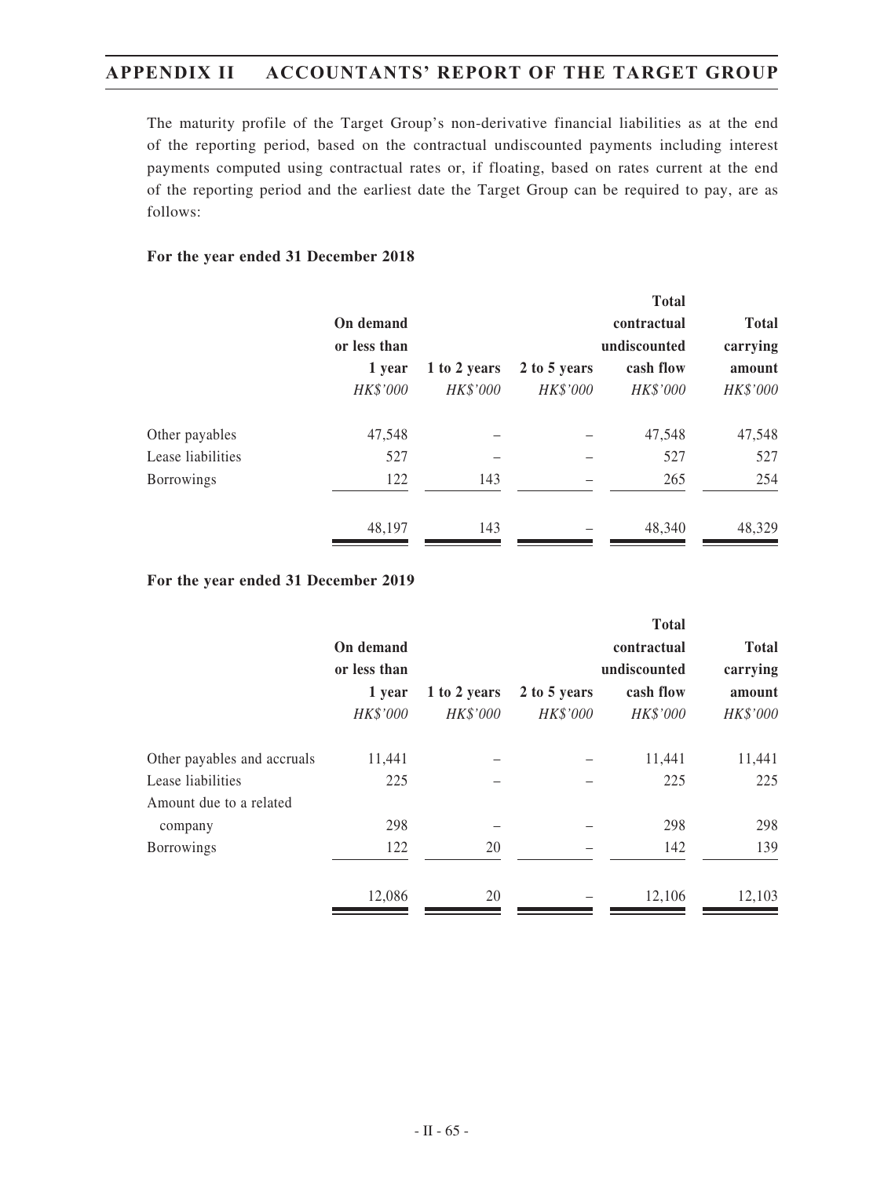The maturity profile of the Target Group's non-derivative financial liabilities as at the end of the reporting period, based on the contractual undiscounted payments including interest payments computed using contractual rates or, if floating, based on rates current at the end of the reporting period and the earliest date the Target Group can be required to pay, are as follows:

**For the year ended 31 December 2018**

| | On demand or less than 1 year | 1 to 2 years | 2 to 5 years | Total contractual undiscounted cash flow | Total carrying amount |
|---|---|---|---|---|---|
| | *HK$'000* | *HK$'000* | *HK$'000* | *HK$'000* | *HK$'000* |
| Other payables | 47,548 | – | – | 47,548 | 47,548 |
| Lease liabilities | 527 | – | – | 527 | 527 |
| Borrowings | 122 | 143 | – | 265 | 254 |
| | 48,197 | 143 | – | 48,340 | 48,329 |

**For the year ended 31 December 2019**

| | On demand or less than 1 year | 1 to 2 years | 2 to 5 years | Total contractual undiscounted cash flow | Total carrying amount |
|---|---|---|---|---|---|
| | *HK$'000* | *HK$'000* | *HK$'000* | *HK$'000* | *HK$'000* |
| Other payables and accruals | 11,441 | – | – | 11,441 | 11,441 |
| Lease liabilities | 225 | – | – | 225 | 225 |
| Amount due to a related company | 298 | – | – | 298 | 298 |
| Borrowings | 122 | 20 | – | 142 | 139 |
| | 12,086 | 20 | – | 12,106 | 12,103 |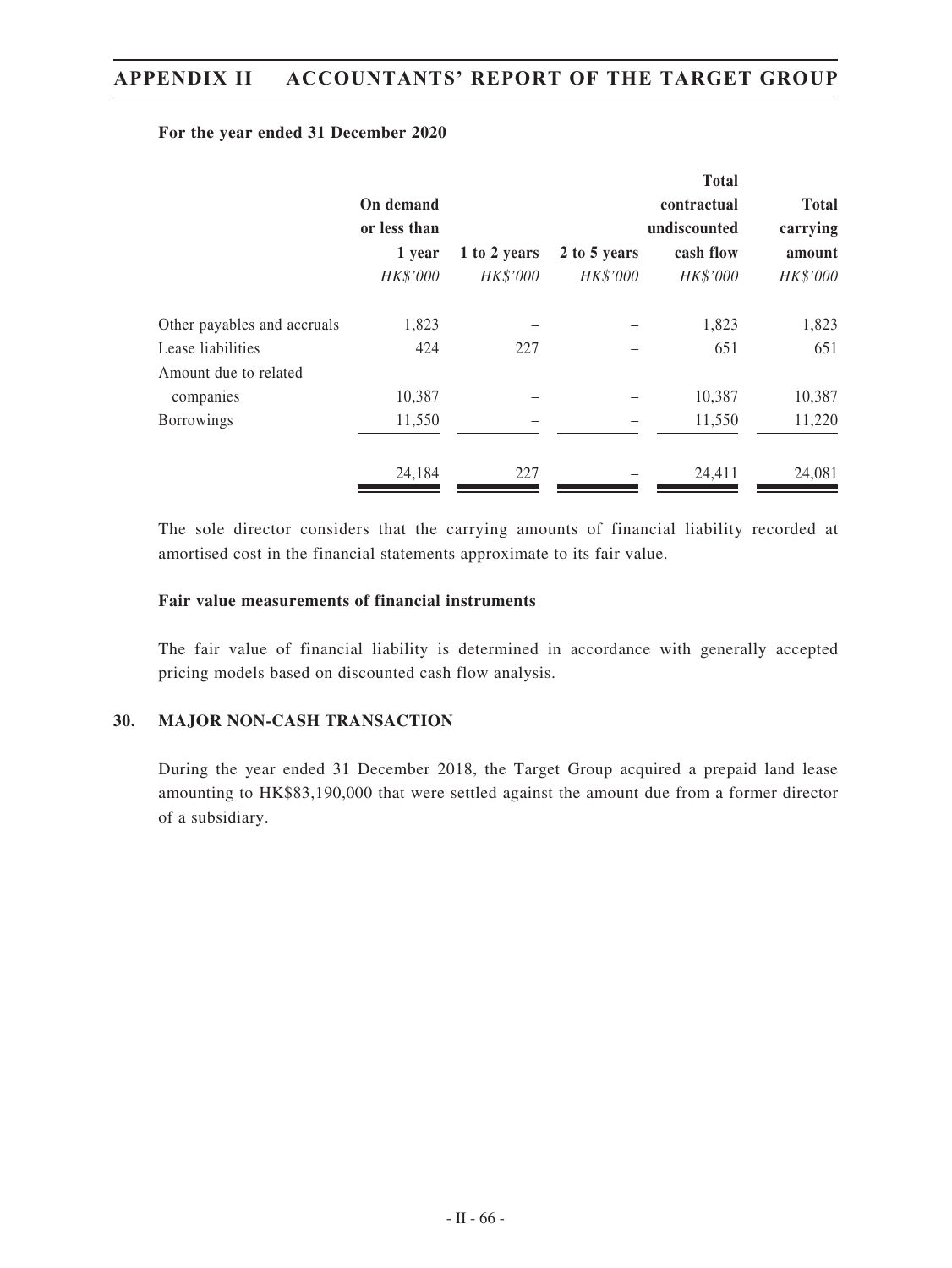**For the year ended 31 December 2020**

| | On demand or less than 1 year | 1 to 2 years | 2 to 5 years | Total contractual undiscounted cash flow | Total carrying amount |
|---|---|---|---|---|---|
| | *HK$'000* | *HK$'000* | *HK$'000* | *HK$'000* | *HK$'000* |
| Other payables and accruals | 1,823 | – | – | 1,823 | 1,823 |
| Lease liabilities | 424 | 227 | – | 651 | 651 |
| Amount due to related companies | 10,387 | – | – | 10,387 | 10,387 |
| Borrowings | 11,550 | – | – | 11,550 | 11,220 |
| | 24,184 | 227 | – | 24,411 | 24,081 |

The sole director considers that the carrying amounts of financial liability recorded at amortised cost in the financial statements approximate to its fair value.

**Fair value measurements of financial instruments**

The fair value of financial liability is determined in accordance with generally accepted pricing models based on discounted cash flow analysis.

## 30. MAJOR NON-CASH TRANSACTION

During the year ended 31 December 2018, the Target Group acquired a prepaid land lease amounting to HK$83,190,000 that were settled against the amount due from a former director of a subsidiary.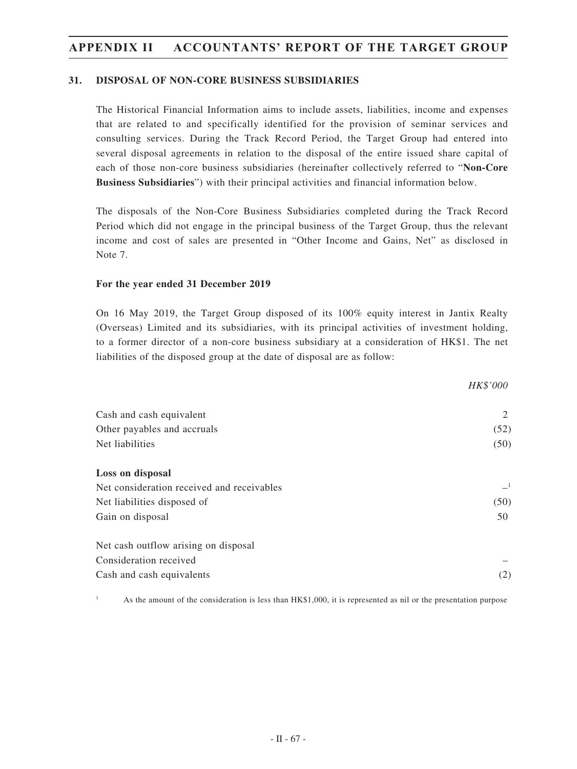## 31. DISPOSAL OF NON-CORE BUSINESS SUBSIDIARIES

The Historical Financial Information aims to include assets, liabilities, income and expenses that are related to and specifically identified for the provision of seminar services and consulting services. During the Track Record Period, the Target Group had entered into several disposal agreements in relation to the disposal of the entire issued share capital of each of those non-core business subsidiaries (hereinafter collectively referred to "**Non-Core Business Subsidiaries**") with their principal activities and financial information below.

The disposals of the Non-Core Business Subsidiaries completed during the Track Record Period which did not engage in the principal business of the Target Group, thus the relevant income and cost of sales are presented in "Other Income and Gains, Net" as disclosed in Note 7.

**For the year ended 31 December 2019**

On 16 May 2019, the Target Group disposed of its 100% equity interest in Jantix Realty (Overseas) Limited and its subsidiaries, with its principal activities of investment holding, to a former director of a non-core business subsidiary at a consideration of HK$1. The net liabilities of the disposed group at the date of disposal are as follow:

| | *HK$'000* |
|---|---|
| Cash and cash equivalent | 2 |
| Other payables and accruals | (52) |
| Net liabilities | (50) |
| | |
| **Loss on disposal** | |
| Net consideration received and receivables | –[1] |
| Net liabilities disposed of | (50) |
| Gain on disposal | 50 |
| | |
| Net cash outflow arising on disposal | |
| Consideration received | – |
| Cash and cash equivalents | (2) |

[1] As the amount of the consideration is less than HK$1,000, it is represented as nil or the presentation purpose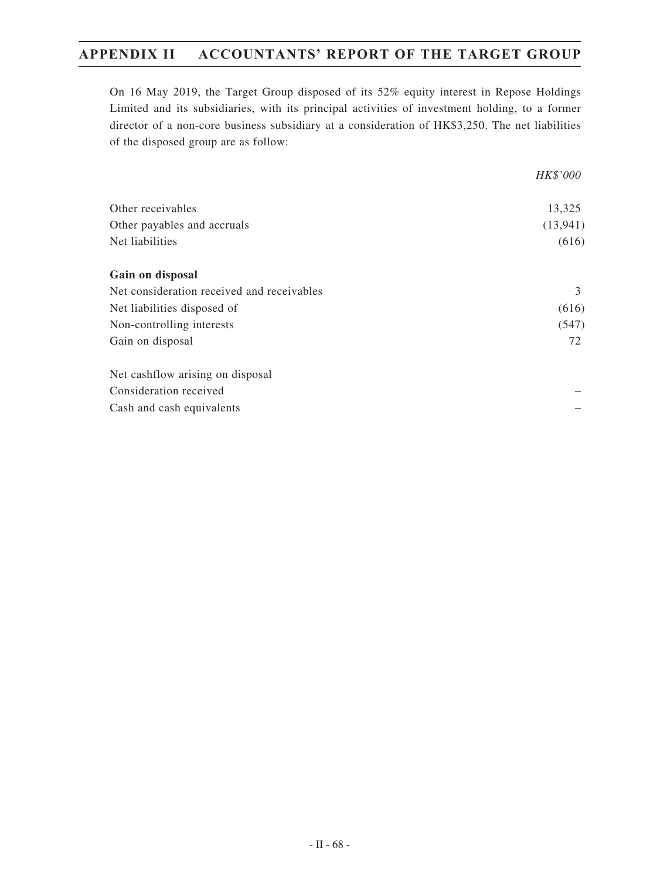On 16 May 2019, the Target Group disposed of its 52% equity interest in Repose Holdings Limited and its subsidiaries, with its principal activities of investment holding, to a former director of a non-core business subsidiary at a consideration of HK$3,250. The net liabilities of the disposed group are as follow:

| | *HK$'000* |
|---|---|
| Other receivables | 13,325 |
| Other payables and accruals | (13,941) |
| Net liabilities | (616) |
| | |
| **Gain on disposal** | |
| Net consideration received and receivables | 3 |
| Net liabilities disposed of | (616) |
| Non-controlling interests | (547) |
| Gain on disposal | 72 |
| | |
| Net cashflow arising on disposal | |
| Consideration received | – |
| Cash and cash equivalents | – |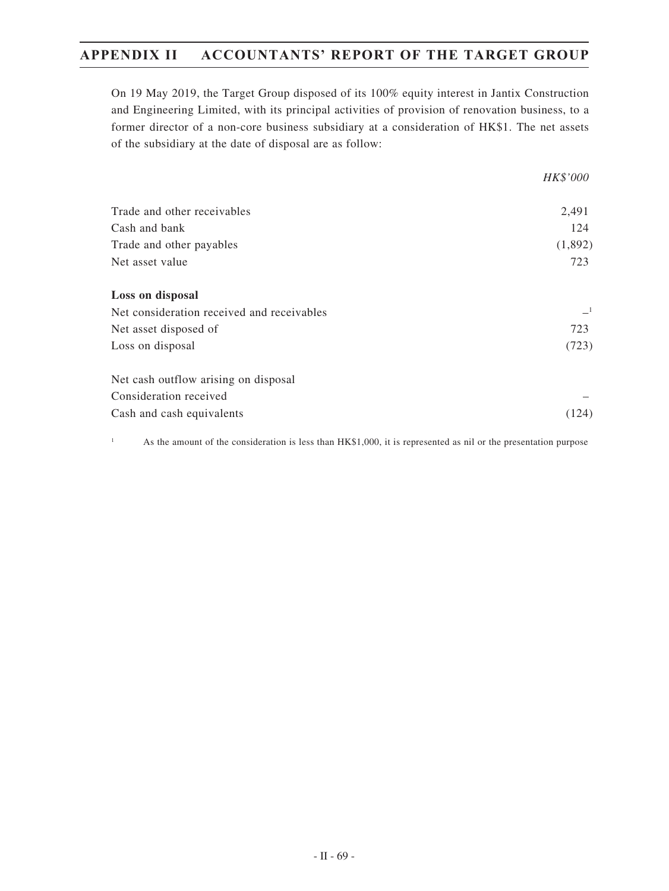On 19 May 2019, the Target Group disposed of its 100% equity interest in Jantix Construction and Engineering Limited, with its principal activities of provision of renovation business, to a former director of a non-core business subsidiary at a consideration of HK$1. The net assets of the subsidiary at the date of disposal are as follow:

| | *HK$'000* |
|---|---|
| Trade and other receivables | 2,491 |
| Cash and bank | 124 |
| Trade and other payables | (1,892) |
| Net asset value | 723 |
| | |
| **Loss on disposal** | |
| Net consideration received and receivables | –[1] |
| Net asset disposed of | 723 |
| Loss on disposal | (723) |
| | |
| Net cash outflow arising on disposal | |
| Consideration received | – |
| Cash and cash equivalents | (124) |

[1] As the amount of the consideration is less than HK$1,000, it is represented as nil or the presentation purpose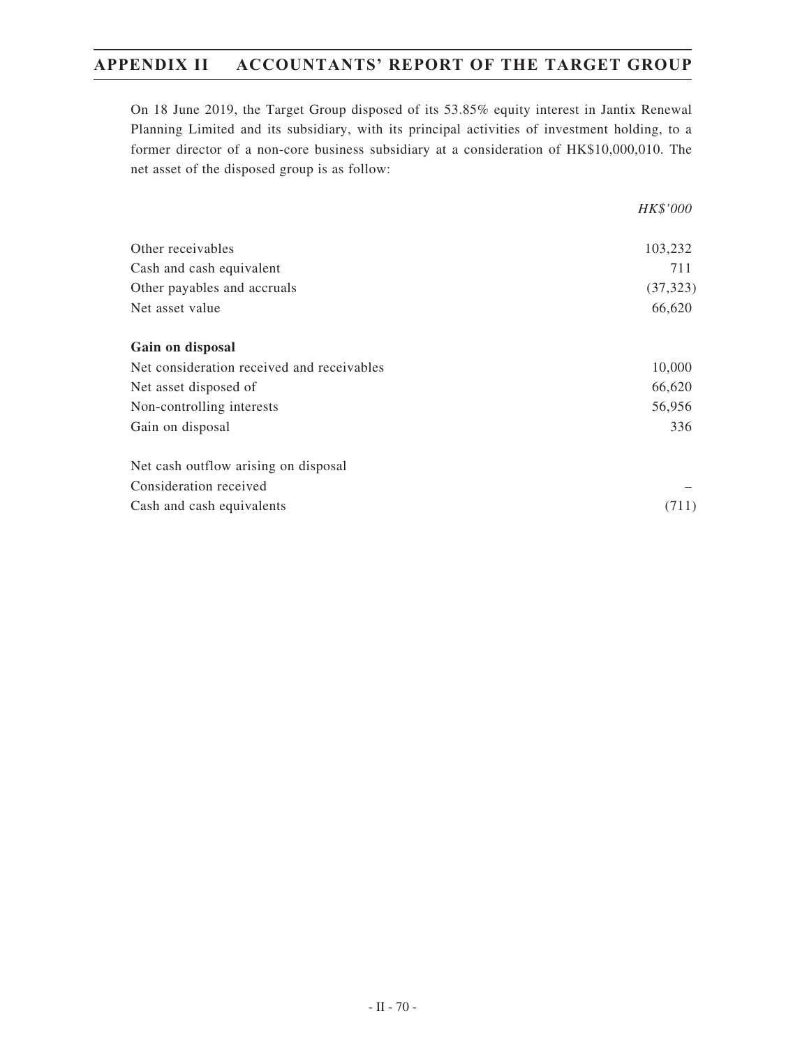On 18 June 2019, the Target Group disposed of its 53.85% equity interest in Jantix Renewal Planning Limited and its subsidiary, with its principal activities of investment holding, to a former director of a non-core business subsidiary at a consideration of HK$10,000,010. The net asset of the disposed group is as follow:

| | *HK$'000* |
|---|---|
| Other receivables | 103,232 |
| Cash and cash equivalent | 711 |
| Other payables and accruals | (37,323) |
| Net asset value | 66,620 |
| **Gain on disposal** | |
| Net consideration received and receivables | 10,000 |
| Net asset disposed of | 66,620 |
| Non-controlling interests | 56,956 |
| Gain on disposal | 336 |
| Net cash outflow arising on disposal | |
| Consideration received | – |
| Cash and cash equivalents | (711) |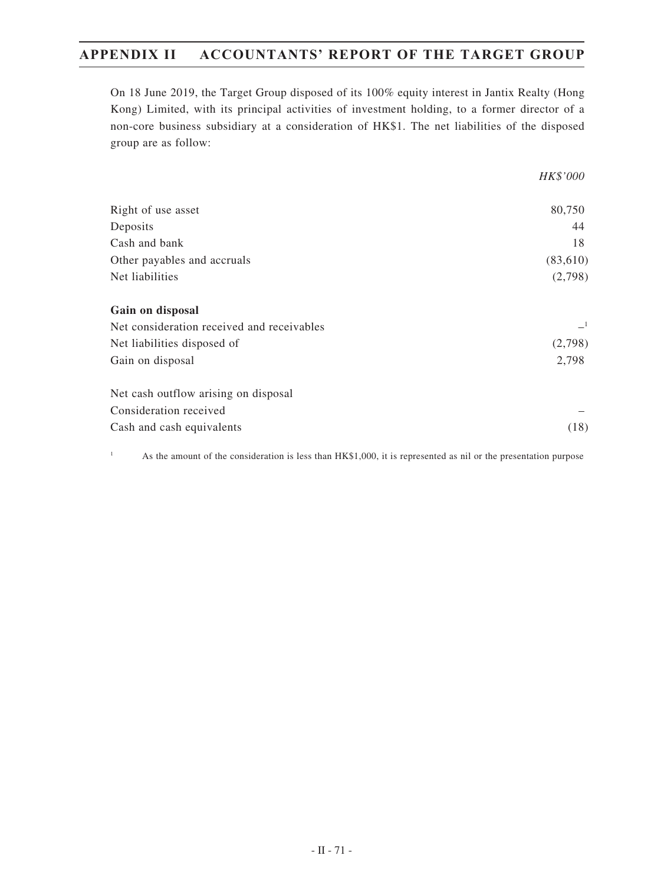On 18 June 2019, the Target Group disposed of its 100% equity interest in Jantix Realty (Hong Kong) Limited, with its principal activities of investment holding, to a former director of a non-core business subsidiary at a consideration of HK$1. The net liabilities of the disposed group are as follow:

| | *HK$'000* |
|---|---|
| Right of use asset | 80,750 |
| Deposits | 44 |
| Cash and bank | 18 |
| Other payables and accruals | (83,610) |
| Net liabilities | (2,798) |
| | |
| **Gain on disposal** | |
| Net consideration received and receivables | –[1] |
| Net liabilities disposed of | (2,798) |
| Gain on disposal | 2,798 |
| | |
| Net cash outflow arising on disposal | |
| Consideration received | – |
| Cash and cash equivalents | (18) |

[1] As the amount of the consideration is less than HK$1,000, it is represented as nil or the presentation purpose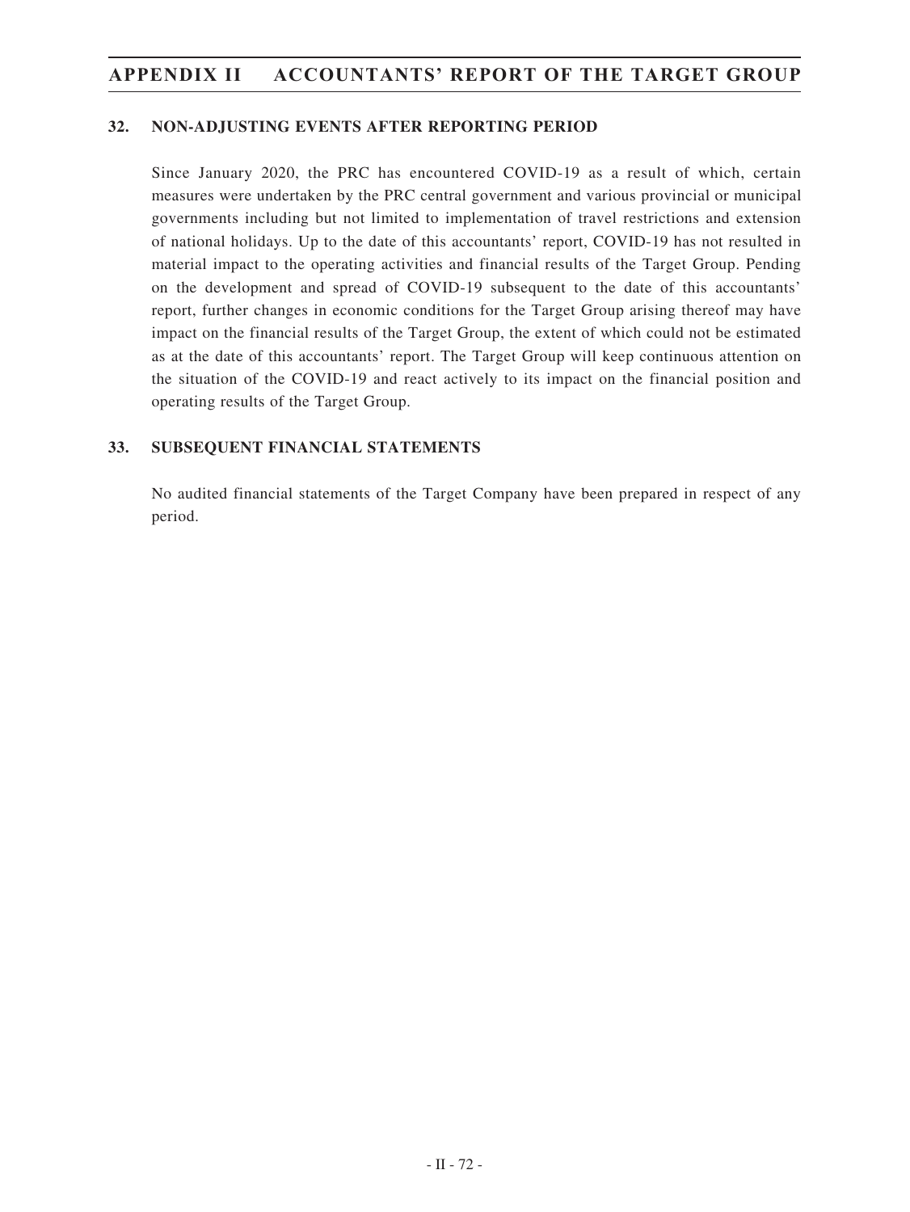## 32. NON-ADJUSTING EVENTS AFTER REPORTING PERIOD

Since January 2020, the PRC has encountered COVID-19 as a result of which, certain measures were undertaken by the PRC central government and various provincial or municipal governments including but not limited to implementation of travel restrictions and extension of national holidays. Up to the date of this accountants' report, COVID-19 has not resulted in material impact to the operating activities and financial results of the Target Group. Pending on the development and spread of COVID-19 subsequent to the date of this accountants' report, further changes in economic conditions for the Target Group arising thereof may have impact on the financial results of the Target Group, the extent of which could not be estimated as at the date of this accountants' report. The Target Group will keep continuous attention on the situation of the COVID-19 and react actively to its impact on the financial position and operating results of the Target Group.

## 33. SUBSEQUENT FINANCIAL STATEMENTS

No audited financial statements of the Target Company have been prepared in respect of any period.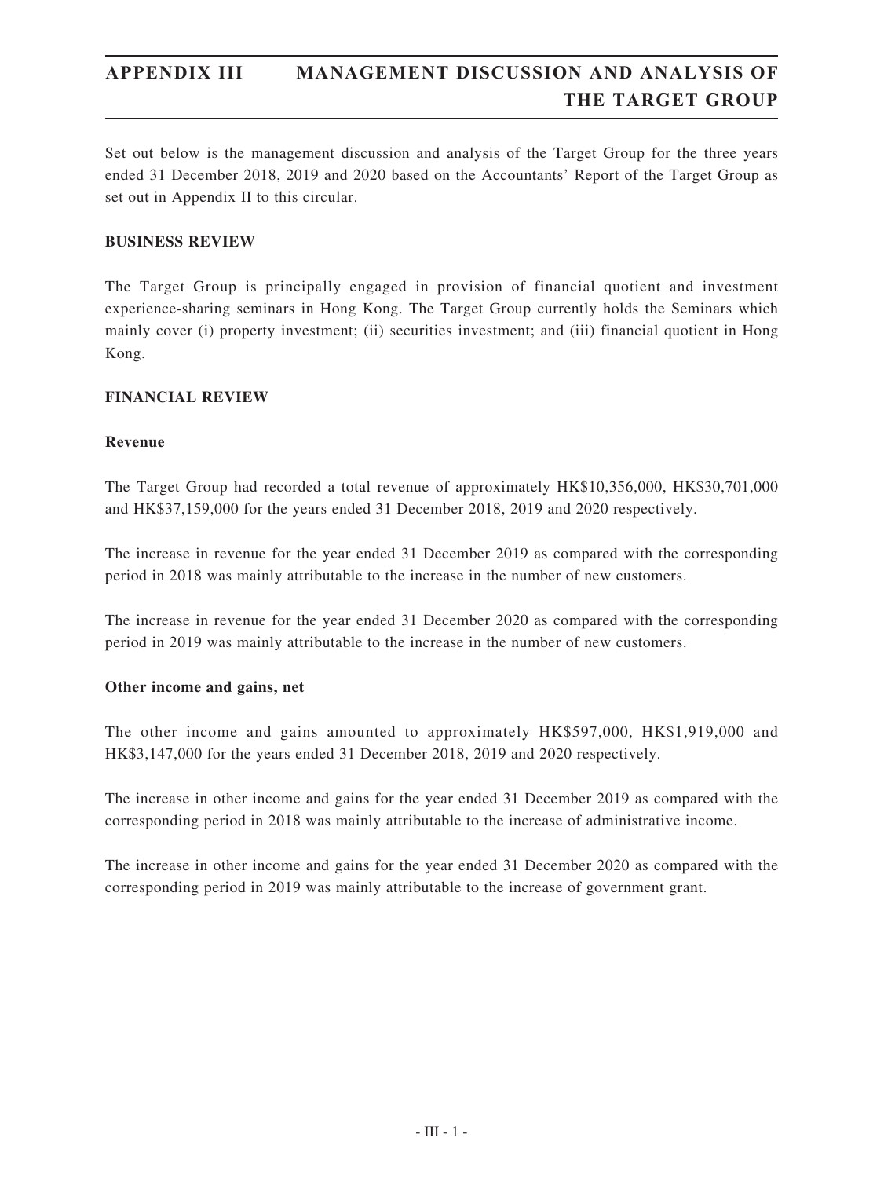Set out below is the management discussion and analysis of the Target Group for the three years ended 31 December 2018, 2019 and 2020 based on the Accountants' Report of the Target Group as set out in Appendix II to this circular.

## BUSINESS REVIEW

The Target Group is principally engaged in provision of financial quotient and investment experience-sharing seminars in Hong Kong. The Target Group currently holds the Seminars which mainly cover (i) property investment; (ii) securities investment; and (iii) financial quotient in Hong Kong.

## FINANCIAL REVIEW

### Revenue

The Target Group had recorded a total revenue of approximately HK$10,356,000, HK$30,701,000 and HK$37,159,000 for the years ended 31 December 2018, 2019 and 2020 respectively.

The increase in revenue for the year ended 31 December 2019 as compared with the corresponding period in 2018 was mainly attributable to the increase in the number of new customers.

The increase in revenue for the year ended 31 December 2020 as compared with the corresponding period in 2019 was mainly attributable to the increase in the number of new customers.

### Other income and gains, net

The other income and gains amounted to approximately HK$597,000, HK$1,919,000 and HK$3,147,000 for the years ended 31 December 2018, 2019 and 2020 respectively.

The increase in other income and gains for the year ended 31 December 2019 as compared with the corresponding period in 2018 was mainly attributable to the increase of administrative income.

The increase in other income and gains for the year ended 31 December 2020 as compared with the corresponding period in 2019 was mainly attributable to the increase of government grant.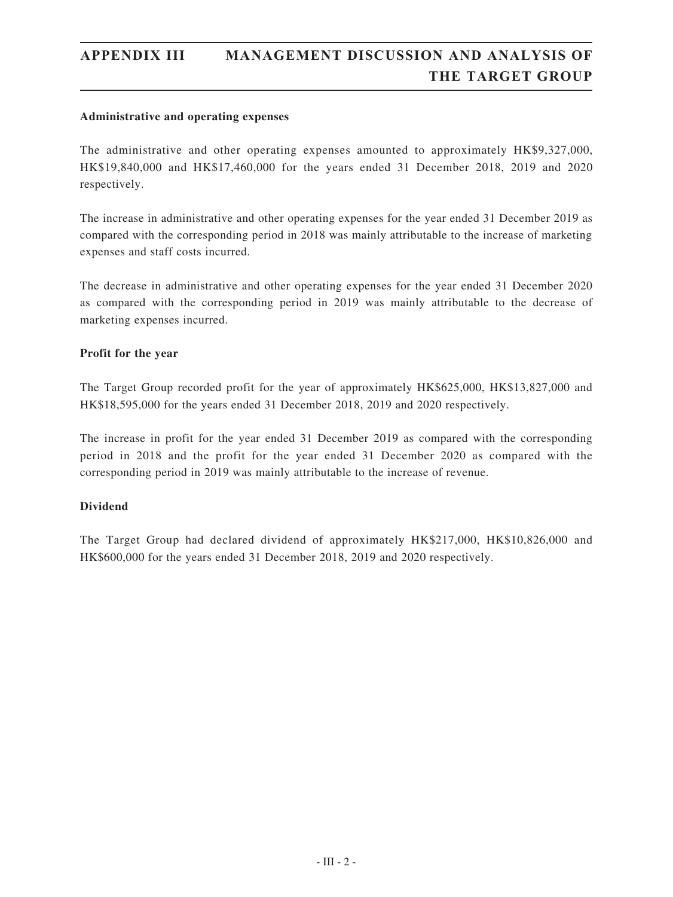**Administrative and operating expenses**

The administrative and other operating expenses amounted to approximately HK$9,327,000, HK$19,840,000 and HK$17,460,000 for the years ended 31 December 2018, 2019 and 2020 respectively.

The increase in administrative and other operating expenses for the year ended 31 December 2019 as compared with the corresponding period in 2018 was mainly attributable to the increase of marketing expenses and staff costs incurred.

The decrease in administrative and other operating expenses for the year ended 31 December 2020 as compared with the corresponding period in 2019 was mainly attributable to the decrease of marketing expenses incurred.

**Profit for the year**

The Target Group recorded profit for the year of approximately HK$625,000, HK$13,827,000 and HK$18,595,000 for the years ended 31 December 2018, 2019 and 2020 respectively.

The increase in profit for the year ended 31 December 2019 as compared with the corresponding period in 2018 and the profit for the year ended 31 December 2020 as compared with the corresponding period in 2019 was mainly attributable to the increase of revenue.

**Dividend**

The Target Group had declared dividend of approximately HK$217,000, HK$10,826,000 and HK$600,000 for the years ended 31 December 2018, 2019 and 2020 respectively.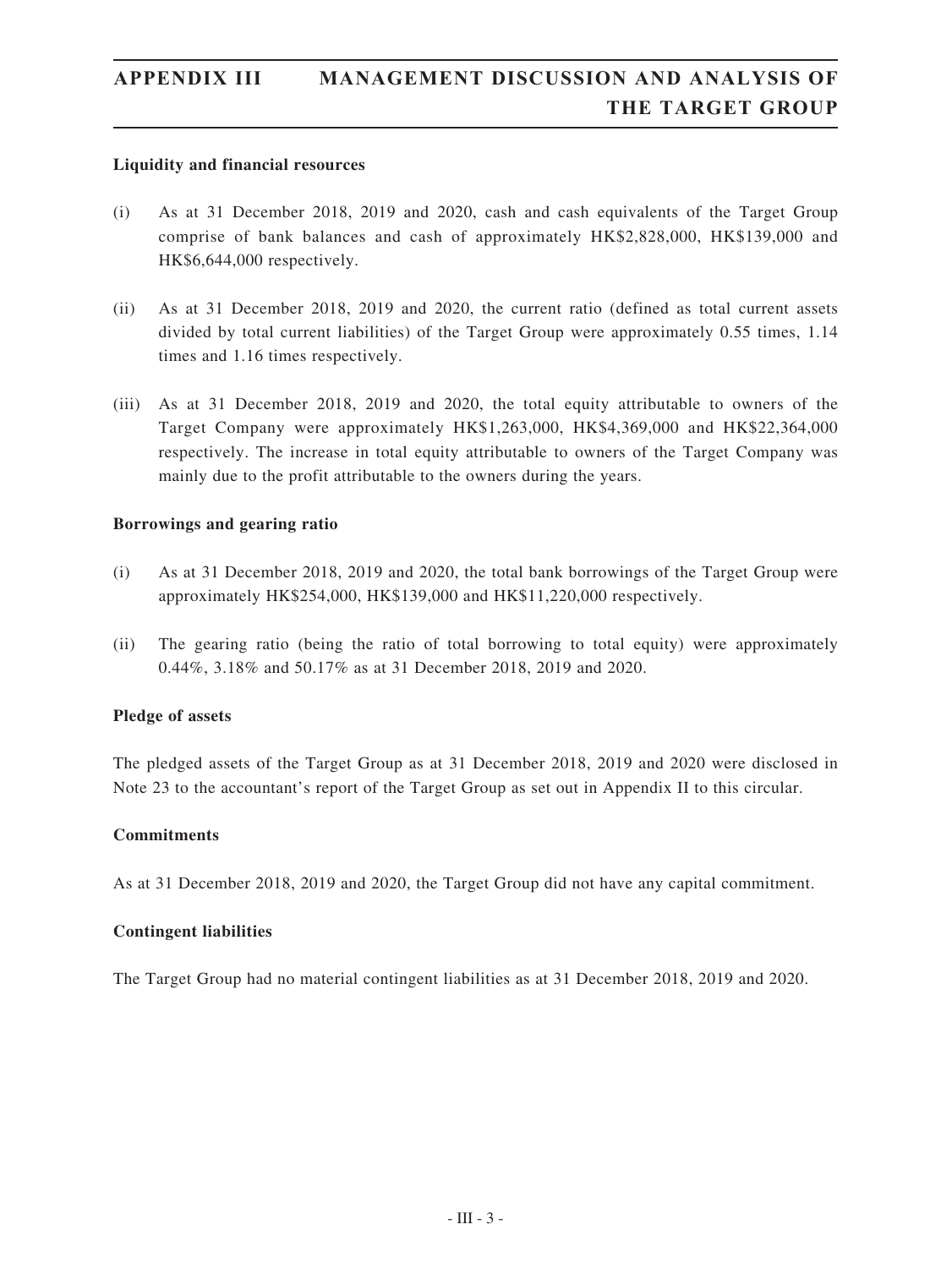**Liquidity and financial resources**

(i) As at 31 December 2018, 2019 and 2020, cash and cash equivalents of the Target Group comprise of bank balances and cash of approximately HK$2,828,000, HK$139,000 and HK$6,644,000 respectively.

(ii) As at 31 December 2018, 2019 and 2020, the current ratio (defined as total current assets divided by total current liabilities) of the Target Group were approximately 0.55 times, 1.14 times and 1.16 times respectively.

(iii) As at 31 December 2018, 2019 and 2020, the total equity attributable to owners of the Target Company were approximately HK$1,263,000, HK$4,369,000 and HK$22,364,000 respectively. The increase in total equity attributable to owners of the Target Company was mainly due to the profit attributable to the owners during the years.

**Borrowings and gearing ratio**

(i) As at 31 December 2018, 2019 and 2020, the total bank borrowings of the Target Group were approximately HK$254,000, HK$139,000 and HK$11,220,000 respectively.

(ii) The gearing ratio (being the ratio of total borrowing to total equity) were approximately 0.44%, 3.18% and 50.17% as at 31 December 2018, 2019 and 2020.

**Pledge of assets**

The pledged assets of the Target Group as at 31 December 2018, 2019 and 2020 were disclosed in Note 23 to the accountant's report of the Target Group as set out in Appendix II to this circular.

**Commitments**

As at 31 December 2018, 2019 and 2020, the Target Group did not have any capital commitment.

**Contingent liabilities**

The Target Group had no material contingent liabilities as at 31 December 2018, 2019 and 2020.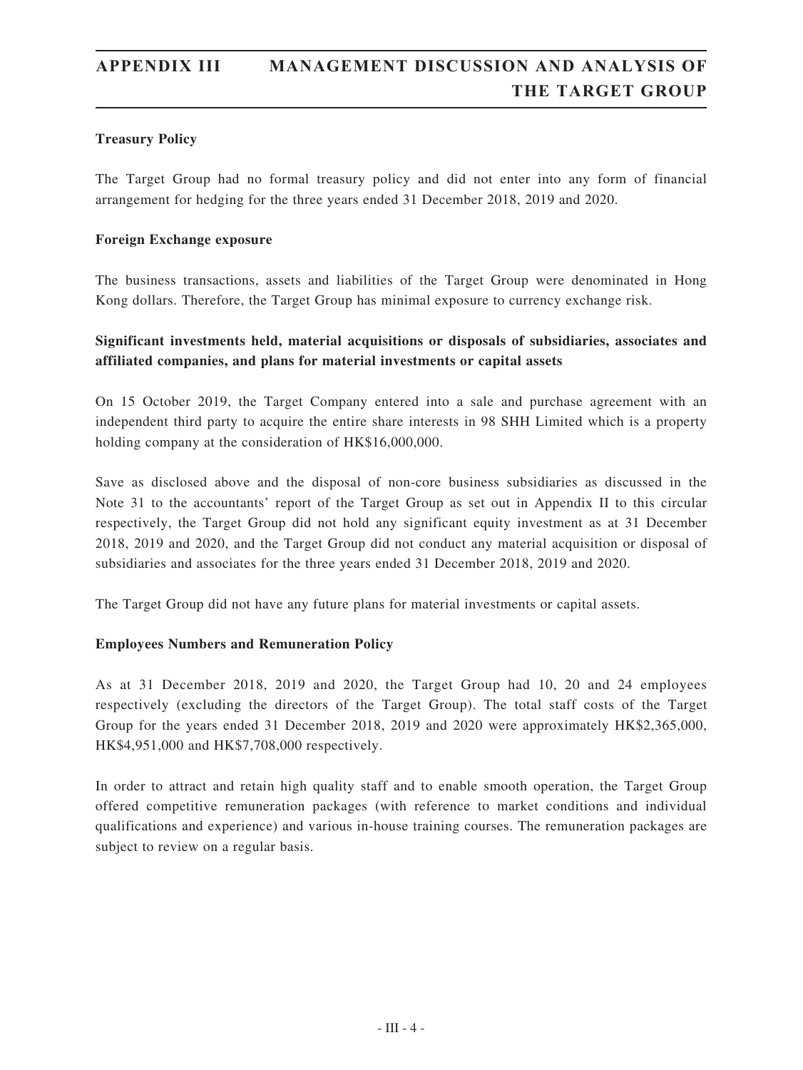**Treasury Policy**

The Target Group had no formal treasury policy and did not enter into any form of financial arrangement for hedging for the three years ended 31 December 2018, 2019 and 2020.

**Foreign Exchange exposure**

The business transactions, assets and liabilities of the Target Group were denominated in Hong Kong dollars. Therefore, the Target Group has minimal exposure to currency exchange risk.

**Significant investments held, material acquisitions or disposals of subsidiaries, associates and affiliated companies, and plans for material investments or capital assets**

On 15 October 2019, the Target Company entered into a sale and purchase agreement with an independent third party to acquire the entire share interests in 98 SHH Limited which is a property holding company at the consideration of HK$16,000,000.

Save as disclosed above and the disposal of non-core business subsidiaries as discussed in the Note 31 to the accountants' report of the Target Group as set out in Appendix II to this circular respectively, the Target Group did not hold any significant equity investment as at 31 December 2018, 2019 and 2020, and the Target Group did not conduct any material acquisition or disposal of subsidiaries and associates for the three years ended 31 December 2018, 2019 and 2020.

The Target Group did not have any future plans for material investments or capital assets.

**Employees Numbers and Remuneration Policy**

As at 31 December 2018, 2019 and 2020, the Target Group had 10, 20 and 24 employees respectively (excluding the directors of the Target Group). The total staff costs of the Target Group for the years ended 31 December 2018, 2019 and 2020 were approximately HK$2,365,000, HK$4,951,000 and HK$7,708,000 respectively.

In order to attract and retain high quality staff and to enable smooth operation, the Target Group offered competitive remuneration packages (with reference to market conditions and individual qualifications and experience) and various in-house training courses. The remuneration packages are subject to review on a regular basis.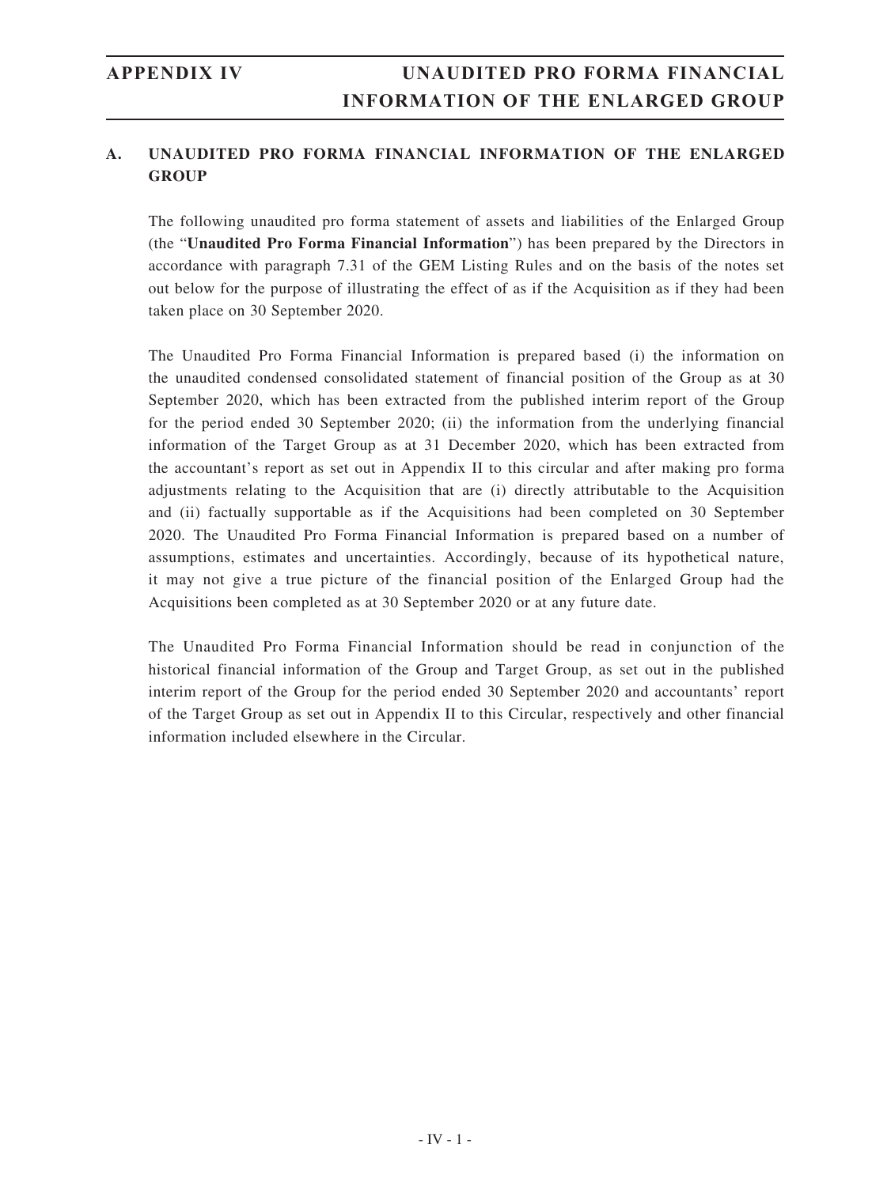## A. UNAUDITED PRO FORMA FINANCIAL INFORMATION OF THE ENLARGED GROUP

The following unaudited pro forma statement of assets and liabilities of the Enlarged Group (the "**Unaudited Pro Forma Financial Information**") has been prepared by the Directors in accordance with paragraph 7.31 of the GEM Listing Rules and on the basis of the notes set out below for the purpose of illustrating the effect of as if the Acquisition as if they had been taken place on 30 September 2020.

The Unaudited Pro Forma Financial Information is prepared based (i) the information on the unaudited condensed consolidated statement of financial position of the Group as at 30 September 2020, which has been extracted from the published interim report of the Group for the period ended 30 September 2020; (ii) the information from the underlying financial information of the Target Group as at 31 December 2020, which has been extracted from the accountant's report as set out in Appendix II to this circular and after making pro forma adjustments relating to the Acquisition that are (i) directly attributable to the Acquisition and (ii) factually supportable as if the Acquisitions had been completed on 30 September 2020. The Unaudited Pro Forma Financial Information is prepared based on a number of assumptions, estimates and uncertainties. Accordingly, because of its hypothetical nature, it may not give a true picture of the financial position of the Enlarged Group had the Acquisitions been completed as at 30 September 2020 or at any future date.

The Unaudited Pro Forma Financial Information should be read in conjunction of the historical financial information of the Group and Target Group, as set out in the published interim report of the Group for the period ended 30 September 2020 and accountants' report of the Target Group as set out in Appendix II to this Circular, respectively and other financial information included elsewhere in the Circular.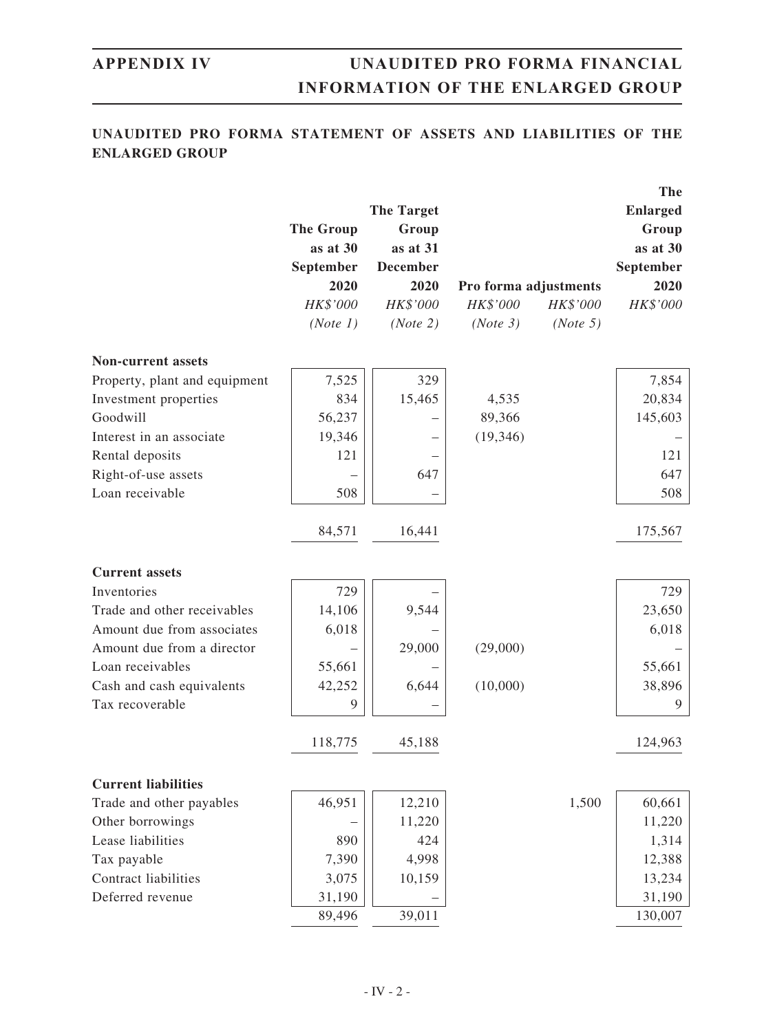## UNAUDITED PRO FORMA STATEMENT OF ASSETS AND LIABILITIES OF THE ENLARGED GROUP

| | The Group as at 30 September 2020 | The Target Group as at 31 December 2020 | Pro forma adjustments | | The Enlarged Group as at 30 September 2020 |
|---|---|---|---|---|---|
| | *HK$'000* | *HK$'000* | *HK$'000* | *HK$'000* | *HK$'000* |
| | *(Note 1)* | *(Note 2)* | *(Note 3)* | *(Note 5)* | |
| **Non-current assets** | | | | | |
| Property, plant and equipment | 7,525 | 329 | | | 7,854 |
| Investment properties | 834 | 15,465 | 4,535 | | 20,834 |
| Goodwill | 56,237 | – | 89,366 | | 145,603 |
| Interest in an associate | 19,346 | – | (19,346) | | – |
| Rental deposits | 121 | – | | | 121 |
| Right-of-use assets | – | 647 | | | 647 |
| Loan receivable | 508 | – | | | 508 |
| | 84,571 | 16,441 | | | 175,567 |
| **Current assets** | | | | | |
| Inventories | 729 | – | | | 729 |
| Trade and other receivables | 14,106 | 9,544 | | | 23,650 |
| Amount due from associates | 6,018 | – | | | 6,018 |
| Amount due from a director | – | 29,000 | (29,000) | | – |
| Loan receivables | 55,661 | – | | | 55,661 |
| Cash and cash equivalents | 42,252 | 6,644 | (10,000) | | 38,896 |
| Tax recoverable | 9 | – | | | 9 |
| | 118,775 | 45,188 | | | 124,963 |
| **Current liabilities** | | | | | |
| Trade and other payables | 46,951 | 12,210 | | 1,500 | 60,661 |
| Other borrowings | – | 11,220 | | | 11,220 |
| Lease liabilities | 890 | 424 | | | 1,314 |
| Tax payable | 7,390 | 4,998 | | | 12,388 |
| Contract liabilities | 3,075 | 10,159 | | | 13,234 |
| Deferred revenue | 31,190 | – | | | 31,190 |
| | 89,496 | 39,011 | | | 130,007 |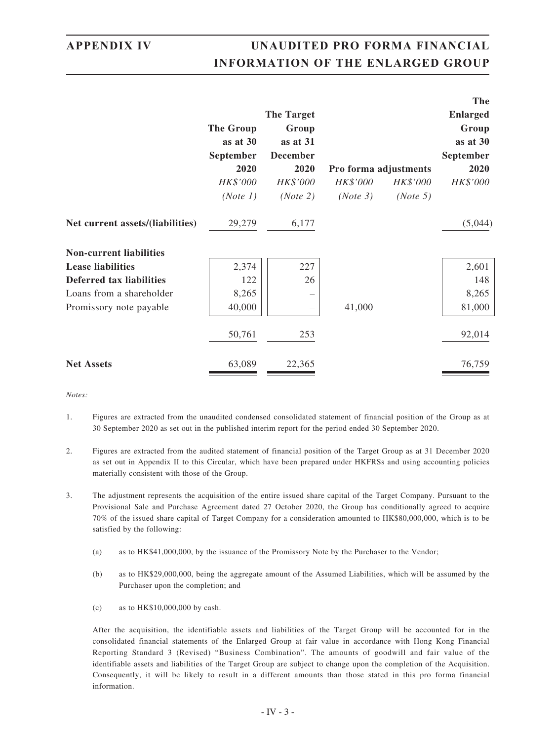| | The Group as at 30 September 2020 | The Target Group as at 31 December 2020 | Pro forma adjustments | | The Enlarged Group as at 30 September 2020 |
|---|---|---|---|---|---|
| | *HK$'000* | *HK$'000* | *HK$'000* | *HK$'000* | *HK$'000* |
| | *(Note 1)* | *(Note 2)* | *(Note 3)* | *(Note 5)* | |
| **Net current assets/(liabilities)** | 29,279 | 6,177 | | | (5,044) |
| **Non-current liabilities** | | | | | |
| **Lease liabilities** | 2,374 | 227 | | | 2,601 |
| **Deferred tax liabilities** | 122 | 26 | | | 148 |
| Loans from a shareholder | 8,265 | – | | | 8,265 |
| Promissory note payable | 40,000 | – | 41,000 | | 81,000 |
| | 50,761 | 253 | | | 92,014 |
| **Net Assets** | 63,089 | 22,365 | | | 76,759 |

*Notes:*

1. Figures are extracted from the unaudited condensed consolidated statement of financial position of the Group as at 30 September 2020 as set out in the published interim report for the period ended 30 September 2020.

2. Figures are extracted from the audited statement of financial position of the Target Group as at 31 December 2020 as set out in Appendix II to this Circular, which have been prepared under HKFRSs and using accounting policies materially consistent with those of the Group.

3. The adjustment represents the acquisition of the entire issued share capital of the Target Company. Pursuant to the Provisional Sale and Purchase Agreement dated 27 October 2020, the Group has conditionally agreed to acquire 70% of the issued share capital of Target Company for a consideration amounted to HK$80,000,000, which is to be satisfied by the following:

   (a) as to HK$41,000,000, by the issuance of the Promissory Note by the Purchaser to the Vendor;

   (b) as to HK$29,000,000, being the aggregate amount of the Assumed Liabilities, which will be assumed by the Purchaser upon the completion; and

   (c) as to HK$10,000,000 by cash.

   After the acquisition, the identifiable assets and liabilities of the Target Group will be accounted for in the consolidated financial statements of the Enlarged Group at fair value in accordance with Hong Kong Financial Reporting Standard 3 (Revised) "Business Combination". The amounts of goodwill and fair value of the identifiable assets and liabilities of the Target Group are subject to change upon the completion of the Acquisition. Consequently, it will be likely to result in a different amounts than those stated in this pro forma financial information.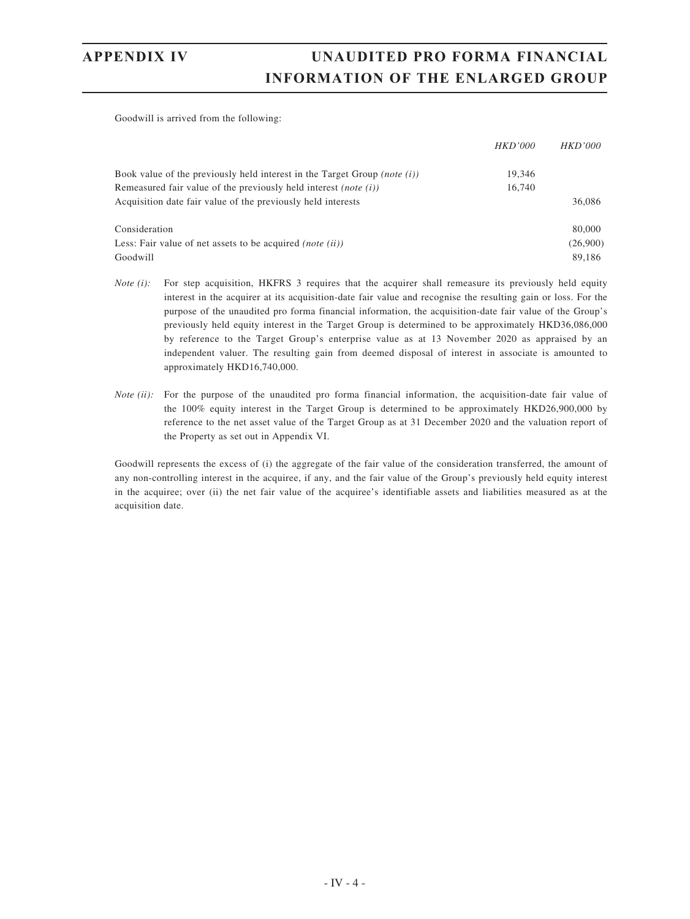Goodwill is arrived from the following:

| | *HKD'000* | *HKD'000* |
|---|---|---|
| Book value of the previously held interest in the Target Group *(note (i))* | 19,346 | |
| Remeasured fair value of the previously held interest *(note (i))* | 16,740 | |
| Acquisition date fair value of the previously held interests | | 36,086 |
| | | |
| Consideration | | 80,000 |
| Less: Fair value of net assets to be acquired *(note (ii))* | | (26,900) |
| Goodwill | | 89,186 |

*Note (i):* For step acquisition, HKFRS 3 requires that the acquirer shall remeasure its previously held equity interest in the acquirer at its acquisition-date fair value and recognise the resulting gain or loss. For the purpose of the unaudited pro forma financial information, the acquisition-date fair value of the Group's previously held equity interest in the Target Group is determined to be approximately HKD36,086,000 by reference to the Target Group's enterprise value as at 13 November 2020 as appraised by an independent valuer. The resulting gain from deemed disposal of interest in associate is amounted to approximately HKD16,740,000.

*Note (ii):* For the purpose of the unaudited pro forma financial information, the acquisition-date fair value of the 100% equity interest in the Target Group is determined to be approximately HKD26,900,000 by reference to the net asset value of the Target Group as at 31 December 2020 and the valuation report of the Property as set out in Appendix VI.

Goodwill represents the excess of (i) the aggregate of the fair value of the consideration transferred, the amount of any non-controlling interest in the acquiree, if any, and the fair value of the Group's previously held equity interest in the acquiree; over (ii) the net fair value of the acquiree's identifiable assets and liabilities measured as at the acquisition date.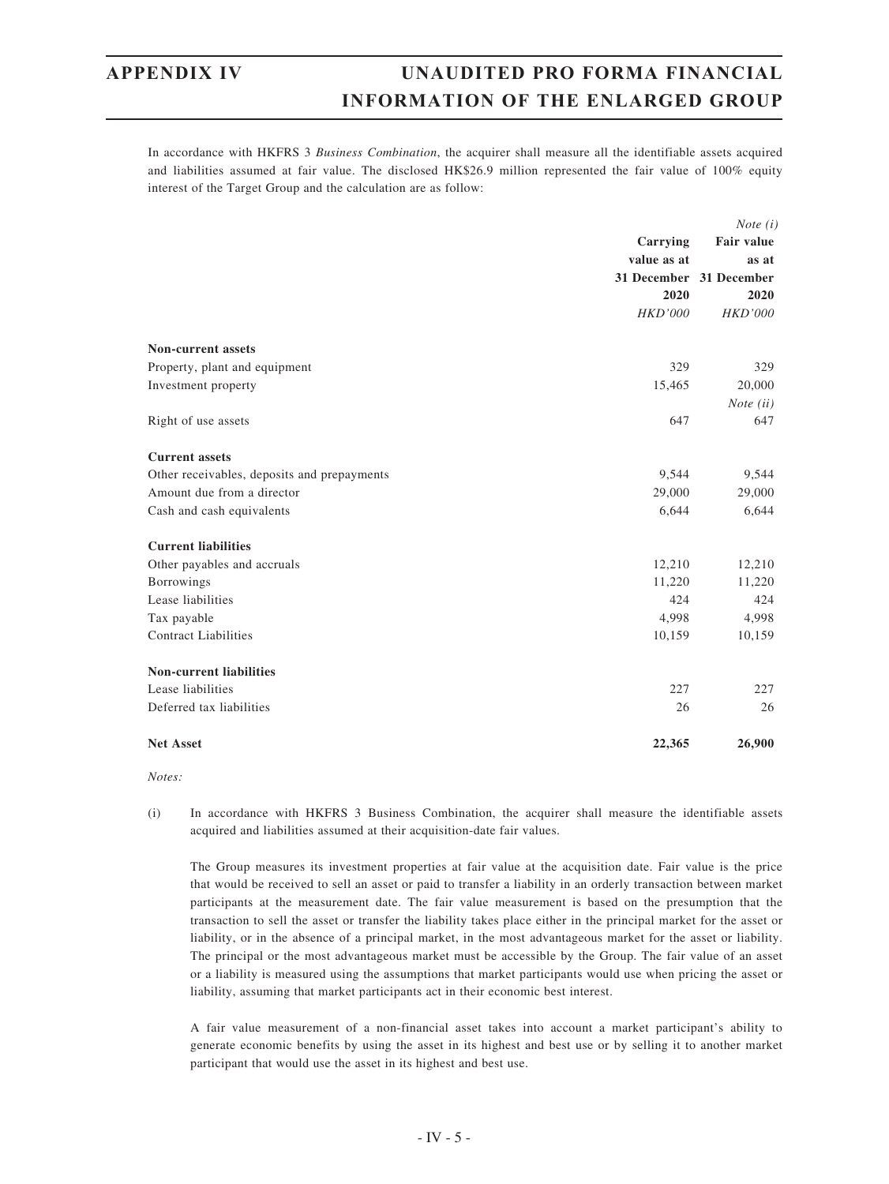In accordance with HKFRS 3 *Business Combination*, the acquirer shall measure all the identifiable assets acquired and liabilities assumed at fair value. The disclosed HK$26.9 million represented the fair value of 100% equity interest of the Target Group and the calculation are as follow:

| | Carrying value as at 31 December 2020 | *Note (i)* Fair value as at 31 December 2020 |
|---|---|---|
| | *HKD'000* | *HKD'000* |
| **Non-current assets** | | |
| Property, plant and equipment | 329 | 329 |
| Investment property | 15,465 | 20,000 *Note (ii)* |
| Right of use assets | 647 | 647 |
| **Current assets** | | |
| Other receivables, deposits and prepayments | 9,544 | 9,544 |
| Amount due from a director | 29,000 | 29,000 |
| Cash and cash equivalents | 6,644 | 6,644 |
| **Current liabilities** | | |
| Other payables and accruals | 12,210 | 12,210 |
| Borrowings | 11,220 | 11,220 |
| Lease liabilities | 424 | 424 |
| Tax payable | 4,998 | 4,998 |
| Contract Liabilities | 10,159 | 10,159 |
| **Non-current liabilities** | | |
| Lease liabilities | 227 | 227 |
| Deferred tax liabilities | 26 | 26 |
| **Net Asset** | **22,365** | **26,900** |

*Notes:*

(i) In accordance with HKFRS 3 Business Combination, the acquirer shall measure the identifiable assets acquired and liabilities assumed at their acquisition-date fair values.

The Group measures its investment properties at fair value at the acquisition date. Fair value is the price that would be received to sell an asset or paid to transfer a liability in an orderly transaction between market participants at the measurement date. The fair value measurement is based on the presumption that the transaction to sell the asset or transfer the liability takes place either in the principal market for the asset or liability, or in the absence of a principal market, in the most advantageous market for the asset or liability. The principal or the most advantageous market must be accessible by the Group. The fair value of an asset or a liability is measured using the assumptions that market participants would use when pricing the asset or liability, assuming that market participants act in their economic best interest.

A fair value measurement of a non-financial asset takes into account a market participant's ability to generate economic benefits by using the asset in its highest and best use or by selling it to another market participant that would use the asset in its highest and best use.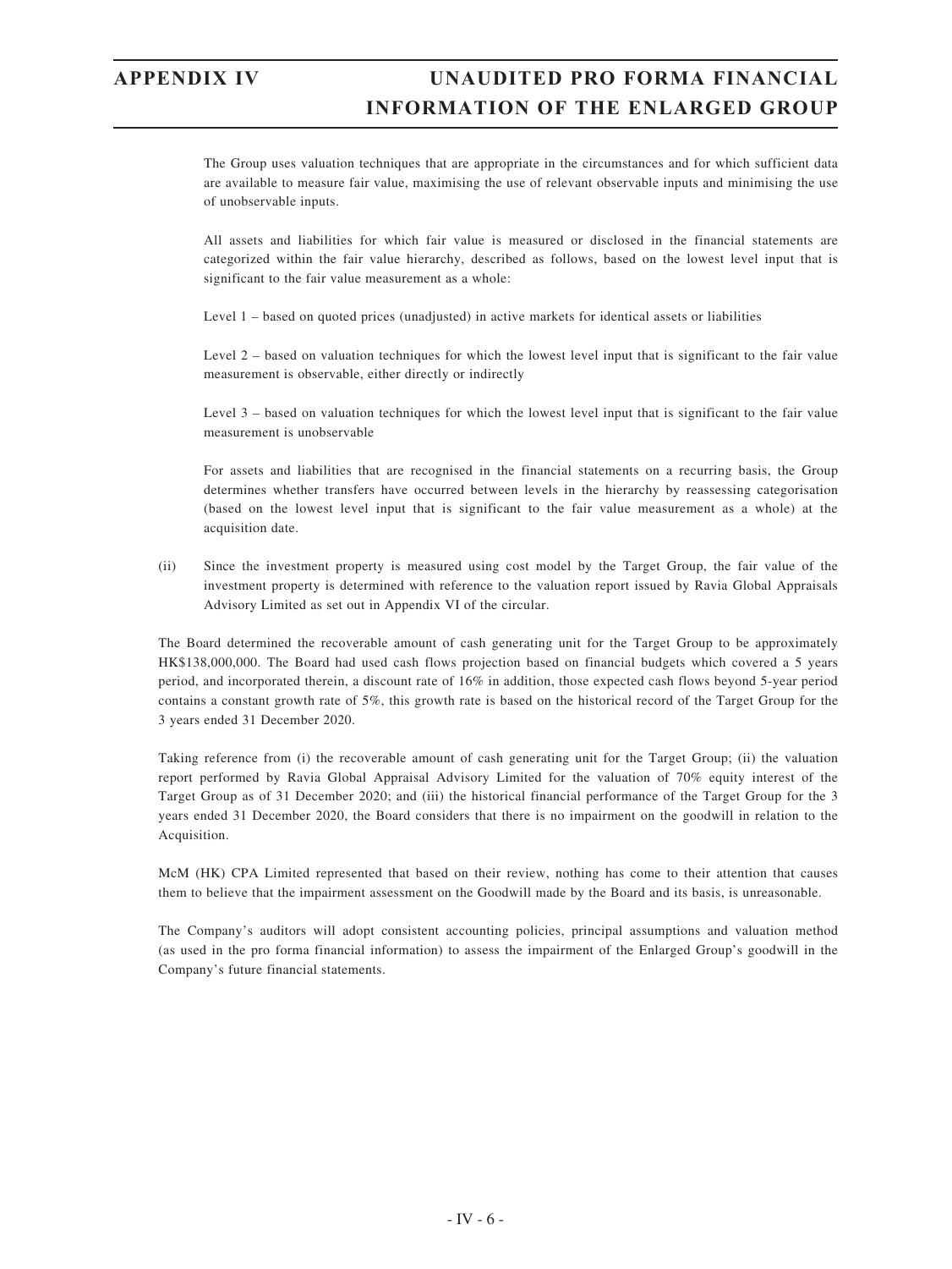The Group uses valuation techniques that are appropriate in the circumstances and for which sufficient data are available to measure fair value, maximising the use of relevant observable inputs and minimising the use of unobservable inputs.

All assets and liabilities for which fair value is measured or disclosed in the financial statements are categorized within the fair value hierarchy, described as follows, based on the lowest level input that is significant to the fair value measurement as a whole:

Level 1 – based on quoted prices (unadjusted) in active markets for identical assets or liabilities

Level 2 – based on valuation techniques for which the lowest level input that is significant to the fair value measurement is observable, either directly or indirectly

Level 3 – based on valuation techniques for which the lowest level input that is significant to the fair value measurement is unobservable

For assets and liabilities that are recognised in the financial statements on a recurring basis, the Group determines whether transfers have occurred between levels in the hierarchy by reassessing categorisation (based on the lowest level input that is significant to the fair value measurement as a whole) at the acquisition date.

(ii) Since the investment property is measured using cost model by the Target Group, the fair value of the investment property is determined with reference to the valuation report issued by Ravia Global Appraisals Advisory Limited as set out in Appendix VI of the circular.

The Board determined the recoverable amount of cash generating unit for the Target Group to be approximately HK$138,000,000. The Board had used cash flows projection based on financial budgets which covered a 5 years period, and incorporated therein, a discount rate of 16% in addition, those expected cash flows beyond 5-year period contains a constant growth rate of 5%, this growth rate is based on the historical record of the Target Group for the 3 years ended 31 December 2020.

Taking reference from (i) the recoverable amount of cash generating unit for the Target Group; (ii) the valuation report performed by Ravia Global Appraisal Advisory Limited for the valuation of 70% equity interest of the Target Group as of 31 December 2020; and (iii) the historical financial performance of the Target Group for the 3 years ended 31 December 2020, the Board considers that there is no impairment on the goodwill in relation to the Acquisition.

McM (HK) CPA Limited represented that based on their review, nothing has come to their attention that causes them to believe that the impairment assessment on the Goodwill made by the Board and its basis, is unreasonable.

The Company's auditors will adopt consistent accounting policies, principal assumptions and valuation method (as used in the pro forma financial information) to assess the impairment of the Enlarged Group's goodwill in the Company's future financial statements.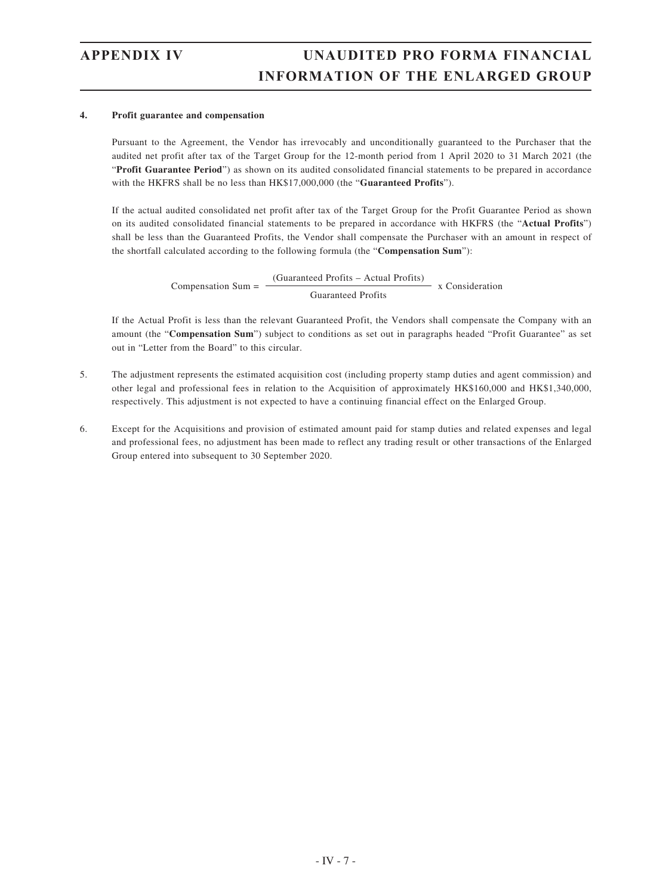4. **Profit guarantee and compensation**

Pursuant to the Agreement, the Vendor has irrevocably and unconditionally guaranteed to the Purchaser that the audited net profit after tax of the Target Group for the 12-month period from 1 April 2020 to 31 March 2021 (the "**Profit Guarantee Period**") as shown on its audited consolidated financial statements to be prepared in accordance with the HKFRS shall be no less than HK$17,000,000 (the "**Guaranteed Profits**").

If the actual audited consolidated net profit after tax of the Target Group for the Profit Guarantee Period as shown on its audited consolidated financial statements to be prepared in accordance with HKFRS (the "**Actual Profits**") shall be less than the Guaranteed Profits, the Vendor shall compensate the Purchaser with an amount in respect of the shortfall calculated according to the following formula (the "**Compensation Sum**"):

$$\text{Compensation Sum} = \frac{(\text{Guaranteed Profits} - \text{Actual Profits})}{\text{Guaranteed Profits}} \times \text{Consideration}$$

If the Actual Profit is less than the relevant Guaranteed Profit, the Vendors shall compensate the Company with an amount (the "**Compensation Sum**") subject to conditions as set out in paragraphs headed "Profit Guarantee" as set out in "Letter from the Board" to this circular.

5. The adjustment represents the estimated acquisition cost (including property stamp duties and agent commission) and other legal and professional fees in relation to the Acquisition of approximately HK$160,000 and HK$1,340,000, respectively. This adjustment is not expected to have a continuing financial effect on the Enlarged Group.

6. Except for the Acquisitions and provision of estimated amount paid for stamp duties and related expenses and legal and professional fees, no adjustment has been made to reflect any trading result or other transactions of the Enlarged Group entered into subsequent to 30 September 2020.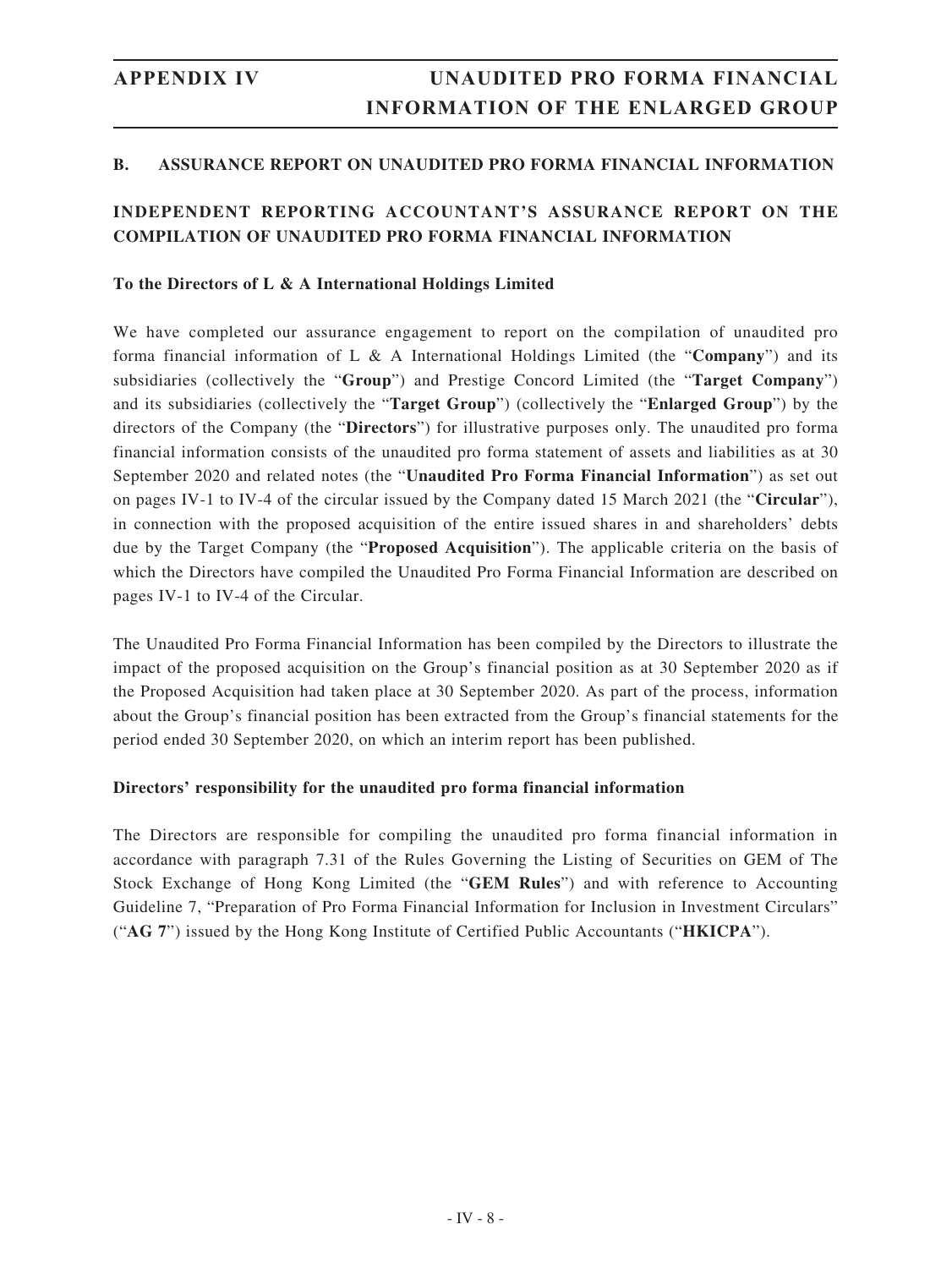## B. ASSURANCE REPORT ON UNAUDITED PRO FORMA FINANCIAL INFORMATION

### INDEPENDENT REPORTING ACCOUNTANT'S ASSURANCE REPORT ON THE COMPILATION OF UNAUDITED PRO FORMA FINANCIAL INFORMATION

**To the Directors of L & A International Holdings Limited**

We have completed our assurance engagement to report on the compilation of unaudited pro forma financial information of L & A International Holdings Limited (the "**Company**") and its subsidiaries (collectively the "**Group**") and Prestige Concord Limited (the "**Target Company**") and its subsidiaries (collectively the "**Target Group**") (collectively the "**Enlarged Group**") by the directors of the Company (the "**Directors**") for illustrative purposes only. The unaudited pro forma financial information consists of the unaudited pro forma statement of assets and liabilities as at 30 September 2020 and related notes (the "**Unaudited Pro Forma Financial Information**") as set out on pages IV-1 to IV-4 of the circular issued by the Company dated 15 March 2021 (the "**Circular**"), in connection with the proposed acquisition of the entire issued shares in and shareholders' debts due by the Target Company (the "**Proposed Acquisition**"). The applicable criteria on the basis of which the Directors have compiled the Unaudited Pro Forma Financial Information are described on pages IV-1 to IV-4 of the Circular.

The Unaudited Pro Forma Financial Information has been compiled by the Directors to illustrate the impact of the proposed acquisition on the Group's financial position as at 30 September 2020 as if the Proposed Acquisition had taken place at 30 September 2020. As part of the process, information about the Group's financial position has been extracted from the Group's financial statements for the period ended 30 September 2020, on which an interim report has been published.

**Directors' responsibility for the unaudited pro forma financial information**

The Directors are responsible for compiling the unaudited pro forma financial information in accordance with paragraph 7.31 of the Rules Governing the Listing of Securities on GEM of The Stock Exchange of Hong Kong Limited (the "**GEM Rules**") and with reference to Accounting Guideline 7, "Preparation of Pro Forma Financial Information for Inclusion in Investment Circulars" ("**AG 7**") issued by the Hong Kong Institute of Certified Public Accountants ("**HKICPA**").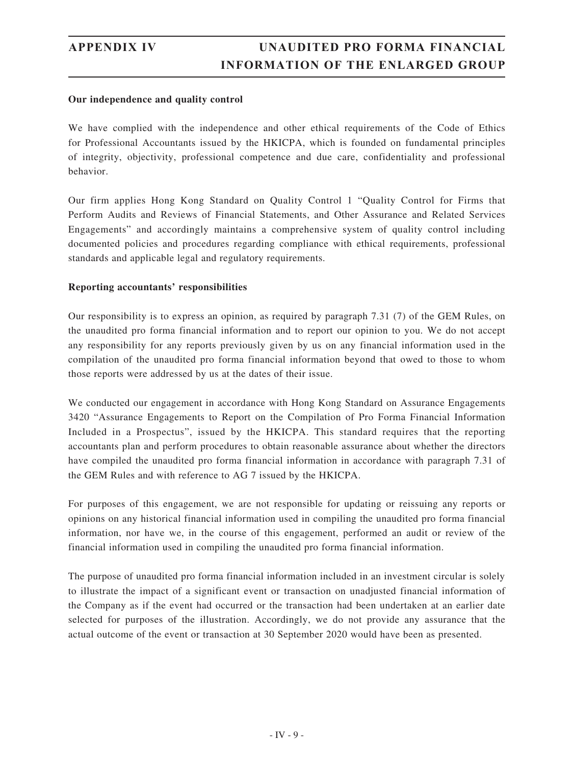**Our independence and quality control**

We have complied with the independence and other ethical requirements of the Code of Ethics for Professional Accountants issued by the HKICPA, which is founded on fundamental principles of integrity, objectivity, professional competence and due care, confidentiality and professional behavior.

Our firm applies Hong Kong Standard on Quality Control 1 "Quality Control for Firms that Perform Audits and Reviews of Financial Statements, and Other Assurance and Related Services Engagements" and accordingly maintains a comprehensive system of quality control including documented policies and procedures regarding compliance with ethical requirements, professional standards and applicable legal and regulatory requirements.

**Reporting accountants' responsibilities**

Our responsibility is to express an opinion, as required by paragraph 7.31 (7) of the GEM Rules, on the unaudited pro forma financial information and to report our opinion to you. We do not accept any responsibility for any reports previously given by us on any financial information used in the compilation of the unaudited pro forma financial information beyond that owed to those to whom those reports were addressed by us at the dates of their issue.

We conducted our engagement in accordance with Hong Kong Standard on Assurance Engagements 3420 "Assurance Engagements to Report on the Compilation of Pro Forma Financial Information Included in a Prospectus", issued by the HKICPA. This standard requires that the reporting accountants plan and perform procedures to obtain reasonable assurance about whether the directors have compiled the unaudited pro forma financial information in accordance with paragraph 7.31 of the GEM Rules and with reference to AG 7 issued by the HKICPA.

For purposes of this engagement, we are not responsible for updating or reissuing any reports or opinions on any historical financial information used in compiling the unaudited pro forma financial information, nor have we, in the course of this engagement, performed an audit or review of the financial information used in compiling the unaudited pro forma financial information.

The purpose of unaudited pro forma financial information included in an investment circular is solely to illustrate the impact of a significant event or transaction on unadjusted financial information of the Company as if the event had occurred or the transaction had been undertaken at an earlier date selected for purposes of the illustration. Accordingly, we do not provide any assurance that the actual outcome of the event or transaction at 30 September 2020 would have been as presented.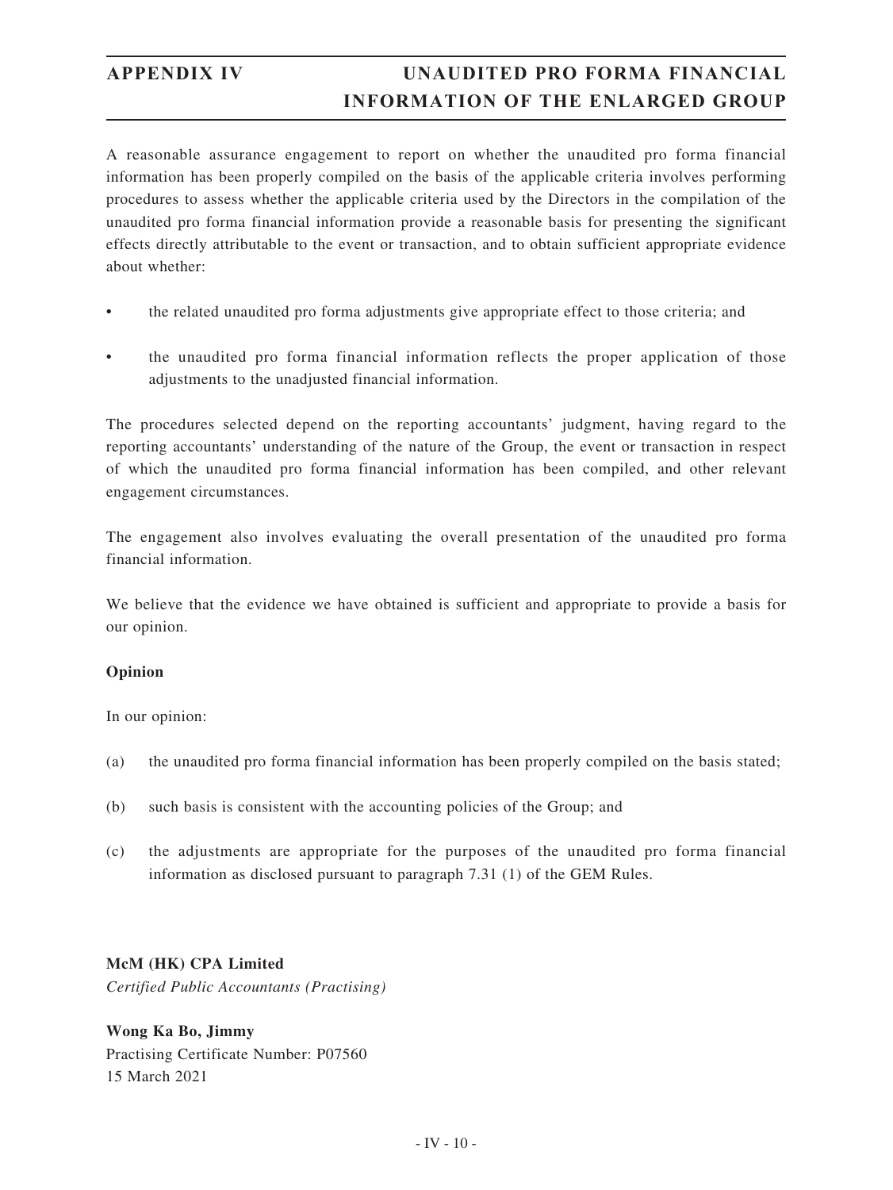A reasonable assurance engagement to report on whether the unaudited pro forma financial information has been properly compiled on the basis of the applicable criteria involves performing procedures to assess whether the applicable criteria used by the Directors in the compilation of the unaudited pro forma financial information provide a reasonable basis for presenting the significant effects directly attributable to the event or transaction, and to obtain sufficient appropriate evidence about whether:

- the related unaudited pro forma adjustments give appropriate effect to those criteria; and
- the unaudited pro forma financial information reflects the proper application of those adjustments to the unadjusted financial information.

The procedures selected depend on the reporting accountants' judgment, having regard to the reporting accountants' understanding of the nature of the Group, the event or transaction in respect of which the unaudited pro forma financial information has been compiled, and other relevant engagement circumstances.

The engagement also involves evaluating the overall presentation of the unaudited pro forma financial information.

We believe that the evidence we have obtained is sufficient and appropriate to provide a basis for our opinion.

**Opinion**

In our opinion:

(a) the unaudited pro forma financial information has been properly compiled on the basis stated;

(b) such basis is consistent with the accounting policies of the Group; and

(c) the adjustments are appropriate for the purposes of the unaudited pro forma financial information as disclosed pursuant to paragraph 7.31 (1) of the GEM Rules.

**McM (HK) CPA Limited**
*Certified Public Accountants (Practising)*

**Wong Ka Bo, Jimmy**
Practising Certificate Number: P07560
15 March 2021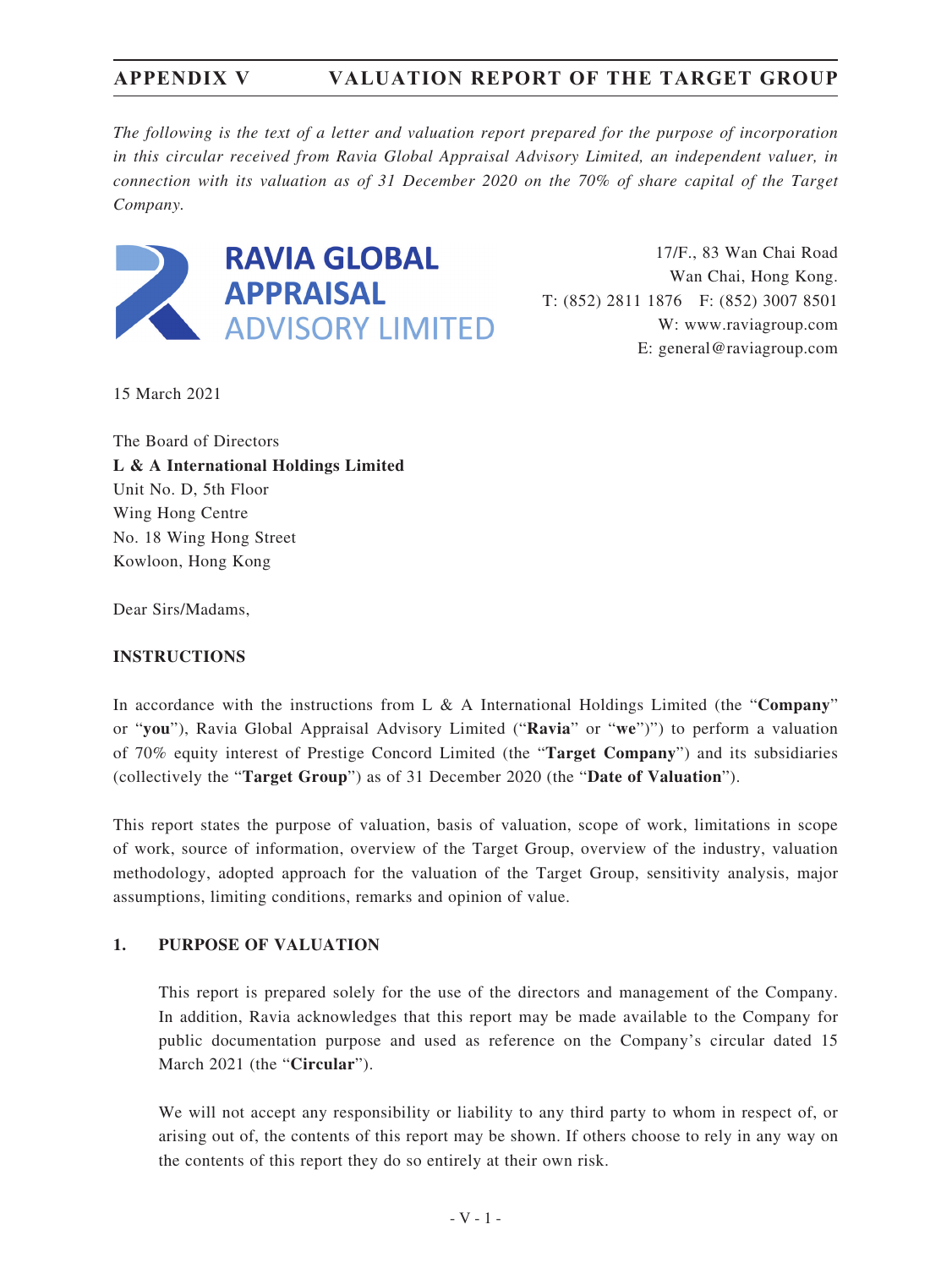*The following is the text of a letter and valuation report prepared for the purpose of incorporation in this circular received from Ravia Global Appraisal Advisory Limited, an independent valuer, in connection with its valuation as of 31 December 2020 on the 70% of share capital of the Target Company.*

**RAVIA GLOBAL APPRAISAL ADVISORY LIMITED**

17/F., 83 Wan Chai Road
Wan Chai, Hong Kong.
T: (852) 2811 1876 F: (852) 3007 8501
W: www.raviagroup.com
E: general@raviagroup.com

15 March 2021

The Board of Directors
**L & A International Holdings Limited**
Unit No. D, 5th Floor
Wing Hong Centre
No. 18 Wing Hong Street
Kowloon, Hong Kong

Dear Sirs/Madams,

**INSTRUCTIONS**

In accordance with the instructions from L & A International Holdings Limited (the "**Company**" or "**you**"), Ravia Global Appraisal Advisory Limited ("**Ravia**" or "**we**")") to perform a valuation of 70% equity interest of Prestige Concord Limited (the "**Target Company**") and its subsidiaries (collectively the "**Target Group**") as of 31 December 2020 (the "**Date of Valuation**").

This report states the purpose of valuation, basis of valuation, scope of work, limitations in scope of work, source of information, overview of the Target Group, overview of the industry, valuation methodology, adopted approach for the valuation of the Target Group, sensitivity analysis, major assumptions, limiting conditions, remarks and opinion of value.

**1. PURPOSE OF VALUATION**

This report is prepared solely for the use of the directors and management of the Company. In addition, Ravia acknowledges that this report may be made available to the Company for public documentation purpose and used as reference on the Company's circular dated 15 March 2021 (the "**Circular**").

We will not accept any responsibility or liability to any third party to whom in respect of, or arising out of, the contents of this report may be shown. If others choose to rely in any way on the contents of this report they do so entirely at their own risk.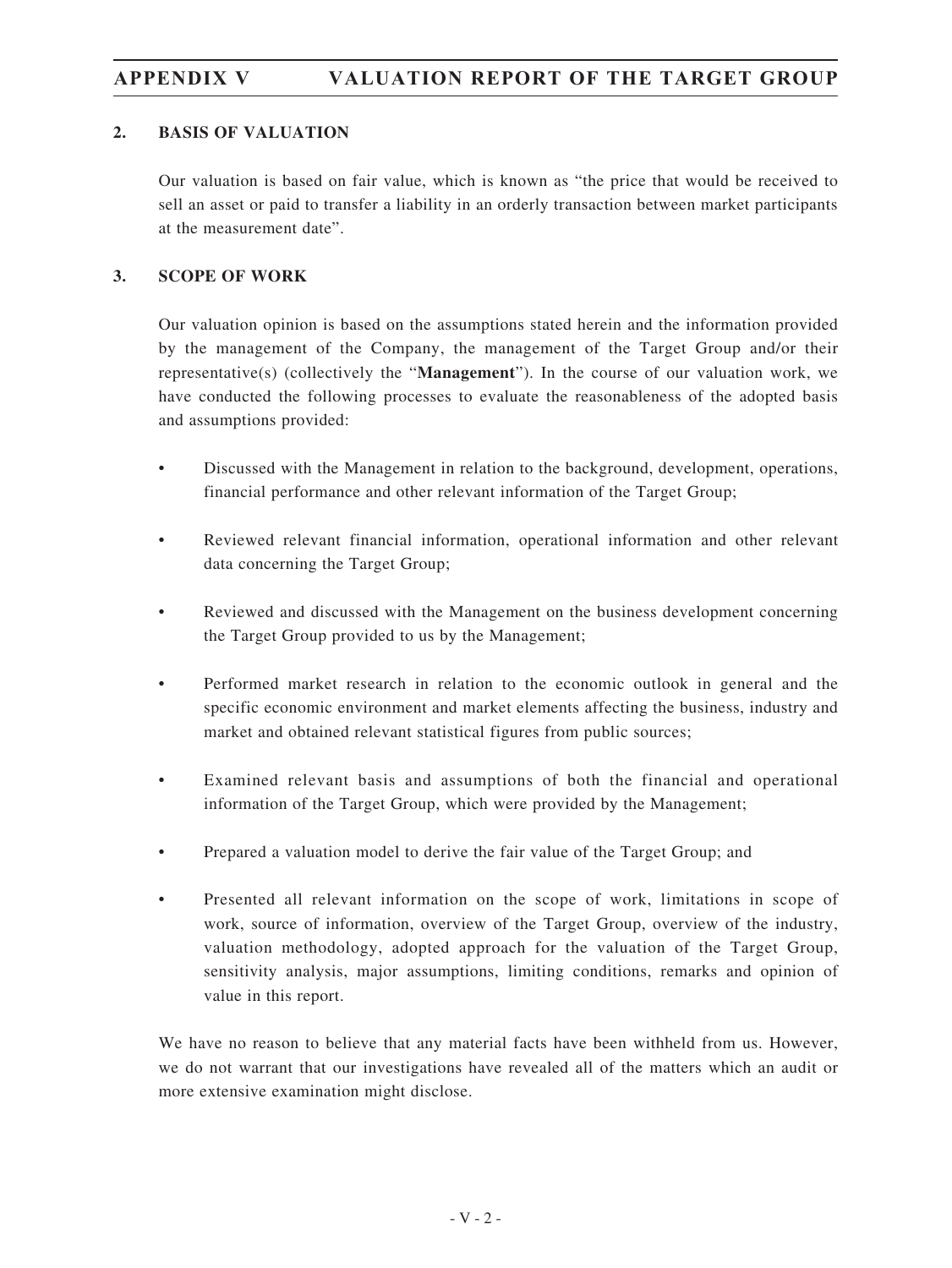## 2. BASIS OF VALUATION

Our valuation is based on fair value, which is known as "the price that would be received to sell an asset or paid to transfer a liability in an orderly transaction between market participants at the measurement date".

## 3. SCOPE OF WORK

Our valuation opinion is based on the assumptions stated herein and the information provided by the management of the Company, the management of the Target Group and/or their representative(s) (collectively the "**Management**"). In the course of our valuation work, we have conducted the following processes to evaluate the reasonableness of the adopted basis and assumptions provided:

- Discussed with the Management in relation to the background, development, operations, financial performance and other relevant information of the Target Group;
- Reviewed relevant financial information, operational information and other relevant data concerning the Target Group;
- Reviewed and discussed with the Management on the business development concerning the Target Group provided to us by the Management;
- Performed market research in relation to the economic outlook in general and the specific economic environment and market elements affecting the business, industry and market and obtained relevant statistical figures from public sources;
- Examined relevant basis and assumptions of both the financial and operational information of the Target Group, which were provided by the Management;
- Prepared a valuation model to derive the fair value of the Target Group; and
- Presented all relevant information on the scope of work, limitations in scope of work, source of information, overview of the Target Group, overview of the industry, valuation methodology, adopted approach for the valuation of the Target Group, sensitivity analysis, major assumptions, limiting conditions, remarks and opinion of value in this report.

We have no reason to believe that any material facts have been withheld from us. However, we do not warrant that our investigations have revealed all of the matters which an audit or more extensive examination might disclose.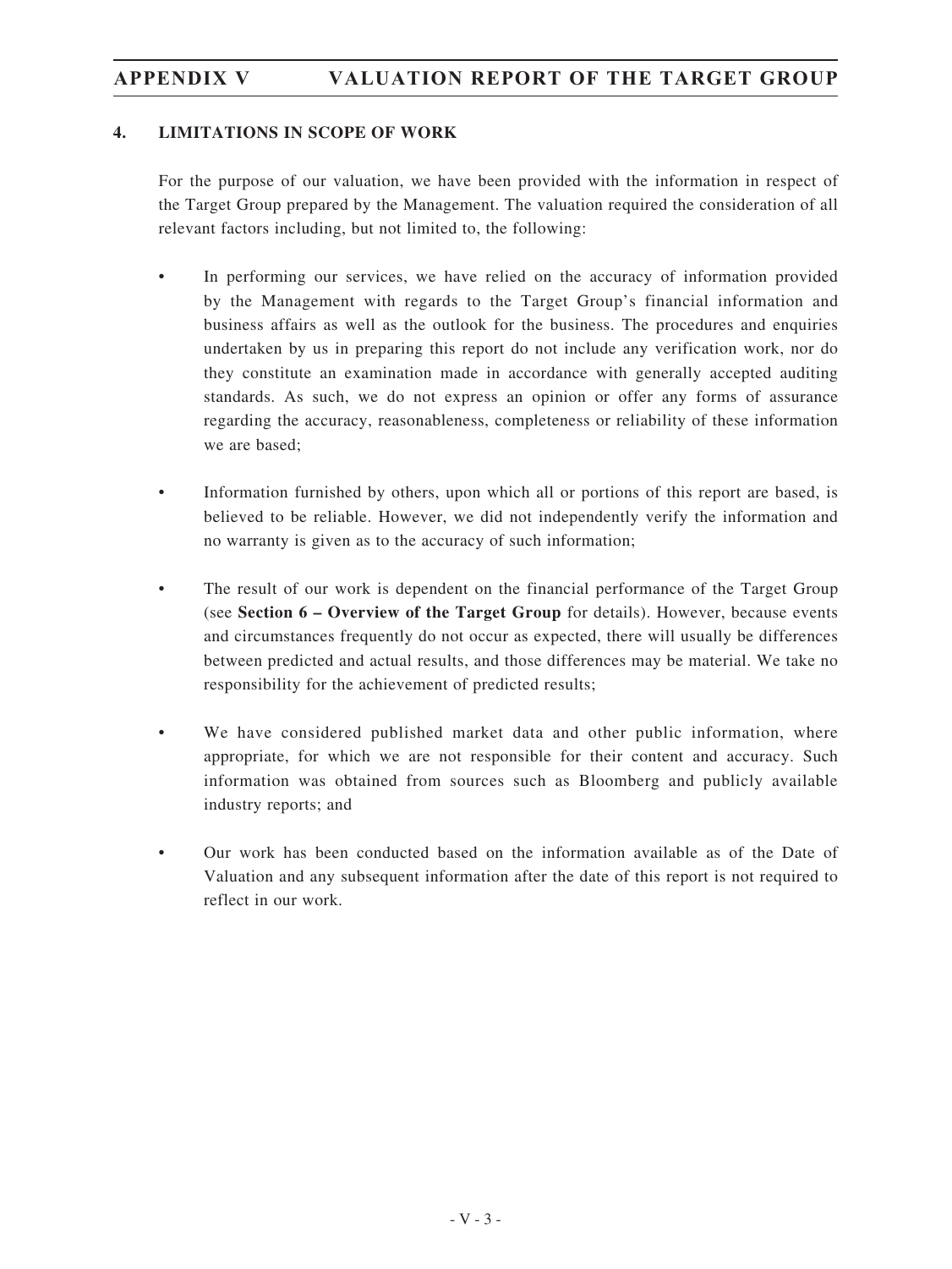## 4. LIMITATIONS IN SCOPE OF WORK

For the purpose of our valuation, we have been provided with the information in respect of the Target Group prepared by the Management. The valuation required the consideration of all relevant factors including, but not limited to, the following:

- In performing our services, we have relied on the accuracy of information provided by the Management with regards to the Target Group's financial information and business affairs as well as the outlook for the business. The procedures and enquiries undertaken by us in preparing this report do not include any verification work, nor do they constitute an examination made in accordance with generally accepted auditing standards. As such, we do not express an opinion or offer any forms of assurance regarding the accuracy, reasonableness, completeness or reliability of these information we are based;

- Information furnished by others, upon which all or portions of this report are based, is believed to be reliable. However, we did not independently verify the information and no warranty is given as to the accuracy of such information;

- The result of our work is dependent on the financial performance of the Target Group (see **Section 6 – Overview of the Target Group** for details). However, because events and circumstances frequently do not occur as expected, there will usually be differences between predicted and actual results, and those differences may be material. We take no responsibility for the achievement of predicted results;

- We have considered published market data and other public information, where appropriate, for which we are not responsible for their content and accuracy. Such information was obtained from sources such as Bloomberg and publicly available industry reports; and

- Our work has been conducted based on the information available as of the Date of Valuation and any subsequent information after the date of this report is not required to reflect in our work.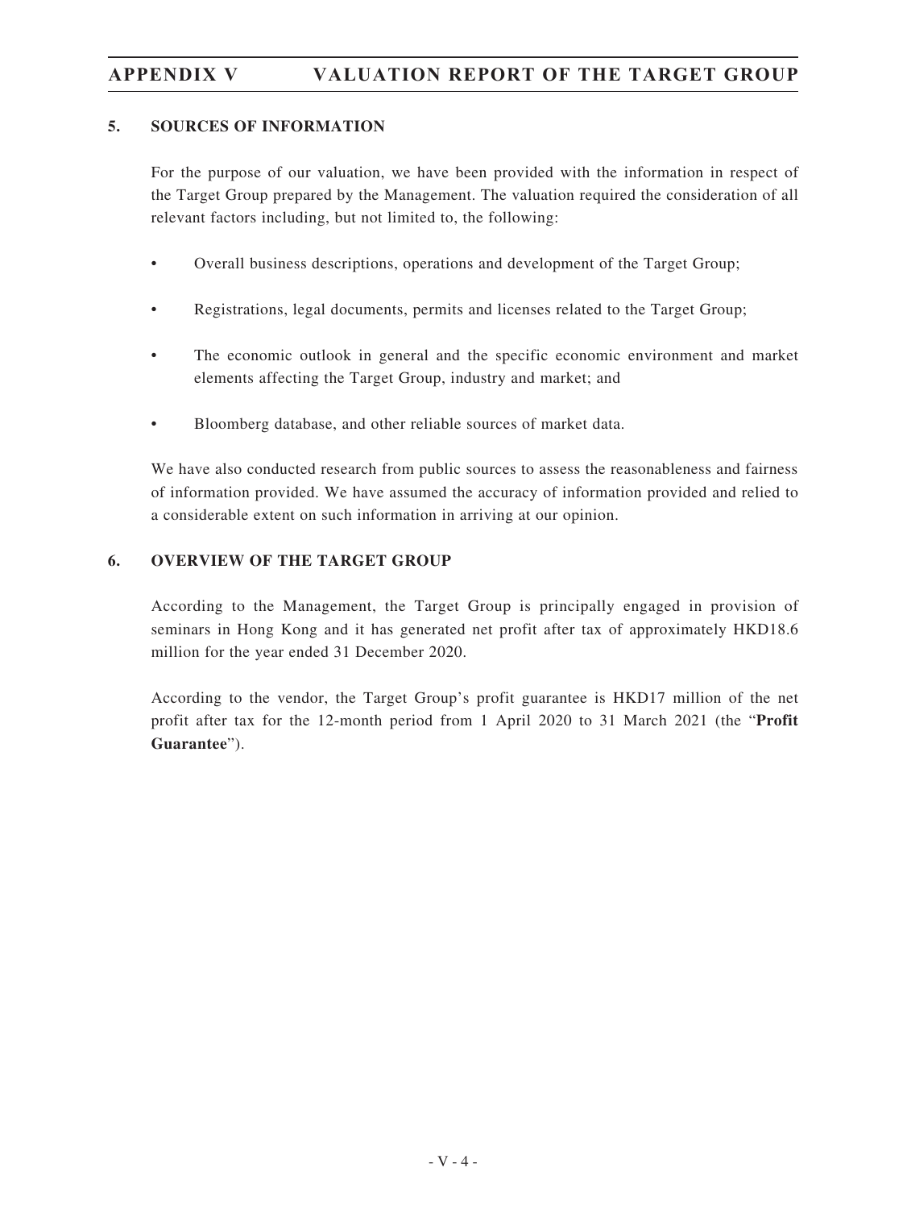## 5. SOURCES OF INFORMATION

For the purpose of our valuation, we have been provided with the information in respect of the Target Group prepared by the Management. The valuation required the consideration of all relevant factors including, but not limited to, the following:

- Overall business descriptions, operations and development of the Target Group;
- Registrations, legal documents, permits and licenses related to the Target Group;
- The economic outlook in general and the specific economic environment and market elements affecting the Target Group, industry and market; and
- Bloomberg database, and other reliable sources of market data.

We have also conducted research from public sources to assess the reasonableness and fairness of information provided. We have assumed the accuracy of information provided and relied to a considerable extent on such information in arriving at our opinion.

## 6. OVERVIEW OF THE TARGET GROUP

According to the Management, the Target Group is principally engaged in provision of seminars in Hong Kong and it has generated net profit after tax of approximately HKD18.6 million for the year ended 31 December 2020.

According to the vendor, the Target Group's profit guarantee is HKD17 million of the net profit after tax for the 12-month period from 1 April 2020 to 31 March 2021 (the "**Profit Guarantee**").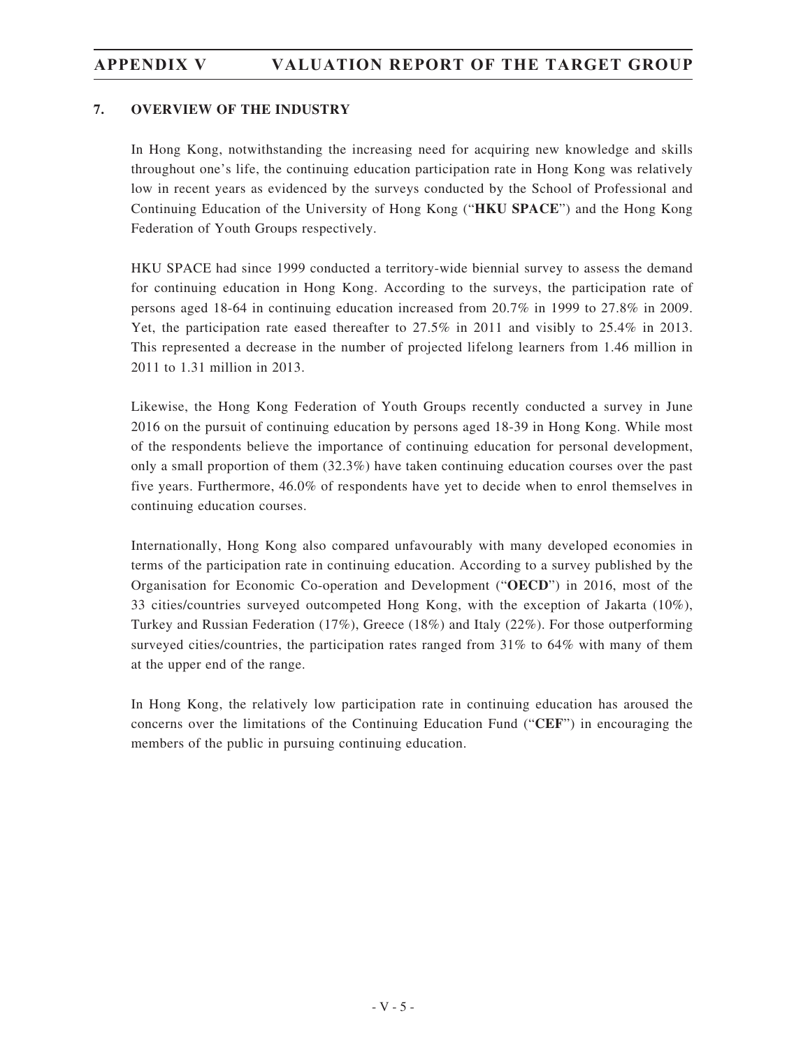## 7. OVERVIEW OF THE INDUSTRY

In Hong Kong, notwithstanding the increasing need for acquiring new knowledge and skills throughout one's life, the continuing education participation rate in Hong Kong was relatively low in recent years as evidenced by the surveys conducted by the School of Professional and Continuing Education of the University of Hong Kong ("**HKU SPACE**") and the Hong Kong Federation of Youth Groups respectively.

HKU SPACE had since 1999 conducted a territory-wide biennial survey to assess the demand for continuing education in Hong Kong. According to the surveys, the participation rate of persons aged 18-64 in continuing education increased from 20.7% in 1999 to 27.8% in 2009. Yet, the participation rate eased thereafter to 27.5% in 2011 and visibly to 25.4% in 2013. This represented a decrease in the number of projected lifelong learners from 1.46 million in 2011 to 1.31 million in 2013.

Likewise, the Hong Kong Federation of Youth Groups recently conducted a survey in June 2016 on the pursuit of continuing education by persons aged 18-39 in Hong Kong. While most of the respondents believe the importance of continuing education for personal development, only a small proportion of them (32.3%) have taken continuing education courses over the past five years. Furthermore, 46.0% of respondents have yet to decide when to enrol themselves in continuing education courses.

Internationally, Hong Kong also compared unfavourably with many developed economies in terms of the participation rate in continuing education. According to a survey published by the Organisation for Economic Co-operation and Development ("**OECD**") in 2016, most of the 33 cities/countries surveyed outcompeted Hong Kong, with the exception of Jakarta (10%), Turkey and Russian Federation (17%), Greece (18%) and Italy (22%). For those outperforming surveyed cities/countries, the participation rates ranged from 31% to 64% with many of them at the upper end of the range.

In Hong Kong, the relatively low participation rate in continuing education has aroused the concerns over the limitations of the Continuing Education Fund ("**CEF**") in encouraging the members of the public in pursuing continuing education.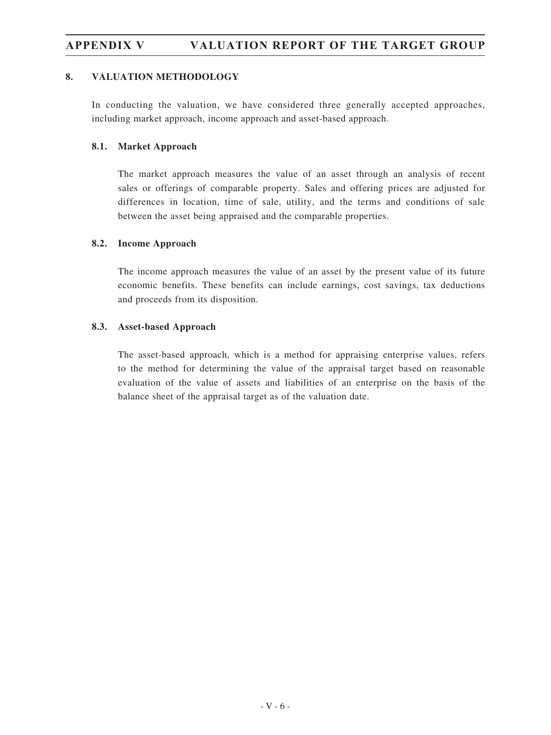## 8. VALUATION METHODOLOGY

In conducting the valuation, we have considered three generally accepted approaches, including market approach, income approach and asset-based approach.

### 8.1. Market Approach

The market approach measures the value of an asset through an analysis of recent sales or offerings of comparable property. Sales and offering prices are adjusted for differences in location, time of sale, utility, and the terms and conditions of sale between the asset being appraised and the comparable properties.

### 8.2. Income Approach

The income approach measures the value of an asset by the present value of its future economic benefits. These benefits can include earnings, cost savings, tax deductions and proceeds from its disposition.

### 8.3. Asset-based Approach

The asset-based approach, which is a method for appraising enterprise values, refers to the method for determining the value of the appraisal target based on reasonable evaluation of the value of assets and liabilities of an enterprise on the basis of the balance sheet of the appraisal target as of the valuation date.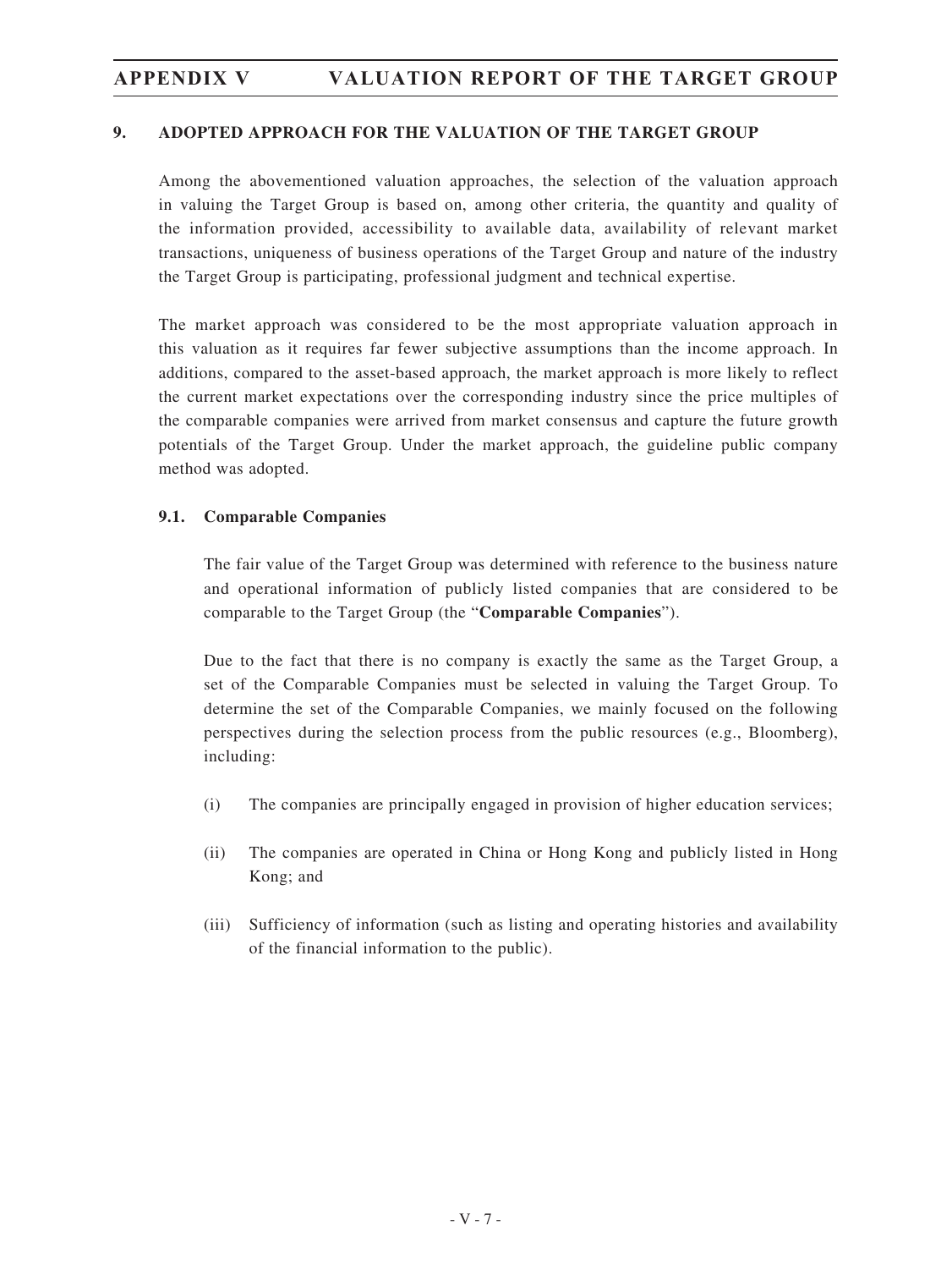## 9. ADOPTED APPROACH FOR THE VALUATION OF THE TARGET GROUP

Among the abovementioned valuation approaches, the selection of the valuation approach in valuing the Target Group is based on, among other criteria, the quantity and quality of the information provided, accessibility to available data, availability of relevant market transactions, uniqueness of business operations of the Target Group and nature of the industry the Target Group is participating, professional judgment and technical expertise.

The market approach was considered to be the most appropriate valuation approach in this valuation as it requires far fewer subjective assumptions than the income approach. In additions, compared to the asset-based approach, the market approach is more likely to reflect the current market expectations over the corresponding industry since the price multiples of the comparable companies were arrived from market consensus and capture the future growth potentials of the Target Group. Under the market approach, the guideline public company method was adopted.

### 9.1. Comparable Companies

The fair value of the Target Group was determined with reference to the business nature and operational information of publicly listed companies that are considered to be comparable to the Target Group (the "**Comparable Companies**").

Due to the fact that there is no company is exactly the same as the Target Group, a set of the Comparable Companies must be selected in valuing the Target Group. To determine the set of the Comparable Companies, we mainly focused on the following perspectives during the selection process from the public resources (e.g., Bloomberg), including:

(i) The companies are principally engaged in provision of higher education services;

(ii) The companies are operated in China or Hong Kong and publicly listed in Hong Kong; and

(iii) Sufficiency of information (such as listing and operating histories and availability of the financial information to the public).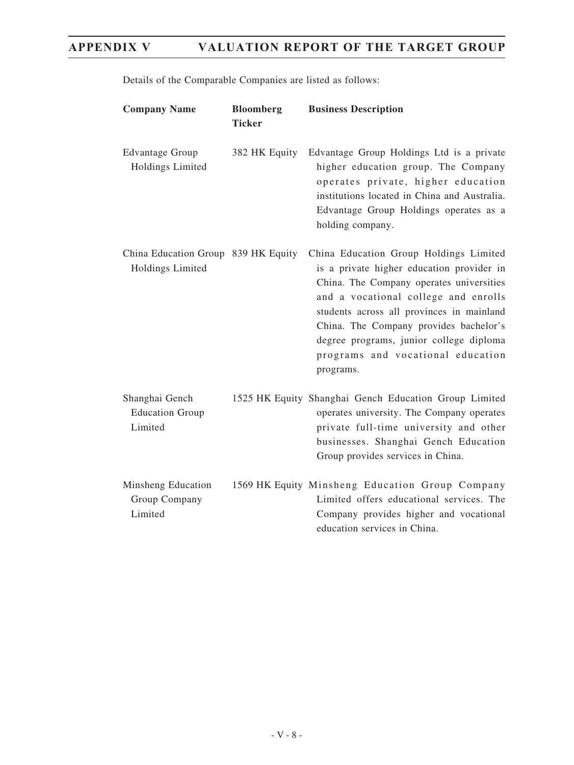Details of the Comparable Companies are listed as follows:

| Company Name | Bloomberg Ticker | Business Description |
| --- | --- | --- |
| Edvantage Group Holdings Limited | 382 HK Equity | Edvantage Group Holdings Ltd is a private higher education group. The Company operates private, higher education institutions located in China and Australia. Edvantage Group Holdings operates as a holding company. |
| China Education Group Holdings Limited | 839 HK Equity | China Education Group Holdings Limited is a private higher education provider in China. The Company operates universities and a vocational college and enrolls students across all provinces in mainland China. The Company provides bachelor's degree programs, junior college diploma programs and vocational education programs. |
| Shanghai Gench Education Group Limited | 1525 HK Equity | Shanghai Gench Education Group Limited operates university. The Company operates private full-time university and other businesses. Shanghai Gench Education Group provides services in China. |
| Minsheng Education Group Company Limited | 1569 HK Equity | Minsheng Education Group Company Limited offers educational services. The Company provides higher and vocational education services in China. |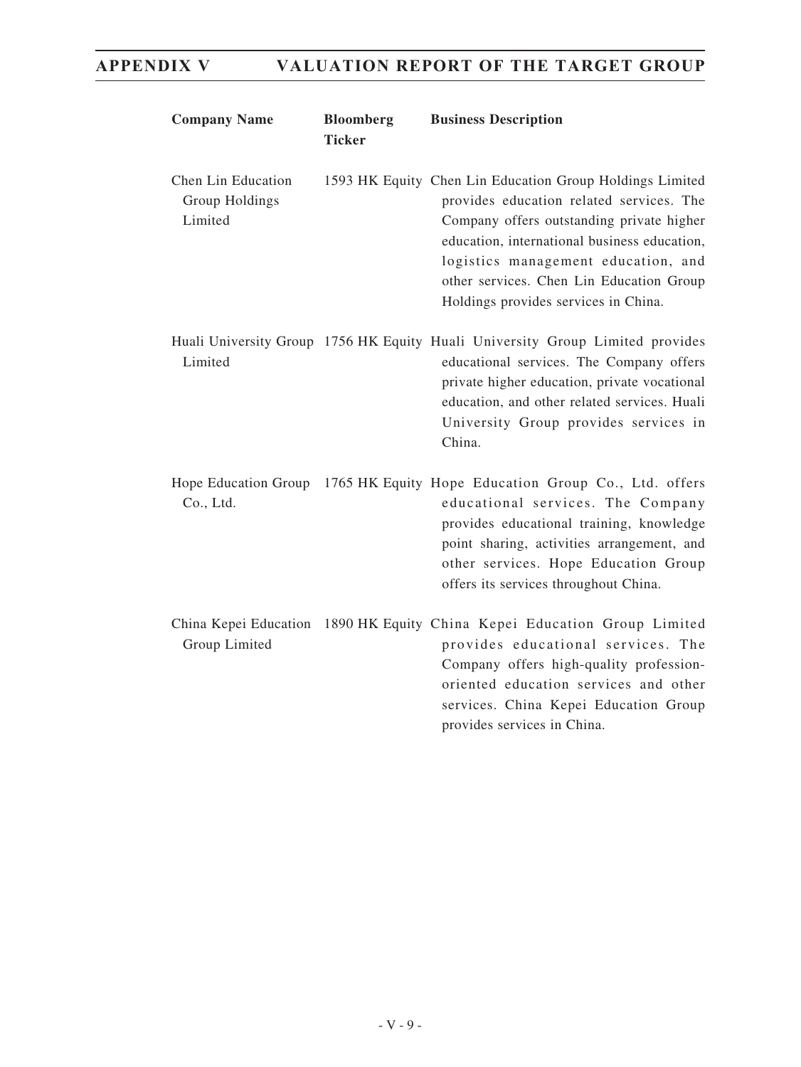| Company Name | Bloomberg Ticker | Business Description |
| --- | --- | --- |
| Chen Lin Education Group Holdings Limited | 1593 HK Equity | Chen Lin Education Group Holdings Limited provides education related services. The Company offers outstanding private higher education, international business education, logistics management education, and other services. Chen Lin Education Group Holdings provides services in China. |
| Huali University Group Limited | 1756 HK Equity | Huali University Group Limited provides educational services. The Company offers private higher education, private vocational education, and other related services. Huali University Group provides services in China. |
| Hope Education Group Co., Ltd. | 1765 HK Equity | Hope Education Group Co., Ltd. offers educational services. The Company provides educational training, knowledge point sharing, activities arrangement, and other services. Hope Education Group offers its services throughout China. |
| China Kepei Education Group Limited | 1890 HK Equity | China Kepei Education Group Limited provides educational services. The Company offers high-quality profession-oriented education services and other services. China Kepei Education Group provides services in China. |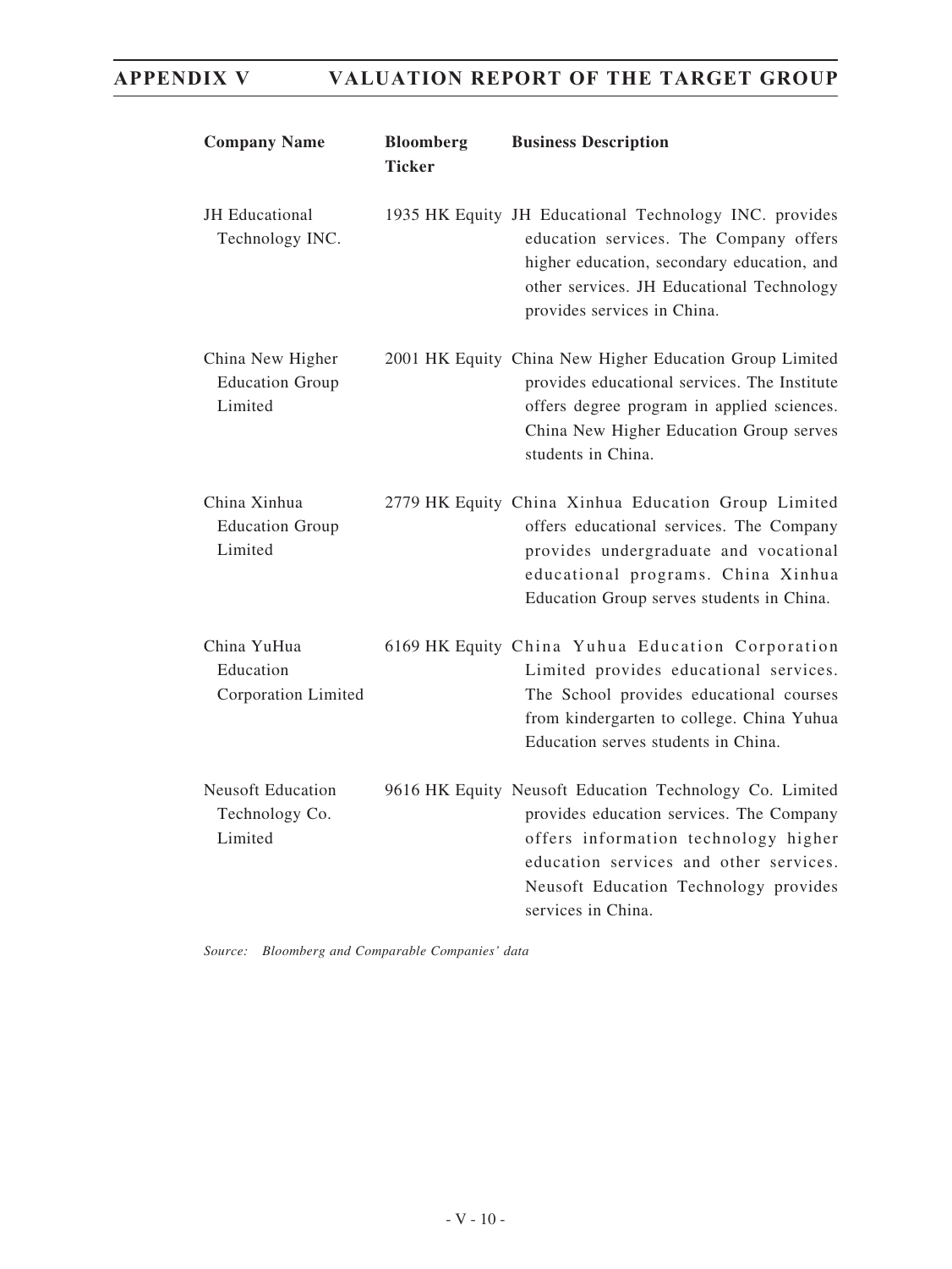| Company Name | Bloomberg Ticker | Business Description |
|---|---|---|
| JH Educational Technology INC. | 1935 HK Equity | JH Educational Technology INC. provides education services. The Company offers higher education, secondary education, and other services. JH Educational Technology provides services in China. |
| China New Higher Education Group Limited | 2001 HK Equity | China New Higher Education Group Limited provides educational services. The Institute offers degree program in applied sciences. China New Higher Education Group serves students in China. |
| China Xinhua Education Group Limited | 2779 HK Equity | China Xinhua Education Group Limited offers educational services. The Company provides undergraduate and vocational educational programs. China Xinhua Education Group serves students in China. |
| China YuHua Education Corporation Limited | 6169 HK Equity | China Yuhua Education Corporation Limited provides educational services. The School provides educational courses from kindergarten to college. China Yuhua Education serves students in China. |
| Neusoft Education Technology Co. Limited | 9616 HK Equity | Neusoft Education Technology Co. Limited provides education services. The Company offers information technology higher education services and other services. Neusoft Education Technology provides services in China. |

*Source: Bloomberg and Comparable Companies' data*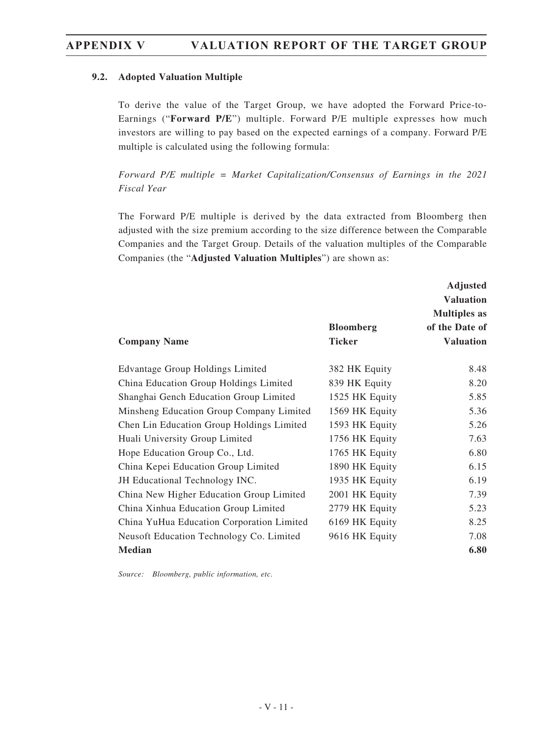### 9.2. Adopted Valuation Multiple

To derive the value of the Target Group, we have adopted the Forward Price-to-Earnings ("**Forward P/E**") multiple. Forward P/E multiple expresses how much investors are willing to pay based on the expected earnings of a company. Forward P/E multiple is calculated using the following formula:

*Forward P/E multiple = Market Capitalization/Consensus of Earnings in the 2021 Fiscal Year*

The Forward P/E multiple is derived by the data extracted from Bloomberg then adjusted with the size premium according to the size difference between the Comparable Companies and the Target Group. Details of the valuation multiples of the Comparable Companies (the "**Adjusted Valuation Multiples**") are shown as:

| **Company Name** | **Bloomberg Ticker** | **Adjusted Valuation Multiples as of the Date of Valuation** |
|---|---|---|
| Edvantage Group Holdings Limited | 382 HK Equity | 8.48 |
| China Education Group Holdings Limited | 839 HK Equity | 8.20 |
| Shanghai Gench Education Group Limited | 1525 HK Equity | 5.85 |
| Minsheng Education Group Company Limited | 1569 HK Equity | 5.36 |
| Chen Lin Education Group Holdings Limited | 1593 HK Equity | 5.26 |
| Huali University Group Limited | 1756 HK Equity | 7.63 |
| Hope Education Group Co., Ltd. | 1765 HK Equity | 6.80 |
| China Kepei Education Group Limited | 1890 HK Equity | 6.15 |
| JH Educational Technology INC. | 1935 HK Equity | 6.19 |
| China New Higher Education Group Limited | 2001 HK Equity | 7.39 |
| China Xinhua Education Group Limited | 2779 HK Equity | 5.23 |
| China YuHua Education Corporation Limited | 6169 HK Equity | 8.25 |
| Neusoft Education Technology Co. Limited | 9616 HK Equity | 7.08 |
| **Median** | | **6.80** |

*Source: Bloomberg, public information, etc.*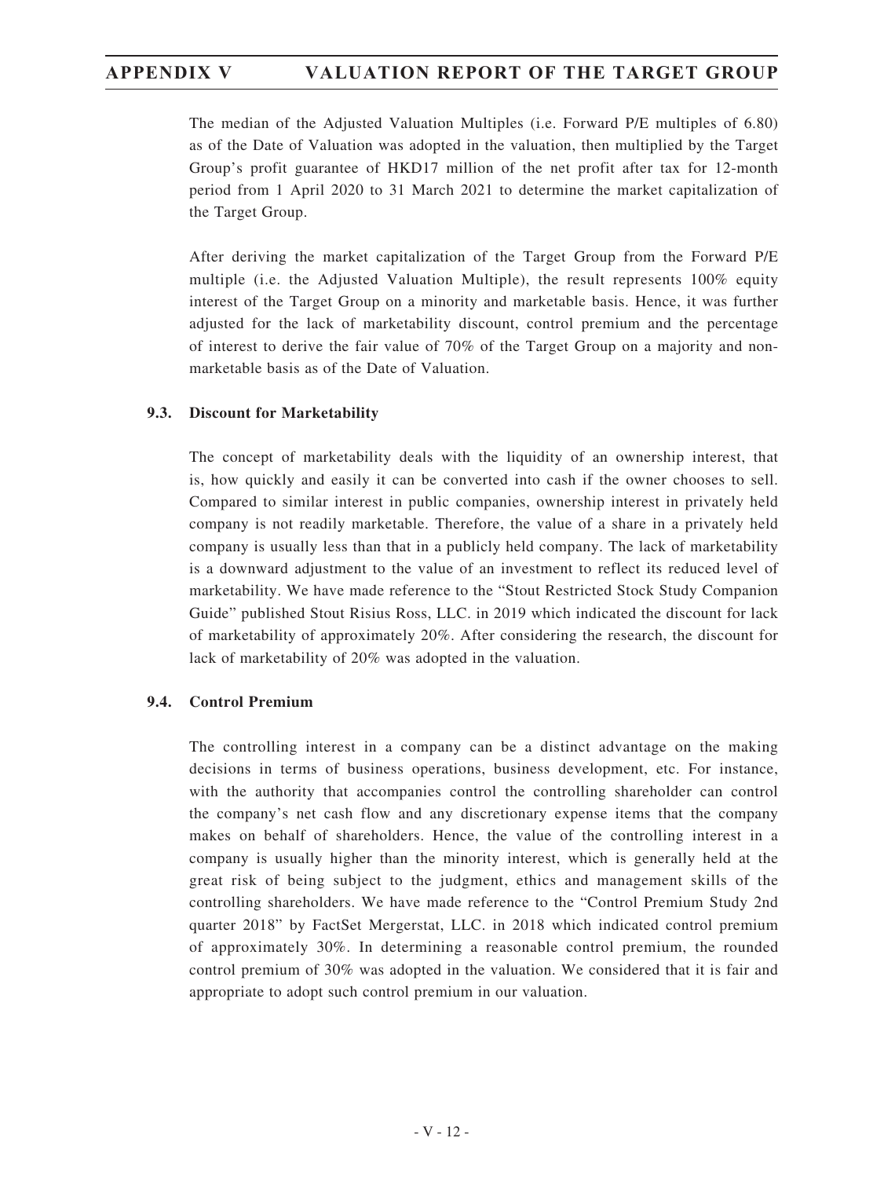The median of the Adjusted Valuation Multiples (i.e. Forward P/E multiples of 6.80) as of the Date of Valuation was adopted in the valuation, then multiplied by the Target Group's profit guarantee of HKD17 million of the net profit after tax for 12-month period from 1 April 2020 to 31 March 2021 to determine the market capitalization of the Target Group.

After deriving the market capitalization of the Target Group from the Forward P/E multiple (i.e. the Adjusted Valuation Multiple), the result represents 100% equity interest of the Target Group on a minority and marketable basis. Hence, it was further adjusted for the lack of marketability discount, control premium and the percentage of interest to derive the fair value of 70% of the Target Group on a majority and non-marketable basis as of the Date of Valuation.

### 9.3. Discount for Marketability

The concept of marketability deals with the liquidity of an ownership interest, that is, how quickly and easily it can be converted into cash if the owner chooses to sell. Compared to similar interest in public companies, ownership interest in privately held company is not readily marketable. Therefore, the value of a share in a privately held company is usually less than that in a publicly held company. The lack of marketability is a downward adjustment to the value of an investment to reflect its reduced level of marketability. We have made reference to the "Stout Restricted Stock Study Companion Guide" published Stout Risius Ross, LLC. in 2019 which indicated the discount for lack of marketability of approximately 20%. After considering the research, the discount for lack of marketability of 20% was adopted in the valuation.

### 9.4. Control Premium

The controlling interest in a company can be a distinct advantage on the making decisions in terms of business operations, business development, etc. For instance, with the authority that accompanies control the controlling shareholder can control the company's net cash flow and any discretionary expense items that the company makes on behalf of shareholders. Hence, the value of the controlling interest in a company is usually higher than the minority interest, which is generally held at the great risk of being subject to the judgment, ethics and management skills of the controlling shareholders. We have made reference to the "Control Premium Study 2nd quarter 2018" by FactSet Mergerstat, LLC. in 2018 which indicated control premium of approximately 30%. In determining a reasonable control premium, the rounded control premium of 30% was adopted in the valuation. We considered that it is fair and appropriate to adopt such control premium in our valuation.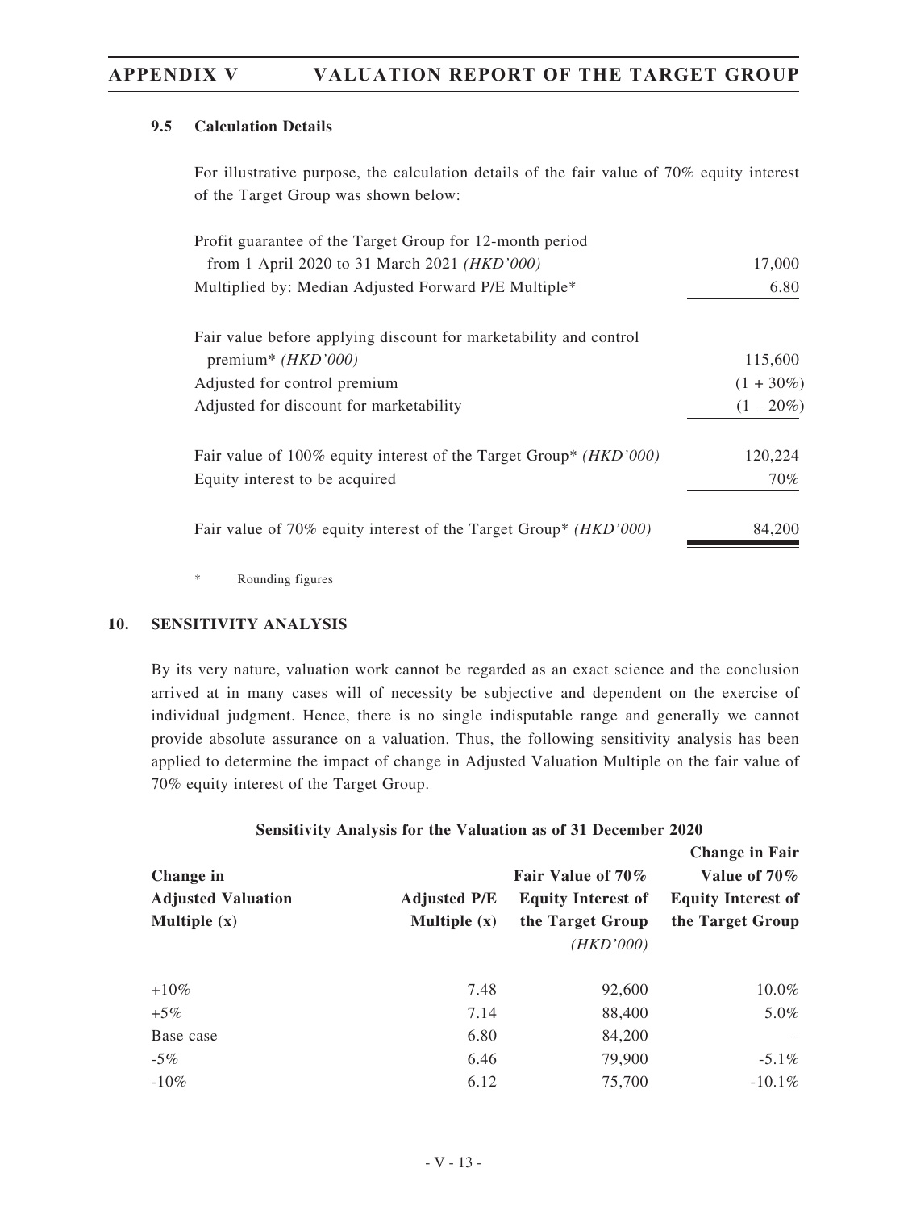### 9.5 Calculation Details

For illustrative purpose, the calculation details of the fair value of 70% equity interest of the Target Group was shown below:

| | |
|---|---|
| Profit guarantee of the Target Group for 12-month period from 1 April 2020 to 31 March 2021 *(HKD'000)* | 17,000 |
| Multiplied by: Median Adjusted Forward P/E Multiple* | 6.80 |
| Fair value before applying discount for marketability and control premium* *(HKD'000)* | 115,600 |
| Adjusted for control premium | (1 + 30%) |
| Adjusted for discount for marketability | (1 – 20%) |
| Fair value of 100% equity interest of the Target Group* *(HKD'000)* | 120,224 |
| Equity interest to be acquired | 70% |
| Fair value of 70% equity interest of the Target Group* *(HKD'000)* | 84,200 |

\* Rounding figures

## 10. SENSITIVITY ANALYSIS

By its very nature, valuation work cannot be regarded as an exact science and the conclusion arrived at in many cases will of necessity be subjective and dependent on the exercise of individual judgment. Hence, there is no single indisputable range and generally we cannot provide absolute assurance on a valuation. Thus, the following sensitivity analysis has been applied to determine the impact of change in Adjusted Valuation Multiple on the fair value of 70% equity interest of the Target Group.

**Sensitivity Analysis for the Valuation as of 31 December 2020**

| Change in Adjusted Valuation Multiple (x) | Adjusted P/E Multiple (x) | Fair Value of 70% Equity Interest of the Target Group *(HKD'000)* | Change in Fair Value of 70% Equity Interest of the Target Group |
|---|---|---|---|
| +10% | 7.48 | 92,600 | 10.0% |
| +5% | 7.14 | 88,400 | 5.0% |
| Base case | 6.80 | 84,200 | – |
| -5% | 6.46 | 79,900 | -5.1% |
| -10% | 6.12 | 75,700 | -10.1% |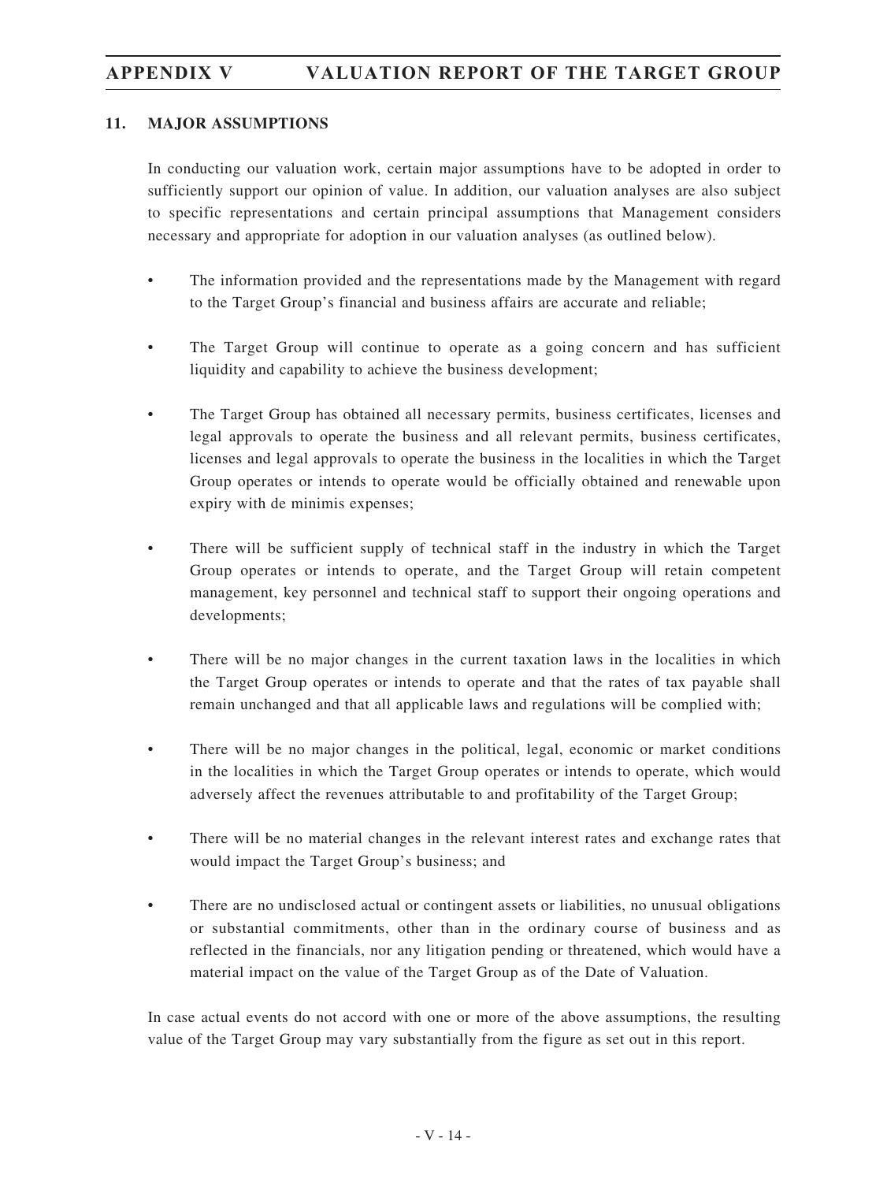## 11. MAJOR ASSUMPTIONS

In conducting our valuation work, certain major assumptions have to be adopted in order to sufficiently support our opinion of value. In addition, our valuation analyses are also subject to specific representations and certain principal assumptions that Management considers necessary and appropriate for adoption in our valuation analyses (as outlined below).

- The information provided and the representations made by the Management with regard to the Target Group's financial and business affairs are accurate and reliable;
- The Target Group will continue to operate as a going concern and has sufficient liquidity and capability to achieve the business development;
- The Target Group has obtained all necessary permits, business certificates, licenses and legal approvals to operate the business and all relevant permits, business certificates, licenses and legal approvals to operate the business in the localities in which the Target Group operates or intends to operate would be officially obtained and renewable upon expiry with de minimis expenses;
- There will be sufficient supply of technical staff in the industry in which the Target Group operates or intends to operate, and the Target Group will retain competent management, key personnel and technical staff to support their ongoing operations and developments;
- There will be no major changes in the current taxation laws in the localities in which the Target Group operates or intends to operate and that the rates of tax payable shall remain unchanged and that all applicable laws and regulations will be complied with;
- There will be no major changes in the political, legal, economic or market conditions in the localities in which the Target Group operates or intends to operate, which would adversely affect the revenues attributable to and profitability of the Target Group;
- There will be no material changes in the relevant interest rates and exchange rates that would impact the Target Group's business; and
- There are no undisclosed actual or contingent assets or liabilities, no unusual obligations or substantial commitments, other than in the ordinary course of business and as reflected in the financials, nor any litigation pending or threatened, which would have a material impact on the value of the Target Group as of the Date of Valuation.

In case actual events do not accord with one or more of the above assumptions, the resulting value of the Target Group may vary substantially from the figure as set out in this report.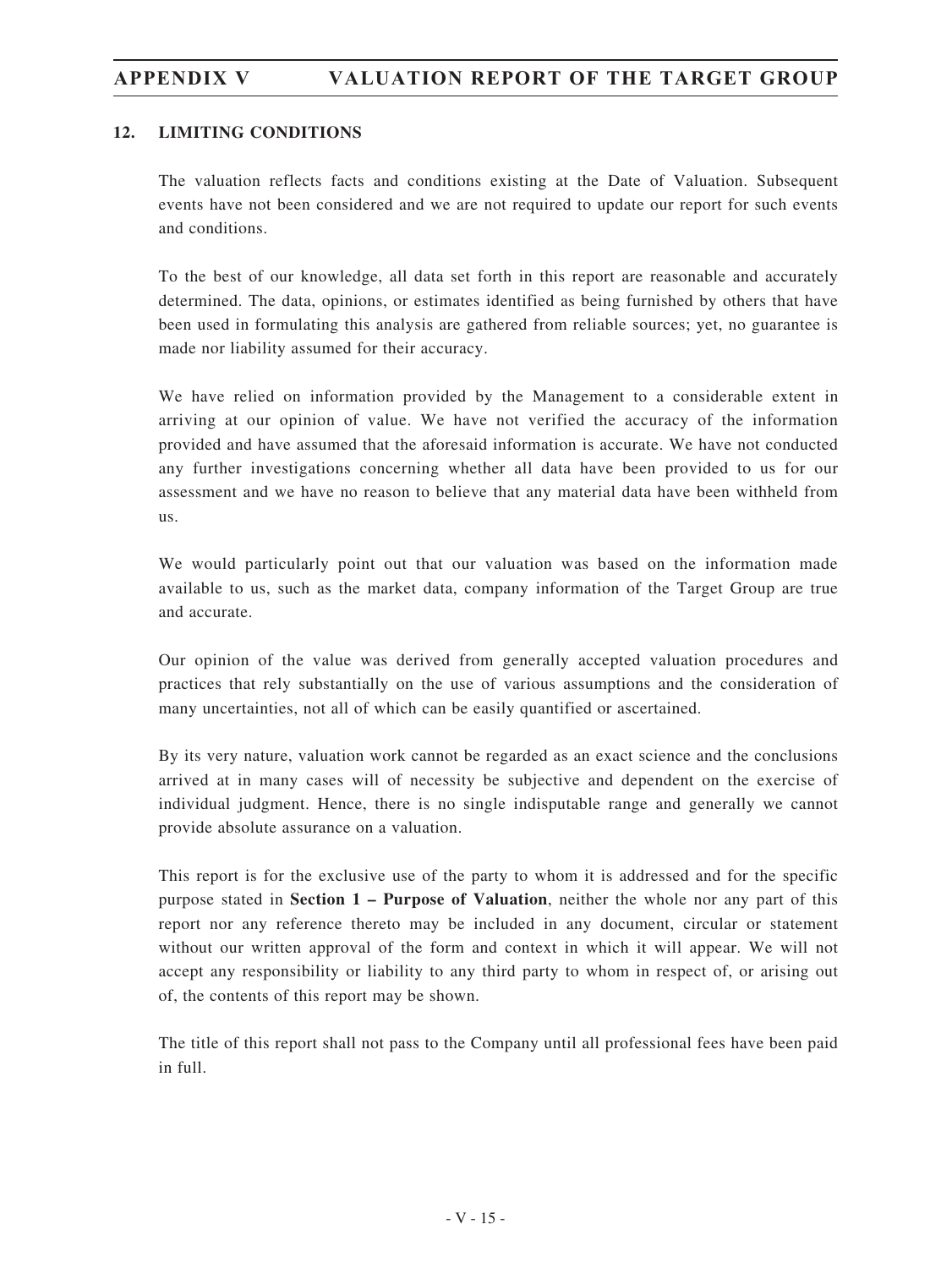## 12. LIMITING CONDITIONS

The valuation reflects facts and conditions existing at the Date of Valuation. Subsequent events have not been considered and we are not required to update our report for such events and conditions.

To the best of our knowledge, all data set forth in this report are reasonable and accurately determined. The data, opinions, or estimates identified as being furnished by others that have been used in formulating this analysis are gathered from reliable sources; yet, no guarantee is made nor liability assumed for their accuracy.

We have relied on information provided by the Management to a considerable extent in arriving at our opinion of value. We have not verified the accuracy of the information provided and have assumed that the aforesaid information is accurate. We have not conducted any further investigations concerning whether all data have been provided to us for our assessment and we have no reason to believe that any material data have been withheld from us.

We would particularly point out that our valuation was based on the information made available to us, such as the market data, company information of the Target Group are true and accurate.

Our opinion of the value was derived from generally accepted valuation procedures and practices that rely substantially on the use of various assumptions and the consideration of many uncertainties, not all of which can be easily quantified or ascertained.

By its very nature, valuation work cannot be regarded as an exact science and the conclusions arrived at in many cases will of necessity be subjective and dependent on the exercise of individual judgment. Hence, there is no single indisputable range and generally we cannot provide absolute assurance on a valuation.

This report is for the exclusive use of the party to whom it is addressed and for the specific purpose stated in **Section 1 – Purpose of Valuation**, neither the whole nor any part of this report nor any reference thereto may be included in any document, circular or statement without our written approval of the form and context in which it will appear. We will not accept any responsibility or liability to any third party to whom in respect of, or arising out of, the contents of this report may be shown.

The title of this report shall not pass to the Company until all professional fees have been paid in full.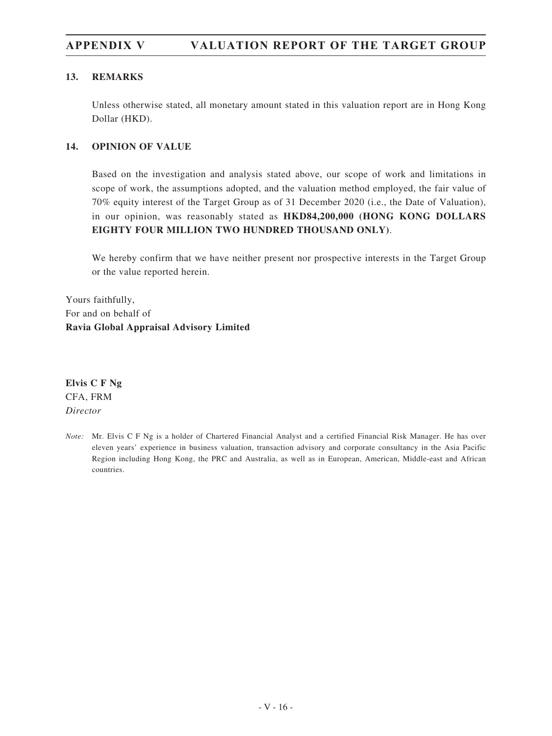## 13. REMARKS

Unless otherwise stated, all monetary amount stated in this valuation report are in Hong Kong Dollar (HKD).

## 14. OPINION OF VALUE

Based on the investigation and analysis stated above, our scope of work and limitations in scope of work, the assumptions adopted, and the valuation method employed, the fair value of 70% equity interest of the Target Group as of 31 December 2020 (i.e., the Date of Valuation), in our opinion, was reasonably stated as **HKD84,200,000 (HONG KONG DOLLARS EIGHTY FOUR MILLION TWO HUNDRED THOUSAND ONLY)**.

We hereby confirm that we have neither present nor prospective interests in the Target Group or the value reported herein.

Yours faithfully,
For and on behalf of
**Ravia Global Appraisal Advisory Limited**

**Elvis C F Ng**
CFA, FRM
*Director*

*Note:* Mr. Elvis C F Ng is a holder of Chartered Financial Analyst and a certified Financial Risk Manager. He has over eleven years' experience in business valuation, transaction advisory and corporate consultancy in the Asia Pacific Region including Hong Kong, the PRC and Australia, as well as in European, American, Middle-east and African countries.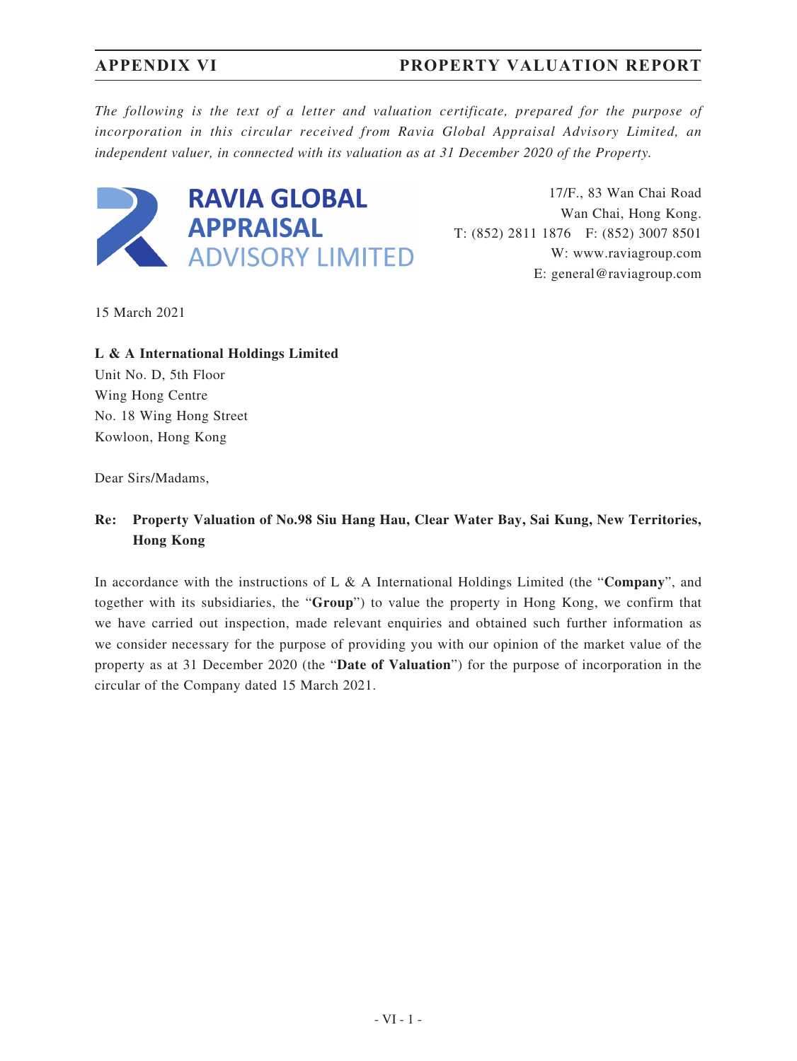*The following is the text of a letter and valuation certificate, prepared for the purpose of incorporation in this circular received from Ravia Global Appraisal Advisory Limited, an independent valuer, in connected with its valuation as at 31 December 2020 of the Property.*

**RAVIA GLOBAL APPRAISAL ADVISORY LIMITED**

17/F., 83 Wan Chai Road
Wan Chai, Hong Kong.
T: (852) 2811 1876 F: (852) 3007 8501
W: www.raviagroup.com
E: general@raviagroup.com

15 March 2021

**L & A International Holdings Limited**
Unit No. D, 5th Floor
Wing Hong Centre
No. 18 Wing Hong Street
Kowloon, Hong Kong

Dear Sirs/Madams,

**Re: Property Valuation of No.98 Siu Hang Hau, Clear Water Bay, Sai Kung, New Territories, Hong Kong**

In accordance with the instructions of L & A International Holdings Limited (the "**Company**", and together with its subsidiaries, the "**Group**") to value the property in Hong Kong, we confirm that we have carried out inspection, made relevant enquiries and obtained such further information as we consider necessary for the purpose of providing you with our opinion of the market value of the property as at 31 December 2020 (the "**Date of Valuation**") for the purpose of incorporation in the circular of the Company dated 15 March 2021.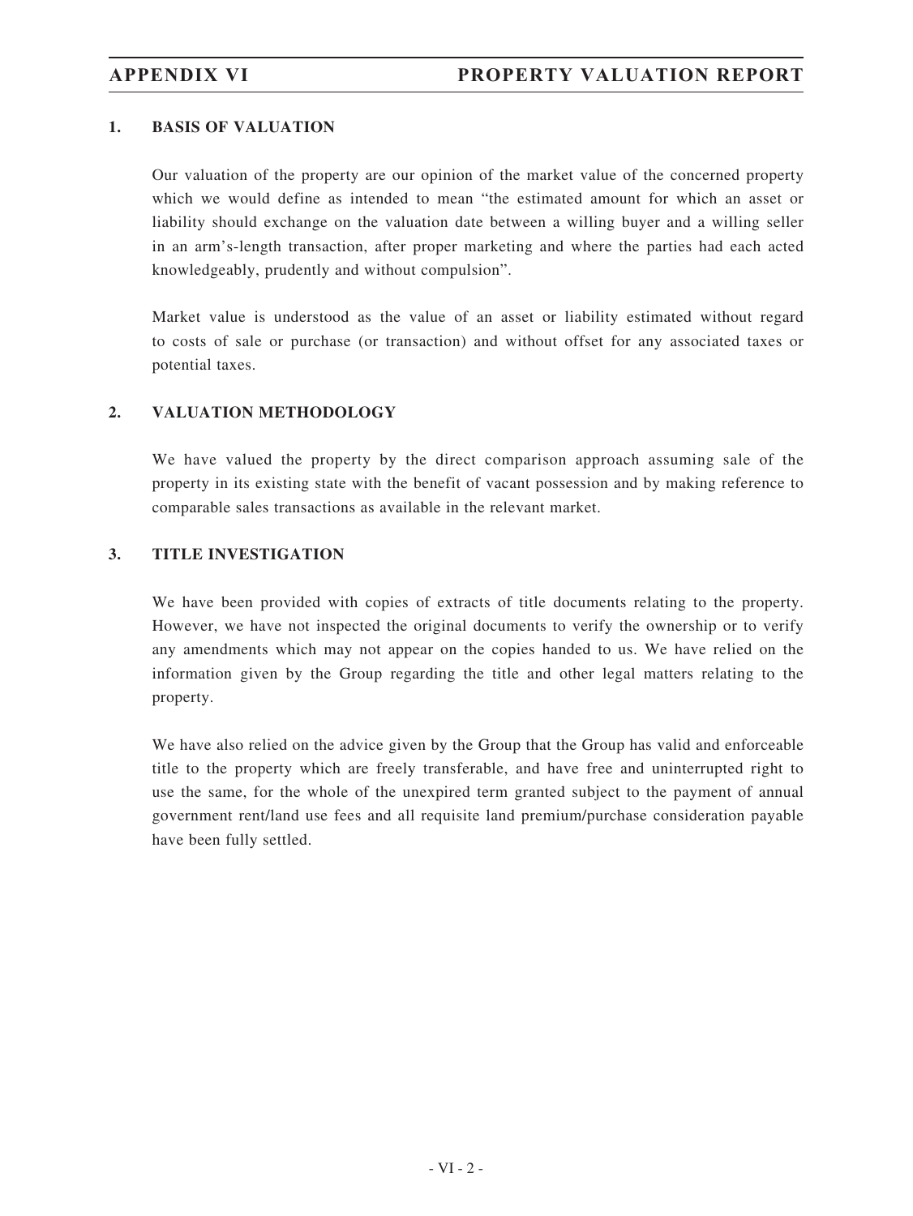## 1. BASIS OF VALUATION

Our valuation of the property are our opinion of the market value of the concerned property which we would define as intended to mean "the estimated amount for which an asset or liability should exchange on the valuation date between a willing buyer and a willing seller in an arm's-length transaction, after proper marketing and where the parties had each acted knowledgeably, prudently and without compulsion".

Market value is understood as the value of an asset or liability estimated without regard to costs of sale or purchase (or transaction) and without offset for any associated taxes or potential taxes.

## 2. VALUATION METHODOLOGY

We have valued the property by the direct comparison approach assuming sale of the property in its existing state with the benefit of vacant possession and by making reference to comparable sales transactions as available in the relevant market.

## 3. TITLE INVESTIGATION

We have been provided with copies of extracts of title documents relating to the property. However, we have not inspected the original documents to verify the ownership or to verify any amendments which may not appear on the copies handed to us. We have relied on the information given by the Group regarding the title and other legal matters relating to the property.

We have also relied on the advice given by the Group that the Group has valid and enforceable title to the property which are freely transferable, and have free and uninterrupted right to use the same, for the whole of the unexpired term granted subject to the payment of annual government rent/land use fees and all requisite land premium/purchase consideration payable have been fully settled.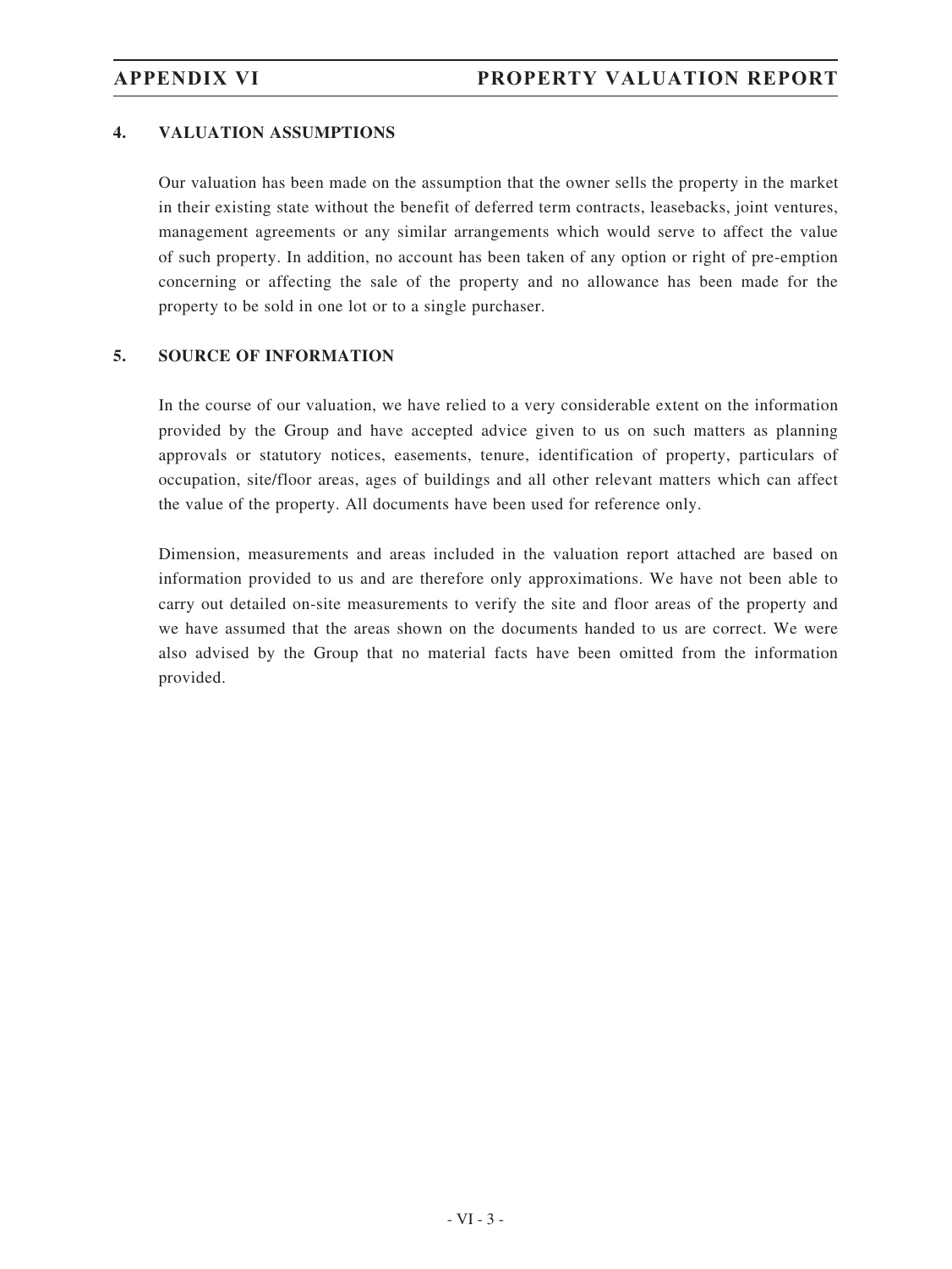## 4. VALUATION ASSUMPTIONS

Our valuation has been made on the assumption that the owner sells the property in the market in their existing state without the benefit of deferred term contracts, leasebacks, joint ventures, management agreements or any similar arrangements which would serve to affect the value of such property. In addition, no account has been taken of any option or right of pre-emption concerning or affecting the sale of the property and no allowance has been made for the property to be sold in one lot or to a single purchaser.

## 5. SOURCE OF INFORMATION

In the course of our valuation, we have relied to a very considerable extent on the information provided by the Group and have accepted advice given to us on such matters as planning approvals or statutory notices, easements, tenure, identification of property, particulars of occupation, site/floor areas, ages of buildings and all other relevant matters which can affect the value of the property. All documents have been used for reference only.

Dimension, measurements and areas included in the valuation report attached are based on information provided to us and are therefore only approximations. We have not been able to carry out detailed on-site measurements to verify the site and floor areas of the property and we have assumed that the areas shown on the documents handed to us are correct. We were also advised by the Group that no material facts have been omitted from the information provided.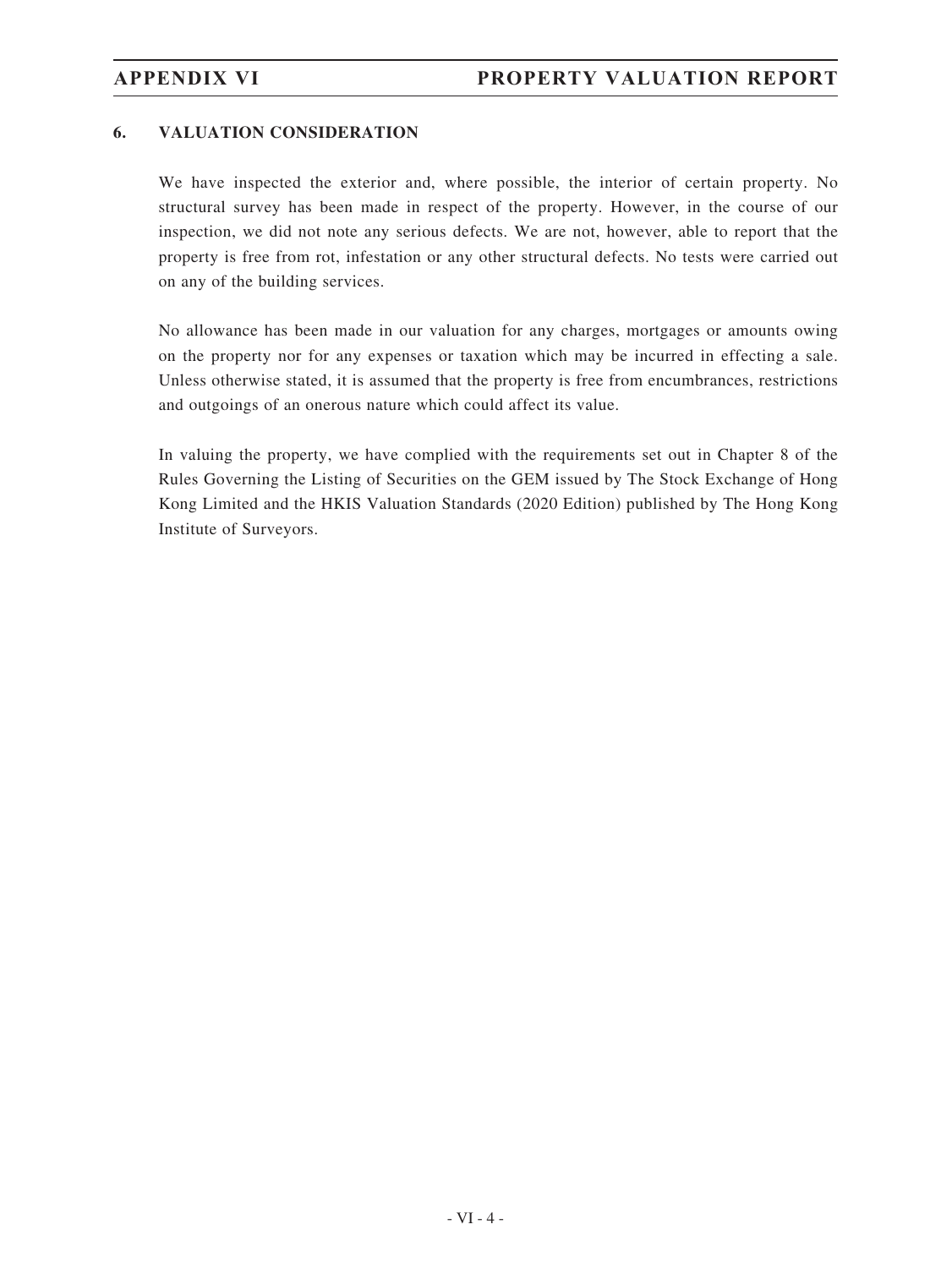## 6. VALUATION CONSIDERATION

We have inspected the exterior and, where possible, the interior of certain property. No structural survey has been made in respect of the property. However, in the course of our inspection, we did not note any serious defects. We are not, however, able to report that the property is free from rot, infestation or any other structural defects. No tests were carried out on any of the building services.

No allowance has been made in our valuation for any charges, mortgages or amounts owing on the property nor for any expenses or taxation which may be incurred in effecting a sale. Unless otherwise stated, it is assumed that the property is free from encumbrances, restrictions and outgoings of an onerous nature which could affect its value.

In valuing the property, we have complied with the requirements set out in Chapter 8 of the Rules Governing the Listing of Securities on the GEM issued by The Stock Exchange of Hong Kong Limited and the HKIS Valuation Standards (2020 Edition) published by The Hong Kong Institute of Surveyors.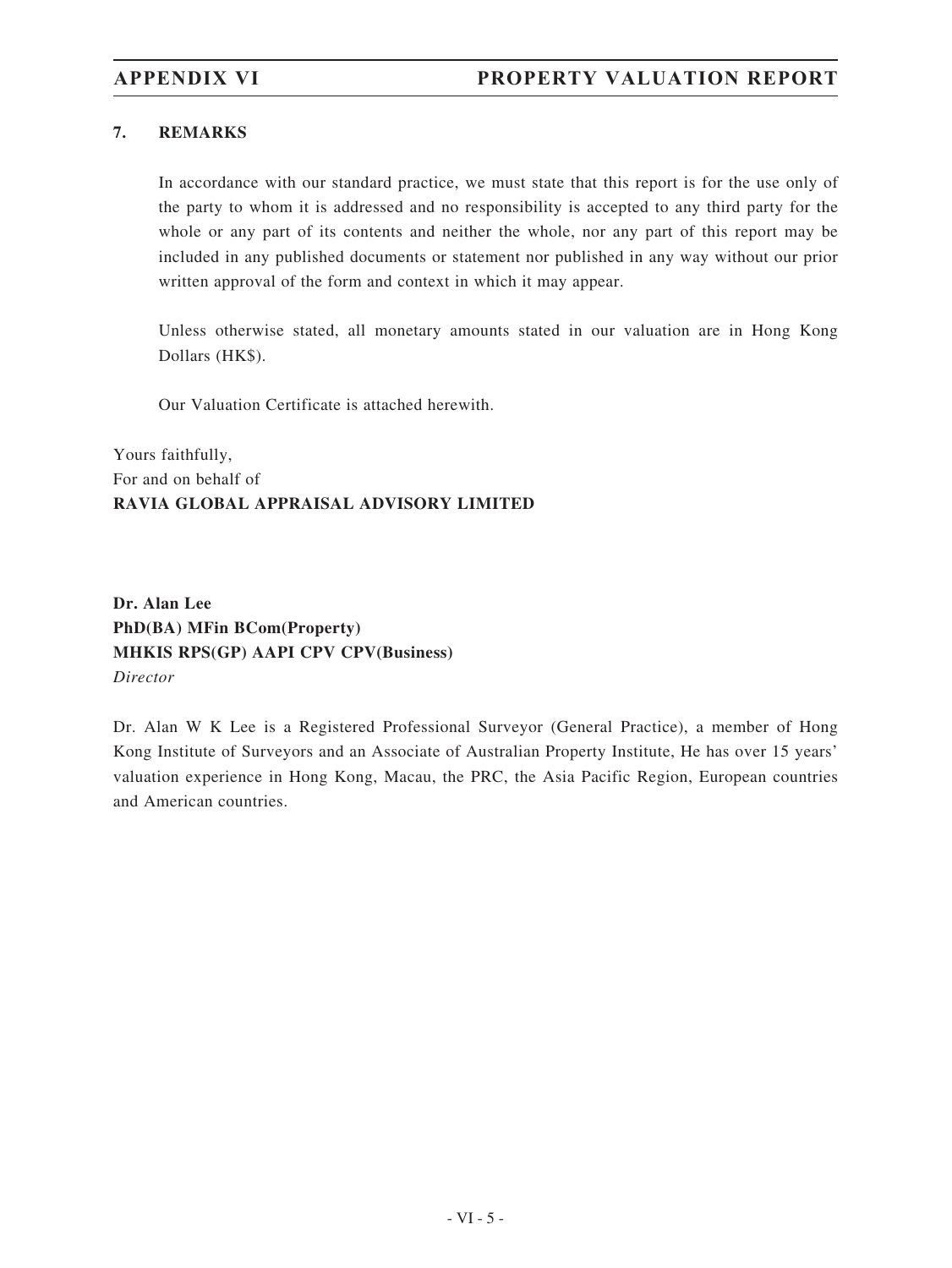## 7. REMARKS

In accordance with our standard practice, we must state that this report is for the use only of the party to whom it is addressed and no responsibility is accepted to any third party for the whole or any part of its contents and neither the whole, nor any part of this report may be included in any published documents or statement nor published in any way without our prior written approval of the form and context in which it may appear.

Unless otherwise stated, all monetary amounts stated in our valuation are in Hong Kong Dollars (HK$).

Our Valuation Certificate is attached herewith.

Yours faithfully,
For and on behalf of
**RAVIA GLOBAL APPRAISAL ADVISORY LIMITED**

**Dr. Alan Lee**
**PhD(BA) MFin BCom(Property)**
**MHKIS RPS(GP) AAPI CPV CPV(Business)**
*Director*

Dr. Alan W K Lee is a Registered Professional Surveyor (General Practice), a member of Hong Kong Institute of Surveyors and an Associate of Australian Property Institute, He has over 15 years' valuation experience in Hong Kong, Macau, the PRC, the Asia Pacific Region, European countries and American countries.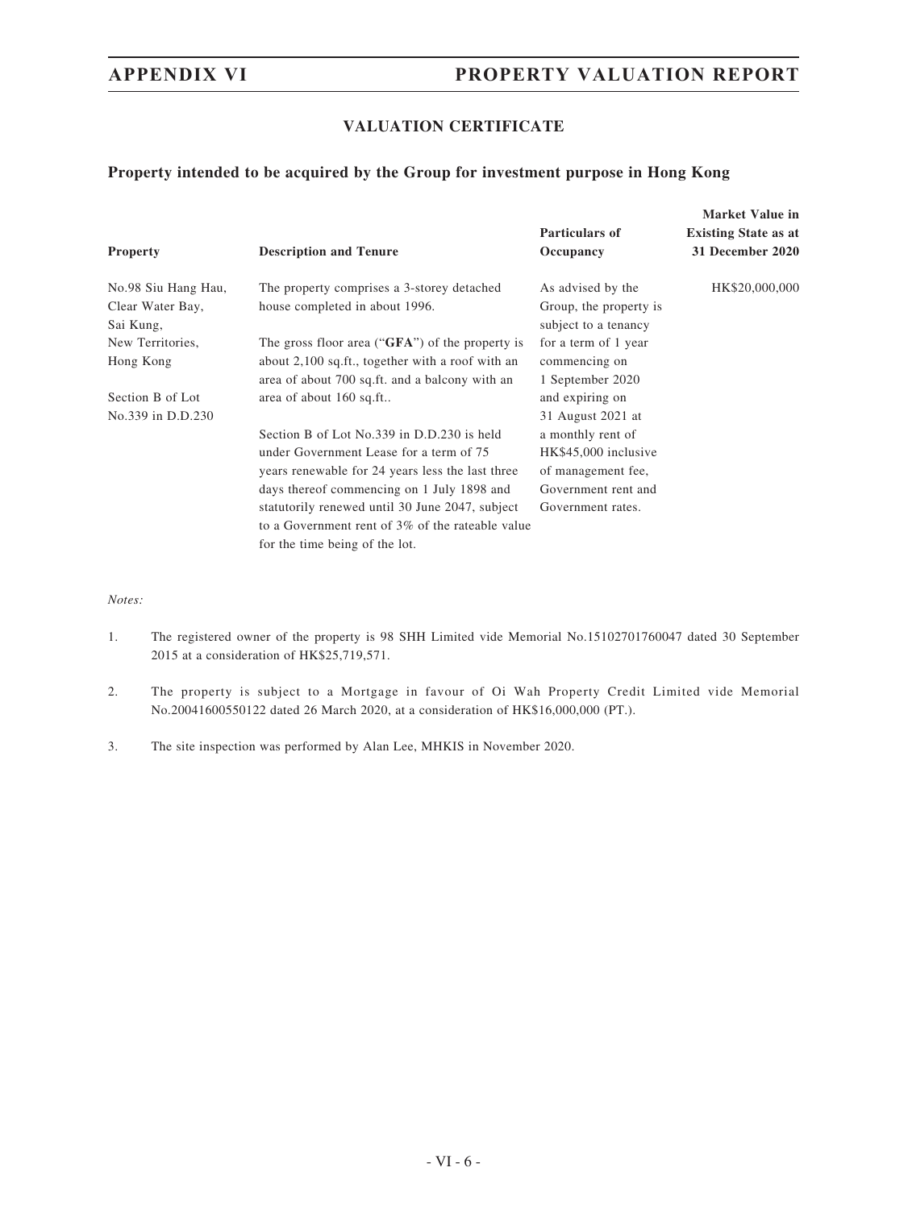## VALUATION CERTIFICATE

### Property intended to be acquired by the Group for investment purpose in Hong Kong

| Property | Description and Tenure | Particulars of Occupancy | Market Value in Existing State as at 31 December 2020 |
|---|---|---|---|
| No.98 Siu Hang Hau, Clear Water Bay, Sai Kung, New Territories, Hong Kong<br><br>Section B of Lot No.339 in D.D.230 | The property comprises a 3-storey detached house completed in about 1996.<br><br>The gross floor area ("**GFA**") of the property is about 2,100 sq.ft., together with a roof with an area of about 700 sq.ft. and a balcony with an area of about 160 sq.ft..<br><br>Section B of Lot No.339 in D.D.230 is held under Government Lease for a term of 75 years renewable for 24 years less the last three days thereof commencing on 1 July 1898 and statutorily renewed until 30 June 2047, subject to a Government rent of 3% of the rateable value for the time being of the lot. | As advised by the Group, the property is subject to a tenancy for a term of 1 year commencing on 1 September 2020 and expiring on 31 August 2021 at a monthly rent of HK$45,000 inclusive of management fee, Government rent and Government rates. | HK$20,000,000 |

*Notes:*

1. The registered owner of the property is 98 SHH Limited vide Memorial No.15102701760047 dated 30 September 2015 at a consideration of HK$25,719,571.

2. The property is subject to a Mortgage in favour of Oi Wah Property Credit Limited vide Memorial No.20041600550122 dated 26 March 2020, at a consideration of HK$16,000,000 (PT.).

3. The site inspection was performed by Alan Lee, MHKIS in November 2020.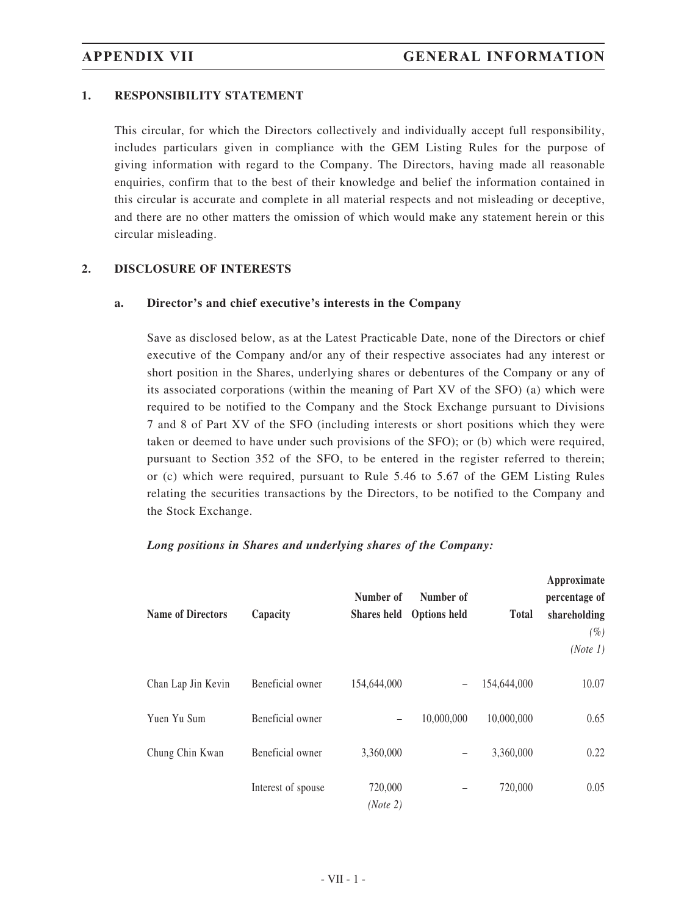## 1. RESPONSIBILITY STATEMENT

This circular, for which the Directors collectively and individually accept full responsibility, includes particulars given in compliance with the GEM Listing Rules for the purpose of giving information with regard to the Company. The Directors, having made all reasonable enquiries, confirm that to the best of their knowledge and belief the information contained in this circular is accurate and complete in all material respects and not misleading or deceptive, and there are no other matters the omission of which would make any statement herein or this circular misleading.

## 2. DISCLOSURE OF INTERESTS

### a. Director's and chief executive's interests in the Company

Save as disclosed below, as at the Latest Practicable Date, none of the Directors or chief executive of the Company and/or any of their respective associates had any interest or short position in the Shares, underlying shares or debentures of the Company or any of its associated corporations (within the meaning of Part XV of the SFO) (a) which were required to be notified to the Company and the Stock Exchange pursuant to Divisions 7 and 8 of Part XV of the SFO (including interests or short positions which they were taken or deemed to have under such provisions of the SFO); or (b) which were required, pursuant to Section 352 of the SFO, to be entered in the register referred to therein; or (c) which were required, pursuant to Rule 5.46 to 5.67 of the GEM Listing Rules relating the securities transactions by the Directors, to be notified to the Company and the Stock Exchange.

***Long positions in Shares and underlying shares of the Company:***

| Name of Directors | Capacity | Number of Shares held | Number of Options held | Total | Approximate percentage of shareholding *(%)* *(Note 1)* |
|---|---|---|---|---|---|
| Chan Lap Jin Kevin | Beneficial owner | 154,644,000 | – | 154,644,000 | 10.07 |
| Yuen Yu Sum | Beneficial owner | – | 10,000,000 | 10,000,000 | 0.65 |
| Chung Chin Kwan | Beneficial owner | 3,360,000 | – | 3,360,000 | 0.22 |
| | Interest of spouse | 720,000 *(Note 2)* | – | 720,000 | 0.05 |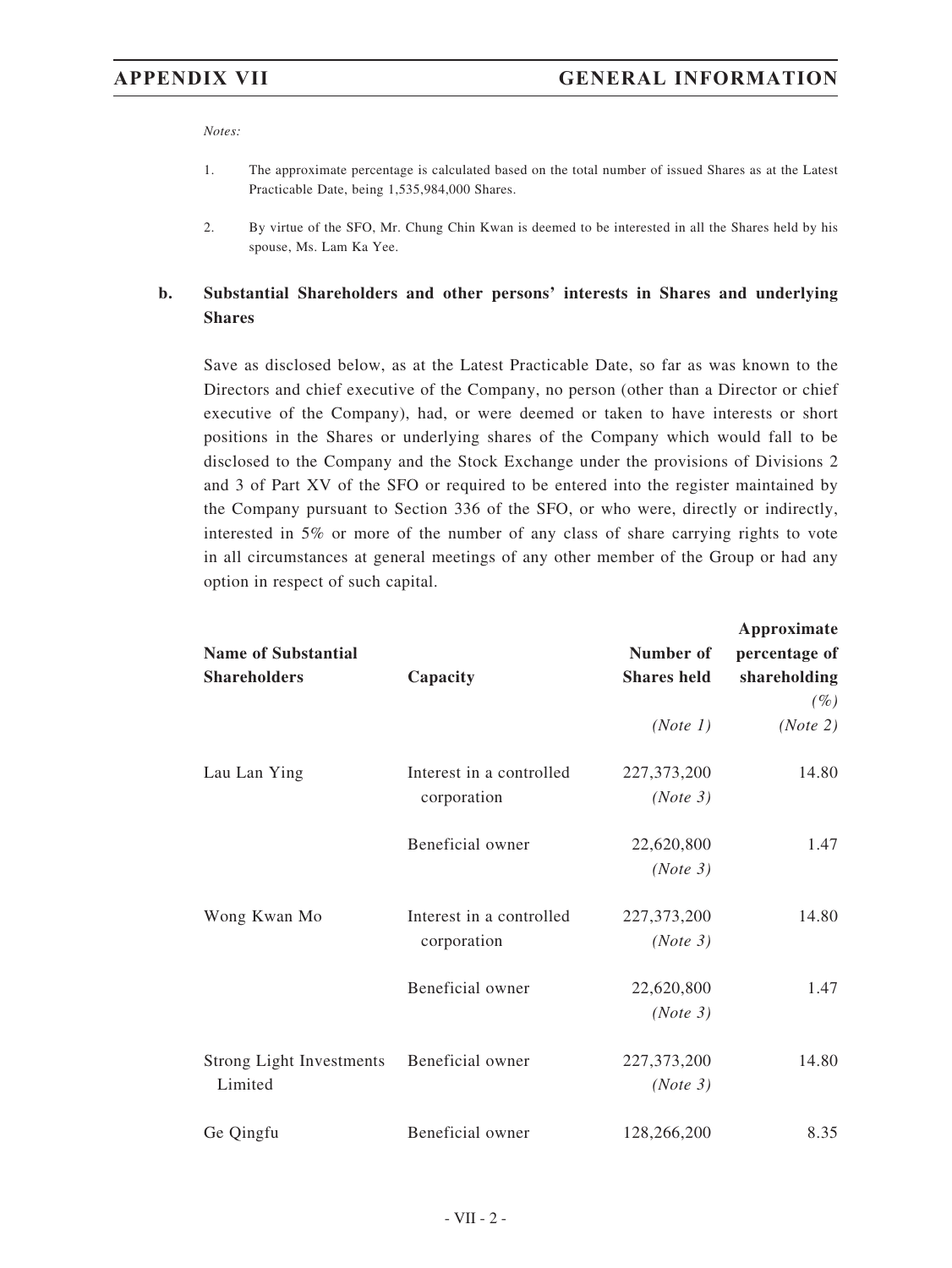*Notes:*

1. The approximate percentage is calculated based on the total number of issued Shares as at the Latest Practicable Date, being 1,535,984,000 Shares.

2. By virtue of the SFO, Mr. Chung Chin Kwan is deemed to be interested in all the Shares held by his spouse, Ms. Lam Ka Yee.

**b. Substantial Shareholders and other persons' interests in Shares and underlying Shares**

Save as disclosed below, as at the Latest Practicable Date, so far as was known to the Directors and chief executive of the Company, no person (other than a Director or chief executive of the Company), had, or were deemed or taken to have interests or short positions in the Shares or underlying shares of the Company which would fall to be disclosed to the Company and the Stock Exchange under the provisions of Divisions 2 and 3 of Part XV of the SFO or required to be entered into the register maintained by the Company pursuant to Section 336 of the SFO, or who were, directly or indirectly, interested in 5% or more of the number of any class of share carrying rights to vote in all circumstances at general meetings of any other member of the Group or had any option in respect of such capital.

| Name of Substantial Shareholders | Capacity | Number of Shares held *(Note 1)* | Approximate percentage of shareholding *(%)* *(Note 2)* |
|---|---|---|---|
| Lau Lan Ying | Interest in a controlled corporation | 227,373,200 *(Note 3)* | 14.80 |
| | Beneficial owner | 22,620,800 *(Note 3)* | 1.47 |
| Wong Kwan Mo | Interest in a controlled corporation | 227,373,200 *(Note 3)* | 14.80 |
| | Beneficial owner | 22,620,800 *(Note 3)* | 1.47 |
| Strong Light Investments Limited | Beneficial owner | 227,373,200 *(Note 3)* | 14.80 |
| Ge Qingfu | Beneficial owner | 128,266,200 | 8.35 |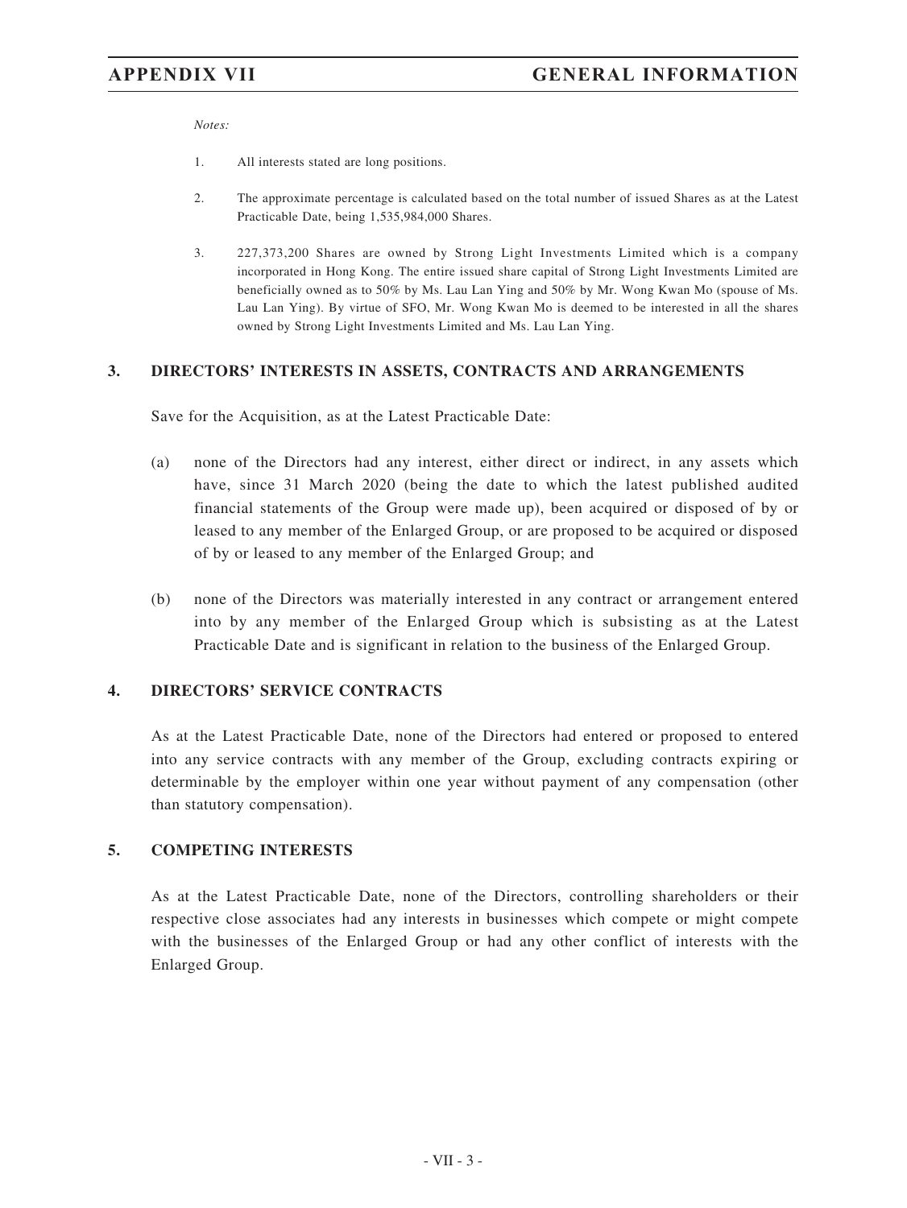*Notes:*

1. All interests stated are long positions.

2. The approximate percentage is calculated based on the total number of issued Shares as at the Latest Practicable Date, being 1,535,984,000 Shares.

3. 227,373,200 Shares are owned by Strong Light Investments Limited which is a company incorporated in Hong Kong. The entire issued share capital of Strong Light Investments Limited are beneficially owned as to 50% by Ms. Lau Lan Ying and 50% by Mr. Wong Kwan Mo (spouse of Ms. Lau Lan Ying). By virtue of SFO, Mr. Wong Kwan Mo is deemed to be interested in all the shares owned by Strong Light Investments Limited and Ms. Lau Lan Ying.

## 3. DIRECTORS' INTERESTS IN ASSETS, CONTRACTS AND ARRANGEMENTS

Save for the Acquisition, as at the Latest Practicable Date:

(a) none of the Directors had any interest, either direct or indirect, in any assets which have, since 31 March 2020 (being the date to which the latest published audited financial statements of the Group were made up), been acquired or disposed of by or leased to any member of the Enlarged Group, or are proposed to be acquired or disposed of by or leased to any member of the Enlarged Group; and

(b) none of the Directors was materially interested in any contract or arrangement entered into by any member of the Enlarged Group which is subsisting as at the Latest Practicable Date and is significant in relation to the business of the Enlarged Group.

## 4. DIRECTORS' SERVICE CONTRACTS

As at the Latest Practicable Date, none of the Directors had entered or proposed to entered into any service contracts with any member of the Group, excluding contracts expiring or determinable by the employer within one year without payment of any compensation (other than statutory compensation).

## 5. COMPETING INTERESTS

As at the Latest Practicable Date, none of the Directors, controlling shareholders or their respective close associates had any interests in businesses which compete or might compete with the businesses of the Enlarged Group or had any other conflict of interests with the Enlarged Group.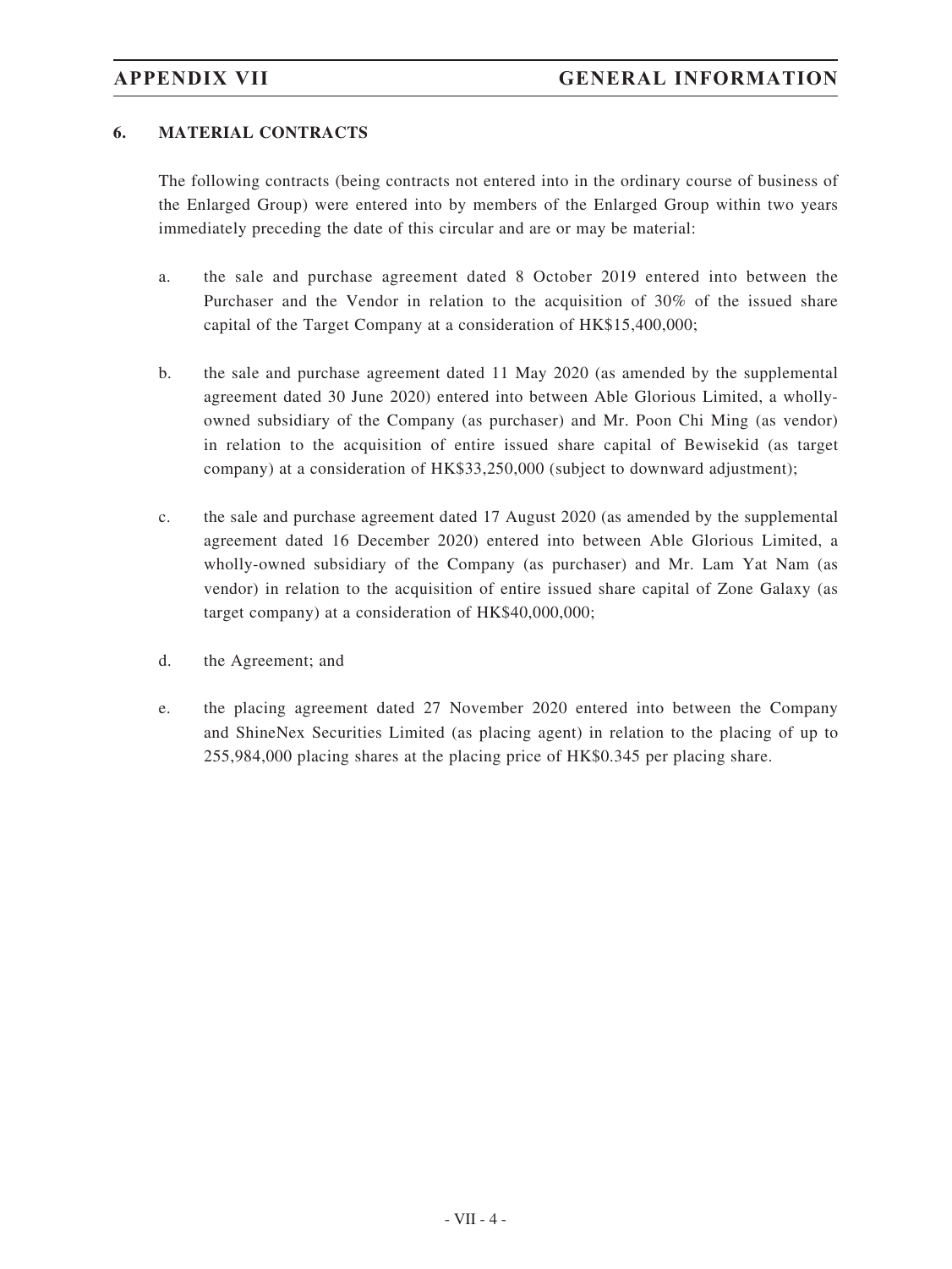## 6. MATERIAL CONTRACTS

The following contracts (being contracts not entered into in the ordinary course of business of the Enlarged Group) were entered into by members of the Enlarged Group within two years immediately preceding the date of this circular and are or may be material:

a. the sale and purchase agreement dated 8 October 2019 entered into between the Purchaser and the Vendor in relation to the acquisition of 30% of the issued share capital of the Target Company at a consideration of HK$15,400,000;

b. the sale and purchase agreement dated 11 May 2020 (as amended by the supplemental agreement dated 30 June 2020) entered into between Able Glorious Limited, a wholly-owned subsidiary of the Company (as purchaser) and Mr. Poon Chi Ming (as vendor) in relation to the acquisition of entire issued share capital of Bewisekid (as target company) at a consideration of HK$33,250,000 (subject to downward adjustment);

c. the sale and purchase agreement dated 17 August 2020 (as amended by the supplemental agreement dated 16 December 2020) entered into between Able Glorious Limited, a wholly-owned subsidiary of the Company (as purchaser) and Mr. Lam Yat Nam (as vendor) in relation to the acquisition of entire issued share capital of Zone Galaxy (as target company) at a consideration of HK$40,000,000;

d. the Agreement; and

e. the placing agreement dated 27 November 2020 entered into between the Company and ShineNex Securities Limited (as placing agent) in relation to the placing of up to 255,984,000 placing shares at the placing price of HK$0.345 per placing share.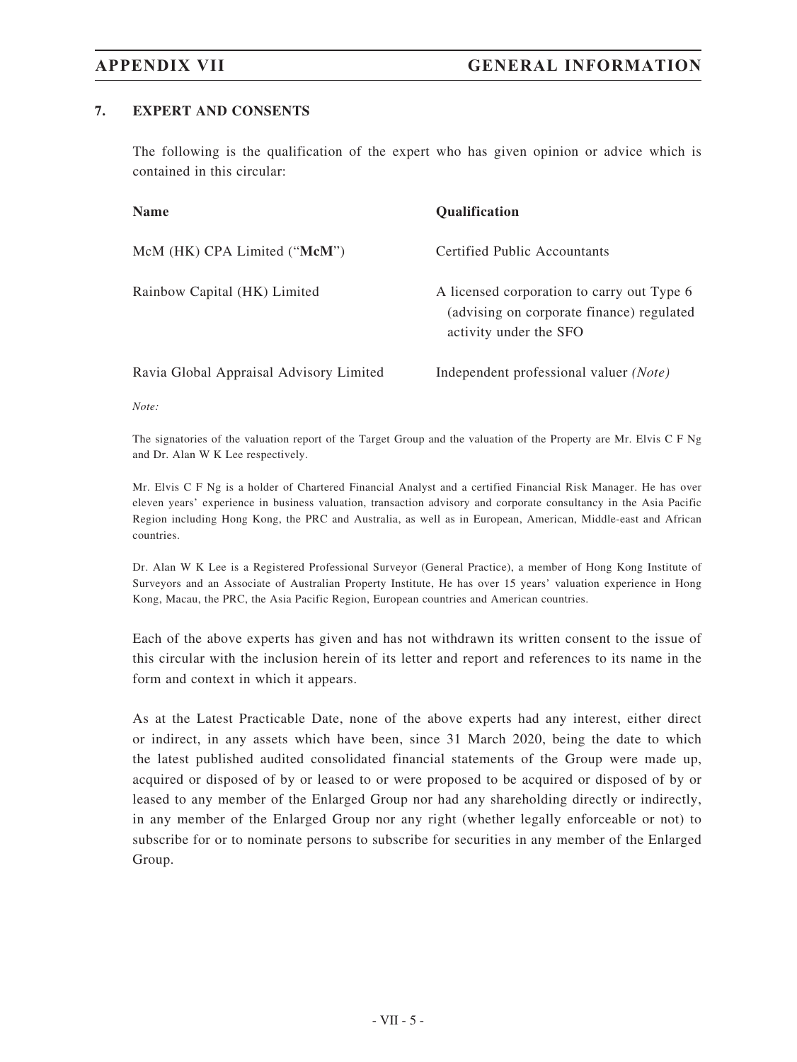## 7. EXPERT AND CONSENTS

The following is the qualification of the expert who has given opinion or advice which is contained in this circular:

| Name | Qualification |
|---|---|
| McM (HK) CPA Limited ("**McM**") | Certified Public Accountants |
| Rainbow Capital (HK) Limited | A licensed corporation to carry out Type 6 (advising on corporate finance) regulated activity under the SFO |
| Ravia Global Appraisal Advisory Limited | Independent professional valuer *(Note)* |

*Note:*

The signatories of the valuation report of the Target Group and the valuation of the Property are Mr. Elvis C F Ng and Dr. Alan W K Lee respectively.

Mr. Elvis C F Ng is a holder of Chartered Financial Analyst and a certified Financial Risk Manager. He has over eleven years' experience in business valuation, transaction advisory and corporate consultancy in the Asia Pacific Region including Hong Kong, the PRC and Australia, as well as in European, American, Middle-east and African countries.

Dr. Alan W K Lee is a Registered Professional Surveyor (General Practice), a member of Hong Kong Institute of Surveyors and an Associate of Australian Property Institute, He has over 15 years' valuation experience in Hong Kong, Macau, the PRC, the Asia Pacific Region, European countries and American countries.

Each of the above experts has given and has not withdrawn its written consent to the issue of this circular with the inclusion herein of its letter and report and references to its name in the form and context in which it appears.

As at the Latest Practicable Date, none of the above experts had any interest, either direct or indirect, in any assets which have been, since 31 March 2020, being the date to which the latest published audited consolidated financial statements of the Group were made up, acquired or disposed of by or leased to or were proposed to be acquired or disposed of by or leased to any member of the Enlarged Group nor had any shareholding directly or indirectly, in any member of the Enlarged Group nor any right (whether legally enforceable or not) to subscribe for or to nominate persons to subscribe for securities in any member of the Enlarged Group.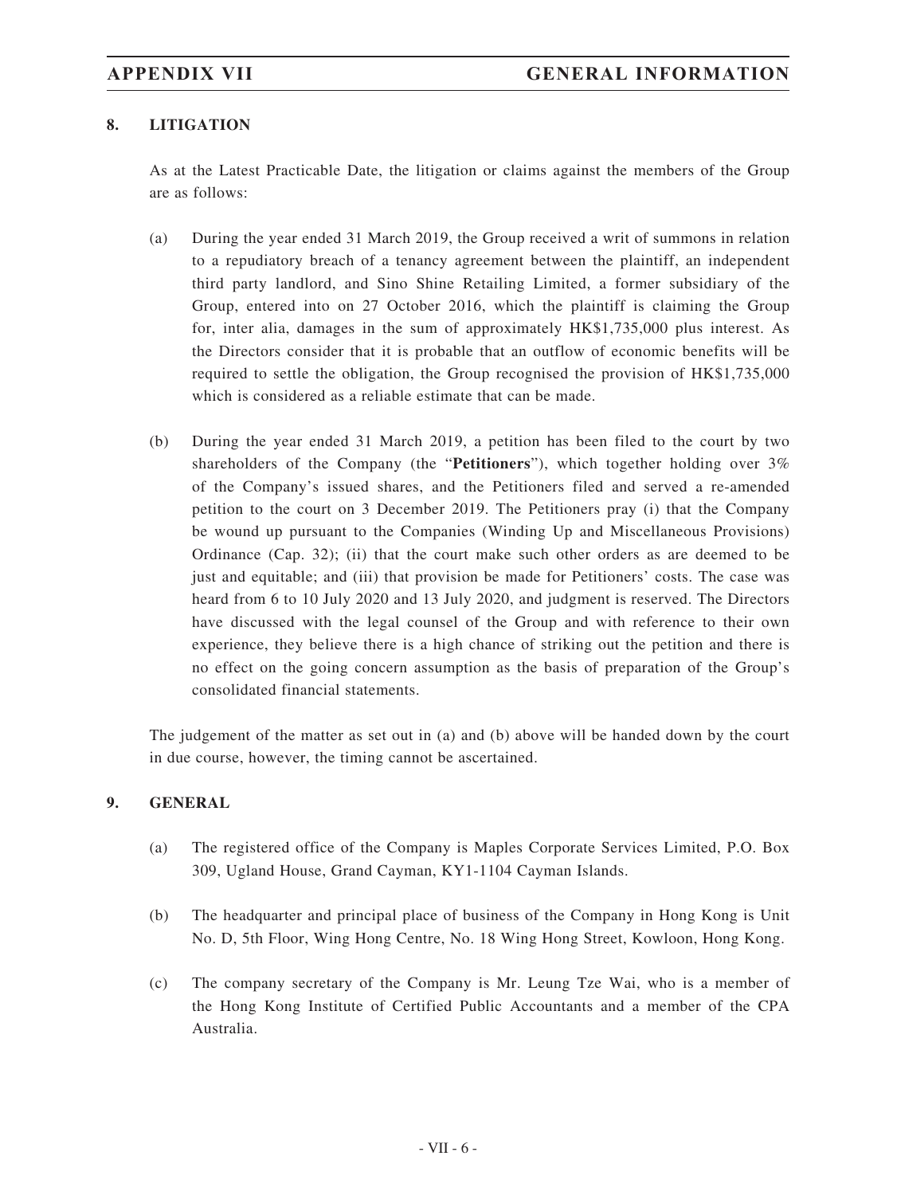## 8. LITIGATION

As at the Latest Practicable Date, the litigation or claims against the members of the Group are as follows:

(a) During the year ended 31 March 2019, the Group received a writ of summons in relation to a repudiatory breach of a tenancy agreement between the plaintiff, an independent third party landlord, and Sino Shine Retailing Limited, a former subsidiary of the Group, entered into on 27 October 2016, which the plaintiff is claiming the Group for, inter alia, damages in the sum of approximately HK$1,735,000 plus interest. As the Directors consider that it is probable that an outflow of economic benefits will be required to settle the obligation, the Group recognised the provision of HK$1,735,000 which is considered as a reliable estimate that can be made.

(b) During the year ended 31 March 2019, a petition has been filed to the court by two shareholders of the Company (the "**Petitioners**"), which together holding over 3% of the Company's issued shares, and the Petitioners filed and served a re-amended petition to the court on 3 December 2019. The Petitioners pray (i) that the Company be wound up pursuant to the Companies (Winding Up and Miscellaneous Provisions) Ordinance (Cap. 32); (ii) that the court make such other orders as are deemed to be just and equitable; and (iii) that provision be made for Petitioners' costs. The case was heard from 6 to 10 July 2020 and 13 July 2020, and judgment is reserved. The Directors have discussed with the legal counsel of the Group and with reference to their own experience, they believe there is a high chance of striking out the petition and there is no effect on the going concern assumption as the basis of preparation of the Group's consolidated financial statements.

The judgement of the matter as set out in (a) and (b) above will be handed down by the court in due course, however, the timing cannot be ascertained.

## 9. GENERAL

(a) The registered office of the Company is Maples Corporate Services Limited, P.O. Box 309, Ugland House, Grand Cayman, KY1-1104 Cayman Islands.

(b) The headquarter and principal place of business of the Company in Hong Kong is Unit No. D, 5th Floor, Wing Hong Centre, No. 18 Wing Hong Street, Kowloon, Hong Kong.

(c) The company secretary of the Company is Mr. Leung Tze Wai, who is a member of the Hong Kong Institute of Certified Public Accountants and a member of the CPA Australia.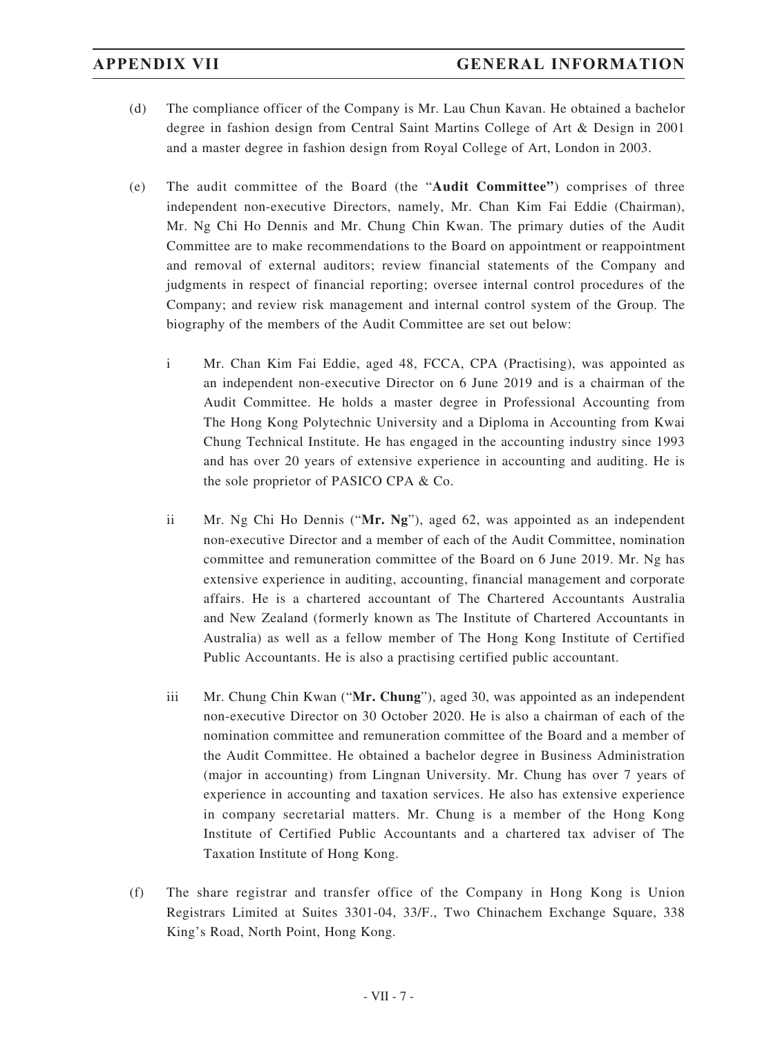(d) The compliance officer of the Company is Mr. Lau Chun Kavan. He obtained a bachelor degree in fashion design from Central Saint Martins College of Art & Design in 2001 and a master degree in fashion design from Royal College of Art, London in 2003.

(e) The audit committee of the Board (the "**Audit Committee**") comprises of three independent non-executive Directors, namely, Mr. Chan Kim Fai Eddie (Chairman), Mr. Ng Chi Ho Dennis and Mr. Chung Chin Kwan. The primary duties of the Audit Committee are to make recommendations to the Board on appointment or reappointment and removal of external auditors; review financial statements of the Company and judgments in respect of financial reporting; oversee internal control procedures of the Company; and review risk management and internal control system of the Group. The biography of the members of the Audit Committee are set out below:

i Mr. Chan Kim Fai Eddie, aged 48, FCCA, CPA (Practising), was appointed as an independent non-executive Director on 6 June 2019 and is a chairman of the Audit Committee. He holds a master degree in Professional Accounting from The Hong Kong Polytechnic University and a Diploma in Accounting from Kwai Chung Technical Institute. He has engaged in the accounting industry since 1993 and has over 20 years of extensive experience in accounting and auditing. He is the sole proprietor of PASICO CPA & Co.

ii Mr. Ng Chi Ho Dennis ("**Mr. Ng**"), aged 62, was appointed as an independent non-executive Director and a member of each of the Audit Committee, nomination committee and remuneration committee of the Board on 6 June 2019. Mr. Ng has extensive experience in auditing, accounting, financial management and corporate affairs. He is a chartered accountant of The Chartered Accountants Australia and New Zealand (formerly known as The Institute of Chartered Accountants in Australia) as well as a fellow member of The Hong Kong Institute of Certified Public Accountants. He is also a practising certified public accountant.

iii Mr. Chung Chin Kwan ("**Mr. Chung**"), aged 30, was appointed as an independent non-executive Director on 30 October 2020. He is also a chairman of each of the nomination committee and remuneration committee of the Board and a member of the Audit Committee. He obtained a bachelor degree in Business Administration (major in accounting) from Lingnan University. Mr. Chung has over 7 years of experience in accounting and taxation services. He also has extensive experience in company secretarial matters. Mr. Chung is a member of the Hong Kong Institute of Certified Public Accountants and a chartered tax adviser of The Taxation Institute of Hong Kong.

(f) The share registrar and transfer office of the Company in Hong Kong is Union Registrars Limited at Suites 3301-04, 33/F., Two Chinachem Exchange Square, 338 King's Road, North Point, Hong Kong.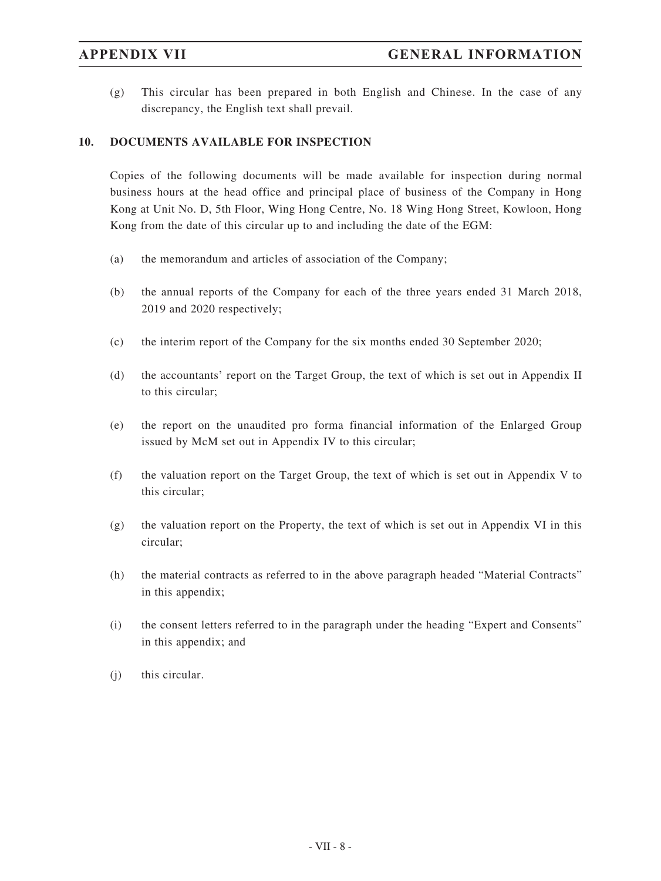(g) This circular has been prepared in both English and Chinese. In the case of any discrepancy, the English text shall prevail.

## 10. DOCUMENTS AVAILABLE FOR INSPECTION

Copies of the following documents will be made available for inspection during normal business hours at the head office and principal place of business of the Company in Hong Kong at Unit No. D, 5th Floor, Wing Hong Centre, No. 18 Wing Hong Street, Kowloon, Hong Kong from the date of this circular up to and including the date of the EGM:

(a) the memorandum and articles of association of the Company;

(b) the annual reports of the Company for each of the three years ended 31 March 2018, 2019 and 2020 respectively;

(c) the interim report of the Company for the six months ended 30 September 2020;

(d) the accountants' report on the Target Group, the text of which is set out in Appendix II to this circular;

(e) the report on the unaudited pro forma financial information of the Enlarged Group issued by McM set out in Appendix IV to this circular;

(f) the valuation report on the Target Group, the text of which is set out in Appendix V to this circular;

(g) the valuation report on the Property, the text of which is set out in Appendix VI in this circular;

(h) the material contracts as referred to in the above paragraph headed "Material Contracts" in this appendix;

(i) the consent letters referred to in the paragraph under the heading "Expert and Consents" in this appendix; and

(j) this circular.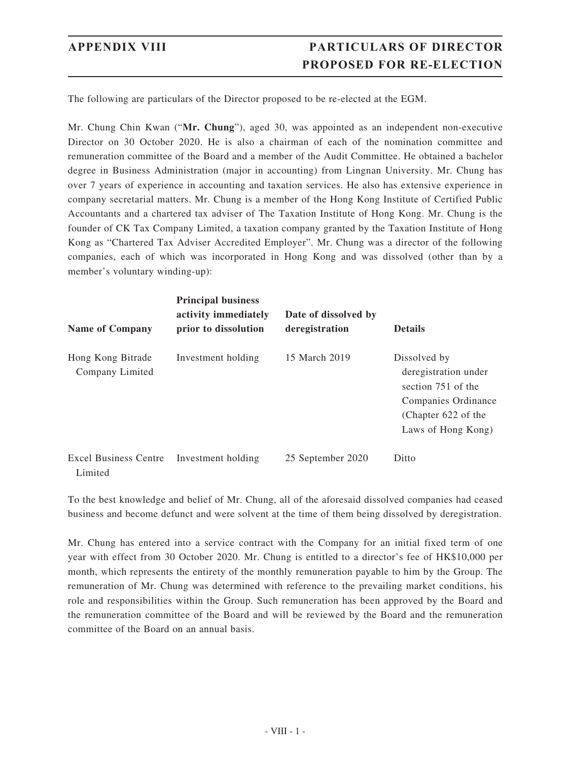# APPENDIX VIII — PARTICULARS OF DIRECTOR PROPOSED FOR RE-ELECTION

The following are particulars of the Director proposed to be re-elected at the EGM.

Mr. Chung Chin Kwan ("**Mr. Chung**"), aged 30, was appointed as an independent non-executive Director on 30 October 2020. He is also a chairman of each of the nomination committee and remuneration committee of the Board and a member of the Audit Committee. He obtained a bachelor degree in Business Administration (major in accounting) from Lingnan University. Mr. Chung has over 7 years of experience in accounting and taxation services. He also has extensive experience in company secretarial matters. Mr. Chung is a member of the Hong Kong Institute of Certified Public Accountants and a chartered tax adviser of The Taxation Institute of Hong Kong. Mr. Chung is the founder of CK Tax Company Limited, a taxation company granted by the Taxation Institute of Hong Kong as "Chartered Tax Adviser Accredited Employer". Mr. Chung was a director of the following companies, each of which was incorporated in Hong Kong and was dissolved (other than by a member's voluntary winding-up):

| Name of Company | Principal business activity immediately prior to dissolution | Date of dissolved by deregistration | Details |
|---|---|---|---|
| Hong Kong Bitrade Company Limited | Investment holding | 15 March 2019 | Dissolved by deregistration under section 751 of the Companies Ordinance (Chapter 622 of the Laws of Hong Kong) |
| Excel Business Centre Limited | Investment holding | 25 September 2020 | Ditto |

To the best knowledge and belief of Mr. Chung, all of the aforesaid dissolved companies had ceased business and become defunct and were solvent at the time of them being dissolved by deregistration.

Mr. Chung has entered into a service contract with the Company for an initial fixed term of one year with effect from 30 October 2020. Mr. Chung is entitled to a director's fee of HK$10,000 per month, which represents the entirety of the monthly remuneration payable to him by the Group. The remuneration of Mr. Chung was determined with reference to the prevailing market conditions, his role and responsibilities within the Group. Such remuneration has been approved by the Board and the remuneration committee of the Board and will be reviewed by the Board and the remuneration committee of the Board on an annual basis.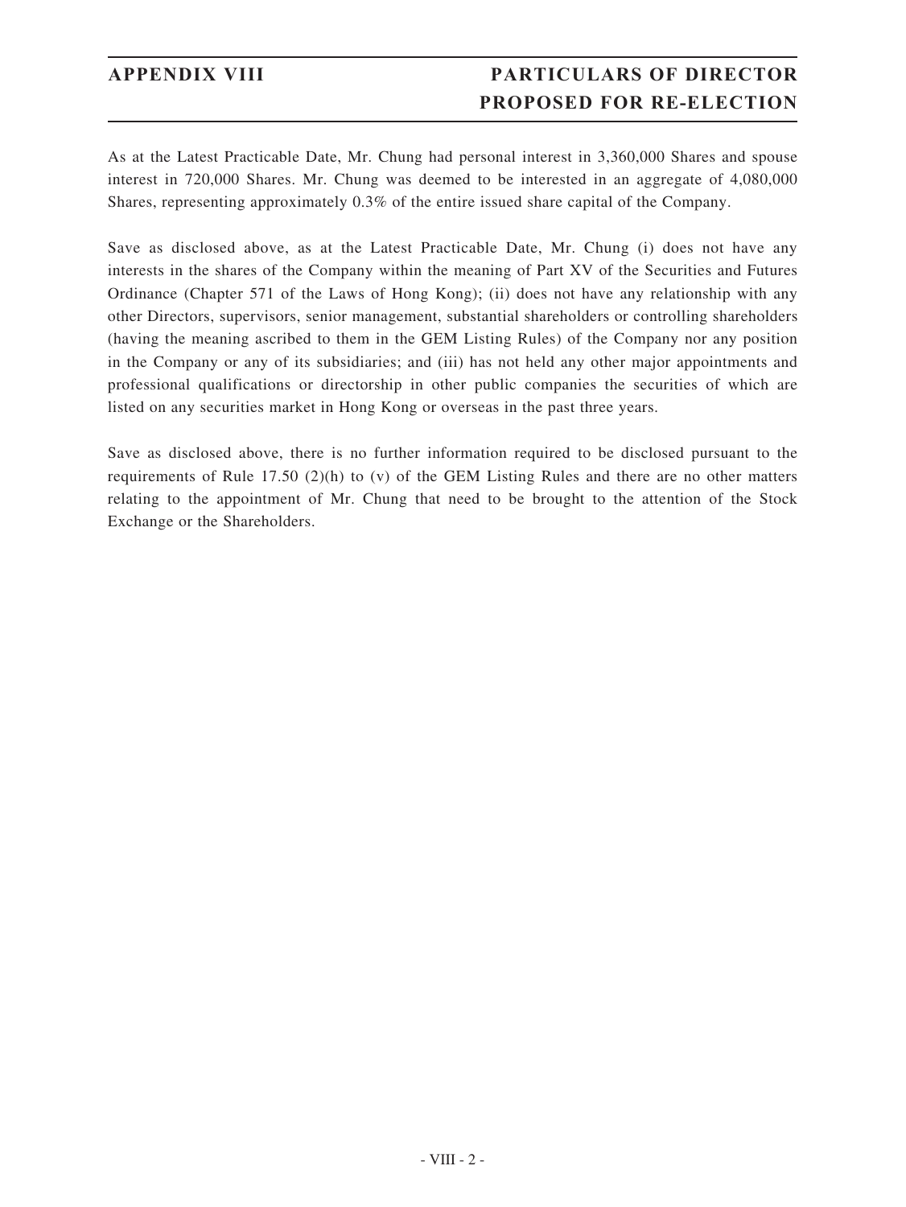As at the Latest Practicable Date, Mr. Chung had personal interest in 3,360,000 Shares and spouse interest in 720,000 Shares. Mr. Chung was deemed to be interested in an aggregate of 4,080,000 Shares, representing approximately 0.3% of the entire issued share capital of the Company.

Save as disclosed above, as at the Latest Practicable Date, Mr. Chung (i) does not have any interests in the shares of the Company within the meaning of Part XV of the Securities and Futures Ordinance (Chapter 571 of the Laws of Hong Kong); (ii) does not have any relationship with any other Directors, supervisors, senior management, substantial shareholders or controlling shareholders (having the meaning ascribed to them in the GEM Listing Rules) of the Company nor any position in the Company or any of its subsidiaries; and (iii) has not held any other major appointments and professional qualifications or directorship in other public companies the securities of which are listed on any securities market in Hong Kong or overseas in the past three years.

Save as disclosed above, there is no further information required to be disclosed pursuant to the requirements of Rule 17.50 (2)(h) to (v) of the GEM Listing Rules and there are no other matters relating to the appointment of Mr. Chung that need to be brought to the attention of the Stock Exchange or the Shareholders.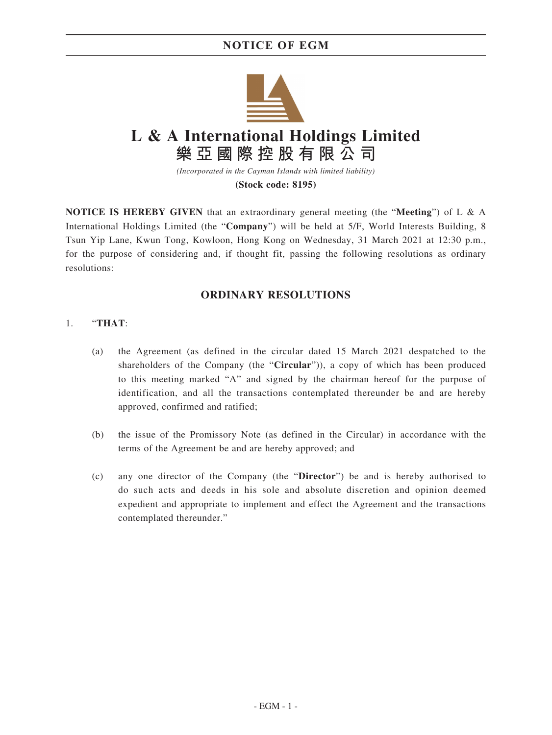# L & A International Holdings Limited

# 樂亞國際控股有限公司

*(Incorporated in the Cayman Islands with limited liability)*

**(Stock code: 8195)**

**NOTICE IS HEREBY GIVEN** that an extraordinary general meeting (the "**Meeting**") of L & A International Holdings Limited (the "**Company**") will be held at 5/F, World Interests Building, 8 Tsun Yip Lane, Kwun Tong, Kowloon, Hong Kong on Wednesday, 31 March 2021 at 12:30 p.m., for the purpose of considering and, if thought fit, passing the following resolutions as ordinary resolutions:

## ORDINARY RESOLUTIONS

1. "**THAT**:

   (a) the Agreement (as defined in the circular dated 15 March 2021 despatched to the shareholders of the Company (the "**Circular**")), a copy of which has been produced to this meeting marked "A" and signed by the chairman hereof for the purpose of identification, and all the transactions contemplated thereunder be and are hereby approved, confirmed and ratified;

   (b) the issue of the Promissory Note (as defined in the Circular) in accordance with the terms of the Agreement be and are hereby approved; and

   (c) any one director of the Company (the "**Director**") be and is hereby authorised to do such acts and deeds in his sole and absolute discretion and opinion deemed expedient and appropriate to implement and effect the Agreement and the transactions contemplated thereunder."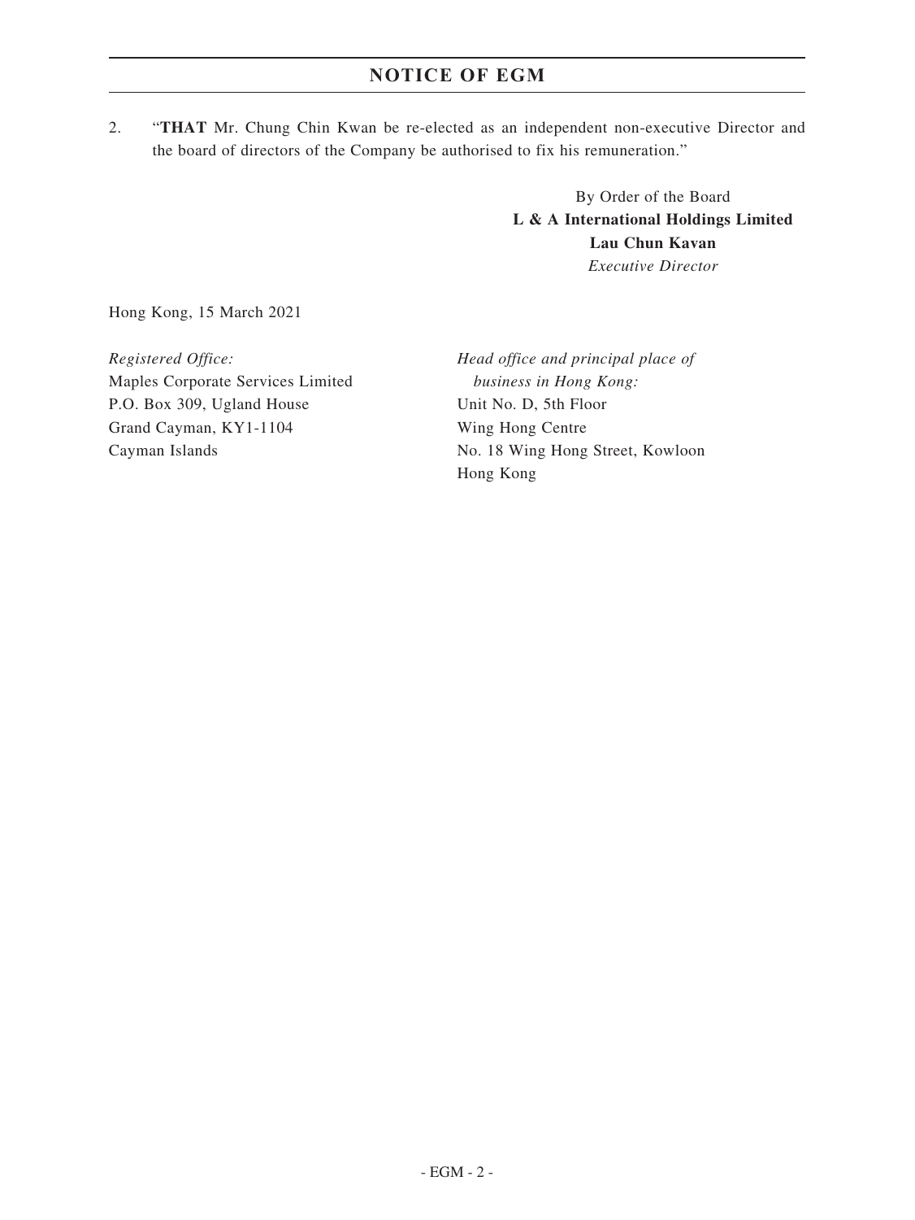## NOTICE OF EGM

2. "**THAT** Mr. Chung Chin Kwan be re-elected as an independent non-executive Director and the board of directors of the Company be authorised to fix his remuneration."

By Order of the Board
**L & A International Holdings Limited**
**Lau Chun Kavan**
*Executive Director*

Hong Kong, 15 March 2021

*Registered Office:*
Maples Corporate Services Limited
P.O. Box 309, Ugland House
Grand Cayman, KY1-1104
Cayman Islands

*Head office and principal place of business in Hong Kong:*
Unit No. D, 5th Floor
Wing Hong Centre
No. 18 Wing Hong Street, Kowloon
Hong Kong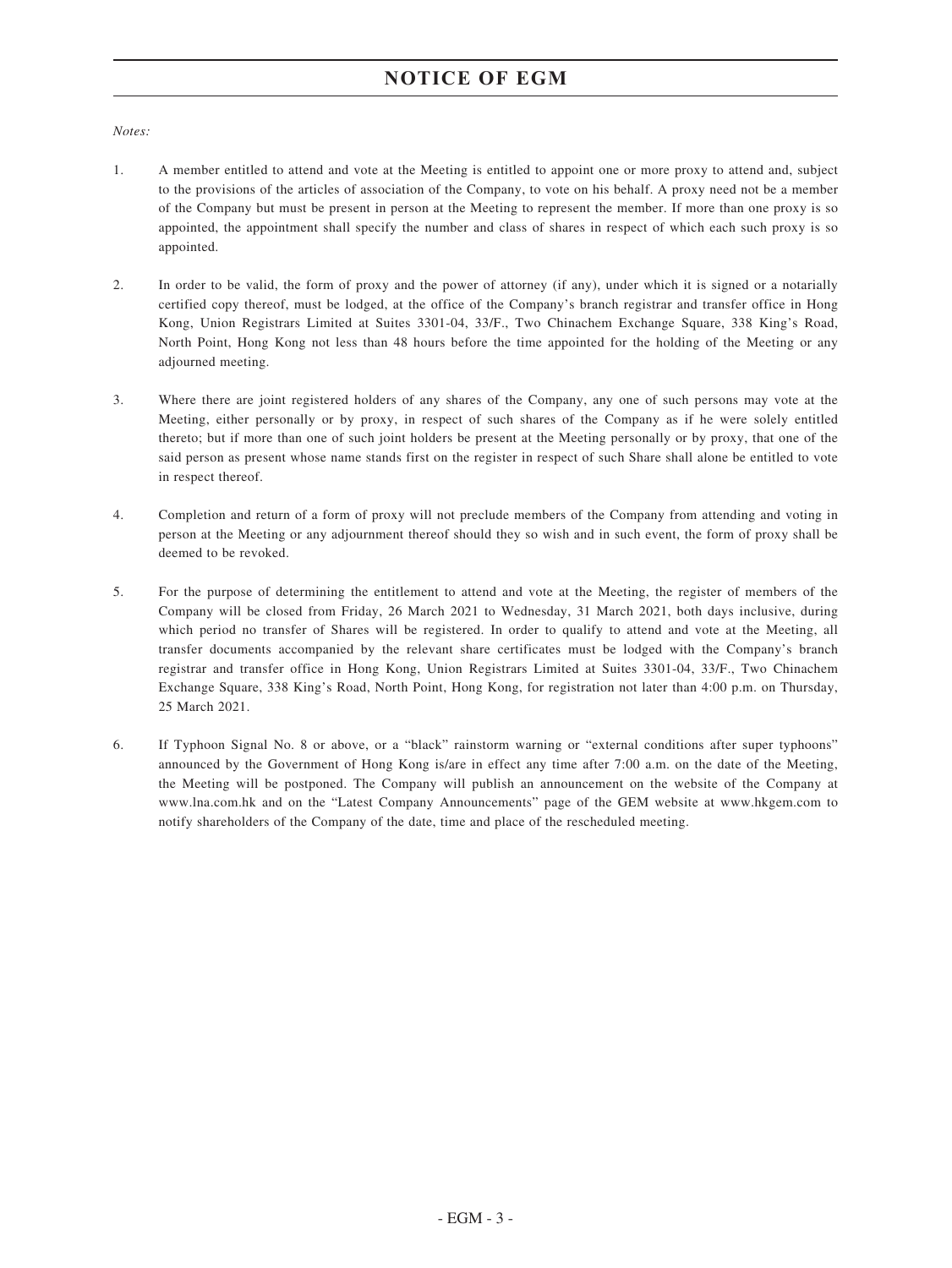# NOTICE OF EGM

*Notes:*

1. A member entitled to attend and vote at the Meeting is entitled to appoint one or more proxy to attend and, subject to the provisions of the articles of association of the Company, to vote on his behalf. A proxy need not be a member of the Company but must be present in person at the Meeting to represent the member. If more than one proxy is so appointed, the appointment shall specify the number and class of shares in respect of which each such proxy is so appointed.

2. In order to be valid, the form of proxy and the power of attorney (if any), under which it is signed or a notarially certified copy thereof, must be lodged, at the office of the Company's branch registrar and transfer office in Hong Kong, Union Registrars Limited at Suites 3301-04, 33/F., Two Chinachem Exchange Square, 338 King's Road, North Point, Hong Kong not less than 48 hours before the time appointed for the holding of the Meeting or any adjourned meeting.

3. Where there are joint registered holders of any shares of the Company, any one of such persons may vote at the Meeting, either personally or by proxy, in respect of such shares of the Company as if he were solely entitled thereto; but if more than one of such joint holders be present at the Meeting personally or by proxy, that one of the said person as present whose name stands first on the register in respect of such Share shall alone be entitled to vote in respect thereof.

4. Completion and return of a form of proxy will not preclude members of the Company from attending and voting in person at the Meeting or any adjournment thereof should they so wish and in such event, the form of proxy shall be deemed to be revoked.

5. For the purpose of determining the entitlement to attend and vote at the Meeting, the register of members of the Company will be closed from Friday, 26 March 2021 to Wednesday, 31 March 2021, both days inclusive, during which period no transfer of Shares will be registered. In order to qualify to attend and vote at the Meeting, all transfer documents accompanied by the relevant share certificates must be lodged with the Company's branch registrar and transfer office in Hong Kong, Union Registrars Limited at Suites 3301-04, 33/F., Two Chinachem Exchange Square, 338 King's Road, North Point, Hong Kong, for registration not later than 4:00 p.m. on Thursday, 25 March 2021.

6. If Typhoon Signal No. 8 or above, or a "black" rainstorm warning or "external conditions after super typhoons" announced by the Government of Hong Kong is/are in effect any time after 7:00 a.m. on the date of the Meeting, the Meeting will be postponed. The Company will publish an announcement on the website of the Company at www.lna.com.hk and on the "Latest Company Announcements" page of the GEM website at www.hkgem.com to notify shareholders of the Company of the date, time and place of the rescheduled meeting.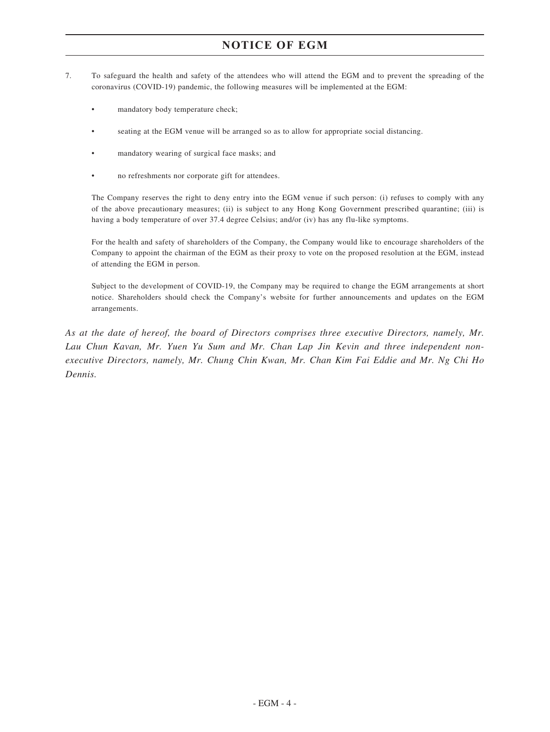7. To safeguard the health and safety of the attendees who will attend the EGM and to prevent the spreading of the coronavirus (COVID-19) pandemic, the following measures will be implemented at the EGM:

   - mandatory body temperature check;
   - seating at the EGM venue will be arranged so as to allow for appropriate social distancing.
   - mandatory wearing of surgical face masks; and
   - no refreshments nor corporate gift for attendees.

   The Company reserves the right to deny entry into the EGM venue if such person: (i) refuses to comply with any of the above precautionary measures; (ii) is subject to any Hong Kong Government prescribed quarantine; (iii) is having a body temperature of over 37.4 degree Celsius; and/or (iv) has any flu-like symptoms.

   For the health and safety of shareholders of the Company, the Company would like to encourage shareholders of the Company to appoint the chairman of the EGM as their proxy to vote on the proposed resolution at the EGM, instead of attending the EGM in person.

   Subject to the development of COVID-19, the Company may be required to change the EGM arrangements at short notice. Shareholders should check the Company's website for further announcements and updates on the EGM arrangements.

*As at the date of hereof, the board of Directors comprises three executive Directors, namely, Mr. Lau Chun Kavan, Mr. Yuen Yu Sum and Mr. Chan Lap Jin Kevin and three independent non-executive Directors, namely, Mr. Chung Chin Kwan, Mr. Chan Kim Fai Eddie and Mr. Ng Chi Ho Dennis.*